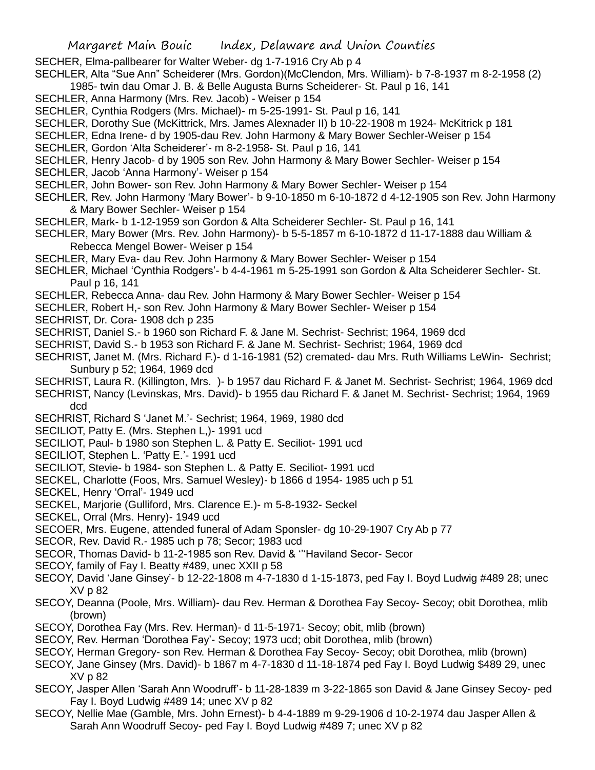SECHER, Elma-pallbearer for Walter Weber- dg 1-7-1916 Cry Ab p 4

SECHLER, Alta "Sue Ann" Scheiderer (Mrs. Gordon)(McClendon, Mrs. William)- b 7-8-1937 m 8-2-1958 (2) 1985- twin dau Omar J. B. & Belle Augusta Burns Scheiderer- St. Paul p 16, 141

SECHLER, Anna Harmony (Mrs. Rev. Jacob) - Weiser p 154

SECHLER, Cynthia Rodgers (Mrs. Michael)- m 5-25-1991- St. Paul p 16, 141

SECHLER, Dorothy Sue (McKittrick, Mrs. James Alexnader II) b 10-22-1908 m 1924- McKitrick p 181

SECHLER, Edna Irene- d by 1905-dau Rev. John Harmony & Mary Bower Sechler-Weiser p 154

SECHLER, Gordon 'Alta Scheiderer'- m 8-2-1958- St. Paul p 16, 141

SECHLER, Henry Jacob- d by 1905 son Rev. John Harmony & Mary Bower Sechler- Weiser p 154

SECHLER, Jacob 'Anna Harmony'- Weiser p 154

SECHLER, John Bower- son Rev. John Harmony & Mary Bower Sechler- Weiser p 154

SECHLER, Rev. John Harmony 'Mary Bower'- b 9-10-1850 m 6-10-1872 d 4-12-1905 son Rev. John Harmony & Mary Bower Sechler- Weiser p 154

SECHLER, Mark- b 1-12-1959 son Gordon & Alta Scheiderer Sechler- St. Paul p 16, 141

SECHLER, Mary Bower (Mrs. Rev. John Harmony)- b 5-5-1857 m 6-10-1872 d 11-17-1888 dau William & Rebecca Mengel Bower- Weiser p 154

SECHLER, Mary Eva- dau Rev. John Harmony & Mary Bower Sechler- Weiser p 154

SECHLER, Michael 'Cynthia Rodgers'- b 4-4-1961 m 5-25-1991 son Gordon & Alta Scheiderer Sechler- St. Paul p 16, 141

SECHLER, Rebecca Anna- dau Rev. John Harmony & Mary Bower Sechler- Weiser p 154

SECHLER, Robert H,- son Rev. John Harmony & Mary Bower Sechler- Weiser p 154

SECHRIST, Dr. Cora- 1908 dch p 235

SECHRIST, Daniel S.- b 1960 son Richard F. & Jane M. Sechrist- Sechrist; 1964, 1969 dcd

SECHRIST, David S.- b 1953 son Richard F. & Jane M. Sechrist- Sechrist; 1964, 1969 dcd

SECHRIST, Janet M. (Mrs. Richard F.)- d 1-16-1981 (52) cremated- dau Mrs. Ruth Williams LeWin- Sechrist; Sunbury p 52; 1964, 1969 dcd

SECHRIST, Laura R. (Killington, Mrs. )- b 1957 dau Richard F. & Janet M. Sechrist- Sechrist; 1964, 1969 dcd

SECHRIST, Nancy (Levinskas, Mrs. David)- b 1955 dau Richard F. & Janet M. Sechrist- Sechrist; 1964, 1969 dcd

SECHRIST, Richard S 'Janet M.'- Sechrist; 1964, 1969, 1980 dcd

SECILIOT, Patty E. (Mrs. Stephen L,)- 1991 ucd

SECILIOT, Paul- b 1980 son Stephen L. & Patty E. Seciliot- 1991 ucd

SECILIOT, Stephen L. 'Patty E.'- 1991 ucd

SECILIOT, Stevie- b 1984- son Stephen L. & Patty E. Seciliot- 1991 ucd

SECKEL, Charlotte (Foos, Mrs. Samuel Wesley)- b 1866 d 1954- 1985 uch p 51

SECKEL, Henry 'Orral'- 1949 ucd

SECKEL, Marjorie (Gulliford, Mrs. Clarence E.)- m 5-8-1932- Seckel

SECKEL, Orral (Mrs. Henry)- 1949 ucd

SECOER, Mrs. Eugene, attended funeral of Adam Sponsler- dg 10-29-1907 Cry Ab p 77

SECOR, Rev. David R.- 1985 uch p 78; Secor; 1983 ucd

SECOR, Thomas David- b 11-2-1985 son Rev. David & '"Haviland Secor- Secor

SECOY, family of Fay I. Beatty #489, unec XXII p 58

SECOY, David 'Jane Ginsey'- b 12-22-1808 m 4-7-1830 d 1-15-1873, ped Fay I. Boyd Ludwig #489 28; unec XV p 82

SECOY, Deanna (Poole, Mrs. William)- dau Rev. Herman & Dorothea Fay Secoy- Secoy; obit Dorothea, mlib (brown)

SECOY, Dorothea Fay (Mrs. Rev. Herman)- d 11-5-1971- Secoy; obit, mlib (brown)

SECOY, Rev. Herman 'Dorothea Fay'- Secoy; 1973 ucd; obit Dorothea, mlib (brown)

SECOY, Herman Gregory- son Rev. Herman & Dorothea Fay Secoy- Secoy; obit Dorothea, mlib (brown)

SECOY, Jane Ginsey (Mrs. David)- b 1867 m 4-7-1830 d 11-18-1874 ped Fay I. Boyd Ludwig $489 29, unec XV p 82

SECOY, Jasper Allen 'Sarah Ann Woodruff'- b 11-28-1839 m 3-22-1865 son David & Jane Ginsey Secoy- ped Fay I. Boyd Ludwig #489 14; unec XV p 82

SECOY, Nellie Mae (Gamble, Mrs. John Ernest)- b 4-4-1889 m 9-29-1906 d 10-2-1974 dau Jasper Allen & Sarah Ann Woodruff Secoy- ped Fay I. Boyd Ludwig #489 7; unec XV p 82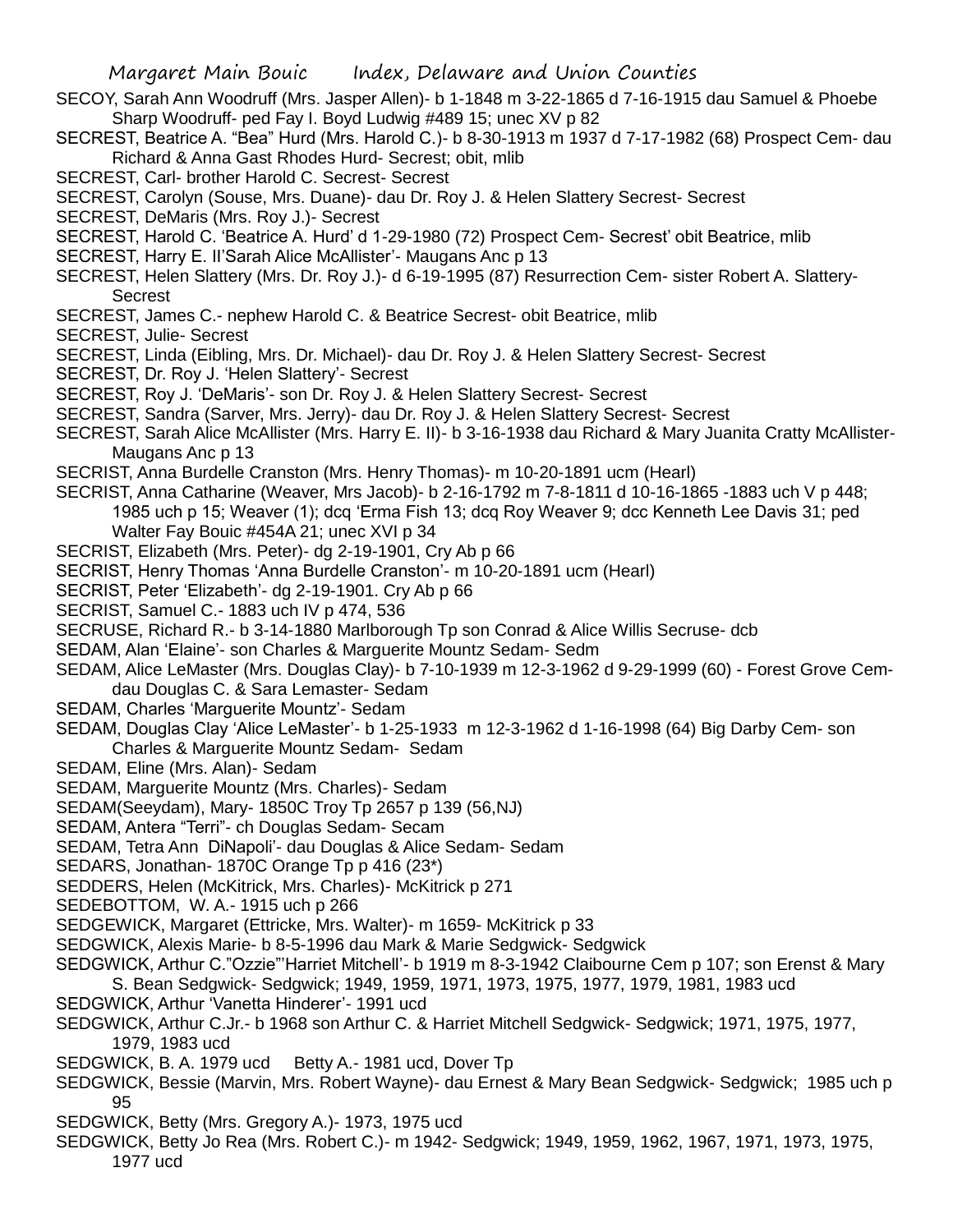SECOY, Sarah Ann Woodruff (Mrs. Jasper Allen)- b 1-1848 m 3-22-1865 d 7-16-1915 dau Samuel & Phoebe Sharp Woodruff- ped Fay I. Boyd Ludwig #489 15; unec XV p 82

SECREST, Beatrice A. "Bea" Hurd (Mrs. Harold C.)- b 8-30-1913 m 1937 d 7-17-1982 (68) Prospect Cem- dau Richard & Anna Gast Rhodes Hurd- Secrest; obit, mlib

SECREST, Carl- brother Harold C. Secrest- Secrest

SECREST, Carolyn (Souse, Mrs. Duane)- dau Dr. Roy J. & Helen Slattery Secrest- Secrest

SECREST, DeMaris (Mrs. Roy J.)- Secrest

SECREST, Harold C. 'Beatrice A. Hurd' d 1-29-1980 (72) Prospect Cem- Secrest' obit Beatrice, mlib

SECREST, Harry E. II'Sarah Alice McAllister'- Maugans Anc p 13

SECREST, Helen Slattery (Mrs. Dr. Roy J.)- d 6-19-1995 (87) Resurrection Cem- sister Robert A. Slattery- Secrest

SECREST, James C.- nephew Harold C. & Beatrice Secrest- obit Beatrice, mlib

SECREST, Julie- Secrest

SECREST, Linda (Eibling, Mrs. Dr. Michael)- dau Dr. Roy J. & Helen Slattery Secrest- Secrest

SECREST, Dr. Roy J. 'Helen Slattery'- Secrest

SECREST, Roy J. 'DeMaris'- son Dr. Roy J. & Helen Slattery Secrest- Secrest

SECREST, Sandra (Sarver, Mrs. Jerry)- dau Dr. Roy J. & Helen Slattery Secrest- Secrest

SECREST, Sarah Alice McAllister (Mrs. Harry E. II)- b 3-16-1938 dau Richard & Mary Juanita Cratty McAllister- Maugans Anc p 13

SECRIST, Anna Burdelle Cranston (Mrs. Henry Thomas)- m 10-20-1891 ucm (Hearl)

SECRIST, Anna Catharine (Weaver, Mrs Jacob)- b 2-16-1792 m 7-8-1811 d 10-16-1865 -1883 uch V p 448; 1985 uch p 15; Weaver (1); dcq 'Erma Fish 13; dcq Roy Weaver 9; dcc Kenneth Lee Davis 31; ped Walter Fay Bouic #454A 21; unec XVI p 34

SECRIST, Elizabeth (Mrs. Peter)- dg 2-19-1901, Cry Ab p 66

SECRIST, Henry Thomas 'Anna Burdelle Cranston'- m 10-20-1891 ucm (Hearl)

SECRIST, Peter 'Elizabeth'- dg 2-19-1901. Cry Ab p 66

SECRIST, Samuel C.- 1883 uch IV p 474, 536

SECRUSE, Richard R.- b 3-14-1880 Marlborough Tp son Conrad & Alice Willis Secruse- dcb

SEDAM, Alan 'Elaine'- son Charles & Marguerite Mountz Sedam- Sedm

SEDAM, Alice LeMaster (Mrs. Douglas Clay)- b 7-10-1939 m 12-3-1962 d 9-29-1999 (60) - Forest Grove Cem- dau Douglas C. & Sara Lemaster- Sedam

SEDAM, Charles 'Marguerite Mountz'- Sedam

SEDAM, Douglas Clay 'Alice LeMaster'- b 1-25-1933 m 12-3-1962 d 1-16-1998 (64) Big Darby Cem- son Charles & Marguerite Mountz Sedam- Sedam

SEDAM, Eline (Mrs. Alan)- Sedam

SEDAM, Marguerite Mountz (Mrs. Charles)- Sedam

SEDAM(Seeydam), Mary- 1850C Troy Tp 2657 p 139 (56,NJ)

SEDAM, Antera "Terri"- ch Douglas Sedam- Secam

SEDAM, Tetra Ann DiNapoli'- dau Douglas & Alice Sedam- Sedam

SEDARS, Jonathan- 1870C Orange Tp p 416 (23*)

SEDDERS, Helen (McKitrick, Mrs. Charles)- McKitrick p 271

SEDEBOTTOM, W. A.- 1915 uch p 266

SEDGEWICK, Margaret (Ettricke, Mrs. Walter)- m 1659- McKitrick p 33

SEDGWICK, Alexis Marie- b 8-5-1996 dau Mark & Marie Sedgwick- Sedgwick

SEDGWICK, Arthur C."Ozzie"'Harriet Mitchell'- b 1919 m 8-3-1942 Claibourne Cem p 107; son Erenst & Mary S. Bean Sedgwick- Sedgwick; 1949, 1959, 1971, 1973, 1975, 1977, 1979, 1981, 1983 ucd

SEDGWICK, Arthur 'Vanetta Hinderer'- 1991 ucd

SEDGWICK, Arthur C.Jr.- b 1968 son Arthur C. & Harriet Mitchell Sedgwick- Sedgwick; 1971, 1975, 1977, 1979, 1983 ucd

SEDGWICK, B. A. 1979 ucd     Betty A.- 1981 ucd, Dover Tp

SEDGWICK, Bessie (Marvin, Mrs. Robert Wayne)- dau Ernest & Mary Bean Sedgwick- Sedgwick; 1985 uch p 95

SEDGWICK, Betty (Mrs. Gregory A.)- 1973, 1975 ucd

SEDGWICK, Betty Jo Rea (Mrs. Robert C.)- m 1942- Sedgwick; 1949, 1959, 1962, 1967, 1971, 1973, 1975, 1977 ucd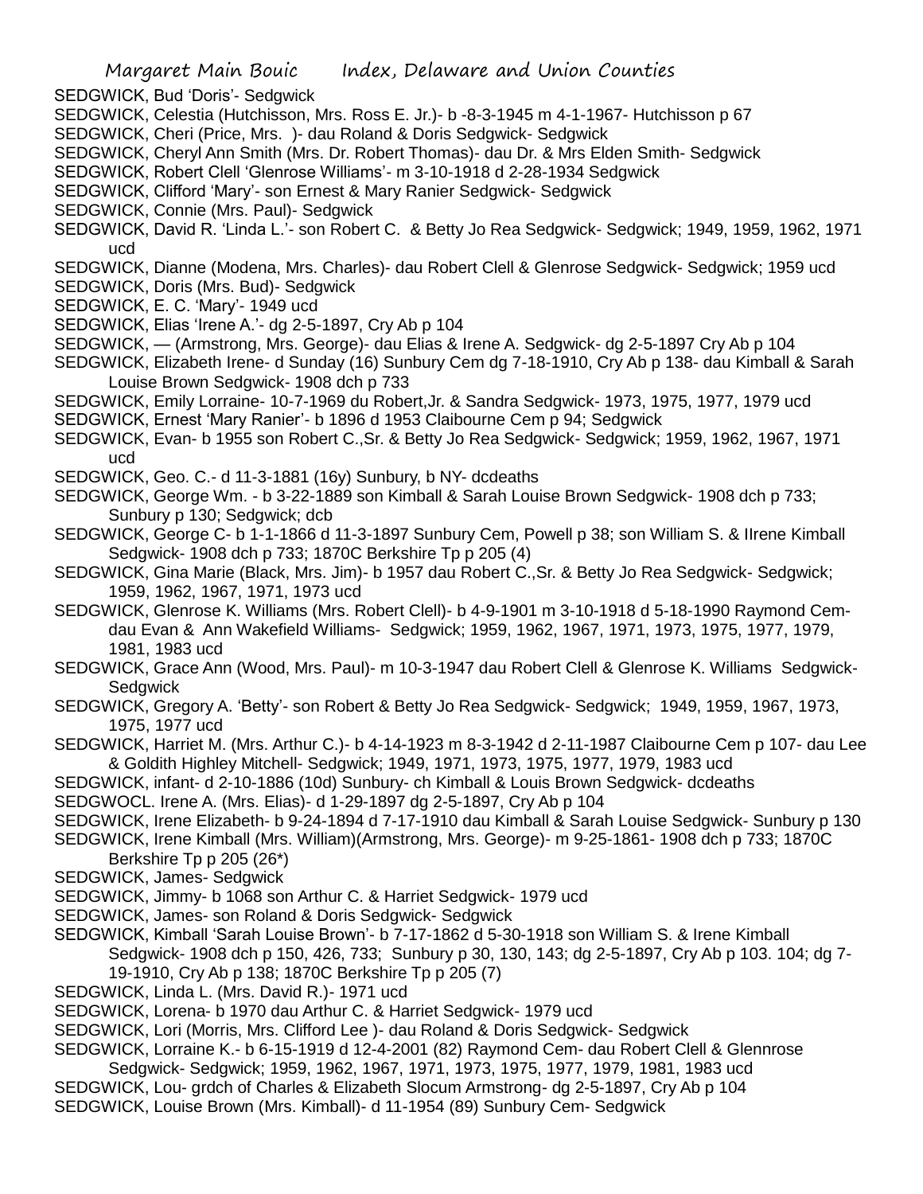SEDGWICK, Bud 'Doris'- Sedgwick

SEDGWICK, Celestia (Hutchisson, Mrs. Ross E. Jr.)- b -8-3-1945 m 4-1-1967- Hutchisson p 67

SEDGWICK, Cheri (Price, Mrs. )- dau Roland & Doris Sedgwick- Sedgwick

SEDGWICK, Cheryl Ann Smith (Mrs. Dr. Robert Thomas)- dau Dr. & Mrs Elden Smith- Sedgwick

SEDGWICK, Robert Clell 'Glenrose Williams'- m 3-10-1918 d 2-28-1934 Sedgwick

SEDGWICK, Clifford 'Mary'- son Ernest & Mary Ranier Sedgwick- Sedgwick

SEDGWICK, Connie (Mrs. Paul)- Sedgwick

SEDGWICK, David R. 'Linda L.'- son Robert C. & Betty Jo Rea Sedgwick- Sedgwick; 1949, 1959, 1962, 1971 ucd

SEDGWICK, Dianne (Modena, Mrs. Charles)- dau Robert Clell & Glenrose Sedgwick- Sedgwick; 1959 ucd

SEDGWICK, Doris (Mrs. Bud)- Sedgwick

SEDGWICK, E. C. 'Mary'- 1949 ucd

SEDGWICK, Elias 'Irene A.'- dg 2-5-1897, Cry Ab p 104

SEDGWICK, — (Armstrong, Mrs. George)- dau Elias & Irene A. Sedgwick- dg 2-5-1897 Cry Ab p 104

SEDGWICK, Elizabeth Irene- d Sunday (16) Sunbury Cem dg 7-18-1910, Cry Ab p 138- dau Kimball & Sarah Louise Brown Sedgwick- 1908 dch p 733

SEDGWICK, Emily Lorraine- 10-7-1969 du Robert,Jr. & Sandra Sedgwick- 1973, 1975, 1977, 1979 ucd

SEDGWICK, Ernest 'Mary Ranier'- b 1896 d 1953 Claibourne Cem p 94; Sedgwick

SEDGWICK, Evan- b 1955 son Robert C.,Sr. & Betty Jo Rea Sedgwick- Sedgwick; 1959, 1962, 1967, 1971 ucd

SEDGWICK, Geo. C.- d 11-3-1881 (16y) Sunbury, b NY- dcdeaths

SEDGWICK, George Wm. - b 3-22-1889 son Kimball & Sarah Louise Brown Sedgwick- 1908 dch p 733; Sunbury p 130; Sedgwick; dcb

SEDGWICK, George C- b 1-1-1866 d 11-3-1897 Sunbury Cem, Powell p 38; son William S. & IIrene Kimball Sedgwick- 1908 dch p 733; 1870C Berkshire Tp p 205 (4)

SEDGWICK, Gina Marie (Black, Mrs. Jim)- b 1957 dau Robert C.,Sr. & Betty Jo Rea Sedgwick- Sedgwick; 1959, 1962, 1967, 1971, 1973 ucd

SEDGWICK, Glenrose K. Williams (Mrs. Robert Clell)- b 4-9-1901 m 3-10-1918 d 5-18-1990 Raymond Cem- dau Evan & Ann Wakefield Williams- Sedgwick; 1959, 1962, 1967, 1971, 1973, 1975, 1977, 1979, 1981, 1983 ucd

SEDGWICK, Grace Ann (Wood, Mrs. Paul)- m 10-3-1947 dau Robert Clell & Glenrose K. Williams Sedgwick- Sedgwick

SEDGWICK, Gregory A. 'Betty'- son Robert & Betty Jo Rea Sedgwick- Sedgwick; 1949, 1959, 1967, 1973, 1975, 1977 ucd

SEDGWICK, Harriet M. (Mrs. Arthur C.)- b 4-14-1923 m 8-3-1942 d 2-11-1987 Claibourne Cem p 107- dau Lee & Goldith Highley Mitchell- Sedgwick; 1949, 1971, 1973, 1975, 1977, 1979, 1983 ucd

SEDGWICK, infant- d 2-10-1886 (10d) Sunbury- ch Kimball & Louis Brown Sedgwick- dcdeaths

SEDGWOCL. Irene A. (Mrs. Elias)- d 1-29-1897 dg 2-5-1897, Cry Ab p 104

SEDGWICK, Irene Elizabeth- b 9-24-1894 d 7-17-1910 dau Kimball & Sarah Louise Sedgwick- Sunbury p 130

SEDGWICK, Irene Kimball (Mrs. William)(Armstrong, Mrs. George)- m 9-25-1861- 1908 dch p 733; 1870C Berkshire Tp p 205 (26*)

SEDGWICK, James- Sedgwick

SEDGWICK, Jimmy- b 1068 son Arthur C. & Harriet Sedgwick- 1979 ucd

SEDGWICK, James- son Roland & Doris Sedgwick- Sedgwick

SEDGWICK, Kimball 'Sarah Louise Brown'- b 7-17-1862 d 5-30-1918 son William S. & Irene Kimball Sedgwick- 1908 dch p 150, 426, 733; Sunbury p 30, 130, 143; dg 2-5-1897, Cry Ab p 103. 104; dg 7-19-1910, Cry Ab p 138; 1870C Berkshire Tp p 205 (7)

SEDGWICK, Linda L. (Mrs. David R.)- 1971 ucd

SEDGWICK, Lorena- b 1970 dau Arthur C. & Harriet Sedgwick- 1979 ucd

SEDGWICK, Lori (Morris, Mrs. Clifford Lee )- dau Roland & Doris Sedgwick- Sedgwick

SEDGWICK, Lorraine K.- b 6-15-1919 d 12-4-2001 (82) Raymond Cem- dau Robert Clell & Glennrose Sedgwick- Sedgwick; 1959, 1962, 1967, 1971, 1973, 1975, 1977, 1979, 1981, 1983 ucd

SEDGWICK, Lou- grdch of Charles & Elizabeth Slocum Armstrong- dg 2-5-1897, Cry Ab p 104

SEDGWICK, Louise Brown (Mrs. Kimball)- d 11-1954 (89) Sunbury Cem- Sedgwick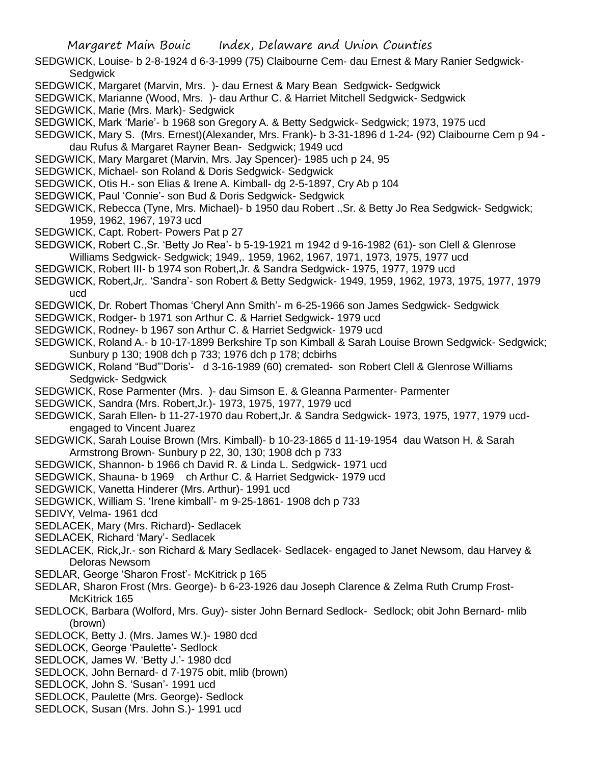SEDGWICK, Louise- b 2-8-1924 d 6-3-1999 (75) Claibourne Cem- dau Ernest & Mary Ranier Sedgwick- Sedgwick

SEDGWICK, Margaret (Marvin, Mrs. )- dau Ernest & Mary Bean Sedgwick- Sedgwick

SEDGWICK, Marianne (Wood, Mrs. )- dau Arthur C. & Harriet Mitchell Sedgwick- Sedgwick

SEDGWICK, Marie (Mrs. Mark)- Sedgwick

SEDGWICK, Mark 'Marie'- b 1968 son Gregory A. & Betty Sedgwick- Sedgwick; 1973, 1975 ucd

SEDGWICK, Mary S. (Mrs. Ernest)(Alexander, Mrs. Frank)- b 3-31-1896 d 1-24- (92) Claibourne Cem p 94 - dau Rufus & Margaret Rayner Bean- Sedgwick; 1949 ucd

SEDGWICK, Mary Margaret (Marvin, Mrs. Jay Spencer)- 1985 uch p 24, 95

SEDGWICK, Michael- son Roland & Doris Sedgwick- Sedgwick

SEDGWICK, Otis H.- son Elias & Irene A. Kimball- dg 2-5-1897, Cry Ab p 104

SEDGWICK, Paul 'Connie'- son Bud & Doris Sedgwick- Sedgwick

SEDGWICK, Rebecca (Tyne, Mrs. Michael)- b 1950 dau Robert .,Sr. & Betty Jo Rea Sedgwick- Sedgwick; 1959, 1962, 1967, 1973 ucd

SEDGWICK, Capt. Robert- Powers Pat p 27

SEDGWICK, Robert C.,Sr. 'Betty Jo Rea'- b 5-19-1921 m 1942 d 9-16-1982 (61)- son Clell & Glenrose Williams Sedgwick- Sedgwick; 1949,. 1959, 1962, 1967, 1971, 1973, 1975, 1977 ucd

SEDGWICK, Robert III- b 1974 son Robert,Jr. & Sandra Sedgwick- 1975, 1977, 1979 ucd

SEDGWICK, Robert,Jr,. 'Sandra'- son Robert & Betty Sedgwick- 1949, 1959, 1962, 1973, 1975, 1977, 1979 ucd

SEDGWICK, Dr. Robert Thomas 'Cheryl Ann Smith'- m 6-25-1966 son James Sedgwick- Sedgwick

SEDGWICK, Rodger- b 1971 son Arthur C. & Harriet Sedgwick- 1979 ucd

SEDGWICK, Rodney- b 1967 son Arthur C. & Harriet Sedgwick- 1979 ucd

SEDGWICK, Roland A.- b 10-17-1899 Berkshire Tp son Kimball & Sarah Louise Brown Sedgwick- Sedgwick; Sunbury p 130; 1908 dch p 733; 1976 dch p 178; dcbirhs

SEDGWICK, Roland "Bud"'Doris'- d 3-16-1989 (60) cremated- son Robert Clell & Glenrose Williams Sedgwick- Sedgwick

SEDGWICK, Rose Parmenter (Mrs. )- dau Simson E. & Gleanna Parmenter- Parmenter

SEDGWICK, Sandra (Mrs. Robert,Jr.)- 1973, 1975, 1977, 1979 ucd

SEDGWICK, Sarah Ellen- b 11-27-1970 dau Robert,Jr. & Sandra Sedgwick- 1973, 1975, 1977, 1979 ucd- engaged to Vincent Juarez

SEDGWICK, Sarah Louise Brown (Mrs. Kimball)- b 10-23-1865 d 11-19-1954 dau Watson H. & Sarah Armstrong Brown- Sunbury p 22, 30, 130; 1908 dch p 733

SEDGWICK, Shannon- b 1966 ch David R. & Linda L. Sedgwick- 1971 ucd

SEDGWICK, Shauna- b 1969 ch Arthur C. & Harriet Sedgwick- 1979 ucd

SEDGWICK, Vanetta Hinderer (Mrs. Arthur)- 1991 ucd

SEDGWICK, William S. 'Irene kimball'- m 9-25-1861- 1908 dch p 733

SEDIVY, Velma- 1961 dcd

SEDLACEK, Mary (Mrs. Richard)- Sedlacek

SEDLACEK, Richard 'Mary'- Sedlacek

SEDLACEK, Rick,Jr.- son Richard & Mary Sedlacek- Sedlacek- engaged to Janet Newsom, dau Harvey & Deloras Newsom

SEDLAR, George 'Sharon Frost'- McKitrick p 165

SEDLAR, Sharon Frost (Mrs. George)- b 6-23-1926 dau Joseph Clarence & Zelma Ruth Crump Frost- McKitrick 165

SEDLOCK, Barbara (Wolford, Mrs. Guy)- sister John Bernard Sedlock- Sedlock; obit John Bernard- mlib (brown)

SEDLOCK, Betty J. (Mrs. James W.)- 1980 dcd

SEDLOCK, George 'Paulette'- Sedlock

SEDLOCK, James W. 'Betty J.'- 1980 dcd

SEDLOCK, John Bernard- d 7-1975 obit, mlib (brown)

SEDLOCK, John S. 'Susan'- 1991 ucd

SEDLOCK, Paulette (Mrs. George)- Sedlock

SEDLOCK, Susan (Mrs. John S.)- 1991 ucd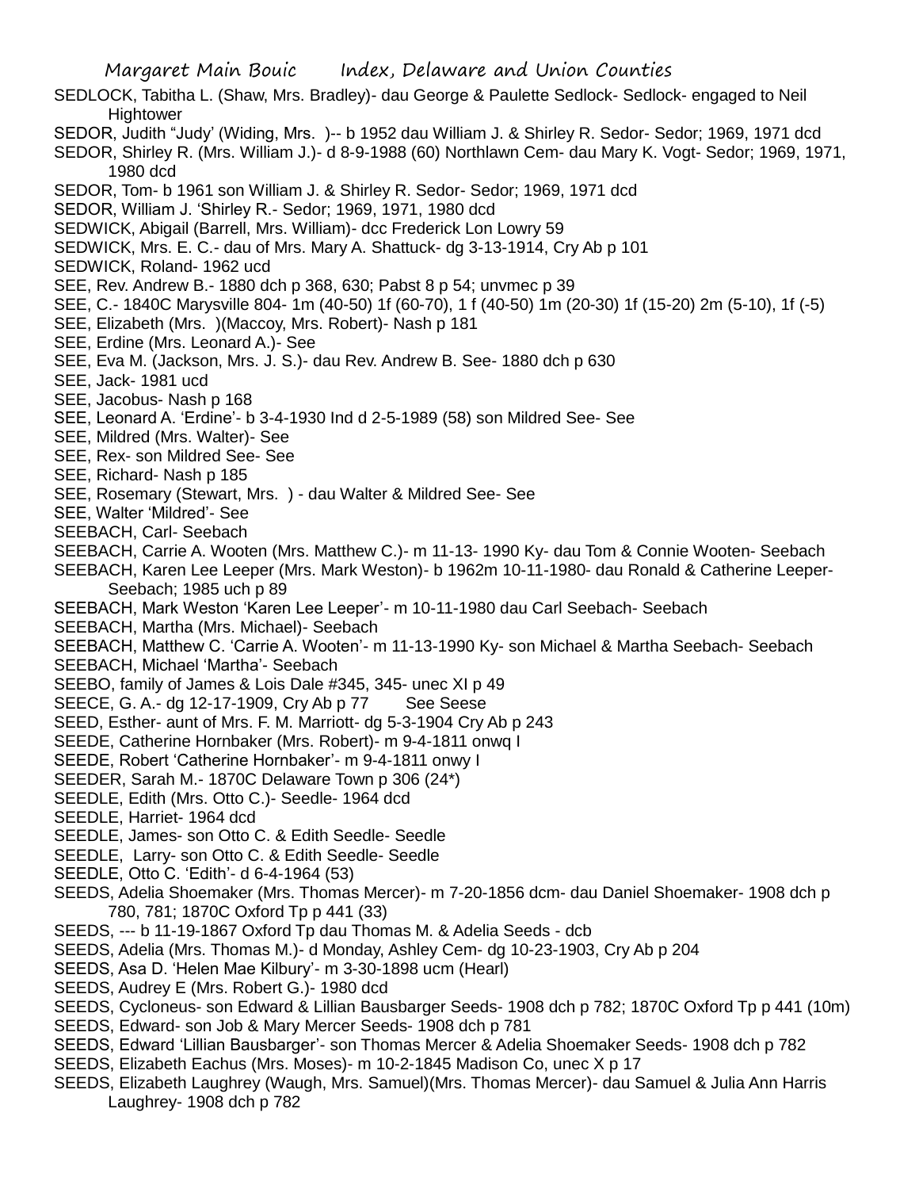SEDLOCK, Tabitha L. (Shaw, Mrs. Bradley)- dau George & Paulette Sedlock- Sedlock- engaged to Neil Hightower

SEDOR, Judith "Judy' (Widing, Mrs. )-- b 1952 dau William J. & Shirley R. Sedor- Sedor; 1969, 1971 dcd

SEDOR, Shirley R. (Mrs. William J.)- d 8-9-1988 (60) Northlawn Cem- dau Mary K. Vogt- Sedor; 1969, 1971, 1980 dcd

SEDOR, Tom- b 1961 son William J. & Shirley R. Sedor- Sedor; 1969, 1971 dcd

SEDOR, William J. 'Shirley R.- Sedor; 1969, 1971, 1980 dcd

SEDWICK, Abigail (Barrell, Mrs. William)- dcc Frederick Lon Lowry 59

SEDWICK, Mrs. E. C.- dau of Mrs. Mary A. Shattuck- dg 3-13-1914, Cry Ab p 101

SEDWICK, Roland- 1962 ucd

SEE, Rev. Andrew B.- 1880 dch p 368, 630; Pabst 8 p 54; unvmec p 39

SEE, C.- 1840C Marysville 804- 1m (40-50) 1f (60-70), 1 f (40-50) 1m (20-30) 1f (15-20) 2m (5-10), 1f (-5)

SEE, Elizabeth (Mrs. )(Maccoy, Mrs. Robert)- Nash p 181

SEE, Erdine (Mrs. Leonard A.)- See

SEE, Eva M. (Jackson, Mrs. J. S.)- dau Rev. Andrew B. See- 1880 dch p 630

SEE, Jack- 1981 ucd

SEE, Jacobus- Nash p 168

SEE, Leonard A. 'Erdine'- b 3-4-1930 Ind d 2-5-1989 (58) son Mildred See- See

SEE, Mildred (Mrs. Walter)- See

SEE, Rex- son Mildred See- See

SEE, Richard- Nash p 185

SEE, Rosemary (Stewart, Mrs. ) - dau Walter & Mildred See- See

SEE, Walter 'Mildred'- See

SEEBACH, Carl- Seebach

SEEBACH, Carrie A. Wooten (Mrs. Matthew C.)- m 11-13- 1990 Ky- dau Tom & Connie Wooten- Seebach

SEEBACH, Karen Lee Leeper (Mrs. Mark Weston)- b 1962m 10-11-1980- dau Ronald & Catherine Leeper- Seebach; 1985 uch p 89

SEEBACH, Mark Weston 'Karen Lee Leeper'- m 10-11-1980 dau Carl Seebach- Seebach

SEEBACH, Martha (Mrs. Michael)- Seebach

SEEBACH, Matthew C. 'Carrie A. Wooten'- m 11-13-1990 Ky- son Michael & Martha Seebach- Seebach

SEEBACH, Michael 'Martha'- Seebach

SEEBO, family of James & Lois Dale #345, 345- unec XI p 49

SEECE, G. A.- dg 12-17-1909, Cry Ab p 77 See Seese

SEED, Esther- aunt of Mrs. F. M. Marriott- dg 5-3-1904 Cry Ab p 243

SEEDE, Catherine Hornbaker (Mrs. Robert)- m 9-4-1811 onwq I

SEEDE, Robert 'Catherine Hornbaker'- m 9-4-1811 onwy I

SEEDER, Sarah M.- 1870C Delaware Town p 306 (24*)

SEEDLE, Edith (Mrs. Otto C.)- Seedle- 1964 dcd

SEEDLE, Harriet- 1964 dcd

SEEDLE, James- son Otto C. & Edith Seedle- Seedle

SEEDLE, Larry- son Otto C. & Edith Seedle- Seedle

SEEDLE, Otto C. 'Edith'- d 6-4-1964 (53)

SEEDS, Adelia Shoemaker (Mrs. Thomas Mercer)- m 7-20-1856 dcm- dau Daniel Shoemaker- 1908 dch p 780, 781; 1870C Oxford Tp p 441 (33)

SEEDS, --- b 11-19-1867 Oxford Tp dau Thomas M. & Adelia Seeds - dcb

SEEDS, Adelia (Mrs. Thomas M.)- d Monday, Ashley Cem- dg 10-23-1903, Cry Ab p 204

SEEDS, Asa D. 'Helen Mae Kilbury'- m 3-30-1898 ucm (Hearl)

SEEDS, Audrey E (Mrs. Robert G.)- 1980 dcd

SEEDS, Cycloneus- son Edward & Lillian Bausbarger Seeds- 1908 dch p 782; 1870C Oxford Tp p 441 (10m)

SEEDS, Edward- son Job & Mary Mercer Seeds- 1908 dch p 781

SEEDS, Edward 'Lillian Bausbarger'- son Thomas Mercer & Adelia Shoemaker Seeds- 1908 dch p 782

SEEDS, Elizabeth Eachus (Mrs. Moses)- m 10-2-1845 Madison Co, unec X p 17

SEEDS, Elizabeth Laughrey (Waugh, Mrs. Samuel)(Mrs. Thomas Mercer)- dau Samuel & Julia Ann Harris Laughrey- 1908 dch p 782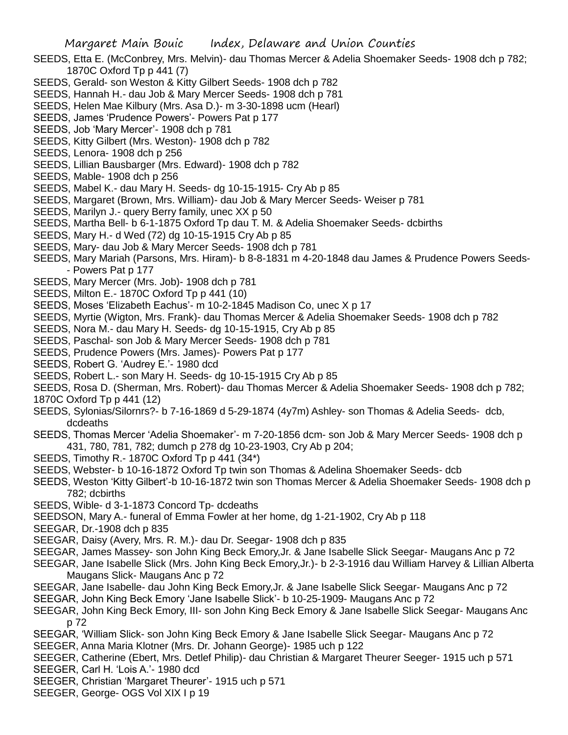SEEDS, Etta E. (McConbrey, Mrs. Melvin)- dau Thomas Mercer & Adelia Shoemaker Seeds- 1908 dch p 782; 1870C Oxford Tp p 441 (7)

SEEDS, Gerald- son Weston & Kitty Gilbert Seeds- 1908 dch p 782

SEEDS, Hannah H.- dau Job & Mary Mercer Seeds- 1908 dch p 781

SEEDS, Helen Mae Kilbury (Mrs. Asa D.)- m 3-30-1898 ucm (Hearl)

SEEDS, James 'Prudence Powers'- Powers Pat p 177

SEEDS, Job 'Mary Mercer'- 1908 dch p 781

SEEDS, Kitty Gilbert (Mrs. Weston)- 1908 dch p 782

SEEDS, Lenora- 1908 dch p 256

SEEDS, Lillian Bausbarger (Mrs. Edward)- 1908 dch p 782

SEEDS, Mable- 1908 dch p 256

SEEDS, Mabel K.- dau Mary H. Seeds- dg 10-15-1915- Cry Ab p 85

SEEDS, Margaret (Brown, Mrs. William)- dau Job & Mary Mercer Seeds- Weiser p 781

SEEDS, Marilyn J.- query Berry family, unec XX p 50

SEEDS, Martha Bell- b 6-1-1875 Oxford Tp dau T. M. & Adelia Shoemaker Seeds- dcbirths

SEEDS, Mary H.- d Wed (72) dg 10-15-1915 Cry Ab p 85

SEEDS, Mary- dau Job & Mary Mercer Seeds- 1908 dch p 781

SEEDS, Mary Mariah (Parsons, Mrs. Hiram)- b 8-8-1831 m 4-20-1848 dau James & Prudence Powers Seeds- - Powers Pat p 177

SEEDS, Mary Mercer (Mrs. Job)- 1908 dch p 781

SEEDS, Milton E.- 1870C Oxford Tp p 441 (10)

SEEDS, Moses 'Elizabeth Eachus'- m 10-2-1845 Madison Co, unec X p 17

SEEDS, Myrtie (Wigton, Mrs. Frank)- dau Thomas Mercer & Adelia Shoemaker Seeds- 1908 dch p 782

SEEDS, Nora M.- dau Mary H. Seeds- dg 10-15-1915, Cry Ab p 85

SEEDS, Paschal- son Job & Mary Mercer Seeds- 1908 dch p 781

SEEDS, Prudence Powers (Mrs. James)- Powers Pat p 177

SEEDS, Robert G. 'Audrey E.'- 1980 dcd

SEEDS, Robert L.- son Mary H. Seeds- dg 10-15-1915 Cry Ab p 85

SEEDS, Rosa D. (Sherman, Mrs. Robert)- dau Thomas Mercer & Adelia Shoemaker Seeds- 1908 dch p 782; 1870C Oxford Tp p 441 (12)

SEEDS, Sylonias/Silornrs?- b 7-16-1869 d 5-29-1874 (4y7m) Ashley- son Thomas & Adelia Seeds- dcb, dcdeaths

SEEDS, Thomas Mercer 'Adelia Shoemaker'- m 7-20-1856 dcm- son Job & Mary Mercer Seeds- 1908 dch p 431, 780, 781, 782; dumch p 278 dg 10-23-1903, Cry Ab p 204;

SEEDS, Timothy R.- 1870C Oxford Tp p 441 (34*)

SEEDS, Webster- b 10-16-1872 Oxford Tp twin son Thomas & Adelina Shoemaker Seeds- dcb

SEEDS, Weston 'Kitty Gilbert'-b 10-16-1872 twin son Thomas Mercer & Adelia Shoemaker Seeds- 1908 dch p 782; dcbirths

SEEDS, Wible- d 3-1-1873 Concord Tp- dcdeaths

SEEDSON, Mary A.- funeral of Emma Fowler at her home, dg 1-21-1902, Cry Ab p 118

SEEGAR, Dr.-1908 dch p 835

SEEGAR, Daisy (Avery, Mrs. R. M.)- dau Dr. Seegar- 1908 dch p 835

SEEGAR, James Massey- son John King Beck Emory,Jr. & Jane Isabelle Slick Seegar- Maugans Anc p 72

SEEGAR, Jane Isabelle Slick (Mrs. John King Beck Emory,Jr.)- b 2-3-1916 dau William Harvey & Lillian Alberta Maugans Slick- Maugans Anc p 72

SEEGAR, Jane Isabelle- dau John King Beck Emory,Jr. & Jane Isabelle Slick Seegar- Maugans Anc p 72

SEEGAR, John King Beck Emory 'Jane Isabelle Slick'- b 10-25-1909- Maugans Anc p 72

SEEGAR, John King Beck Emory, III- son John King Beck Emory & Jane Isabelle Slick Seegar- Maugans Anc p 72

SEEGAR, 'William Slick- son John King Beck Emory & Jane Isabelle Slick Seegar- Maugans Anc p 72

SEEGER, Anna Maria Klotner (Mrs. Dr. Johann George)- 1985 uch p 122

SEEGER, Catherine (Ebert, Mrs. Detlef Philip)- dau Christian & Margaret Theurer Seeger- 1915 uch p 571

SEEGER, Carl H. 'Lois A.'- 1980 dcd

SEEGER, Christian 'Margaret Theurer'- 1915 uch p 571

SEEGER, George- OGS Vol XIX I p 19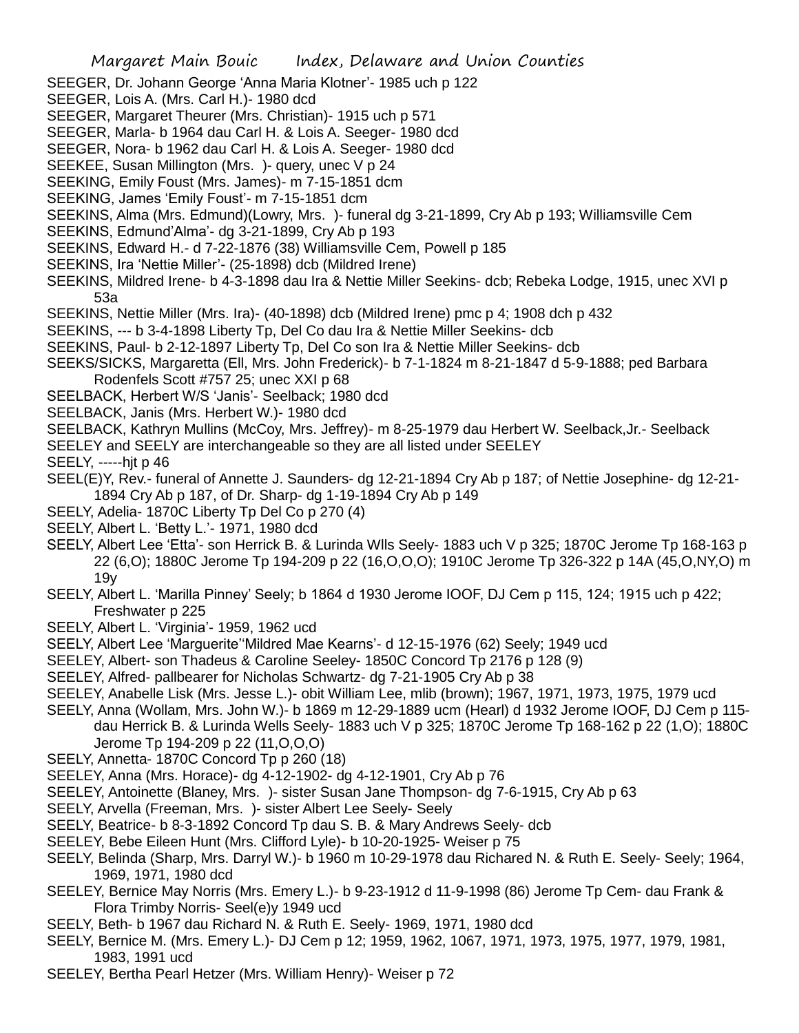SEEGER, Dr. Johann George 'Anna Maria Klotner'- 1985 uch p 122

SEEGER, Lois A. (Mrs. Carl H.)- 1980 dcd

SEEGER, Margaret Theurer (Mrs. Christian)- 1915 uch p 571

SEEGER, Marla- b 1964 dau Carl H. & Lois A. Seeger- 1980 dcd

SEEGER, Nora- b 1962 dau Carl H. & Lois A. Seeger- 1980 dcd

SEEKEE, Susan Millington (Mrs. )- query, unec V p 24

SEEKING, Emily Foust (Mrs. James)- m 7-15-1851 dcm

SEEKING, James 'Emily Foust'- m 7-15-1851 dcm

SEEKINS, Alma (Mrs. Edmund)(Lowry, Mrs. )- funeral dg 3-21-1899, Cry Ab p 193; Williamsville Cem

SEEKINS, Edmund'Alma'- dg 3-21-1899, Cry Ab p 193

SEEKINS, Edward H.- d 7-22-1876 (38) Williamsville Cem, Powell p 185

SEEKINS, Ira 'Nettie Miller'- (25-1898) dcb (Mildred Irene)

SEEKINS, Mildred Irene- b 4-3-1898 dau Ira & Nettie Miller Seekins- dcb; Rebeka Lodge, 1915, unec XVI p 53a

SEEKINS, Nettie Miller (Mrs. Ira)- (40-1898) dcb (Mildred Irene) pmc p 4; 1908 dch p 432

SEEKINS, --- b 3-4-1898 Liberty Tp, Del Co dau Ira & Nettie Miller Seekins- dcb

SEEKINS, Paul- b 2-12-1897 Liberty Tp, Del Co son Ira & Nettie Miller Seekins- dcb

SEEKS/SICKS, Margaretta (Ell, Mrs. John Frederick)- b 7-1-1824 m 8-21-1847 d 5-9-1888; ped Barbara Rodenfels Scott #757 25; unec XXI p 68

SEELBACK, Herbert W/S 'Janis'- Seelback; 1980 dcd

SEELBACK, Janis (Mrs. Herbert W.)- 1980 dcd

SEELBACK, Kathryn Mullins (McCoy, Mrs. Jeffrey)- m 8-25-1979 dau Herbert W. Seelback,Jr.- Seelback

SEELEY and SEELY are interchangeable so they are all listed under SEELEY

SEELY, -----hjt p 46

SEEL(E)Y, Rev.- funeral of Annette J. Saunders- dg 12-21-1894 Cry Ab p 187; of Nettie Josephine- dg 12-21-1894 Cry Ab p 187, of Dr. Sharp- dg 1-19-1894 Cry Ab p 149

SEELY, Adelia- 1870C Liberty Tp Del Co p 270 (4)

SEELY, Albert L. 'Betty L.'- 1971, 1980 dcd

SEELY, Albert Lee 'Etta'- son Herrick B. & Lurinda Wlls Seely- 1883 uch V p 325; 1870C Jerome Tp 168-163 p 22 (6,O); 1880C Jerome Tp 194-209 p 22 (16,O,O,O); 1910C Jerome Tp 326-322 p 14A (45,O,NY,O) m 19y

SEELY, Albert L. 'Marilla Pinney' Seely; b 1864 d 1930 Jerome IOOF, DJ Cem p 115, 124; 1915 uch p 422; Freshwater p 225

SEELY, Albert L. 'Virginia'- 1959, 1962 ucd

SEELY, Albert Lee 'Marguerite''Mildred Mae Kearns'- d 12-15-1976 (62) Seely; 1949 ucd

SEELEY, Albert- son Thadeus & Caroline Seeley- 1850C Concord Tp 2176 p 128 (9)

SEELEY, Alfred- pallbearer for Nicholas Schwartz- dg 7-21-1905 Cry Ab p 38

SEELEY, Anabelle Lisk (Mrs. Jesse L.)- obit William Lee, mlib (brown); 1967, 1971, 1973, 1975, 1979 ucd

SEELY, Anna (Wollam, Mrs. John W.)- b 1869 m 12-29-1889 ucm (Hearl) d 1932 Jerome IOOF, DJ Cem p 115- dau Herrick B. & Lurinda Wells Seely- 1883 uch V p 325; 1870C Jerome Tp 168-162 p 22 (1,O); 1880C Jerome Tp 194-209 p 22 (11,O,O,O)

SEELY, Annetta- 1870C Concord Tp p 260 (18)

SEELEY, Anna (Mrs. Horace)- dg 4-12-1902- dg 4-12-1901, Cry Ab p 76

SEELEY, Antoinette (Blaney, Mrs. )- sister Susan Jane Thompson- dg 7-6-1915, Cry Ab p 63

SEELY, Arvella (Freeman, Mrs. )- sister Albert Lee Seely- Seely

SEELY, Beatrice- b 8-3-1892 Concord Tp dau S. B. & Mary Andrews Seely- dcb

SEELEY, Bebe Eileen Hunt (Mrs. Clifford Lyle)- b 10-20-1925- Weiser p 75

SEELY, Belinda (Sharp, Mrs. Darryl W.)- b 1960 m 10-29-1978 dau Richared N. & Ruth E. Seely- Seely; 1964, 1969, 1971, 1980 dcd

SEELEY, Bernice May Norris (Mrs. Emery L.)- b 9-23-1912 d 11-9-1998 (86) Jerome Tp Cem- dau Frank & Flora Trimby Norris- Seel(e)y 1949 ucd

SEELY, Beth- b 1967 dau Richard N. & Ruth E. Seely- 1969, 1971, 1980 dcd

SEELY, Bernice M. (Mrs. Emery L.)- DJ Cem p 12; 1959, 1962, 1067, 1971, 1973, 1975, 1977, 1979, 1981, 1983, 1991 ucd

SEELEY, Bertha Pearl Hetzer (Mrs. William Henry)- Weiser p 72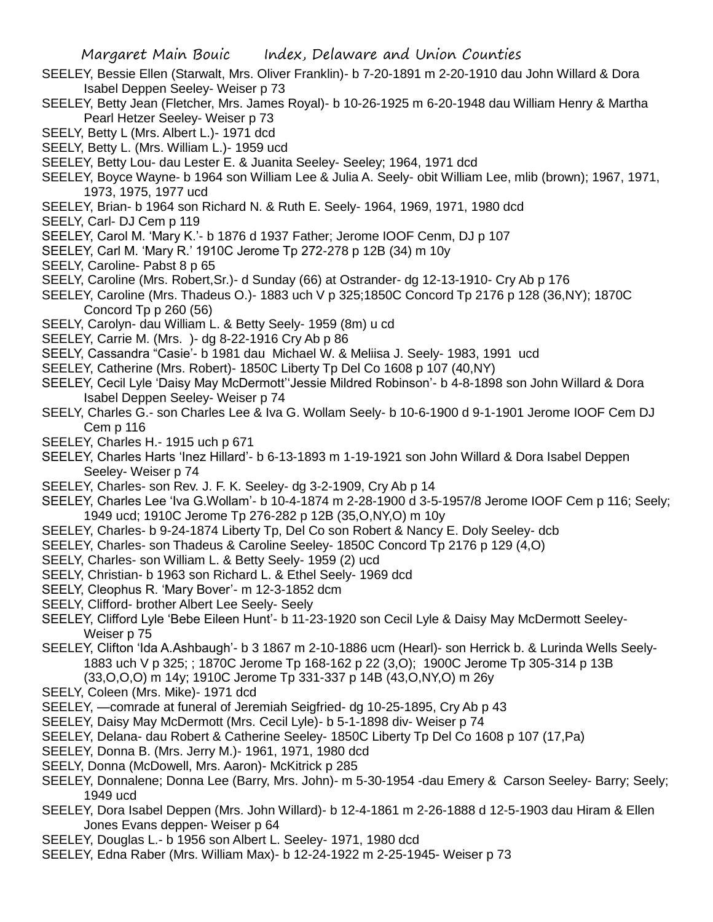SEELEY, Bessie Ellen (Starwalt, Mrs. Oliver Franklin)- b 7-20-1891 m 2-20-1910 dau John Willard & Dora Isabel Deppen Seeley- Weiser p 73

SEELEY, Betty Jean (Fletcher, Mrs. James Royal)- b 10-26-1925 m 6-20-1948 dau William Henry & Martha Pearl Hetzer Seeley- Weiser p 73

SEELY, Betty L (Mrs. Albert L.)- 1971 dcd

SEELY, Betty L. (Mrs. William L.)- 1959 ucd

SEELEY, Betty Lou- dau Lester E. & Juanita Seeley- Seeley; 1964, 1971 dcd

SEELEY, Boyce Wayne- b 1964 son William Lee & Julia A. Seely- obit William Lee, mlib (brown); 1967, 1971, 1973, 1975, 1977 ucd

SEELEY, Brian- b 1964 son Richard N. & Ruth E. Seely- 1964, 1969, 1971, 1980 dcd

SEELY, Carl- DJ Cem p 119

SEELEY, Carol M. 'Mary K.'- b 1876 d 1937 Father; Jerome IOOF Cenm, DJ p 107

SEELEY, Carl M. 'Mary R.' 1910C Jerome Tp 272-278 p 12B (34) m 10y

SEELY, Caroline- Pabst 8 p 65

SEELY, Caroline (Mrs. Robert,Sr.)- d Sunday (66) at Ostrander- dg 12-13-1910- Cry Ab p 176

SEELEY, Caroline (Mrs. Thadeus O.)- 1883 uch V p 325;1850C Concord Tp 2176 p 128 (36,NY); 1870C Concord Tp p 260 (56)

SEELY, Carolyn- dau William L. & Betty Seely- 1959 (8m) u cd

SEELEY, Carrie M. (Mrs. )- dg 8-22-1916 Cry Ab p 86

SEELY, Cassandra "Casie"- b 1981 dau Michael W. & Meliisa J. Seely- 1983, 1991 ucd

SEELEY, Catherine (Mrs. Robert)- 1850C Liberty Tp Del Co 1608 p 107 (40,NY)

SEELEY, Cecil Lyle 'Daisy May McDermott''Jessie Mildred Robinson'- b 4-8-1898 son John Willard & Dora Isabel Deppen Seeley- Weiser p 74

SEELY, Charles G.- son Charles Lee & Iva G. Wollam Seely- b 10-6-1900 d 9-1-1901 Jerome IOOF Cem DJ Cem p 116

SEELEY, Charles H.- 1915 uch p 671

SEELEY, Charles Harts 'Inez Hillard'- b 6-13-1893 m 1-19-1921 son John Willard & Dora Isabel Deppen Seeley- Weiser p 74

SEELEY, Charles- son Rev. J. F. K. Seeley- dg 3-2-1909, Cry Ab p 14

SEELEY, Charles Lee 'Iva G.Wollam'- b 10-4-1874 m 2-28-1900 d 3-5-1957/8 Jerome IOOF Cem p 116; Seely; 1949 ucd; 1910C Jerome Tp 276-282 p 12B (35,O,NY,O) m 10y

SEELEY, Charles- b 9-24-1874 Liberty Tp, Del Co son Robert & Nancy E. Doly Seeley- dcb

SEELEY, Charles- son Thadeus & Caroline Seeley- 1850C Concord Tp 2176 p 129 (4,O)

SEELY, Charles- son William L. & Betty Seely- 1959 (2) ucd

SEELY, Christian- b 1963 son Richard L. & Ethel Seely- 1969 dcd

SEELY, Cleophus R. 'Mary Bover'- m 12-3-1852 dcm

SEELY, Clifford- brother Albert Lee Seely- Seely

SEELEY, Clifford Lyle 'Bebe Eileen Hunt'- b 11-23-1920 son Cecil Lyle & Daisy May McDermott Seeley- Weiser p 75

SEELEY, Clifton 'Ida A.Ashbaugh'- b 3 1867 m 2-10-1886 ucm (Hearl)- son Herrick b. & Lurinda Wells Seely- 1883 uch V p 325; ; 1870C Jerome Tp 168-162 p 22 (3,O); 1900C Jerome Tp 305-314 p 13B (33,O,O,O) m 14y; 1910C Jerome Tp 331-337 p 14B (43,O,NY,O) m 26y

SEELY, Coleen (Mrs. Mike)- 1971 dcd

SEELEY, —comrade at funeral of Jeremiah Seigfried- dg 10-25-1895, Cry Ab p 43

SEELEY, Daisy May McDermott (Mrs. Cecil Lyle)- b 5-1-1898 div- Weiser p 74

SEELEY, Delana- dau Robert & Catherine Seeley- 1850C Liberty Tp Del Co 1608 p 107 (17,Pa)

SEELEY, Donna B. (Mrs. Jerry M.)- 1961, 1971, 1980 dcd

SEELY, Donna (McDowell, Mrs. Aaron)- McKitrick p 285

SEELEY, Donnalene; Donna Lee (Barry, Mrs. John)- m 5-30-1954 -dau Emery & Carson Seeley- Barry; Seely; 1949 ucd

SEELEY, Dora Isabel Deppen (Mrs. John Willard)- b 12-4-1861 m 2-26-1888 d 12-5-1903 dau Hiram & Ellen Jones Evans deppen- Weiser p 64

SEELEY, Douglas L.- b 1956 son Albert L. Seeley- 1971, 1980 dcd

SEELEY, Edna Raber (Mrs. William Max)- b 12-24-1922 m 2-25-1945- Weiser p 73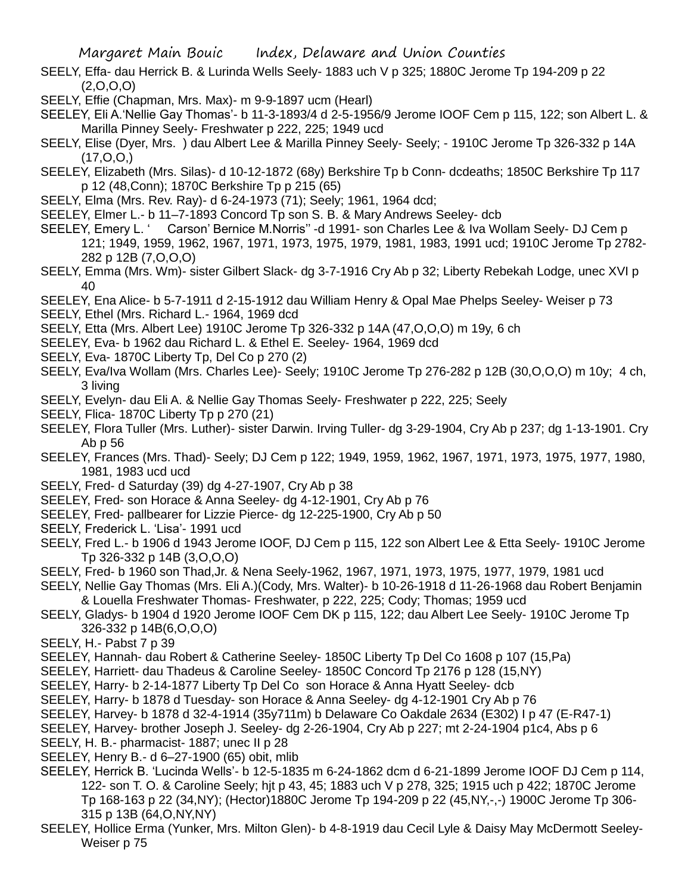SEELY, Effa- dau Herrick B. & Lurinda Wells Seely- 1883 uch V p 325; 1880C Jerome Tp 194-209 p 22 (2,O,O,O)

SEELY, Effie (Chapman, Mrs. Max)- m 9-9-1897 ucm (Hearl)

SEELEY, Eli A.'Nellie Gay Thomas'- b 11-3-1893/4 d 2-5-1956/9 Jerome IOOF Cem p 115, 122; son Albert L. & Marilla Pinney Seely- Freshwater p 222, 225; 1949 ucd

SEELY, Elise (Dyer, Mrs. ) dau Albert Lee & Marilla Pinney Seely- Seely; - 1910C Jerome Tp 326-332 p 14A (17,O,O,)

SEELEY, Elizabeth (Mrs. Silas)- d 10-12-1872 (68y) Berkshire Tp b Conn- dcdeaths; 1850C Berkshire Tp 117 p 12 (48,Conn); 1870C Berkshire Tp p 215 (65)

SEELY, Elma (Mrs. Rev. Ray)- d 6-24-1973 (71); Seely; 1961, 1964 dcd;

SEELEY, Elmer L.- b 11–7-1893 Concord Tp son S. B. & Mary Andrews Seeley- dcb

SEELEY, Emery L. ' Carson' Bernice M.Norris'' -d 1991- son Charles Lee & Iva Wollam Seely- DJ Cem p 121; 1949, 1959, 1962, 1967, 1971, 1973, 1975, 1979, 1981, 1983, 1991 ucd; 1910C Jerome Tp 2782-282 p 12B (7,O,O,O)

SEELY, Emma (Mrs. Wm)- sister Gilbert Slack- dg 3-7-1916 Cry Ab p 32; Liberty Rebekah Lodge, unec XVI p 40

SEELEY, Ena Alice- b 5-7-1911 d 2-15-1912 dau William Henry & Opal Mae Phelps Seeley- Weiser p 73

SEELY, Ethel (Mrs. Richard L.- 1964, 1969 dcd

SEELY, Etta (Mrs. Albert Lee) 1910C Jerome Tp 326-332 p 14A (47,O,O,O) m 19y, 6 ch

SEELEY, Eva- b 1962 dau Richard L. & Ethel E. Seeley- 1964, 1969 dcd

SEELY, Eva- 1870C Liberty Tp, Del Co p 270 (2)

SEELY, Eva/Iva Wollam (Mrs. Charles Lee)- Seely; 1910C Jerome Tp 276-282 p 12B (30,O,O,O) m 10y; 4 ch, 3 living

SEELY, Evelyn- dau Eli A. & Nellie Gay Thomas Seely- Freshwater p 222, 225; Seely

SEELY, Flica- 1870C Liberty Tp p 270 (21)

SEELEY, Flora Tuller (Mrs. Luther)- sister Darwin. Irving Tuller- dg 3-29-1904, Cry Ab p 237; dg 1-13-1901. Cry Ab p 56

SEELEY, Frances (Mrs. Thad)- Seely; DJ Cem p 122; 1949, 1959, 1962, 1967, 1971, 1973, 1975, 1977, 1980, 1981, 1983 ucd ucd

SEELY, Fred- d Saturday (39) dg 4-27-1907, Cry Ab p 38

SEELEY, Fred- son Horace & Anna Seeley- dg 4-12-1901, Cry Ab p 76

SEELEY, Fred- pallbearer for Lizzie Pierce- dg 12-225-1900, Cry Ab p 50

SEELY, Frederick L. 'Lisa'- 1991 ucd

SEELY, Fred L.- b 1906 d 1943 Jerome IOOF, DJ Cem p 115, 122 son Albert Lee & Etta Seely- 1910C Jerome Tp 326-332 p 14B (3,O,O,O)

SEELY, Fred- b 1960 son Thad,Jr. & Nena Seely-1962, 1967, 1971, 1973, 1975, 1977, 1979, 1981 ucd

SEELY, Nellie Gay Thomas (Mrs. Eli A.)(Cody, Mrs. Walter)- b 10-26-1918 d 11-26-1968 dau Robert Benjamin & Louella Freshwater Thomas- Freshwater, p 222, 225; Cody; Thomas; 1959 ucd

SEELY, Gladys- b 1904 d 1920 Jerome IOOF Cem DK p 115, 122; dau Albert Lee Seely- 1910C Jerome Tp 326-332 p 14B(6,O,O,O)

SEELY, H.- Pabst 7 p 39

SEELEY, Hannah- dau Robert & Catherine Seeley- 1850C Liberty Tp Del Co 1608 p 107 (15,Pa)

SEELEY, Harriett- dau Thadeus & Caroline Seeley- 1850C Concord Tp 2176 p 128 (15,NY)

SEELEY, Harry- b 2-14-1877 Liberty Tp Del Co son Horace & Anna Hyatt Seeley- dcb

SEELEY, Harry- b 1878 d Tuesday- son Horace & Anna Seeley- dg 4-12-1901 Cry Ab p 76

SEELEY, Harvey- b 1878 d 32-4-1914 (35y711m) b Delaware Co Oakdale 2634 (E302) I p 47 (E-R47-1)

SEELEY, Harvey- brother Joseph J. Seeley- dg 2-26-1904, Cry Ab p 227; mt 2-24-1904 p1c4, Abs p 6

SEELY, H. B.- pharmacist- 1887; unec II p 28

SEELEY, Henry B.- d 6–27-1900 (65) obit, mlib

SEELEY, Herrick B. 'Lucinda Wells'- b 12-5-1835 m 6-24-1862 dcm d 6-21-1899 Jerome IOOF DJ Cem p 114, 122- son T. O. & Caroline Seely; hjt p 43, 45; 1883 uch V p 278, 325; 1915 uch p 422; 1870C Jerome Tp 168-163 p 22 (34,NY); (Hector)1880C Jerome Tp 194-209 p 22 (45,NY,-,-) 1900C Jerome Tp 306-315 p 13B (64,O,NY,NY)

SEELEY, Hollice Erma (Yunker, Mrs. Milton Glen)- b 4-8-1919 dau Cecil Lyle & Daisy May McDermott Seeley- Weiser p 75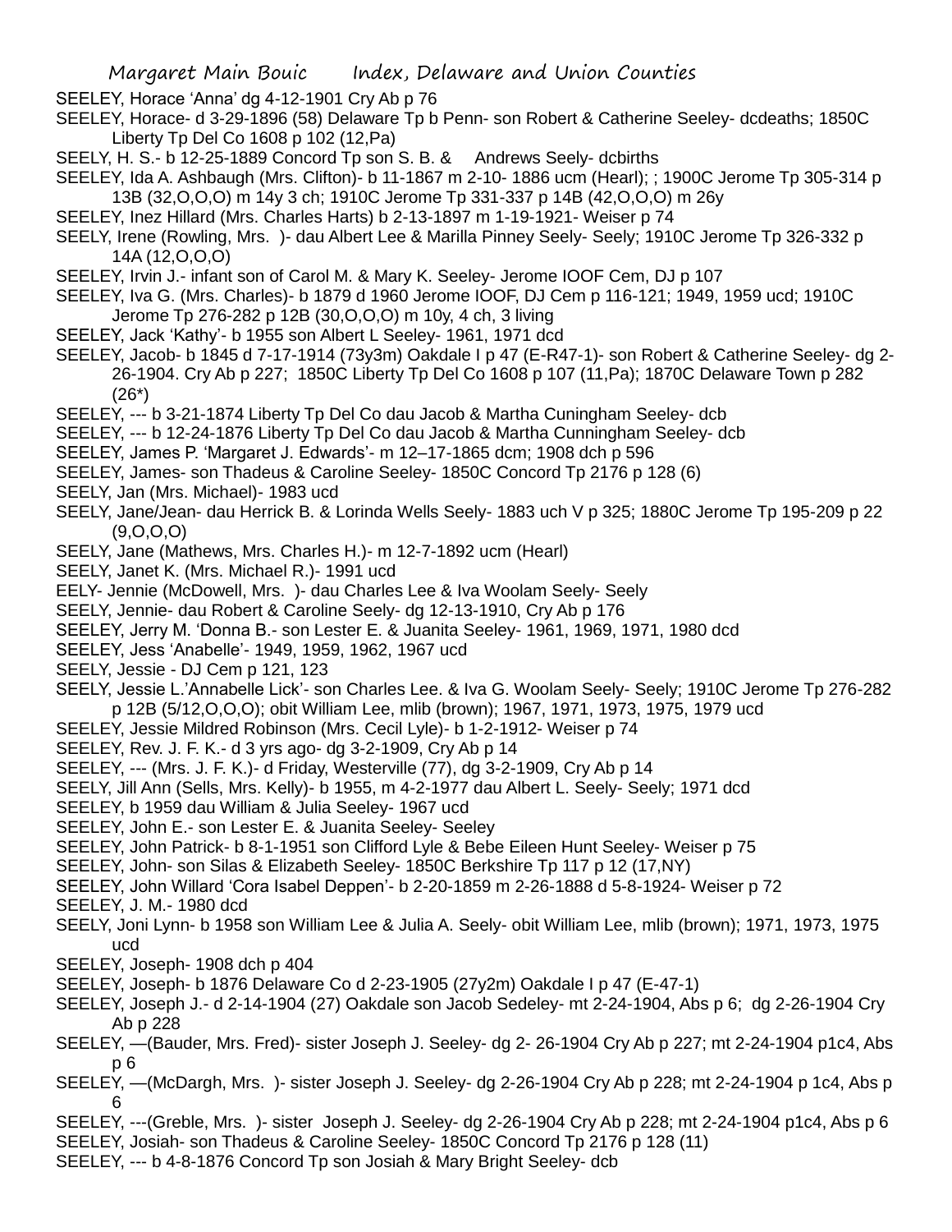SEELEY, Horace 'Anna' dg 4-12-1901 Cry Ab p 76

SEELEY, Horace- d 3-29-1896 (58) Delaware Tp b Penn- son Robert & Catherine Seeley- dcdeaths; 1850C Liberty Tp Del Co 1608 p 102 (12,Pa)

SEELY, H. S.- b 12-25-1889 Concord Tp son S. B. & Andrews Seely- dcbirths

SEELEY, Ida A. Ashbaugh (Mrs. Clifton)- b 11-1867 m 2-10- 1886 ucm (Hearl); ; 1900C Jerome Tp 305-314 p 13B (32,O,O,O) m 14y 3 ch; 1910C Jerome Tp 331-337 p 14B (42,O,O,O) m 26y

SEELEY, Inez Hillard (Mrs. Charles Harts) b 2-13-1897 m 1-19-1921- Weiser p 74

SEELY, Irene (Rowling, Mrs. )- dau Albert Lee & Marilla Pinney Seely- Seely; 1910C Jerome Tp 326-332 p 14A (12,O,O,O)

SEELEY, Irvin J.- infant son of Carol M. & Mary K. Seeley- Jerome IOOF Cem, DJ p 107

SEELEY, Iva G. (Mrs. Charles)- b 1879 d 1960 Jerome IOOF, DJ Cem p 116-121; 1949, 1959 ucd; 1910C Jerome Tp 276-282 p 12B (30,O,O,O) m 10y, 4 ch, 3 living

SEELEY, Jack 'Kathy'- b 1955 son Albert L Seeley- 1961, 1971 dcd

SEELEY, Jacob- b 1845 d 7-17-1914 (73y3m) Oakdale I p 47 (E-R47-1)- son Robert & Catherine Seeley- dg 2-26-1904. Cry Ab p 227; 1850C Liberty Tp Del Co 1608 p 107 (11,Pa); 1870C Delaware Town p 282 (26*)

SEELEY, --- b 3-21-1874 Liberty Tp Del Co dau Jacob & Martha Cuningham Seeley- dcb

SEELEY, --- b 12-24-1876 Liberty Tp Del Co dau Jacob & Martha Cunningham Seeley- dcb

SEELEY, James P. 'Margaret J. Edwards'- m 12–17-1865 dcm; 1908 dch p 596

SEELEY, James- son Thadeus & Caroline Seeley- 1850C Concord Tp 2176 p 128 (6)

SEELY, Jan (Mrs. Michael)- 1983 ucd

SEELY, Jane/Jean- dau Herrick B. & Lorinda Wells Seely- 1883 uch V p 325; 1880C Jerome Tp 195-209 p 22 (9,O,O,O)

SEELY, Jane (Mathews, Mrs. Charles H.)- m 12-7-1892 ucm (Hearl)

SEELY, Janet K. (Mrs. Michael R.)- 1991 ucd

EELY- Jennie (McDowell, Mrs. )- dau Charles Lee & Iva Woolam Seely- Seely

SEELY, Jennie- dau Robert & Caroline Seely- dg 12-13-1910, Cry Ab p 176

SEELEY, Jerry M. 'Donna B.- son Lester E. & Juanita Seeley- 1961, 1969, 1971, 1980 dcd

SEELEY, Jess 'Anabelle'- 1949, 1959, 1962, 1967 ucd

SEELY, Jessie - DJ Cem p 121, 123

SEELY, Jessie L.'Annabelle Lick'- son Charles Lee. & Iva G. Woolam Seely- Seely; 1910C Jerome Tp 276-282 p 12B (5/12,O,O,O); obit William Lee, mlib (brown); 1967, 1971, 1973, 1975, 1979 ucd

SEELEY, Jessie Mildred Robinson (Mrs. Cecil Lyle)- b 1-2-1912- Weiser p 74

SEELEY, Rev. J. F. K.- d 3 yrs ago- dg 3-2-1909, Cry Ab p 14

SEELEY, --- (Mrs. J. F. K.)- d Friday, Westerville (77), dg 3-2-1909, Cry Ab p 14

SEELY, Jill Ann (Sells, Mrs. Kelly)- b 1955, m 4-2-1977 dau Albert L. Seely- Seely; 1971 dcd

SEELEY, b 1959 dau William & Julia Seeley- 1967 ucd

SEELEY, John E.- son Lester E. & Juanita Seeley- Seeley

SEELEY, John Patrick- b 8-1-1951 son Clifford Lyle & Bebe Eileen Hunt Seeley- Weiser p 75

SEELEY, John- son Silas & Elizabeth Seeley- 1850C Berkshire Tp 117 p 12 (17,NY)

SEELEY, John Willard 'Cora Isabel Deppen'- b 2-20-1859 m 2-26-1888 d 5-8-1924- Weiser p 72

SEELEY, J. M.- 1980 dcd

SEELY, Joni Lynn- b 1958 son William Lee & Julia A. Seely- obit William Lee, mlib (brown); 1971, 1973, 1975 ucd

SEELEY, Joseph- 1908 dch p 404

SEELEY, Joseph- b 1876 Delaware Co d 2-23-1905 (27y2m) Oakdale I p 47 (E-47-1)

SEELEY, Joseph J.- d 2-14-1904 (27) Oakdale son Jacob Sedeley- mt 2-24-1904, Abs p 6; dg 2-26-1904 Cry Ab p 228

SEELEY, —(Bauder, Mrs. Fred)- sister Joseph J. Seeley- dg 2- 26-1904 Cry Ab p 227; mt 2-24-1904 p1c4, Abs p 6

SEELEY, —(McDargh, Mrs. )- sister Joseph J. Seeley- dg 2-26-1904 Cry Ab p 228; mt 2-24-1904 p 1c4, Abs p 6

SEELEY, ---(Greble, Mrs. )- sister Joseph J. Seeley- dg 2-26-1904 Cry Ab p 228; mt 2-24-1904 p1c4, Abs p 6

SEELEY, Josiah- son Thadeus & Caroline Seeley- 1850C Concord Tp 2176 p 128 (11)

SEELEY, --- b 4-8-1876 Concord Tp son Josiah & Mary Bright Seeley- dcb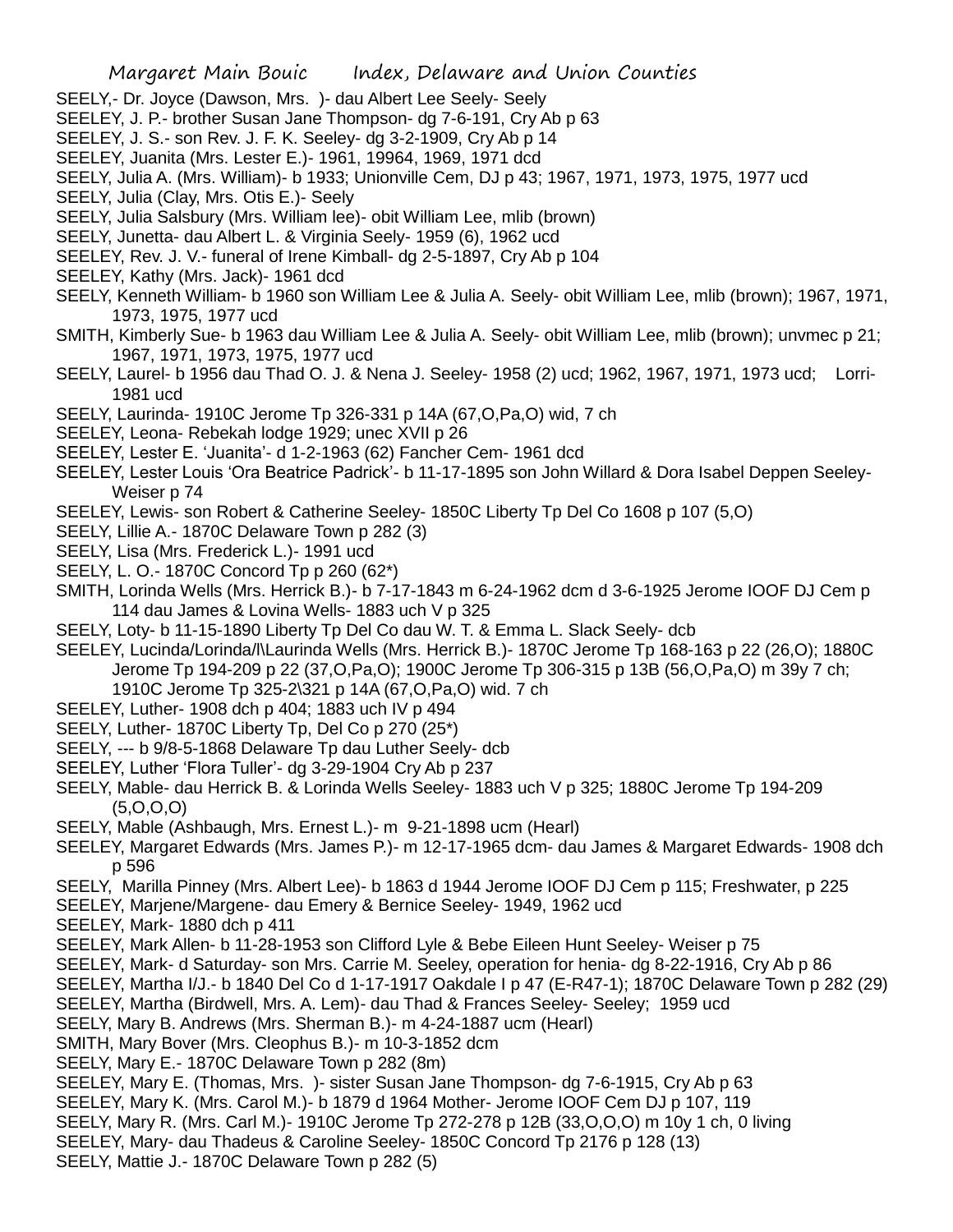SEELY,- Dr. Joyce (Dawson, Mrs. )- dau Albert Lee Seely- Seely
SEELEY, J. P.- brother Susan Jane Thompson- dg 7-6-191, Cry Ab p 63
SEELEY, J. S.- son Rev. J. F. K. Seeley- dg 3-2-1909, Cry Ab p 14
SEELEY, Juanita (Mrs. Lester E.)- 1961, 19964, 1969, 1971 dcd
SEELY, Julia A. (Mrs. William)- b 1933; Unionville Cem, DJ p 43; 1967, 1971, 1973, 1975, 1977 ucd
SEELY, Julia (Clay, Mrs. Otis E.)- Seely
SEELY, Julia Salsbury (Mrs. William lee)- obit William Lee, mlib (brown)
SEELY, Junetta- dau Albert L. & Virginia Seely- 1959 (6), 1962 ucd
SEELEY, Rev. J. V.- funeral of Irene Kimball- dg 2-5-1897, Cry Ab p 104
SEELEY, Kathy (Mrs. Jack)- 1961 dcd
SEELY, Kenneth William- b 1960 son William Lee & Julia A. Seely- obit William Lee, mlib (brown); 1967, 1971, 1973, 1975, 1977 ucd
SMITH, Kimberly Sue- b 1963 dau William Lee & Julia A. Seely- obit William Lee, mlib (brown); unvmec p 21; 1967, 1971, 1973, 1975, 1977 ucd
SEELY, Laurel- b 1956 dau Thad O. J. & Nena J. Seeley- 1958 (2) ucd; 1962, 1967, 1971, 1973 ucd; Lorri- 1981 ucd
SEELY, Laurinda- 1910C Jerome Tp 326-331 p 14A (67,O,Pa,O) wid, 7 ch
SEELEY, Leona- Rebekah lodge 1929; unec XVII p 26
SEELEY, Lester E. 'Juanita'- d 1-2-1963 (62) Fancher Cem- 1961 dcd
SEELEY, Lester Louis 'Ora Beatrice Padrick'- b 11-17-1895 son John Willard & Dora Isabel Deppen Seeley- Weiser p 74
SEELEY, Lewis- son Robert & Catherine Seeley- 1850C Liberty Tp Del Co 1608 p 107 (5,O)
SEELY, Lillie A.- 1870C Delaware Town p 282 (3)
SEELY, Lisa (Mrs. Frederick L.)- 1991 ucd
SEELY, L. O.- 1870C Concord Tp p 260 (62*)
SMITH, Lorinda Wells (Mrs. Herrick B.)- b 7-17-1843 m 6-24-1962 dcm d 3-6-1925 Jerome IOOF DJ Cem p 114 dau James & Lovina Wells- 1883 uch V p 325
SEELY, Loty- b 11-15-1890 Liberty Tp Del Co dau W. T. & Emma L. Slack Seely- dcb
SEELEY, Lucinda/Lorinda/l\Laurinda Wells (Mrs. Herrick B.)- 1870C Jerome Tp 168-163 p 22 (26,O); 1880C Jerome Tp 194-209 p 22 (37,O,Pa,O); 1900C Jerome Tp 306-315 p 13B (56,O,Pa,O) m 39y 7 ch; 1910C Jerome Tp 325-2\321 p 14A (67,O,Pa,O) wid. 7 ch
SEELEY, Luther- 1908 dch p 404; 1883 uch IV p 494
SEELY, Luther- 1870C Liberty Tp, Del Co p 270 (25*)
SEELY, --- b 9/8-5-1868 Delaware Tp dau Luther Seely- dcb
SEELEY, Luther 'Flora Tuller'- dg 3-29-1904 Cry Ab p 237
SEELY, Mable- dau Herrick B. & Lorinda Wells Seeley- 1883 uch V p 325; 1880C Jerome Tp 194-209 (5,O,O,O)
SEELY, Mable (Ashbaugh, Mrs. Ernest L.)- m 9-21-1898 ucm (Hearl)
SEELEY, Margaret Edwards (Mrs. James P.)- m 12-17-1965 dcm- dau James & Margaret Edwards- 1908 dch p 596
SEELY, Marilla Pinney (Mrs. Albert Lee)- b 1863 d 1944 Jerome IOOF DJ Cem p 115; Freshwater, p 225
SEELEY, Marjene/Margene- dau Emery & Bernice Seeley- 1949, 1962 ucd
SEELEY, Mark- 1880 dch p 411
SEELEY, Mark Allen- b 11-28-1953 son Clifford Lyle & Bebe Eileen Hunt Seeley- Weiser p 75
SEELEY, Mark- d Saturday- son Mrs. Carrie M. Seeley, operation for henia- dg 8-22-1916, Cry Ab p 86
SEELEY, Martha I/J.- b 1840 Del Co d 1-17-1917 Oakdale I p 47 (E-R47-1); 1870C Delaware Town p 282 (29)
SEELEY, Martha (Birdwell, Mrs. A. Lem)- dau Thad & Frances Seeley- Seeley; 1959 ucd
SEELY, Mary B. Andrews (Mrs. Sherman B.)- m 4-24-1887 ucm (Hearl)
SMITH, Mary Bover (Mrs. Cleophus B.)- m 10-3-1852 dcm
SEELY, Mary E.- 1870C Delaware Town p 282 (8m)
SEELEY, Mary E. (Thomas, Mrs. )- sister Susan Jane Thompson- dg 7-6-1915, Cry Ab p 63
SEELEY, Mary K. (Mrs. Carol M.)- b 1879 d 1964 Mother- Jerome IOOF Cem DJ p 107, 119
SEELY, Mary R. (Mrs. Carl M.)- 1910C Jerome Tp 272-278 p 12B (33,O,O,O) m 10y 1 ch, 0 living
SEELEY, Mary- dau Thadeus & Caroline Seeley- 1850C Concord Tp 2176 p 128 (13)
SEELY, Mattie J.- 1870C Delaware Town p 282 (5)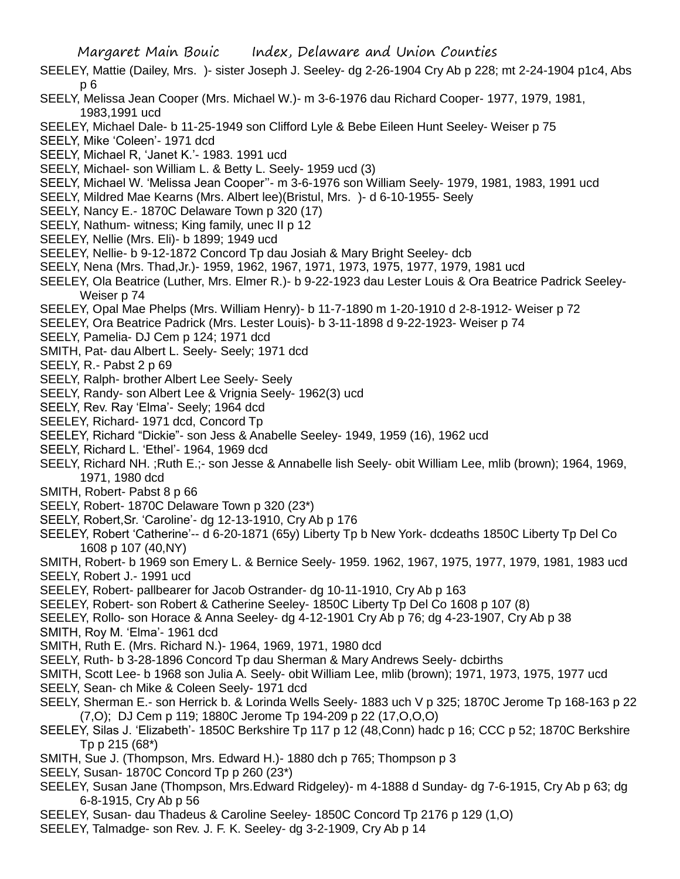SEELEY, Mattie (Dailey, Mrs. )- sister Joseph J. Seeley- dg 2-26-1904 Cry Ab p 228; mt 2-24-1904 p1c4, Abs p 6

SEELY, Melissa Jean Cooper (Mrs. Michael W.)- m 3-6-1976 dau Richard Cooper- 1977, 1979, 1981, 1983,1991 ucd

SEELEY, Michael Dale- b 11-25-1949 son Clifford Lyle & Bebe Eileen Hunt Seeley- Weiser p 75

SEELY, Mike 'Coleen'- 1971 dcd

SEELY, Michael R, 'Janet K.'- 1983. 1991 ucd

SEELY, Michael- son William L. & Betty L. Seely- 1959 ucd (3)

SEELY, Michael W. 'Melissa Jean Cooper''- m 3-6-1976 son William Seely- 1979, 1981, 1983, 1991 ucd

SEELY, Mildred Mae Kearns (Mrs. Albert lee)(Bristul, Mrs. )- d 6-10-1955- Seely

SEELY, Nancy E.- 1870C Delaware Town p 320 (17)

SEELY, Nathum- witness; King family, unec II p 12

SEELEY, Nellie (Mrs. Eli)- b 1899; 1949 ucd

SEELEY, Nellie- b 9-12-1872 Concord Tp dau Josiah & Mary Bright Seeley- dcb

SEELY, Nena (Mrs. Thad,Jr.)- 1959, 1962, 1967, 1971, 1973, 1975, 1977, 1979, 1981 ucd

SEELEY, Ola Beatrice (Luther, Mrs. Elmer R.)- b 9-22-1923 dau Lester Louis & Ora Beatrice Padrick Seeley- Weiser p 74

SEELEY, Opal Mae Phelps (Mrs. William Henry)- b 11-7-1890 m 1-20-1910 d 2-8-1912- Weiser p 72

SEELEY, Ora Beatrice Padrick (Mrs. Lester Louis)- b 3-11-1898 d 9-22-1923- Weiser p 74

SEELY, Pamelia- DJ Cem p 124; 1971 dcd

SMITH, Pat- dau Albert L. Seely- Seely; 1971 dcd

SEELY, R.- Pabst 2 p 69

SEELY, Ralph- brother Albert Lee Seely- Seely

SEELY, Randy- son Albert Lee & Vrignia Seely- 1962(3) ucd

SEELY, Rev. Ray 'Elma'- Seely; 1964 dcd

SEELEY, Richard- 1971 dcd, Concord Tp

SEELEY, Richard "Dickie"- son Jess & Anabelle Seeley- 1949, 1959 (16), 1962 ucd

SEELY, Richard L. 'Ethel'- 1964, 1969 dcd

SEELY, Richard NH. ;Ruth E.;- son Jesse & Annabelle lish Seely- obit William Lee, mlib (brown); 1964, 1969, 1971, 1980 dcd

SMITH, Robert- Pabst 8 p 66

SEELY, Robert- 1870C Delaware Town p 320 (23*)

SEELY, Robert,Sr. 'Caroline'- dg 12-13-1910, Cry Ab p 176

SEELEY, Robert 'Catherine'-- d 6-20-1871 (65y) Liberty Tp b New York- dcdeaths 1850C Liberty Tp Del Co 1608 p 107 (40,NY)

SMITH, Robert- b 1969 son Emery L. & Bernice Seely- 1959. 1962, 1967, 1975, 1977, 1979, 1981, 1983 ucd

SEELY, Robert J.- 1991 ucd

SEELEY, Robert- pallbearer for Jacob Ostrander- dg 10-11-1910, Cry Ab p 163

SEELEY, Robert- son Robert & Catherine Seeley- 1850C Liberty Tp Del Co 1608 p 107 (8)

SEELEY, Rollo- son Horace & Anna Seeley- dg 4-12-1901 Cry Ab p 76; dg 4-23-1907, Cry Ab p 38

SMITH, Roy M. 'Elma'- 1961 dcd

SMITH, Ruth E. (Mrs. Richard N.)- 1964, 1969, 1971, 1980 dcd

SEELY, Ruth- b 3-28-1896 Concord Tp dau Sherman & Mary Andrews Seely- dcbirths

SMITH, Scott Lee- b 1968 son Julia A. Seely- obit William Lee, mlib (brown); 1971, 1973, 1975, 1977 ucd

SEELY, Sean- ch Mike & Coleen Seely- 1971 dcd

SEELY, Sherman E.- son Herrick b. & Lorinda Wells Seely- 1883 uch V p 325; 1870C Jerome Tp 168-163 p 22 (7,O); DJ Cem p 119; 1880C Jerome Tp 194-209 p 22 (17,O,O,O)

SEELEY, Silas J. 'Elizabeth'- 1850C Berkshire Tp 117 p 12 (48,Conn) hadc p 16; CCC p 52; 1870C Berkshire Tp p 215 (68*)

SMITH, Sue J. (Thompson, Mrs. Edward H.)- 1880 dch p 765; Thompson p 3

SEELY, Susan- 1870C Concord Tp p 260 (23*)

SEELEY, Susan Jane (Thompson, Mrs.Edward Ridgeley)- m 4-1888 d Sunday- dg 7-6-1915, Cry Ab p 63; dg 6-8-1915, Cry Ab p 56

SEELEY, Susan- dau Thadeus & Caroline Seeley- 1850C Concord Tp 2176 p 129 (1,O)

SEELEY, Talmadge- son Rev. J. F. K. Seeley- dg 3-2-1909, Cry Ab p 14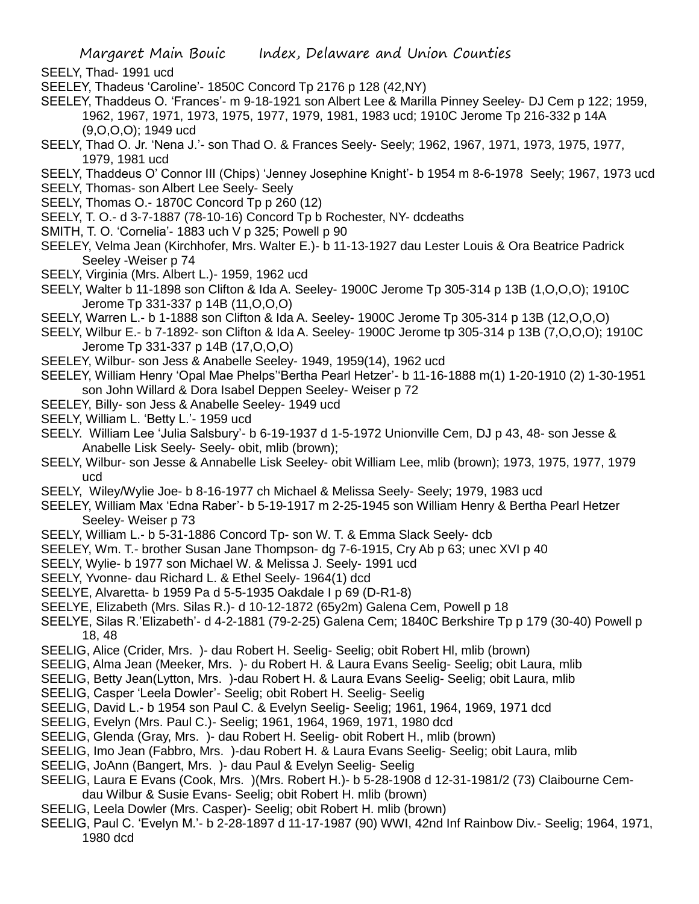SEELY, Thad- 1991 ucd

SEELEY, Thadeus 'Caroline'- 1850C Concord Tp 2176 p 128 (42,NY)

SEELEY, Thaddeus O. 'Frances'- m 9-18-1921 son Albert Lee & Marilla Pinney Seeley- DJ Cem p 122; 1959, 1962, 1967, 1971, 1973, 1975, 1977, 1979, 1981, 1983 ucd; 1910C Jerome Tp 216-332 p 14A (9,O,O,O); 1949 ucd

SEELY, Thad O. Jr. 'Nena J.'- son Thad O. & Frances Seely- Seely; 1962, 1967, 1971, 1973, 1975, 1977, 1979, 1981 ucd

SEELY, Thaddeus O' Connor III (Chips) 'Jenney Josephine Knight'- b 1954 m 8-6-1978 Seely; 1967, 1973 ucd

SEELY, Thomas- son Albert Lee Seely- Seely

SEELY, Thomas O.- 1870C Concord Tp p 260 (12)

SEELY, T. O.- d 3-7-1887 (78-10-16) Concord Tp b Rochester, NY- dcdeaths

SMITH, T. O. 'Cornelia'- 1883 uch V p 325; Powell p 90

SEELEY, Velma Jean (Kirchhofer, Mrs. Walter E.)- b 11-13-1927 dau Lester Louis & Ora Beatrice Padrick Seeley -Weiser p 74

SEELY, Virginia (Mrs. Albert L.)- 1959, 1962 ucd

SEELY, Walter b 11-1898 son Clifton & Ida A. Seeley- 1900C Jerome Tp 305-314 p 13B (1,O,O,O); 1910C Jerome Tp 331-337 p 14B (11,O,O,O)

SEELY, Warren L.- b 1-1888 son Clifton & Ida A. Seeley- 1900C Jerome Tp 305-314 p 13B (12,O,O,O)

SEELY, Wilbur E.- b 7-1892- son Clifton & Ida A. Seeley- 1900C Jerome tp 305-314 p 13B (7,O,O,O); 1910C Jerome Tp 331-337 p 14B (17,O,O,O)

SEELEY, Wilbur- son Jess & Anabelle Seeley- 1949, 1959(14), 1962 ucd

SEELEY, William Henry 'Opal Mae Phelps''Bertha Pearl Hetzer'- b 11-16-1888 m(1) 1-20-1910 (2) 1-30-1951 son John Willard & Dora Isabel Deppen Seeley- Weiser p 72

SEELEY, Billy- son Jess & Anabelle Seeley- 1949 ucd

SEELY, William L. 'Betty L.'- 1959 ucd

SEELY. William Lee 'Julia Salsbury'- b 6-19-1937 d 1-5-1972 Unionville Cem, DJ p 43, 48- son Jesse & Anabelle Lisk Seely- Seely- obit, mlib (brown);

SEELY, Wilbur- son Jesse & Annabelle Lisk Seeley- obit William Lee, mlib (brown); 1973, 1975, 1977, 1979 ucd

SEELY, Wiley/Wylie Joe- b 8-16-1977 ch Michael & Melissa Seely- Seely; 1979, 1983 ucd

SEELEY, William Max 'Edna Raber'- b 5-19-1917 m 2-25-1945 son William Henry & Bertha Pearl Hetzer Seeley- Weiser p 73

SEELY, William L.- b 5-31-1886 Concord Tp- son W. T. & Emma Slack Seely- dcb

SEELEY, Wm. T.- brother Susan Jane Thompson- dg 7-6-1915, Cry Ab p 63; unec XVI p 40

SEELY, Wylie- b 1977 son Michael W. & Melissa J. Seely- 1991 ucd

SEELY, Yvonne- dau Richard L. & Ethel Seely- 1964(1) dcd

SEELYE, Alvaretta- b 1959 Pa d 5-5-1935 Oakdale I p 69 (D-R1-8)

SEELYE, Elizabeth (Mrs. Silas R.)- d 10-12-1872 (65y2m) Galena Cem, Powell p 18

SEELYE, Silas R.'Elizabeth'- d 4-2-1881 (79-2-25) Galena Cem; 1840C Berkshire Tp p 179 (30-40) Powell p 18, 48

SEELIG, Alice (Crider, Mrs. )- dau Robert H. Seelig- Seelig; obit Robert Hl, mlib (brown)

SEELIG, Alma Jean (Meeker, Mrs. )- du Robert H. & Laura Evans Seelig- Seelig; obit Laura, mlib

SEELIG, Betty Jean(Lytton, Mrs. )-dau Robert H. & Laura Evans Seelig- Seelig; obit Laura, mlib

SEELIG, Casper 'Leela Dowler'- Seelig; obit Robert H. Seelig- Seelig

SEELIG, David L.- b 1954 son Paul C. & Evelyn Seelig- Seelig; 1961, 1964, 1969, 1971 dcd

SEELIG, Evelyn (Mrs. Paul C.)- Seelig; 1961, 1964, 1969, 1971, 1980 dcd

SEELIG, Glenda (Gray, Mrs. )- dau Robert H. Seelig- obit Robert H., mlib (brown)

SEELIG, Imo Jean (Fabbro, Mrs. )-dau Robert H. & Laura Evans Seelig- Seelig; obit Laura, mlib

SEELIG, JoAnn (Bangert, Mrs. )- dau Paul & Evelyn Seelig- Seelig

SEELIG, Laura E Evans (Cook, Mrs. )(Mrs. Robert H.)- b 5-28-1908 d 12-31-1981/2 (73) Claibourne Cem- dau Wilbur & Susie Evans- Seelig; obit Robert H. mlib (brown)

SEELIG, Leela Dowler (Mrs. Casper)- Seelig; obit Robert H. mlib (brown)

SEELIG, Paul C. 'Evelyn M.'- b 2-28-1897 d 11-17-1987 (90) WWI, 42nd Inf Rainbow Div.- Seelig; 1964, 1971, 1980 dcd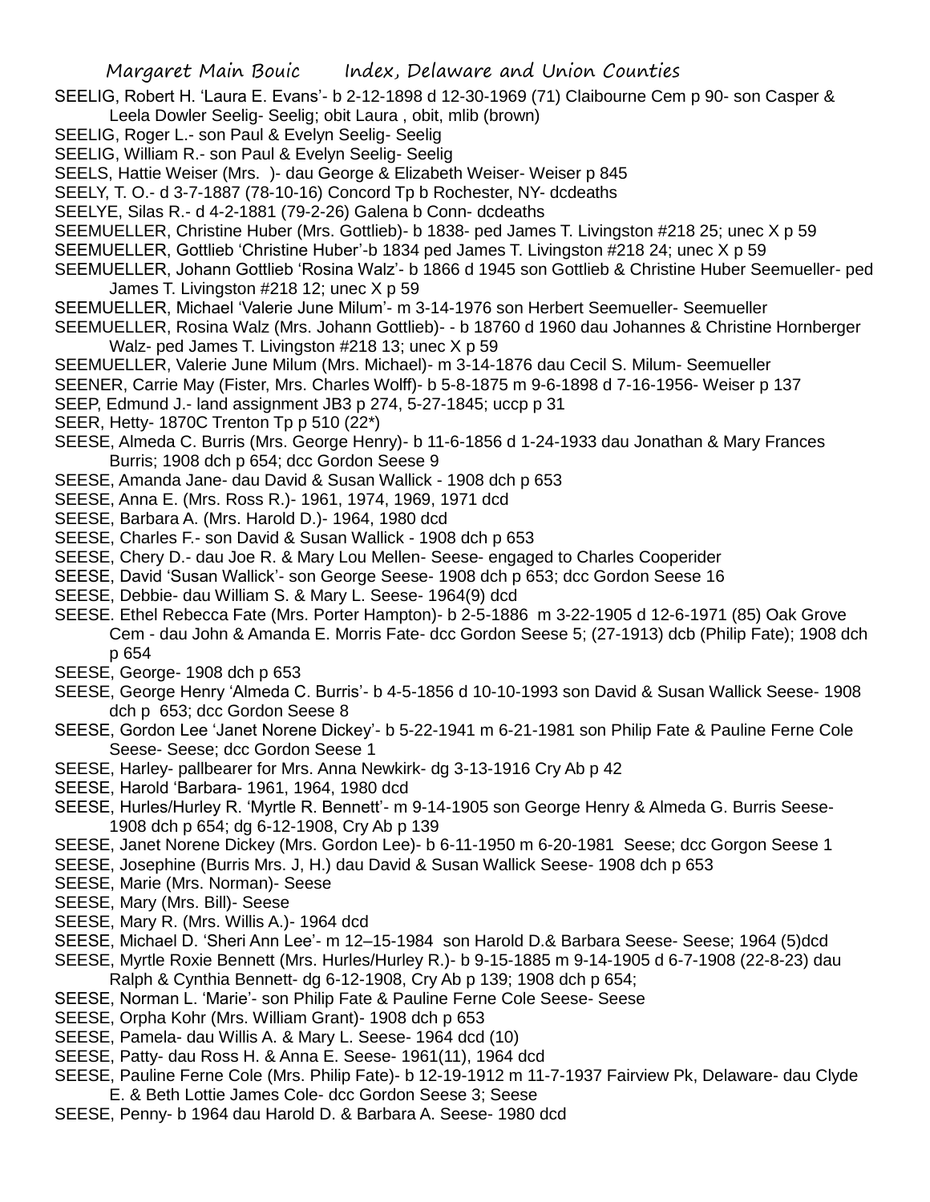SEELIG, Robert H. 'Laura E. Evans'- b 2-12-1898 d 12-30-1969 (71) Claibourne Cem p 90- son Casper & Leela Dowler Seelig- Seelig; obit Laura , obit, mlib (brown)

SEELIG, Roger L.- son Paul & Evelyn Seelig- Seelig

SEELIG, William R.- son Paul & Evelyn Seelig- Seelig

SEELS, Hattie Weiser (Mrs. )- dau George & Elizabeth Weiser- Weiser p 845

SEELY, T. O.- d 3-7-1887 (78-10-16) Concord Tp b Rochester, NY- dcdeaths

SEELYE, Silas R.- d 4-2-1881 (79-2-26) Galena b Conn- dcdeaths

SEEMUELLER, Christine Huber (Mrs. Gottlieb)- b 1838- ped James T. Livingston #218 25; unec X p 59

SEEMUELLER, Gottlieb 'Christine Huber'-b 1834 ped James T. Livingston #218 24; unec X p 59

SEEMUELLER, Johann Gottlieb 'Rosina Walz'- b 1866 d 1945 son Gottlieb & Christine Huber Seemueller- ped James T. Livingston #218 12; unec X p 59

SEEMUELLER, Michael 'Valerie June Milum'- m 3-14-1976 son Herbert Seemueller- Seemueller

SEEMUELLER, Rosina Walz (Mrs. Johann Gottlieb)- - b 18760 d 1960 dau Johannes & Christine Hornberger Walz- ped James T. Livingston #218 13; unec X p 59

SEEMUELLER, Valerie June Milum (Mrs. Michael)- m 3-14-1876 dau Cecil S. Milum- Seemueller

SEENER, Carrie May (Fister, Mrs. Charles Wolff)- b 5-8-1875 m 9-6-1898 d 7-16-1956- Weiser p 137

SEEP, Edmund J.- land assignment JB3 p 274, 5-27-1845; uccp p 31

SEER, Hetty- 1870C Trenton Tp p 510 (22*)

SEESE, Almeda C. Burris (Mrs. George Henry)- b 11-6-1856 d 1-24-1933 dau Jonathan & Mary Frances Burris; 1908 dch p 654; dcc Gordon Seese 9

SEESE, Amanda Jane- dau David & Susan Wallick - 1908 dch p 653

SEESE, Anna E. (Mrs. Ross R.)- 1961, 1974, 1969, 1971 dcd

SEESE, Barbara A. (Mrs. Harold D.)- 1964, 1980 dcd

SEESE, Charles F.- son David & Susan Wallick - 1908 dch p 653

SEESE, Chery D.- dau Joe R. & Mary Lou Mellen- Seese- engaged to Charles Cooperider

SEESE, David 'Susan Wallick'- son George Seese- 1908 dch p 653; dcc Gordon Seese 16

SEESE, Debbie- dau William S. & Mary L. Seese- 1964(9) dcd

SEESE. Ethel Rebecca Fate (Mrs. Porter Hampton)- b 2-5-1886 m 3-22-1905 d 12-6-1971 (85) Oak Grove Cem - dau John & Amanda E. Morris Fate- dcc Gordon Seese 5; (27-1913) dcb (Philip Fate); 1908 dch p 654

SEESE, George- 1908 dch p 653

SEESE, George Henry 'Almeda C. Burris'- b 4-5-1856 d 10-10-1993 son David & Susan Wallick Seese- 1908 dch p 653; dcc Gordon Seese 8

SEESE, Gordon Lee 'Janet Norene Dickey'- b 5-22-1941 m 6-21-1981 son Philip Fate & Pauline Ferne Cole Seese- Seese; dcc Gordon Seese 1

SEESE, Harley- pallbearer for Mrs. Anna Newkirk- dg 3-13-1916 Cry Ab p 42

SEESE, Harold 'Barbara- 1961, 1964, 1980 dcd

SEESE, Hurles/Hurley R. 'Myrtle R. Bennett'- m 9-14-1905 son George Henry & Almeda G. Burris Seese- 1908 dch p 654; dg 6-12-1908, Cry Ab p 139

SEESE, Janet Norene Dickey (Mrs. Gordon Lee)- b 6-11-1950 m 6-20-1981 Seese; dcc Gorgon Seese 1

SEESE, Josephine (Burris Mrs. J, H.) dau David & Susan Wallick Seese- 1908 dch p 653

SEESE, Marie (Mrs. Norman)- Seese

SEESE, Mary (Mrs. Bill)- Seese

SEESE, Mary R. (Mrs. Willis A.)- 1964 dcd

SEESE, Michael D. 'Sheri Ann Lee'- m 12–15-1984 son Harold D.& Barbara Seese- Seese; 1964 (5)dcd

SEESE, Myrtle Roxie Bennett (Mrs. Hurles/Hurley R.)- b 9-15-1885 m 9-14-1905 d 6-7-1908 (22-8-23) dau Ralph & Cynthia Bennett- dg 6-12-1908, Cry Ab p 139; 1908 dch p 654;

SEESE, Norman L. 'Marie'- son Philip Fate & Pauline Ferne Cole Seese- Seese

SEESE, Orpha Kohr (Mrs. William Grant)- 1908 dch p 653

SEESE, Pamela- dau Willis A. & Mary L. Seese- 1964 dcd (10)

SEESE, Patty- dau Ross H. & Anna E. Seese- 1961(11), 1964 dcd

SEESE, Pauline Ferne Cole (Mrs. Philip Fate)- b 12-19-1912 m 11-7-1937 Fairview Pk, Delaware- dau Clyde E. & Beth Lottie James Cole- dcc Gordon Seese 3; Seese

SEESE, Penny- b 1964 dau Harold D. & Barbara A. Seese- 1980 dcd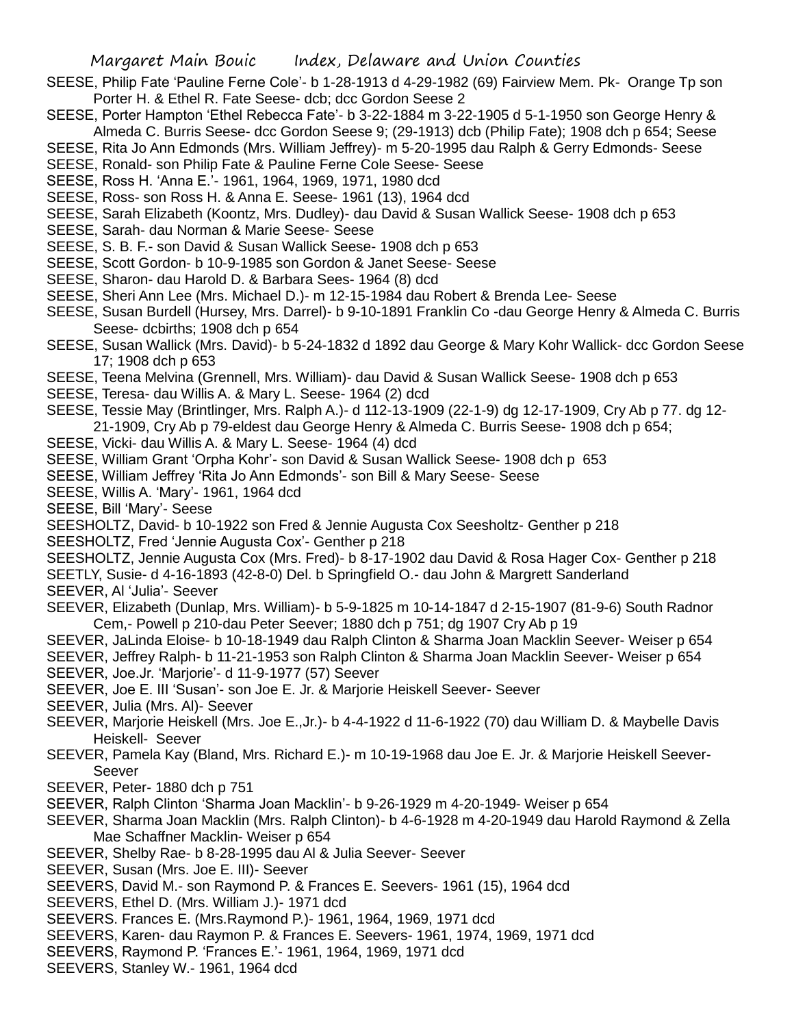SEESE, Philip Fate 'Pauline Ferne Cole'- b 1-28-1913 d 4-29-1982 (69) Fairview Mem. Pk- Orange Tp son Porter H. & Ethel R. Fate Seese- dcb; dcc Gordon Seese 2

SEESE, Porter Hampton 'Ethel Rebecca Fate'- b 3-22-1884 m 3-22-1905 d 5-1-1950 son George Henry & Almeda C. Burris Seese- dcc Gordon Seese 9; (29-1913) dcb (Philip Fate); 1908 dch p 654; Seese

SEESE, Rita Jo Ann Edmonds (Mrs. William Jeffrey)- m 5-20-1995 dau Ralph & Gerry Edmonds- Seese

SEESE, Ronald- son Philip Fate & Pauline Ferne Cole Seese- Seese

SEESE, Ross H. 'Anna E.'- 1961, 1964, 1969, 1971, 1980 dcd

SEESE, Ross- son Ross H. & Anna E. Seese- 1961 (13), 1964 dcd

SEESE, Sarah Elizabeth (Koontz, Mrs. Dudley)- dau David & Susan Wallick Seese- 1908 dch p 653

SEESE, Sarah- dau Norman & Marie Seese- Seese

SEESE, S. B. F.- son David & Susan Wallick Seese- 1908 dch p 653

SEESE, Scott Gordon- b 10-9-1985 son Gordon & Janet Seese- Seese

SEESE, Sharon- dau Harold D. & Barbara Sees- 1964 (8) dcd

SEESE, Sheri Ann Lee (Mrs. Michael D.)- m 12-15-1984 dau Robert & Brenda Lee- Seese

SEESE, Susan Burdell (Hursey, Mrs. Darrel)- b 9-10-1891 Franklin Co -dau George Henry & Almeda C. Burris Seese- dcbirths; 1908 dch p 654

SEESE, Susan Wallick (Mrs. David)- b 5-24-1832 d 1892 dau George & Mary Kohr Wallick- dcc Gordon Seese 17; 1908 dch p 653

SEESE, Teena Melvina (Grennell, Mrs. William)- dau David & Susan Wallick Seese- 1908 dch p 653

SEESE, Teresa- dau Willis A. & Mary L. Seese- 1964 (2) dcd

SEESE, Tessie May (Brintlinger, Mrs. Ralph A.)- d 112-13-1909 (22-1-9) dg 12-17-1909, Cry Ab p 77. dg 12-21-1909, Cry Ab p 79-eldest dau George Henry & Almeda C. Burris Seese- 1908 dch p 654;

SEESE, Vicki- dau Willis A. & Mary L. Seese- 1964 (4) dcd

SEESE, William Grant 'Orpha Kohr'- son David & Susan Wallick Seese- 1908 dch p 653

SEESE, William Jeffrey 'Rita Jo Ann Edmonds'- son Bill & Mary Seese- Seese

SEESE, Willis A. 'Mary'- 1961, 1964 dcd

SEESE, Bill 'Mary'- Seese

SEESHOLTZ, David- b 10-1922 son Fred & Jennie Augusta Cox Seesholtz- Genther p 218

SEESHOLTZ, Fred 'Jennie Augusta Cox'- Genther p 218

SEESHOLTZ, Jennie Augusta Cox (Mrs. Fred)- b 8-17-1902 dau David & Rosa Hager Cox- Genther p 218

SEETLY, Susie- d 4-16-1893 (42-8-0) Del. b Springfield O.- dau John & Margrett Sanderland

SEEVER, Al 'Julia'- Seever

SEEVER, Elizabeth (Dunlap, Mrs. William)- b 5-9-1825 m 10-14-1847 d 2-15-1907 (81-9-6) South Radnor Cem,- Powell p 210-dau Peter Seever; 1880 dch p 751; dg 1907 Cry Ab p 19

SEEVER, JaLinda Eloise- b 10-18-1949 dau Ralph Clinton & Sharma Joan Macklin Seever- Weiser p 654

SEEVER, Jeffrey Ralph- b 11-21-1953 son Ralph Clinton & Sharma Joan Macklin Seever- Weiser p 654

SEEVER, Joe.Jr. 'Marjorie'- d 11-9-1977 (57) Seever

SEEVER, Joe E. III 'Susan'- son Joe E. Jr. & Marjorie Heiskell Seever- Seever

SEEVER, Julia (Mrs. Al)- Seever

SEEVER, Marjorie Heiskell (Mrs. Joe E.,Jr.)- b 4-4-1922 d 11-6-1922 (70) dau William D. & Maybelle Davis Heiskell- Seever

SEEVER, Pamela Kay (Bland, Mrs. Richard E.)- m 10-19-1968 dau Joe E. Jr. & Marjorie Heiskell Seever- Seever

SEEVER, Peter- 1880 dch p 751

SEEVER, Ralph Clinton 'Sharma Joan Macklin'- b 9-26-1929 m 4-20-1949- Weiser p 654

SEEVER, Sharma Joan Macklin (Mrs. Ralph Clinton)- b 4-6-1928 m 4-20-1949 dau Harold Raymond & Zella Mae Schaffner Macklin- Weiser p 654

SEEVER, Shelby Rae- b 8-28-1995 dau Al & Julia Seever- Seever

SEEVER, Susan (Mrs. Joe E. III)- Seever

SEEVERS, David M.- son Raymond P. & Frances E. Seevers- 1961 (15), 1964 dcd

SEEVERS, Ethel D. (Mrs. William J.)- 1971 dcd

SEEVERS. Frances E. (Mrs.Raymond P.)- 1961, 1964, 1969, 1971 dcd

SEEVERS, Karen- dau Raymon P. & Frances E. Seevers- 1961, 1974, 1969, 1971 dcd

SEEVERS, Raymond P. 'Frances E.'- 1961, 1964, 1969, 1971 dcd

SEEVERS, Stanley W.- 1961, 1964 dcd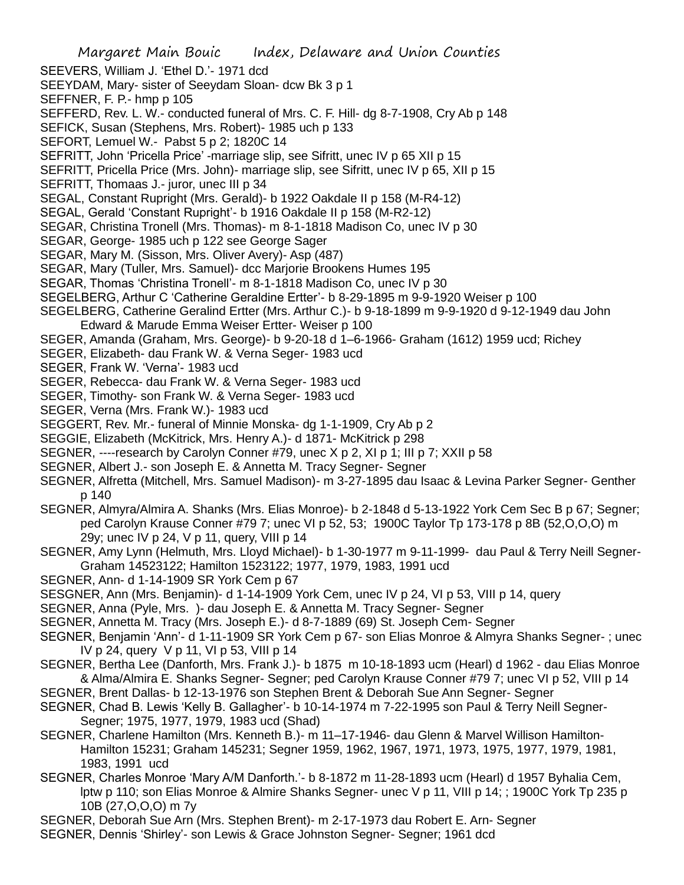SEEVERS, William J. 'Ethel D.'- 1971 dcd

SEEYDAM, Mary- sister of Seeydam Sloan- dcw Bk 3 p 1

SEFFNER, F. P.- hmp p 105

SEFFERD, Rev. L. W.- conducted funeral of Mrs. C. F. Hill- dg 8-7-1908, Cry Ab p 148

SEFICK, Susan (Stephens, Mrs. Robert)- 1985 uch p 133

SEFORT, Lemuel W.- Pabst 5 p 2; 1820C 14

SEFRITT, John 'Pricella Price' -marriage slip, see Sifritt, unec IV p 65 XII p 15

SEFRITT, Pricella Price (Mrs. John)- marriage slip, see Sifritt, unec IV p 65, XII p 15

SEFRITT, Thomaas J.- juror, unec III p 34

SEGAL, Constant Rupright (Mrs. Gerald)- b 1922 Oakdale II p 158 (M-R4-12)

SEGAL, Gerald 'Constant Rupright'- b 1916 Oakdale II p 158 (M-R2-12)

SEGAR, Christina Tronell (Mrs. Thomas)- m 8-1-1818 Madison Co, unec IV p 30

SEGAR, George- 1985 uch p 122 see George Sager

SEGAR, Mary M. (Sisson, Mrs. Oliver Avery)- Asp (487)

SEGAR, Mary (Tuller, Mrs. Samuel)- dcc Marjorie Brookens Humes 195

SEGAR, Thomas 'Christina Tronell'- m 8-1-1818 Madison Co, unec IV p 30

SEGELBERG, Arthur C 'Catherine Geraldine Ertter'- b 8-29-1895 m 9-9-1920 Weiser p 100

SEGELBERG, Catherine Geralind Ertter (Mrs. Arthur C.)- b 9-18-1899 m 9-9-1920 d 9-12-1949 dau John Edward & Marude Emma Weiser Ertter- Weiser p 100

SEGER, Amanda (Graham, Mrs. George)- b 9-20-18 d 1–6-1966- Graham (1612) 1959 ucd; Richey

SEGER, Elizabeth- dau Frank W. & Verna Seger- 1983 ucd

SEGER, Frank W. 'Verna'- 1983 ucd

SEGER, Rebecca- dau Frank W. & Verna Seger- 1983 ucd

SEGER, Timothy- son Frank W. & Verna Seger- 1983 ucd

SEGER, Verna (Mrs. Frank W.)- 1983 ucd

SEGGERT, Rev. Mr.- funeral of Minnie Monska- dg 1-1-1909, Cry Ab p 2

SEGGIE, Elizabeth (McKitrick, Mrs. Henry A.)- d 1871- McKitrick p 298

SEGNER, ----research by Carolyn Conner #79, unec X p 2, XI p 1; III p 7; XXII p 58

SEGNER, Albert J.- son Joseph E. & Annetta M. Tracy Segner- Segner

SEGNER, Alfretta (Mitchell, Mrs. Samuel Madison)- m 3-27-1895 dau Isaac & Levina Parker Segner- Genther p 140

SEGNER, Almyra/Almira A. Shanks (Mrs. Elias Monroe)- b 2-1848 d 5-13-1922 York Cem Sec B p 67; Segner; ped Carolyn Krause Conner #79 7; unec VI p 52, 53; 1900C Taylor Tp 173-178 p 8B (52,O,O,O) m 29y; unec IV p 24, V p 11, query, VIII p 14

SEGNER, Amy Lynn (Helmuth, Mrs. Lloyd Michael)- b 1-30-1977 m 9-11-1999- dau Paul & Terry Neill Segner- Graham 14523122; Hamilton 1523122; 1977, 1979, 1983, 1991 ucd

SEGNER, Ann- d 1-14-1909 SR York Cem p 67

SESGNER, Ann (Mrs. Benjamin)- d 1-14-1909 York Cem, unec IV p 24, VI p 53, VIII p 14, query

SEGNER, Anna (Pyle, Mrs. )- dau Joseph E. & Annetta M. Tracy Segner- Segner

SEGNER, Annetta M. Tracy (Mrs. Joseph E.)- d 8-7-1889 (69) St. Joseph Cem- Segner

SEGNER, Benjamin 'Ann'- d 1-11-1909 SR York Cem p 67- son Elias Monroe & Almyra Shanks Segner- ; unec IV p 24, query V p 11, VI p 53, VIII p 14

SEGNER, Bertha Lee (Danforth, Mrs. Frank J.)- b 1875 m 10-18-1893 ucm (Hearl) d 1962 - dau Elias Monroe & Alma/Almira E. Shanks Segner- Segner; ped Carolyn Krause Conner #79 7; unec VI p 52, VIII p 14

SEGNER, Brent Dallas- b 12-13-1976 son Stephen Brent & Deborah Sue Ann Segner- Segner

SEGNER, Chad B. Lewis 'Kelly B. Gallagher'- b 10-14-1974 m 7-22-1995 son Paul & Terry Neill Segner- Segner; 1975, 1977, 1979, 1983 ucd (Shad)

SEGNER, Charlene Hamilton (Mrs. Kenneth B.)- m 11–17-1946- dau Glenn & Marvel Willison Hamilton- Hamilton 15231; Graham 145231; Segner 1959, 1962, 1967, 1971, 1973, 1975, 1977, 1979, 1981, 1983, 1991 ucd

SEGNER, Charles Monroe 'Mary A/M Danforth.'- b 8-1872 m 11-28-1893 ucm (Hearl) d 1957 Byhalia Cem, lptw p 110; son Elias Monroe & Almire Shanks Segner- unec V p 11, VIII p 14; ; 1900C York Tp 235 p 10B (27,O,O,O) m 7y

SEGNER, Deborah Sue Arn (Mrs. Stephen Brent)- m 2-17-1973 dau Robert E. Arn- Segner

SEGNER, Dennis 'Shirley'- son Lewis & Grace Johnston Segner- Segner; 1961 dcd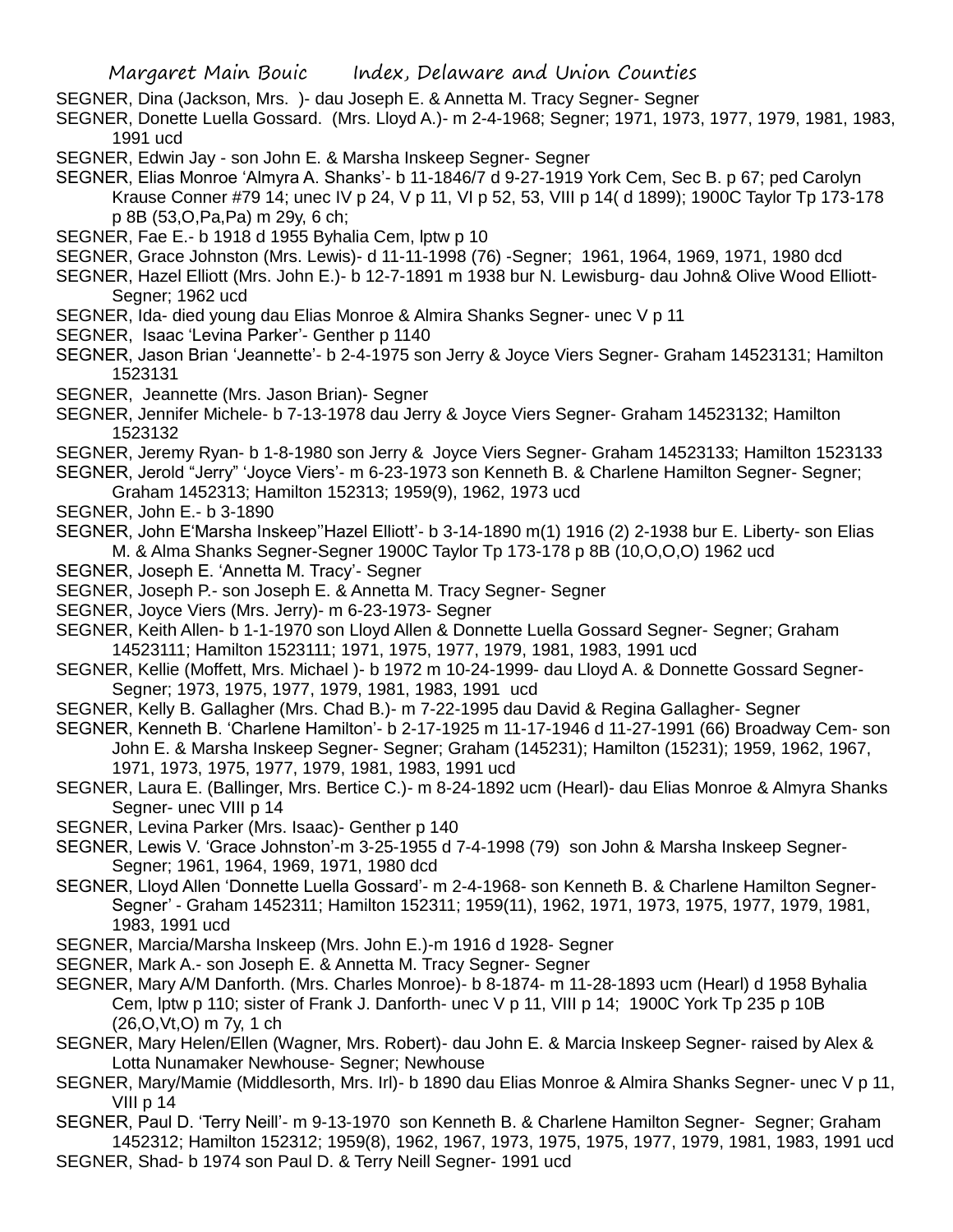SEGNER, Dina (Jackson, Mrs. )- dau Joseph E. & Annetta M. Tracy Segner- Segner

SEGNER, Donette Luella Gossard. (Mrs. Lloyd A.)- m 2-4-1968; Segner; 1971, 1973, 1977, 1979, 1981, 1983, 1991 ucd

SEGNER, Edwin Jay - son John E. & Marsha Inskeep Segner- Segner

SEGNER, Elias Monroe 'Almyra A. Shanks'- b 11-1846/7 d 9-27-1919 York Cem, Sec B. p 67; ped Carolyn Krause Conner #79 14; unec IV p 24, V p 11, VI p 52, 53, VIII p 14( d 1899); 1900C Taylor Tp 173-178 p 8B (53,O,Pa,Pa) m 29y, 6 ch;

SEGNER, Fae E.- b 1918 d 1955 Byhalia Cem, lptw p 10

SEGNER, Grace Johnston (Mrs. Lewis)- d 11-11-1998 (76) -Segner; 1961, 1964, 1969, 1971, 1980 dcd

SEGNER, Hazel Elliott (Mrs. John E.)- b 12-7-1891 m 1938 bur N. Lewisburg- dau John& Olive Wood Elliott- Segner; 1962 ucd

SEGNER, Ida- died young dau Elias Monroe & Almira Shanks Segner- unec V p 11

SEGNER, Isaac 'Levina Parker'- Genther p 1140

SEGNER, Jason Brian 'Jeannette'- b 2-4-1975 son Jerry & Joyce Viers Segner- Graham 14523131; Hamilton 1523131

SEGNER, Jeannette (Mrs. Jason Brian)- Segner

SEGNER, Jennifer Michele- b 7-13-1978 dau Jerry & Joyce Viers Segner- Graham 14523132; Hamilton 1523132

SEGNER, Jeremy Ryan- b 1-8-1980 son Jerry & Joyce Viers Segner- Graham 14523133; Hamilton 1523133

SEGNER, Jerold "Jerry" 'Joyce Viers'- m 6-23-1973 son Kenneth B. & Charlene Hamilton Segner- Segner; Graham 1452313; Hamilton 152313; 1959(9), 1962, 1973 ucd

SEGNER, John E.- b 3-1890

SEGNER, John E'Marsha Inskeep''Hazel Elliott'- b 3-14-1890 m(1) 1916 (2) 2-1938 bur E. Liberty- son Elias M. & Alma Shanks Segner-Segner 1900C Taylor Tp 173-178 p 8B (10,O,O,O) 1962 ucd

SEGNER, Joseph E. 'Annetta M. Tracy'- Segner

SEGNER, Joseph P.- son Joseph E. & Annetta M. Tracy Segner- Segner

SEGNER, Joyce Viers (Mrs. Jerry)- m 6-23-1973- Segner

SEGNER, Keith Allen- b 1-1-1970 son Lloyd Allen & Donnette Luella Gossard Segner- Segner; Graham 14523111; Hamilton 1523111; 1971, 1975, 1977, 1979, 1981, 1983, 1991 ucd

SEGNER, Kellie (Moffett, Mrs. Michael )- b 1972 m 10-24-1999- dau Lloyd A. & Donnette Gossard Segner- Segner; 1973, 1975, 1977, 1979, 1981, 1983, 1991 ucd

SEGNER, Kelly B. Gallagher (Mrs. Chad B.)- m 7-22-1995 dau David & Regina Gallagher- Segner

SEGNER, Kenneth B. 'Charlene Hamilton'- b 2-17-1925 m 11-17-1946 d 11-27-1991 (66) Broadway Cem- son John E. & Marsha Inskeep Segner- Segner; Graham (145231); Hamilton (15231); 1959, 1962, 1967, 1971, 1973, 1975, 1977, 1979, 1981, 1983, 1991 ucd

SEGNER, Laura E. (Ballinger, Mrs. Bertice C.)- m 8-24-1892 ucm (Hearl)- dau Elias Monroe & Almyra Shanks Segner- unec VIII p 14

SEGNER, Levina Parker (Mrs. Isaac)- Genther p 140

SEGNER, Lewis V. 'Grace Johnston'-m 3-25-1955 d 7-4-1998 (79) son John & Marsha Inskeep Segner- Segner; 1961, 1964, 1969, 1971, 1980 dcd

SEGNER, Lloyd Allen 'Donnette Luella Gossard'- m 2-4-1968- son Kenneth B. & Charlene Hamilton Segner- Segner' - Graham 1452311; Hamilton 152311; 1959(11), 1962, 1971, 1973, 1975, 1977, 1979, 1981, 1983, 1991 ucd

SEGNER, Marcia/Marsha Inskeep (Mrs. John E.)-m 1916 d 1928- Segner

SEGNER, Mark A.- son Joseph E. & Annetta M. Tracy Segner- Segner

SEGNER, Mary A/M Danforth. (Mrs. Charles Monroe)- b 8-1874- m 11-28-1893 ucm (Hearl) d 1958 Byhalia Cem, lptw p 110; sister of Frank J. Danforth- unec V p 11, VIII p 14; 1900C York Tp 235 p 10B (26,O,Vt,O) m 7y, 1 ch

SEGNER, Mary Helen/Ellen (Wagner, Mrs. Robert)- dau John E. & Marcia Inskeep Segner- raised by Alex & Lotta Nunamaker Newhouse- Segner; Newhouse

SEGNER, Mary/Mamie (Middlesorth, Mrs. Irl)- b 1890 dau Elias Monroe & Almira Shanks Segner- unec V p 11, VIII p 14

SEGNER, Paul D. 'Terry Neill'- m 9-13-1970 son Kenneth B. & Charlene Hamilton Segner- Segner; Graham 1452312; Hamilton 152312; 1959(8), 1962, 1967, 1973, 1975, 1975, 1977, 1979, 1981, 1983, 1991 ucd

SEGNER, Shad- b 1974 son Paul D. & Terry Neill Segner- 1991 ucd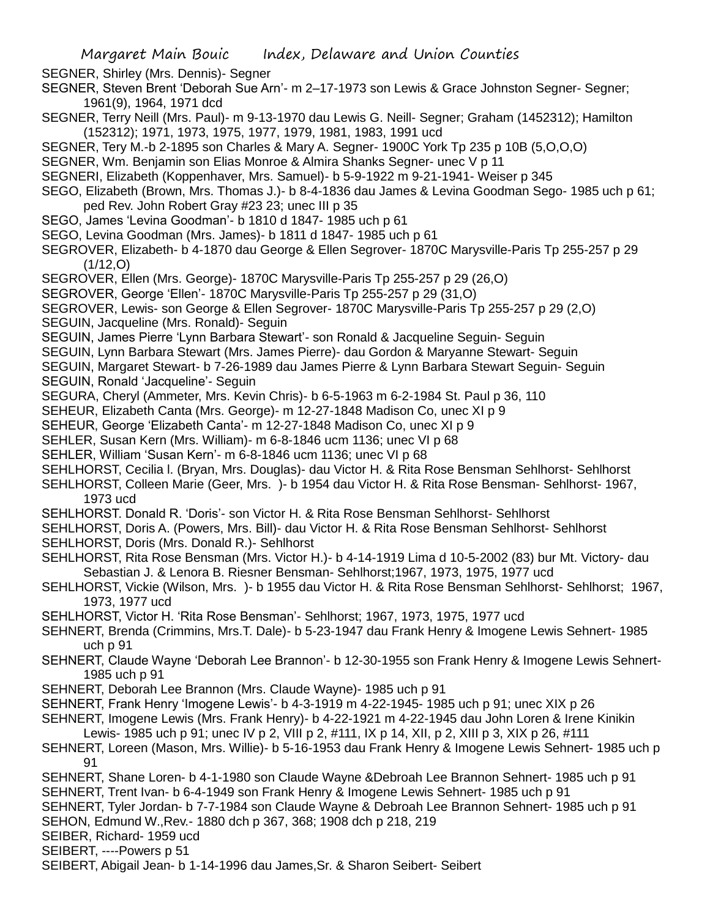SEGNER, Shirley (Mrs. Dennis)- Segner

SEGNER, Steven Brent 'Deborah Sue Arn'- m 2–17-1973 son Lewis & Grace Johnston Segner- Segner; 1961(9), 1964, 1971 dcd

SEGNER, Terry Neill (Mrs. Paul)- m 9-13-1970 dau Lewis G. Neill- Segner; Graham (1452312); Hamilton (152312); 1971, 1973, 1975, 1977, 1979, 1981, 1983, 1991 ucd

SEGNER, Tery M.-b 2-1895 son Charles & Mary A. Segner- 1900C York Tp 235 p 10B (5,O,O,O)

SEGNER, Wm. Benjamin son Elias Monroe & Almira Shanks Segner- unec V p 11

SEGNERI, Elizabeth (Koppenhaver, Mrs. Samuel)- b 5-9-1922 m 9-21-1941- Weiser p 345

SEGO, Elizabeth (Brown, Mrs. Thomas J.)- b 8-4-1836 dau James & Levina Goodman Sego- 1985 uch p 61; ped Rev. John Robert Gray #23 23; unec III p 35

SEGO, James 'Levina Goodman'- b 1810 d 1847- 1985 uch p 61

SEGO, Levina Goodman (Mrs. James)- b 1811 d 1847- 1985 uch p 61

SEGROVER, Elizabeth- b 4-1870 dau George & Ellen Segrover- 1870C Marysville-Paris Tp 255-257 p 29 (1/12,O)

SEGROVER, Ellen (Mrs. George)- 1870C Marysville-Paris Tp 255-257 p 29 (26,O)

SEGROVER, George 'Ellen'- 1870C Marysville-Paris Tp 255-257 p 29 (31,O)

SEGROVER, Lewis- son George & Ellen Segrover- 1870C Marysville-Paris Tp 255-257 p 29 (2,O)

SEGUIN, Jacqueline (Mrs. Ronald)- Seguin

SEGUIN, James Pierre 'Lynn Barbara Stewart'- son Ronald & Jacqueline Seguin- Seguin

SEGUIN, Lynn Barbara Stewart (Mrs. James Pierre)- dau Gordon & Maryanne Stewart- Seguin

SEGUIN, Margaret Stewart- b 7-26-1989 dau James Pierre & Lynn Barbara Stewart Seguin- Seguin

SEGUIN, Ronald 'Jacqueline'- Seguin

SEGURA, Cheryl (Ammeter, Mrs. Kevin Chris)- b 6-5-1963 m 6-2-1984 St. Paul p 36, 110

SEHEUR, Elizabeth Canta (Mrs. George)- m 12-27-1848 Madison Co, unec XI p 9

SEHEUR, George 'Elizabeth Canta'- m 12-27-1848 Madison Co, unec XI p 9

SEHLER, Susan Kern (Mrs. William)- m 6-8-1846 ucm 1136; unec VI p 68

SEHLER, William 'Susan Kern'- m 6-8-1846 ucm 1136; unec VI p 68

SEHLHORST, Cecilia l. (Bryan, Mrs. Douglas)- dau Victor H. & Rita Rose Bensman Sehlhorst- Sehlhorst

SEHLHORST, Colleen Marie (Geer, Mrs. )- b 1954 dau Victor H. & Rita Rose Bensman- Sehlhorst- 1967, 1973 ucd

SEHLHORST. Donald R. 'Doris'- son Victor H. & Rita Rose Bensman Sehlhorst- Sehlhorst

SEHLHORST, Doris A. (Powers, Mrs. Bill)- dau Victor H. & Rita Rose Bensman Sehlhorst- Sehlhorst

SEHLHORST, Doris (Mrs. Donald R.)- Sehlhorst

SEHLHORST, Rita Rose Bensman (Mrs. Victor H.)- b 4-14-1919 Lima d 10-5-2002 (83) bur Mt. Victory- dau Sebastian J. & Lenora B. Riesner Bensman- Sehlhorst;1967, 1973, 1975, 1977 ucd

SEHLHORST, Vickie (Wilson, Mrs. )- b 1955 dau Victor H. & Rita Rose Bensman Sehlhorst- Sehlhorst; 1967, 1973, 1977 ucd

SEHLHORST, Victor H. 'Rita Rose Bensman'- Sehlhorst; 1967, 1973, 1975, 1977 ucd

SEHNERT, Brenda (Crimmins, Mrs.T. Dale)- b 5-23-1947 dau Frank Henry & Imogene Lewis Sehnert- 1985 uch p 91

SEHNERT, Claude Wayne 'Deborah Lee Brannon'- b 12-30-1955 son Frank Henry & Imogene Lewis Sehnert- 1985 uch p 91

SEHNERT, Deborah Lee Brannon (Mrs. Claude Wayne)- 1985 uch p 91

SEHNERT, Frank Henry 'Imogene Lewis'- b 4-3-1919 m 4-22-1945- 1985 uch p 91; unec XIX p 26

SEHNERT, Imogene Lewis (Mrs. Frank Henry)- b 4-22-1921 m 4-22-1945 dau John Loren & Irene Kinikin Lewis- 1985 uch p 91; unec IV p 2, VIII p 2, #111, IX p 14, XII, p 2, XIII p 3, XIX p 26, #111

SEHNERT, Loreen (Mason, Mrs. Willie)- b 5-16-1953 dau Frank Henry & Imogene Lewis Sehnert- 1985 uch p 91

SEHNERT, Shane Loren- b 4-1-1980 son Claude Wayne &Debroah Lee Brannon Sehnert- 1985 uch p 91

SEHNERT, Trent Ivan- b 6-4-1949 son Frank Henry & Imogene Lewis Sehnert- 1985 uch p 91

SEHNERT, Tyler Jordan- b 7-7-1984 son Claude Wayne & Debroah Lee Brannon Sehnert- 1985 uch p 91

SEHON, Edmund W.,Rev.- 1880 dch p 367, 368; 1908 dch p 218, 219

SEIBER, Richard- 1959 ucd

SEIBERT, ----Powers p 51

SEIBERT, Abigail Jean- b 1-14-1996 dau James,Sr. & Sharon Seibert- Seibert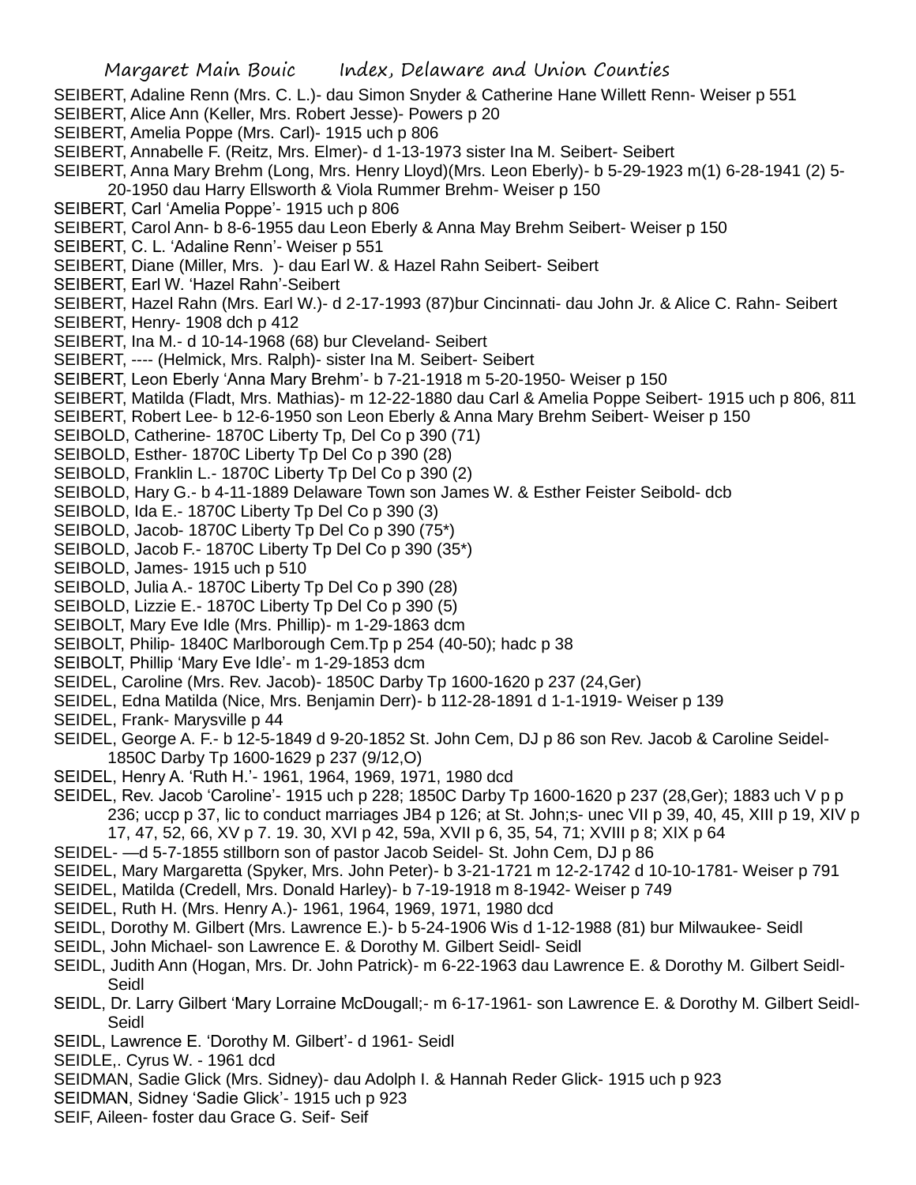SEIBERT, Adaline Renn (Mrs. C. L.)- dau Simon Snyder & Catherine Hane Willett Renn- Weiser p 551

SEIBERT, Alice Ann (Keller, Mrs. Robert Jesse)- Powers p 20

SEIBERT, Amelia Poppe (Mrs. Carl)- 1915 uch p 806

SEIBERT, Annabelle F. (Reitz, Mrs. Elmer)- d 1-13-1973 sister Ina M. Seibert- Seibert

SEIBERT, Anna Mary Brehm (Long, Mrs. Henry Lloyd)(Mrs. Leon Eberly)- b 5-29-1923 m(1) 6-28-1941 (2) 5-20-1950 dau Harry Ellsworth & Viola Rummer Brehm- Weiser p 150

SEIBERT, Carl 'Amelia Poppe'- 1915 uch p 806

SEIBERT, Carol Ann- b 8-6-1955 dau Leon Eberly & Anna May Brehm Seibert- Weiser p 150

SEIBERT, C. L. 'Adaline Renn'- Weiser p 551

SEIBERT, Diane (Miller, Mrs. )- dau Earl W. & Hazel Rahn Seibert- Seibert

SEIBERT, Earl W. 'Hazel Rahn'-Seibert

SEIBERT, Hazel Rahn (Mrs. Earl W.)- d 2-17-1993 (87)bur Cincinnati- dau John Jr. & Alice C. Rahn- Seibert

SEIBERT, Henry- 1908 dch p 412

SEIBERT, Ina M.- d 10-14-1968 (68) bur Cleveland- Seibert

SEIBERT, ---- (Helmick, Mrs. Ralph)- sister Ina M. Seibert- Seibert

SEIBERT, Leon Eberly 'Anna Mary Brehm'- b 7-21-1918 m 5-20-1950- Weiser p 150

SEIBERT, Matilda (Fladt, Mrs. Mathias)- m 12-22-1880 dau Carl & Amelia Poppe Seibert- 1915 uch p 806, 811

SEIBERT, Robert Lee- b 12-6-1950 son Leon Eberly & Anna Mary Brehm Seibert- Weiser p 150

SEIBOLD, Catherine- 1870C Liberty Tp, Del Co p 390 (71)

SEIBOLD, Esther- 1870C Liberty Tp Del Co p 390 (28)

SEIBOLD, Franklin L.- 1870C Liberty Tp Del Co p 390 (2)

SEIBOLD, Hary G.- b 4-11-1889 Delaware Town son James W. & Esther Feister Seibold- dcb

SEIBOLD, Ida E.- 1870C Liberty Tp Del Co p 390 (3)

SEIBOLD, Jacob- 1870C Liberty Tp Del Co p 390 (75*)

SEIBOLD, Jacob F.- 1870C Liberty Tp Del Co p 390 (35*)

SEIBOLD, James- 1915 uch p 510

SEIBOLD, Julia A.- 1870C Liberty Tp Del Co p 390 (28)

SEIBOLD, Lizzie E.- 1870C Liberty Tp Del Co p 390 (5)

SEIBOLT, Mary Eve Idle (Mrs. Phillip)- m 1-29-1863 dcm

SEIBOLT, Philip- 1840C Marlborough Cem.Tp p 254 (40-50); hadc p 38

SEIBOLT, Phillip 'Mary Eve Idle'- m 1-29-1853 dcm

SEIDEL, Caroline (Mrs. Rev. Jacob)- 1850C Darby Tp 1600-1620 p 237 (24,Ger)

SEIDEL, Edna Matilda (Nice, Mrs. Benjamin Derr)- b 112-28-1891 d 1-1-1919- Weiser p 139

SEIDEL, Frank- Marysville p 44

SEIDEL, George A. F.- b 12-5-1849 d 9-20-1852 St. John Cem, DJ p 86 son Rev. Jacob & Caroline Seidel- 1850C Darby Tp 1600-1629 p 237 (9/12,O)

SEIDEL, Henry A. 'Ruth H.'- 1961, 1964, 1969, 1971, 1980 dcd

SEIDEL, Rev. Jacob 'Caroline'- 1915 uch p 228; 1850C Darby Tp 1600-1620 p 237 (28,Ger); 1883 uch V p p 236; uccp p 37, lic to conduct marriages JB4 p 126; at St. John;s- unec VII p 39, 40, 45, XIII p 19, XIV p 17, 47, 52, 66, XV p 7. 19. 30, XVI p 42, 59a, XVII p 6, 35, 54, 71; XVIII p 8; XIX p 64

SEIDEL- —d 5-7-1855 stillborn son of pastor Jacob Seidel- St. John Cem, DJ p 86

SEIDEL, Mary Margaretta (Spyker, Mrs. John Peter)- b 3-21-1721 m 12-2-1742 d 10-10-1781- Weiser p 791

SEIDEL, Matilda (Credell, Mrs. Donald Harley)- b 7-19-1918 m 8-1942- Weiser p 749

SEIDEL, Ruth H. (Mrs. Henry A.)- 1961, 1964, 1969, 1971, 1980 dcd

SEIDL, Dorothy M. Gilbert (Mrs. Lawrence E.)- b 5-24-1906 Wis d 1-12-1988 (81) bur Milwaukee- Seidl

SEIDL, John Michael- son Lawrence E. & Dorothy M. Gilbert Seidl- Seidl

SEIDL, Judith Ann (Hogan, Mrs. Dr. John Patrick)- m 6-22-1963 dau Lawrence E. & Dorothy M. Gilbert Seidl- Seidl

SEIDL, Dr. Larry Gilbert 'Mary Lorraine McDougall;- m 6-17-1961- son Lawrence E. & Dorothy M. Gilbert Seidl- Seidl

SEIDL, Lawrence E. 'Dorothy M. Gilbert'- d 1961- Seidl

SEIDLE,. Cyrus W. - 1961 dcd

SEIDMAN, Sadie Glick (Mrs. Sidney)- dau Adolph I. & Hannah Reder Glick- 1915 uch p 923

SEIDMAN, Sidney 'Sadie Glick'- 1915 uch p 923

SEIF, Aileen- foster dau Grace G. Seif- Seif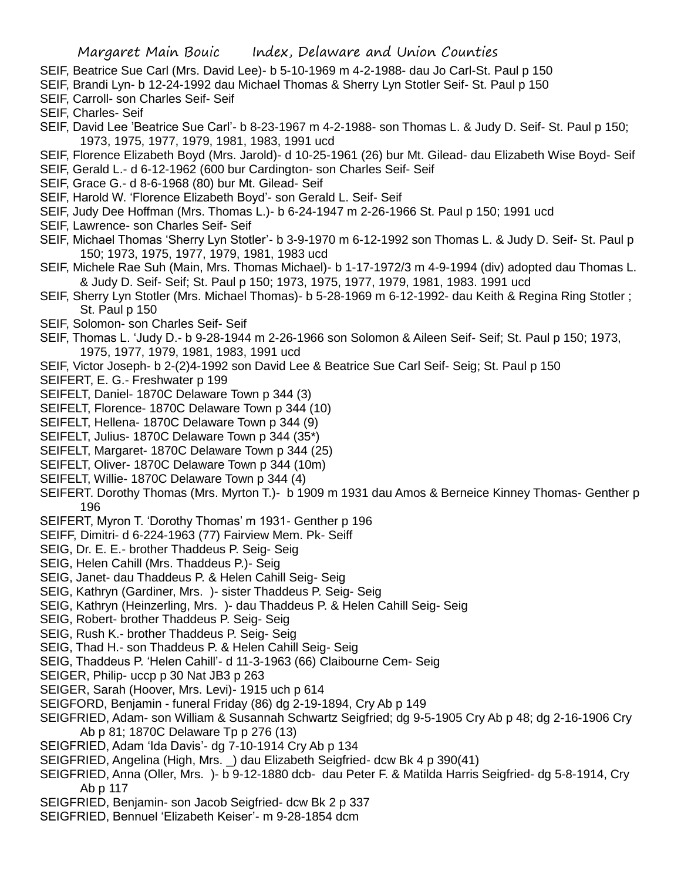SEIF, Beatrice Sue Carl (Mrs. David Lee)- b 5-10-1969 m 4-2-1988- dau Jo Carl-St. Paul p 150
SEIF, Brandi Lyn- b 12-24-1992 dau Michael Thomas & Sherry Lyn Stotler Seif- St. Paul p 150
SEIF, Carroll- son Charles Seif- Seif
SEIF, Charles- Seif
SEIF, David Lee 'Beatrice Sue Carl'- b 8-23-1967 m 4-2-1988- son Thomas L. & Judy D. Seif- St. Paul p 150; 1973, 1975, 1977, 1979, 1981, 1983, 1991 ucd
SEIF, Florence Elizabeth Boyd (Mrs. Jarold)- d 10-25-1961 (26) bur Mt. Gilead- dau Elizabeth Wise Boyd- Seif
SEIF, Gerald L.- d 6-12-1962 (600 bur Cardington- son Charles Seif- Seif
SEIF, Grace G.- d 8-6-1968 (80) bur Mt. Gilead- Seif
SEIF, Harold W. 'Florence Elizabeth Boyd'- son Gerald L. Seif- Seif
SEIF, Judy Dee Hoffman (Mrs. Thomas L.)- b 6-24-1947 m 2-26-1966 St. Paul p 150; 1991 ucd
SEIF, Lawrence- son Charles Seif- Seif
SEIF, Michael Thomas 'Sherry Lyn Stotler'- b 3-9-1970 m 6-12-1992 son Thomas L. & Judy D. Seif- St. Paul p 150; 1973, 1975, 1977, 1979, 1981, 1983 ucd
SEIF, Michele Rae Suh (Main, Mrs. Thomas Michael)- b 1-17-1972/3 m 4-9-1994 (div) adopted dau Thomas L. & Judy D. Seif- Seif; St. Paul p 150; 1973, 1975, 1977, 1979, 1981, 1983. 1991 ucd
SEIF, Sherry Lyn Stotler (Mrs. Michael Thomas)- b 5-28-1969 m 6-12-1992- dau Keith & Regina Ring Stotler ; St. Paul p 150
SEIF, Solomon- son Charles Seif- Seif
SEIF, Thomas L. 'Judy D.- b 9-28-1944 m 2-26-1966 son Solomon & Aileen Seif- Seif; St. Paul p 150; 1973, 1975, 1977, 1979, 1981, 1983, 1991 ucd
SEIF, Victor Joseph- b 2-(2)4-1992 son David Lee & Beatrice Sue Carl Seif- Seig; St. Paul p 150
SEIFERT, E. G.- Freshwater p 199
SEIFELT, Daniel- 1870C Delaware Town p 344 (3)
SEIFELT, Florence- 1870C Delaware Town p 344 (10)
SEIFELT, Hellena- 1870C Delaware Town p 344 (9)
SEIFELT, Julius- 1870C Delaware Town p 344 (35*)
SEIFELT, Margaret- 1870C Delaware Town p 344 (25)
SEIFELT, Oliver- 1870C Delaware Town p 344 (10m)
SEIFELT, Willie- 1870C Delaware Town p 344 (4)
SEIFERT. Dorothy Thomas (Mrs. Myrton T.)- b 1909 m 1931 dau Amos & Berneice Kinney Thomas- Genther p 196
SEIFERT, Myron T. 'Dorothy Thomas' m 1931- Genther p 196
SEIFF, Dimitri- d 6-224-1963 (77) Fairview Mem. Pk- Seiff
SEIG, Dr. E. E.- brother Thaddeus P. Seig- Seig
SEIG, Helen Cahill (Mrs. Thaddeus P.)- Seig
SEIG, Janet- dau Thaddeus P. & Helen Cahill Seig- Seig
SEIG, Kathryn (Gardiner, Mrs. )- sister Thaddeus P. Seig- Seig
SEIG, Kathryn (Heinzerling, Mrs. )- dau Thaddeus P. & Helen Cahill Seig- Seig
SEIG, Robert- brother Thaddeus P. Seig- Seig
SEIG, Rush K.- brother Thaddeus P. Seig- Seig
SEIG, Thad H.- son Thaddeus P. & Helen Cahill Seig- Seig
SEIG, Thaddeus P. 'Helen Cahill'- d 11-3-1963 (66) Claibourne Cem- Seig
SEIGER, Philip- uccp p 30 Nat JB3 p 263
SEIGER, Sarah (Hoover, Mrs. Levi)- 1915 uch p 614
SEIGFORD, Benjamin - funeral Friday (86) dg 2-19-1894, Cry Ab p 149
SEIGFRIED, Adam- son William & Susannah Schwartz Seigfried; dg 9-5-1905 Cry Ab p 48; dg 2-16-1906 Cry Ab p 81; 1870C Delaware Tp p 276 (13)
SEIGFRIED, Adam 'Ida Davis'- dg 7-10-1914 Cry Ab p 134
SEIGFRIED, Angelina (High, Mrs. _) dau Elizabeth Seigfried- dcw Bk 4 p 390(41)
SEIGFRIED, Anna (Oller, Mrs. )- b 9-12-1880 dcb- dau Peter F. & Matilda Harris Seigfried- dg 5-8-1914, Cry Ab p 117
SEIGFRIED, Benjamin- son Jacob Seigfried- dcw Bk 2 p 337
SEIGFRIED, Bennuel 'Elizabeth Keiser'- m 9-28-1854 dcm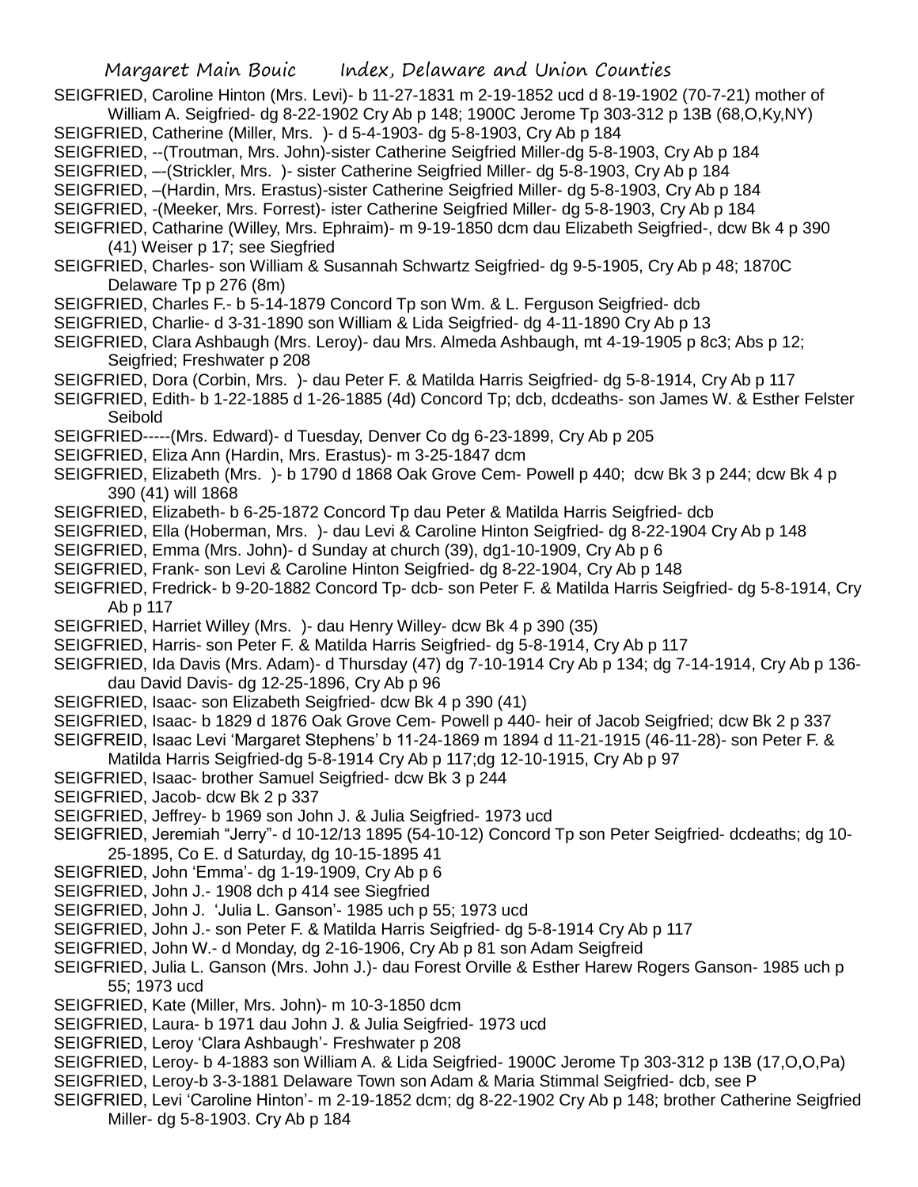SEIGFRIED, Caroline Hinton (Mrs. Levi)- b 11-27-1831 m 2-19-1852 ucd d 8-19-1902 (70-7-21) mother of William A. Seigfried- dg 8-22-1902 Cry Ab p 148; 1900C Jerome Tp 303-312 p 13B (68,O,Ky,NY)

SEIGFRIED, Catherine (Miller, Mrs. )- d 5-4-1903- dg 5-8-1903, Cry Ab p 184

SEIGFRIED, --(Troutman, Mrs. John)-sister Catherine Seigfried Miller-dg 5-8-1903, Cry Ab p 184

SEIGFRIED, –-(Strickler, Mrs. )- sister Catherine Seigfried Miller- dg 5-8-1903, Cry Ab p 184

SEIGFRIED, –(Hardin, Mrs. Erastus)-sister Catherine Seigfried Miller- dg 5-8-1903, Cry Ab p 184

SEIGFRIED, -(Meeker, Mrs. Forrest)- ister Catherine Seigfried Miller- dg 5-8-1903, Cry Ab p 184

SEIGFRIED, Catharine (Willey, Mrs. Ephraim)- m 9-19-1850 dcm dau Elizabeth Seigfried-, dcw Bk 4 p 390 (41) Weiser p 17; see Siegfried

SEIGFRIED, Charles- son William & Susannah Schwartz Seigfried- dg 9-5-1905, Cry Ab p 48; 1870C Delaware Tp p 276 (8m)

SEIGFRIED, Charles F.- b 5-14-1879 Concord Tp son Wm. & L. Ferguson Seigfried- dcb

SEIGFRIED, Charlie- d 3-31-1890 son William & Lida Seigfried- dg 4-11-1890 Cry Ab p 13

SEIGFRIED, Clara Ashbaugh (Mrs. Leroy)- dau Mrs. Almeda Ashbaugh, mt 4-19-1905 p 8c3; Abs p 12; Seigfried; Freshwater p 208

SEIGFRIED, Dora (Corbin, Mrs. )- dau Peter F. & Matilda Harris Seigfried- dg 5-8-1914, Cry Ab p 117

SEIGFRIED, Edith- b 1-22-1885 d 1-26-1885 (4d) Concord Tp; dcb, dcdeaths- son James W. & Esther Felster Seibold

SEIGFRIED-----(Mrs. Edward)- d Tuesday, Denver Co dg 6-23-1899, Cry Ab p 205

SEIGFRIED, Eliza Ann (Hardin, Mrs. Erastus)- m 3-25-1847 dcm

SEIGFRIED, Elizabeth (Mrs. )- b 1790 d 1868 Oak Grove Cem- Powell p 440; dcw Bk 3 p 244; dcw Bk 4 p 390 (41) will 1868

SEIGFRIED, Elizabeth- b 6-25-1872 Concord Tp dau Peter & Matilda Harris Seigfried- dcb

SEIGFRIED, Ella (Hoberman, Mrs. )- dau Levi & Caroline Hinton Seigfried- dg 8-22-1904 Cry Ab p 148

SEIGFRIED, Emma (Mrs. John)- d Sunday at church (39), dg1-10-1909, Cry Ab p 6

SEIGFRIED, Frank- son Levi & Caroline Hinton Seigfried- dg 8-22-1904, Cry Ab p 148

SEIGFRIED, Fredrick- b 9-20-1882 Concord Tp- dcb- son Peter F. & Matilda Harris Seigfried- dg 5-8-1914, Cry Ab p 117

SEIGFRIED, Harriet Willey (Mrs. )- dau Henry Willey- dcw Bk 4 p 390 (35)

SEIGFRIED, Harris- son Peter F. & Matilda Harris Seigfried- dg 5-8-1914, Cry Ab p 117

SEIGFRIED, Ida Davis (Mrs. Adam)- d Thursday (47) dg 7-10-1914 Cry Ab p 134; dg 7-14-1914, Cry Ab p 136- dau David Davis- dg 12-25-1896, Cry Ab p 96

SEIGFRIED, Isaac- son Elizabeth Seigfried- dcw Bk 4 p 390 (41)

SEIGFRIED, Isaac- b 1829 d 1876 Oak Grove Cem- Powell p 440- heir of Jacob Seigfried; dcw Bk 2 p 337

SEIGFREID, Isaac Levi 'Margaret Stephens' b 11-24-1869 m 1894 d 11-21-1915 (46-11-28)- son Peter F. & Matilda Harris Seigfried-dg 5-8-1914 Cry Ab p 117;dg 12-10-1915, Cry Ab p 97

SEIGFRIED, Isaac- brother Samuel Seigfried- dcw Bk 3 p 244

SEIGFRIED, Jacob- dcw Bk 2 p 337

SEIGFRIED, Jeffrey- b 1969 son John J. & Julia Seigfried- 1973 ucd

SEIGFRIED, Jeremiah "Jerry"- d 10-12/13 1895 (54-10-12) Concord Tp son Peter Seigfried- dcdeaths; dg 10-25-1895, Co E. d Saturday, dg 10-15-1895 41

SEIGFRIED, John 'Emma'- dg 1-19-1909, Cry Ab p 6

SEIGFRIED, John J.- 1908 dch p 414 see Siegfried

SEIGFRIED, John J. 'Julia L. Ganson'- 1985 uch p 55; 1973 ucd

SEIGFRIED, John J.- son Peter F. & Matilda Harris Seigfried- dg 5-8-1914 Cry Ab p 117

SEIGFRIED, John W.- d Monday, dg 2-16-1906, Cry Ab p 81 son Adam Seigfreid

SEIGFRIED, Julia L. Ganson (Mrs. John J.)- dau Forest Orville & Esther Harew Rogers Ganson- 1985 uch p 55; 1973 ucd

SEIGFRIED, Kate (Miller, Mrs. John)- m 10-3-1850 dcm

SEIGFRIED, Laura- b 1971 dau John J. & Julia Seigfried- 1973 ucd

SEIGFRIED, Leroy 'Clara Ashbaugh'- Freshwater p 208

SEIGFRIED, Leroy- b 4-1883 son William A. & Lida Seigfried- 1900C Jerome Tp 303-312 p 13B (17,O,O,Pa)

SEIGFRIED, Leroy-b 3-3-1881 Delaware Town son Adam & Maria Stimmal Seigfried- dcb, see P

SEIGFRIED, Levi 'Caroline Hinton'- m 2-19-1852 dcm; dg 8-22-1902 Cry Ab p 148; brother Catherine Seigfried Miller- dg 5-8-1903. Cry Ab p 184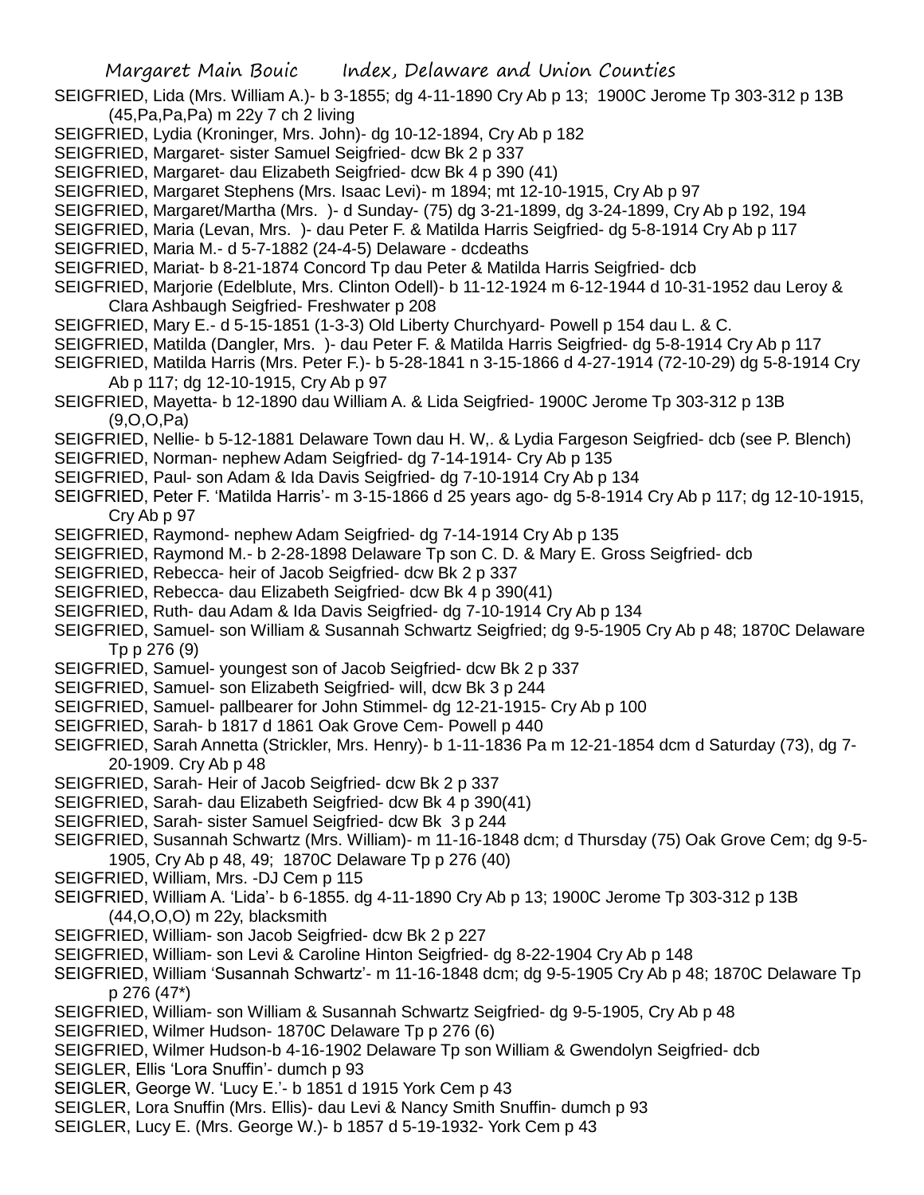SEIGFRIED, Lida (Mrs. William A.)- b 3-1855; dg 4-11-1890 Cry Ab p 13; 1900C Jerome Tp 303-312 p 13B (45,Pa,Pa,Pa) m 22y 7 ch 2 living

SEIGFRIED, Lydia (Kroninger, Mrs. John)- dg 10-12-1894, Cry Ab p 182

SEIGFRIED, Margaret- sister Samuel Seigfried- dcw Bk 2 p 337

SEIGFRIED, Margaret- dau Elizabeth Seigfried- dcw Bk 4 p 390 (41)

SEIGFRIED, Margaret Stephens (Mrs. Isaac Levi)- m 1894; mt 12-10-1915, Cry Ab p 97

SEIGFRIED, Margaret/Martha (Mrs. )- d Sunday- (75) dg 3-21-1899, dg 3-24-1899, Cry Ab p 192, 194

SEIGFRIED, Maria (Levan, Mrs. )- dau Peter F. & Matilda Harris Seigfried- dg 5-8-1914 Cry Ab p 117

SEIGFRIED, Maria M.- d 5-7-1882 (24-4-5) Delaware - dcdeaths

SEIGFRIED, Mariat- b 8-21-1874 Concord Tp dau Peter & Matilda Harris Seigfried- dcb

SEIGFRIED, Marjorie (Edelblute, Mrs. Clinton Odell)- b 11-12-1924 m 6-12-1944 d 10-31-1952 dau Leroy & Clara Ashbaugh Seigfried- Freshwater p 208

SEIGFRIED, Mary E.- d 5-15-1851 (1-3-3) Old Liberty Churchyard- Powell p 154 dau L. & C.

SEIGFRIED, Matilda (Dangler, Mrs. )- dau Peter F. & Matilda Harris Seigfried- dg 5-8-1914 Cry Ab p 117

SEIGFRIED, Matilda Harris (Mrs. Peter F.)- b 5-28-1841 n 3-15-1866 d 4-27-1914 (72-10-29) dg 5-8-1914 Cry Ab p 117; dg 12-10-1915, Cry Ab p 97

SEIGFRIED, Mayetta- b 12-1890 dau William A. & Lida Seigfried- 1900C Jerome Tp 303-312 p 13B (9,O,O,Pa)

SEIGFRIED, Nellie- b 5-12-1881 Delaware Town dau H. W,. & Lydia Fargeson Seigfried- dcb (see P. Blench)

SEIGFRIED, Norman- nephew Adam Seigfried- dg 7-14-1914- Cry Ab p 135

SEIGFRIED, Paul- son Adam & Ida Davis Seigfried- dg 7-10-1914 Cry Ab p 134

SEIGFRIED, Peter F. 'Matilda Harris'- m 3-15-1866 d 25 years ago- dg 5-8-1914 Cry Ab p 117; dg 12-10-1915, Cry Ab p 97

SEIGFRIED, Raymond- nephew Adam Seigfried- dg 7-14-1914 Cry Ab p 135

SEIGFRIED, Raymond M.- b 2-28-1898 Delaware Tp son C. D. & Mary E. Gross Seigfried- dcb

SEIGFRIED, Rebecca- heir of Jacob Seigfried- dcw Bk 2 p 337

SEIGFRIED, Rebecca- dau Elizabeth Seigfried- dcw Bk 4 p 390(41)

SEIGFRIED, Ruth- dau Adam & Ida Davis Seigfried- dg 7-10-1914 Cry Ab p 134

SEIGFRIED, Samuel- son William & Susannah Schwartz Seigfried; dg 9-5-1905 Cry Ab p 48; 1870C Delaware Tp p 276 (9)

SEIGFRIED, Samuel- youngest son of Jacob Seigfried- dcw Bk 2 p 337

SEIGFRIED, Samuel- son Elizabeth Seigfried- will, dcw Bk 3 p 244

SEIGFRIED, Samuel- pallbearer for John Stimmel- dg 12-21-1915- Cry Ab p 100

SEIGFRIED, Sarah- b 1817 d 1861 Oak Grove Cem- Powell p 440

SEIGFRIED, Sarah Annetta (Strickler, Mrs. Henry)- b 1-11-1836 Pa m 12-21-1854 dcm d Saturday (73), dg 7-20-1909. Cry Ab p 48

SEIGFRIED, Sarah- Heir of Jacob Seigfried- dcw Bk 2 p 337

SEIGFRIED, Sarah- dau Elizabeth Seigfried- dcw Bk 4 p 390(41)

SEIGFRIED, Sarah- sister Samuel Seigfried- dcw Bk 3 p 244

SEIGFRIED, Susannah Schwartz (Mrs. William)- m 11-16-1848 dcm; d Thursday (75) Oak Grove Cem; dg 9-5-1905, Cry Ab p 48, 49; 1870C Delaware Tp p 276 (40)

SEIGFRIED, William, Mrs. -DJ Cem p 115

SEIGFRIED, William A. 'Lida'- b 6-1855. dg 4-11-1890 Cry Ab p 13; 1900C Jerome Tp 303-312 p 13B (44,O,O,O) m 22y, blacksmith

SEIGFRIED, William- son Jacob Seigfried- dcw Bk 2 p 227

SEIGFRIED, William- son Levi & Caroline Hinton Seigfried- dg 8-22-1904 Cry Ab p 148

SEIGFRIED, William 'Susannah Schwartz'- m 11-16-1848 dcm; dg 9-5-1905 Cry Ab p 48; 1870C Delaware Tp p 276 (47*)

SEIGFRIED, William- son William & Susannah Schwartz Seigfried- dg 9-5-1905, Cry Ab p 48

SEIGFRIED, Wilmer Hudson- 1870C Delaware Tp p 276 (6)

SEIGFRIED, Wilmer Hudson-b 4-16-1902 Delaware Tp son William & Gwendolyn Seigfried- dcb

SEIGLER, Ellis 'Lora Snuffin'- dumch p 93

SEIGLER, George W. 'Lucy E.'- b 1851 d 1915 York Cem p 43

SEIGLER, Lora Snuffin (Mrs. Ellis)- dau Levi & Nancy Smith Snuffin- dumch p 93

SEIGLER, Lucy E. (Mrs. George W.)- b 1857 d 5-19-1932- York Cem p 43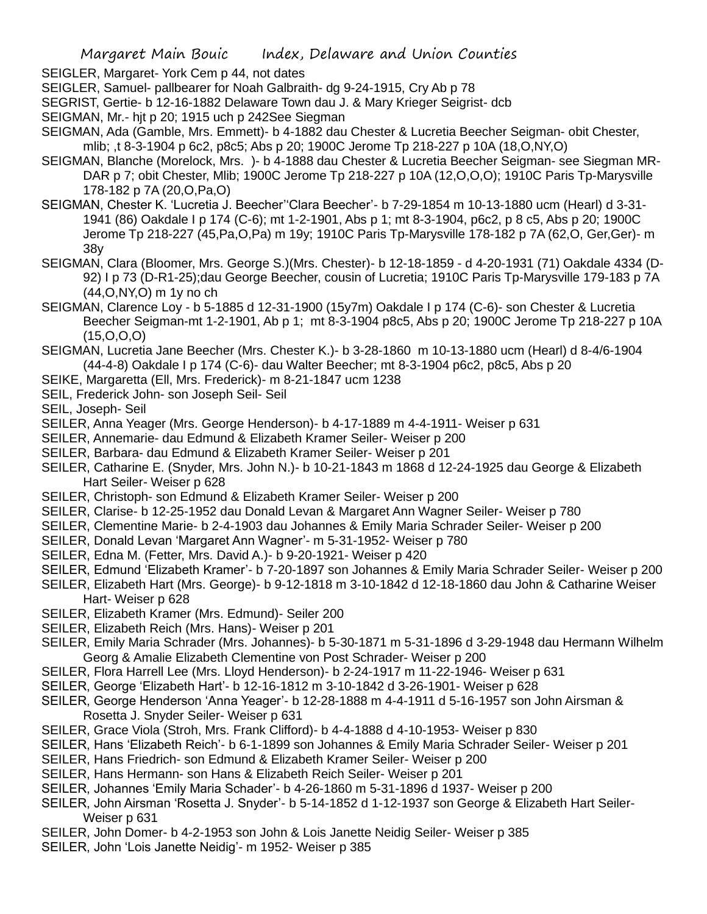SEIGLER, Margaret- York Cem p 44, not dates

SEIGLER, Samuel- pallbearer for Noah Galbraith- dg 9-24-1915, Cry Ab p 78

SEGRIST, Gertie- b 12-16-1882 Delaware Town dau J. & Mary Krieger Seigrist- dcb

SEIGMAN, Mr.- hjt p 20; 1915 uch p 242See Siegman

SEIGMAN, Ada (Gamble, Mrs. Emmett)- b 4-1882 dau Chester & Lucretia Beecher Seigman- obit Chester, mlib; ,t 8-3-1904 p 6c2, p8c5; Abs p 20; 1900C Jerome Tp 218-227 p 10A (18,O,NY,O)

SEIGMAN, Blanche (Morelock, Mrs. )- b 4-1888 dau Chester & Lucretia Beecher Seigman- see Siegman MR-DAR p 7; obit Chester, Mlib; 1900C Jerome Tp 218-227 p 10A (12,O,O,O); 1910C Paris Tp-Marysville 178-182 p 7A (20,O,Pa,O)

SEIGMAN, Chester K. 'Lucretia J. Beecher''Clara Beecher'- b 7-29-1854 m 10-13-1880 ucm (Hearl) d 3-31-1941 (86) Oakdale I p 174 (C-6); mt 1-2-1901, Abs p 1; mt 8-3-1904, p6c2, p 8 c5, Abs p 20; 1900C Jerome Tp 218-227 (45,Pa,O,Pa) m 19y; 1910C Paris Tp-Marysville 178-182 p 7A (62,O, Ger,Ger)- m 38y

SEIGMAN, Clara (Bloomer, Mrs. George S.)(Mrs. Chester)- b 12-18-1859 - d 4-20-1931 (71) Oakdale 4334 (D-92) I p 73 (D-R1-25);dau George Beecher, cousin of Lucretia; 1910C Paris Tp-Marysville 179-183 p 7A (44,O,NY,O) m 1y no ch

SEIGMAN, Clarence Loy - b 5-1885 d 12-31-1900 (15y7m) Oakdale I p 174 (C-6)- son Chester & Lucretia Beecher Seigman-mt 1-2-1901, Ab p 1; mt 8-3-1904 p8c5, Abs p 20; 1900C Jerome Tp 218-227 p 10A (15,O,O,O)

SEIGMAN, Lucretia Jane Beecher (Mrs. Chester K.)- b 3-28-1860 m 10-13-1880 ucm (Hearl) d 8-4/6-1904 (44-4-8) Oakdale I p 174 (C-6)- dau Walter Beecher; mt 8-3-1904 p6c2, p8c5, Abs p 20

SEIKE, Margaretta (Ell, Mrs. Frederick)- m 8-21-1847 ucm 1238

SEIL, Frederick John- son Joseph Seil- Seil

SEIL, Joseph- Seil

SEILER, Anna Yeager (Mrs. George Henderson)- b 4-17-1889 m 4-4-1911- Weiser p 631

SEILER, Annemarie- dau Edmund & Elizabeth Kramer Seiler- Weiser p 200

SEILER, Barbara- dau Edmund & Elizabeth Kramer Seiler- Weiser p 201

SEILER, Catharine E. (Snyder, Mrs. John N.)- b 10-21-1843 m 1868 d 12-24-1925 dau George & Elizabeth Hart Seiler- Weiser p 628

SEILER, Christoph- son Edmund & Elizabeth Kramer Seiler- Weiser p 200

SEILER, Clarise- b 12-25-1952 dau Donald Levan & Margaret Ann Wagner Seiler- Weiser p 780

SEILER, Clementine Marie- b 2-4-1903 dau Johannes & Emily Maria Schrader Seiler- Weiser p 200

SEILER, Donald Levan 'Margaret Ann Wagner'- m 5-31-1952- Weiser p 780

SEILER, Edna M. (Fetter, Mrs. David A.)- b 9-20-1921- Weiser p 420

SEILER, Edmund 'Elizabeth Kramer'- b 7-20-1897 son Johannes & Emily Maria Schrader Seiler- Weiser p 200

SEILER, Elizabeth Hart (Mrs. George)- b 9-12-1818 m 3-10-1842 d 12-18-1860 dau John & Catharine Weiser Hart- Weiser p 628

SEILER, Elizabeth Kramer (Mrs. Edmund)- Seiler 200

SEILER, Elizabeth Reich (Mrs. Hans)- Weiser p 201

SEILER, Emily Maria Schrader (Mrs. Johannes)- b 5-30-1871 m 5-31-1896 d 3-29-1948 dau Hermann Wilhelm Georg & Amalie Elizabeth Clementine von Post Schrader- Weiser p 200

SEILER, Flora Harrell Lee (Mrs. Lloyd Henderson)- b 2-24-1917 m 11-22-1946- Weiser p 631

SEILER, George 'Elizabeth Hart'- b 12-16-1812 m 3-10-1842 d 3-26-1901- Weiser p 628

SEILER, George Henderson 'Anna Yeager'- b 12-28-1888 m 4-4-1911 d 5-16-1957 son John Airsman & Rosetta J. Snyder Seiler- Weiser p 631

SEILER, Grace Viola (Stroh, Mrs. Frank Clifford)- b 4-4-1888 d 4-10-1953- Weiser p 830

SEILER, Hans 'Elizabeth Reich'- b 6-1-1899 son Johannes & Emily Maria Schrader Seiler- Weiser p 201

SEILER, Hans Friedrich- son Edmund & Elizabeth Kramer Seiler- Weiser p 200

SEILER, Hans Hermann- son Hans & Elizabeth Reich Seiler- Weiser p 201

SEILER, Johannes 'Emily Maria Schader'- b 4-26-1860 m 5-31-1896 d 1937- Weiser p 200

SEILER, John Airsman 'Rosetta J. Snyder'- b 5-14-1852 d 1-12-1937 son George & Elizabeth Hart Seiler- Weiser p 631

SEILER, John Domer- b 4-2-1953 son John & Lois Janette Neidig Seiler- Weiser p 385

SEILER, John 'Lois Janette Neidig'- m 1952- Weiser p 385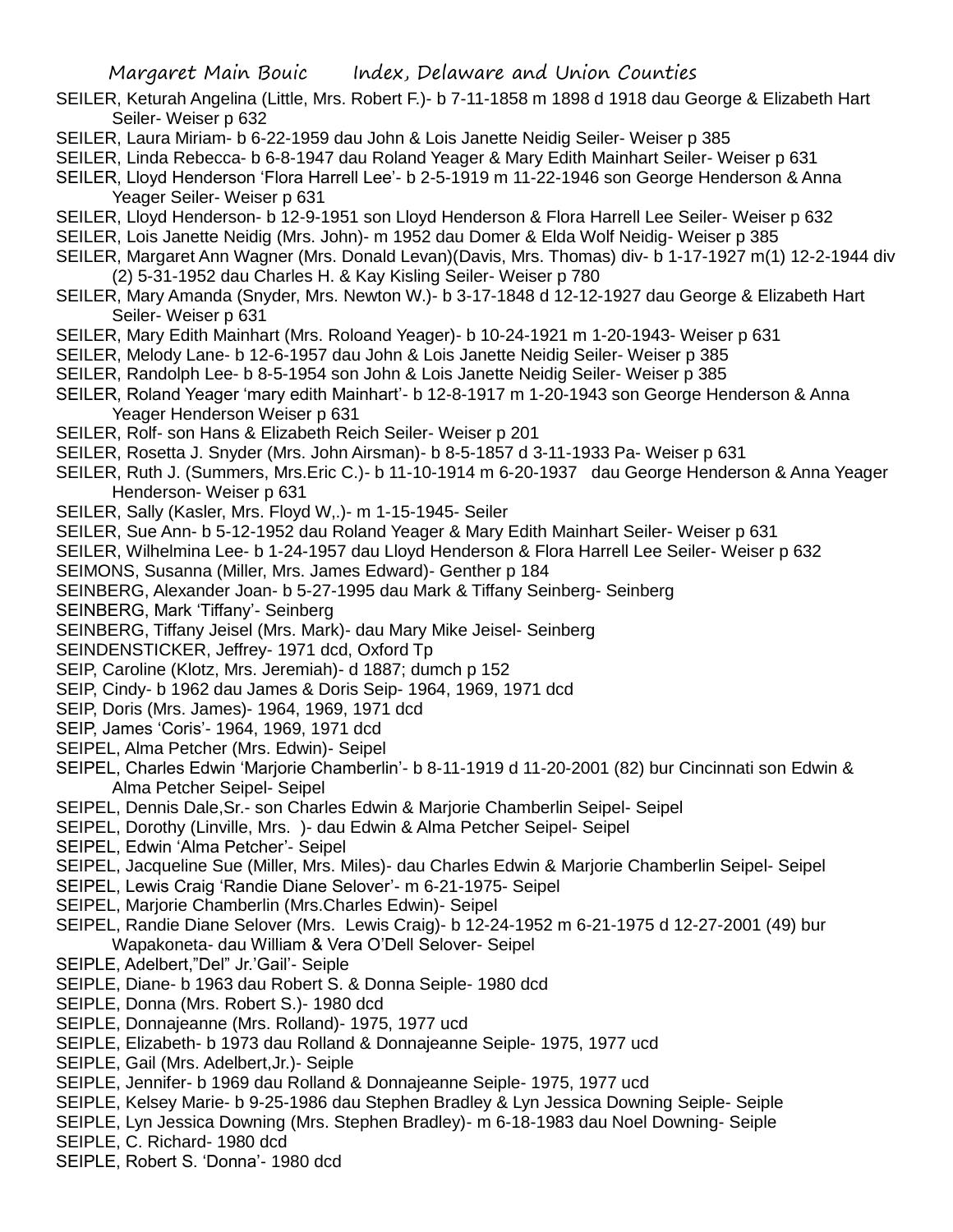SEILER, Keturah Angelina (Little, Mrs. Robert F.)- b 7-11-1858 m 1898 d 1918 dau George & Elizabeth Hart Seiler- Weiser p 632

SEILER, Laura Miriam- b 6-22-1959 dau John & Lois Janette Neidig Seiler- Weiser p 385

SEILER, Linda Rebecca- b 6-8-1947 dau Roland Yeager & Mary Edith Mainhart Seiler- Weiser p 631

SEILER, Lloyd Henderson 'Flora Harrell Lee'- b 2-5-1919 m 11-22-1946 son George Henderson & Anna Yeager Seiler- Weiser p 631

SEILER, Lloyd Henderson- b 12-9-1951 son Lloyd Henderson & Flora Harrell Lee Seiler- Weiser p 632

SEILER, Lois Janette Neidig (Mrs. John)- m 1952 dau Domer & Elda Wolf Neidig- Weiser p 385

SEILER, Margaret Ann Wagner (Mrs. Donald Levan)(Davis, Mrs. Thomas) div- b 1-17-1927 m(1) 12-2-1944 div (2) 5-31-1952 dau Charles H. & Kay Kisling Seiler- Weiser p 780

SEILER, Mary Amanda (Snyder, Mrs. Newton W.)- b 3-17-1848 d 12-12-1927 dau George & Elizabeth Hart Seiler- Weiser p 631

SEILER, Mary Edith Mainhart (Mrs. Roloand Yeager)- b 10-24-1921 m 1-20-1943- Weiser p 631

SEILER, Melody Lane- b 12-6-1957 dau John & Lois Janette Neidig Seiler- Weiser p 385

SEILER, Randolph Lee- b 8-5-1954 son John & Lois Janette Neidig Seiler- Weiser p 385

SEILER, Roland Yeager 'mary edith Mainhart'- b 12-8-1917 m 1-20-1943 son George Henderson & Anna Yeager Henderson Weiser p 631

SEILER, Rolf- son Hans & Elizabeth Reich Seiler- Weiser p 201

SEILER, Rosetta J. Snyder (Mrs. John Airsman)- b 8-5-1857 d 3-11-1933 Pa- Weiser p 631

SEILER, Ruth J. (Summers, Mrs.Eric C.)- b 11-10-1914 m 6-20-1937 dau George Henderson & Anna Yeager Henderson- Weiser p 631

SEILER, Sally (Kasler, Mrs. Floyd W,.)- m 1-15-1945- Seiler

SEILER, Sue Ann- b 5-12-1952 dau Roland Yeager & Mary Edith Mainhart Seiler- Weiser p 631

SEILER, Wilhelmina Lee- b 1-24-1957 dau Lloyd Henderson & Flora Harrell Lee Seiler- Weiser p 632

SEIMONS, Susanna (Miller, Mrs. James Edward)- Genther p 184

SEINBERG, Alexander Joan- b 5-27-1995 dau Mark & Tiffany Seinberg- Seinberg

SEINBERG, Mark 'Tiffany'- Seinberg

SEINBERG, Tiffany Jeisel (Mrs. Mark)- dau Mary Mike Jeisel- Seinberg

SEINDENSTICKER, Jeffrey- 1971 dcd, Oxford Tp

SEIP, Caroline (Klotz, Mrs. Jeremiah)- d 1887; dumch p 152

SEIP, Cindy- b 1962 dau James & Doris Seip- 1964, 1969, 1971 dcd

SEIP, Doris (Mrs. James)- 1964, 1969, 1971 dcd

SEIP, James 'Coris'- 1964, 1969, 1971 dcd

SEIPEL, Alma Petcher (Mrs. Edwin)- Seipel

SEIPEL, Charles Edwin 'Marjorie Chamberlin'- b 8-11-1919 d 11-20-2001 (82) bur Cincinnati son Edwin & Alma Petcher Seipel- Seipel

SEIPEL, Dennis Dale,Sr.- son Charles Edwin & Marjorie Chamberlin Seipel- Seipel

SEIPEL, Dorothy (Linville, Mrs. )- dau Edwin & Alma Petcher Seipel- Seipel

SEIPEL, Edwin 'Alma Petcher'- Seipel

SEIPEL, Jacqueline Sue (Miller, Mrs. Miles)- dau Charles Edwin & Marjorie Chamberlin Seipel- Seipel

SEIPEL, Lewis Craig 'Randie Diane Selover'- m 6-21-1975- Seipel

SEIPEL, Marjorie Chamberlin (Mrs.Charles Edwin)- Seipel

SEIPEL, Randie Diane Selover (Mrs. Lewis Craig)- b 12-24-1952 m 6-21-1975 d 12-27-2001 (49) bur Wapakoneta- dau William & Vera O'Dell Selover- Seipel

SEIPLE, Adelbert,"Del" Jr.'Gail'- Seiple

SEIPLE, Diane- b 1963 dau Robert S. & Donna Seiple- 1980 dcd

SEIPLE, Donna (Mrs. Robert S.)- 1980 dcd

SEIPLE, Donnajeanne (Mrs. Rolland)- 1975, 1977 ucd

SEIPLE, Elizabeth- b 1973 dau Rolland & Donnajeanne Seiple- 1975, 1977 ucd

SEIPLE, Gail (Mrs. Adelbert,Jr.)- Seiple

SEIPLE, Jennifer- b 1969 dau Rolland & Donnajeanne Seiple- 1975, 1977 ucd

SEIPLE, Kelsey Marie- b 9-25-1986 dau Stephen Bradley & Lyn Jessica Downing Seiple- Seiple

SEIPLE, Lyn Jessica Downing (Mrs. Stephen Bradley)- m 6-18-1983 dau Noel Downing- Seiple

SEIPLE, C. Richard- 1980 dcd

SEIPLE, Robert S. 'Donna'- 1980 dcd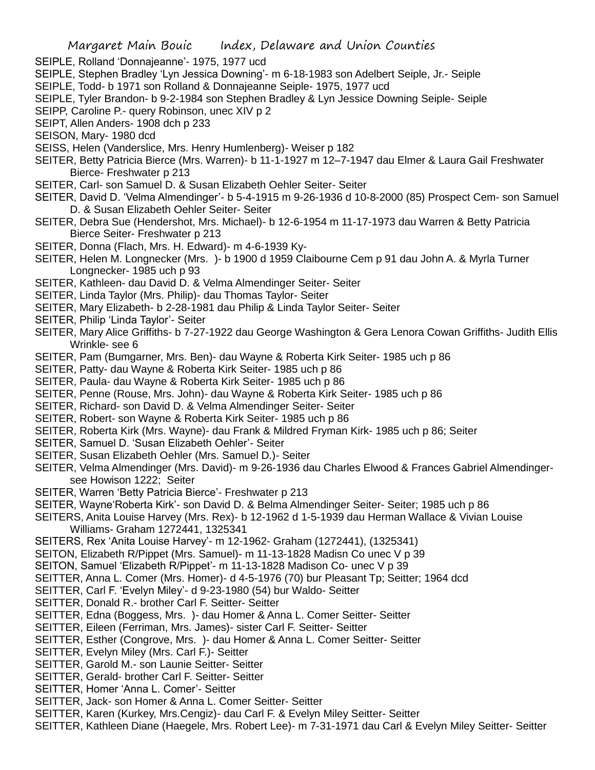SEIPLE, Rolland 'Donnajeanne'- 1975, 1977 ucd

SEIPLE, Stephen Bradley 'Lyn Jessica Downing'- m 6-18-1983 son Adelbert Seiple, Jr.- Seiple

SEIPLE, Todd- b 1971 son Rolland & Donnajeanne Seiple- 1975, 1977 ucd

SEIPLE, Tyler Brandon- b 9-2-1984 son Stephen Bradley & Lyn Jessice Downing Seiple- Seiple

SEIPP, Caroline P.- query Robinson, unec XIV p 2

SEIPT, Allen Anders- 1908 dch p 233

SEISON, Mary- 1980 dcd

SEISS, Helen (Vanderslice, Mrs. Henry Humlenberg)- Weiser p 182

SEITER, Betty Patricia Bierce (Mrs. Warren)- b 11-1-1927 m 12–7-1947 dau Elmer & Laura Gail Freshwater Bierce- Freshwater p 213

SEITER, Carl- son Samuel D. & Susan Elizabeth Oehler Seiter- Seiter

SEITER, David D. 'Velma Almendinger'- b 5-4-1915 m 9-26-1936 d 10-8-2000 (85) Prospect Cem- son Samuel D. & Susan Elizabeth Oehler Seiter- Seiter

SEITER, Debra Sue (Hendershot, Mrs. Michael)- b 12-6-1954 m 11-17-1973 dau Warren & Betty Patricia Bierce Seiter- Freshwater p 213

SEITER, Donna (Flach, Mrs. H. Edward)- m 4-6-1939 Ky-

SEITER, Helen M. Longnecker (Mrs. )- b 1900 d 1959 Claibourne Cem p 91 dau John A. & Myrla Turner Longnecker- 1985 uch p 93

SEITER, Kathleen- dau David D. & Velma Almendinger Seiter- Seiter

SEITER, Linda Taylor (Mrs. Philip)- dau Thomas Taylor- Seiter

SEITER, Mary Elizabeth- b 2-28-1981 dau Philip & Linda Taylor Seiter- Seiter

SEITER, Philip 'Linda Taylor'- Seiter

SEITER, Mary Alice Griffiths- b 7-27-1922 dau George Washington & Gera Lenora Cowan Griffiths- Judith Ellis Wrinkle- see 6

SEITER, Pam (Bumgarner, Mrs. Ben)- dau Wayne & Roberta Kirk Seiter- 1985 uch p 86

SEITER, Patty- dau Wayne & Roberta Kirk Seiter- 1985 uch p 86

SEITER, Paula- dau Wayne & Roberta Kirk Seiter- 1985 uch p 86

SEITER, Penne (Rouse, Mrs. John)- dau Wayne & Roberta Kirk Seiter- 1985 uch p 86

SEITER, Richard- son David D. & Velma Almendinger Seiter- Seiter

SEITER, Robert- son Wayne & Roberta Kirk Seiter- 1985 uch p 86

SEITER, Roberta Kirk (Mrs. Wayne)- dau Frank & Mildred Fryman Kirk- 1985 uch p 86; Seiter

SEITER, Samuel D. 'Susan Elizabeth Oehler'- Seiter

SEITER, Susan Elizabeth Oehler (Mrs. Samuel D.)- Seiter

SEITER, Velma Almendinger (Mrs. David)- m 9-26-1936 dau Charles Elwood & Frances Gabriel Almendinger- see Howison 1222; Seiter

SEITER, Warren 'Betty Patricia Bierce'- Freshwater p 213

SEITER, Wayne'Roberta Kirk'- son David D. & Belma Almendinger Seiter- Seiter; 1985 uch p 86

SEITERS, Anita Louise Harvey (Mrs. Rex)- b 12-1962 d 1-5-1939 dau Herman Wallace & Vivian Louise Williams- Graham 1272441, 1325341

SEITERS, Rex 'Anita Louise Harvey'- m 12-1962- Graham (1272441), (1325341)

SEITON, Elizabeth R/Pippet (Mrs. Samuel)- m 11-13-1828 Madisn Co unec V p 39

SEITON, Samuel 'Elizabeth R/Pippet'- m 11-13-1828 Madison Co- unec V p 39

SEITTER, Anna L. Comer (Mrs. Homer)- d 4-5-1976 (70) bur Pleasant Tp; Seitter; 1964 dcd

SEITTER, Carl F. 'Evelyn Miley'- d 9-23-1980 (54) bur Waldo- Seitter

SEITTER, Donald R.- brother Carl F. Seitter- Seitter

SEITTER, Edna (Boggess, Mrs. )- dau Homer & Anna L. Comer Seitter- Seitter

SEITTER, Eileen (Ferriman, Mrs. James)- sister Carl F. Seitter- Seitter

SEITTER, Esther (Congrove, Mrs. )- dau Homer & Anna L. Comer Seitter- Seitter

SEITTER, Evelyn Miley (Mrs. Carl F.)- Seitter

SEITTER, Garold M.- son Launie Seitter- Seitter

SEITTER, Gerald- brother Carl F. Seitter- Seitter

SEITTER, Homer 'Anna L. Comer'- Seitter

SEITTER, Jack- son Homer & Anna L. Comer Seitter- Seitter

SEITTER, Karen (Kurkey, Mrs.Cengiz)- dau Carl F. & Evelyn Miley Seitter- Seitter

SEITTER, Kathleen Diane (Haegele, Mrs. Robert Lee)- m 7-31-1971 dau Carl & Evelyn Miley Seitter- Seitter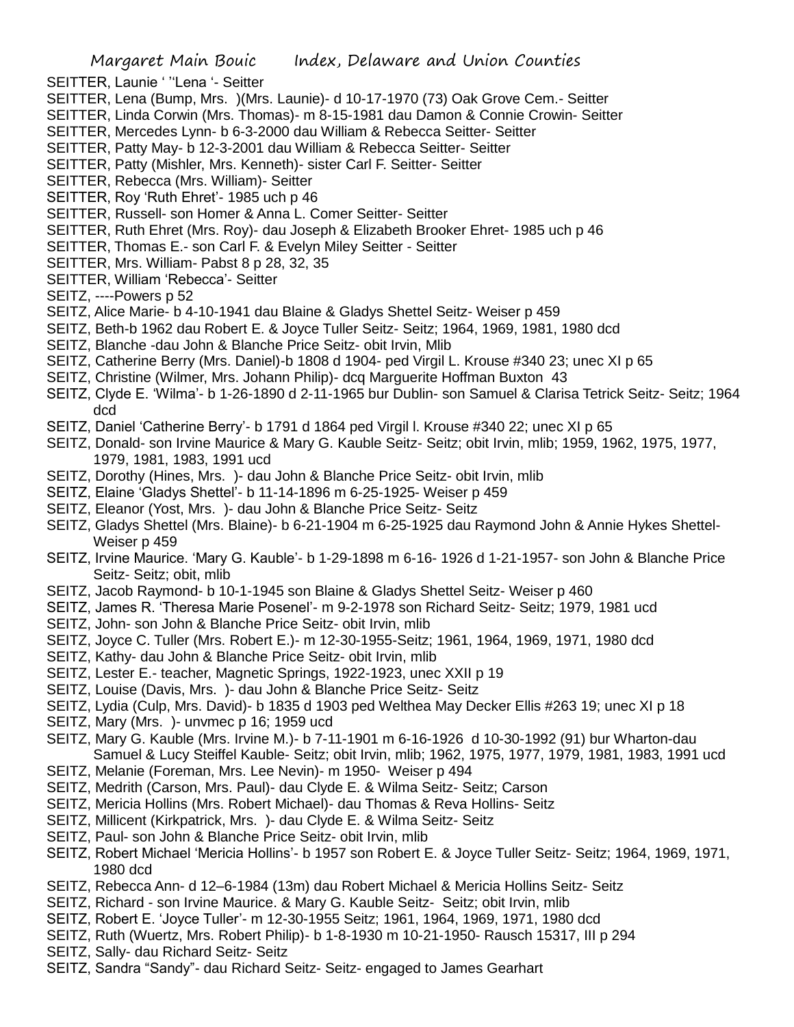SEITTER, Launie ' ''Lena '- Seitter

SEITTER, Lena (Bump, Mrs. )(Mrs. Launie)- d 10-17-1970 (73) Oak Grove Cem.- Seitter

SEITTER, Linda Corwin (Mrs. Thomas)- m 8-15-1981 dau Damon & Connie Crowin- Seitter

SEITTER, Mercedes Lynn- b 6-3-2000 dau William & Rebecca Seitter- Seitter

SEITTER, Patty May- b 12-3-2001 dau William & Rebecca Seitter- Seitter

SEITTER, Patty (Mishler, Mrs. Kenneth)- sister Carl F. Seitter- Seitter

SEITTER, Rebecca (Mrs. William)- Seitter

SEITTER, Roy 'Ruth Ehret'- 1985 uch p 46

SEITTER, Russell- son Homer & Anna L. Comer Seitter- Seitter

SEITTER, Ruth Ehret (Mrs. Roy)- dau Joseph & Elizabeth Brooker Ehret- 1985 uch p 46

SEITTER, Thomas E.- son Carl F. & Evelyn Miley Seitter - Seitter

SEITTER, Mrs. William- Pabst 8 p 28, 32, 35

SEITTER, William 'Rebecca'- Seitter

SEITZ, ----Powers p 52

SEITZ, Alice Marie- b 4-10-1941 dau Blaine & Gladys Shettel Seitz- Weiser p 459

SEITZ, Beth-b 1962 dau Robert E. & Joyce Tuller Seitz- Seitz; 1964, 1969, 1981, 1980 dcd

SEITZ, Blanche -dau John & Blanche Price Seitz- obit Irvin, Mlib

SEITZ, Catherine Berry (Mrs. Daniel)-b 1808 d 1904- ped Virgil L. Krouse #340 23; unec XI p 65

SEITZ, Christine (Wilmer, Mrs. Johann Philip)- dcq Marguerite Hoffman Buxton 43

SEITZ, Clyde E. 'Wilma'- b 1-26-1890 d 2-11-1965 bur Dublin- son Samuel & Clarisa Tetrick Seitz- Seitz; 1964 dcd

SEITZ, Daniel 'Catherine Berry'- b 1791 d 1864 ped Virgil l. Krouse #340 22; unec XI p 65

SEITZ, Donald- son Irvine Maurice & Mary G. Kauble Seitz- Seitz; obit Irvin, mlib; 1959, 1962, 1975, 1977, 1979, 1981, 1983, 1991 ucd

SEITZ, Dorothy (Hines, Mrs. )- dau John & Blanche Price Seitz- obit Irvin, mlib

SEITZ, Elaine 'Gladys Shettel'- b 11-14-1896 m 6-25-1925- Weiser p 459

SEITZ, Eleanor (Yost, Mrs. )- dau John & Blanche Price Seitz- Seitz

SEITZ, Gladys Shettel (Mrs. Blaine)- b 6-21-1904 m 6-25-1925 dau Raymond John & Annie Hykes Shettel- Weiser p 459

SEITZ, Irvine Maurice. 'Mary G. Kauble'- b 1-29-1898 m 6-16- 1926 d 1-21-1957- son John & Blanche Price Seitz- Seitz; obit, mlib

SEITZ, Jacob Raymond- b 10-1-1945 son Blaine & Gladys Shettel Seitz- Weiser p 460

SEITZ, James R. 'Theresa Marie Posenel'- m 9-2-1978 son Richard Seitz- Seitz; 1979, 1981 ucd

SEITZ, John- son John & Blanche Price Seitz- obit Irvin, mlib

SEITZ, Joyce C. Tuller (Mrs. Robert E.)- m 12-30-1955-Seitz; 1961, 1964, 1969, 1971, 1980 dcd

SEITZ, Kathy- dau John & Blanche Price Seitz- obit Irvin, mlib

SEITZ, Lester E.- teacher, Magnetic Springs, 1922-1923, unec XXII p 19

SEITZ, Louise (Davis, Mrs. )- dau John & Blanche Price Seitz- Seitz

SEITZ, Lydia (Culp, Mrs. David)- b 1835 d 1903 ped Welthea May Decker Ellis #263 19; unec XI p 18

SEITZ, Mary (Mrs. )- unvmec p 16; 1959 ucd

SEITZ, Mary G. Kauble (Mrs. Irvine M.)- b 7-11-1901 m 6-16-1926 d 10-30-1992 (91) bur Wharton-dau Samuel & Lucy Steiffel Kauble- Seitz; obit Irvin, mlib; 1962, 1975, 1977, 1979, 1981, 1983, 1991 ucd

SEITZ, Melanie (Foreman, Mrs. Lee Nevin)- m 1950- Weiser p 494

SEITZ, Medrith (Carson, Mrs. Paul)- dau Clyde E. & Wilma Seitz- Seitz; Carson

SEITZ, Mericia Hollins (Mrs. Robert Michael)- dau Thomas & Reva Hollins- Seitz

SEITZ, Millicent (Kirkpatrick, Mrs. )- dau Clyde E. & Wilma Seitz- Seitz

SEITZ, Paul- son John & Blanche Price Seitz- obit Irvin, mlib

SEITZ, Robert Michael 'Mericia Hollins'- b 1957 son Robert E. & Joyce Tuller Seitz- Seitz; 1964, 1969, 1971, 1980 dcd

SEITZ, Rebecca Ann- d 12–6-1984 (13m) dau Robert Michael & Mericia Hollins Seitz- Seitz

SEITZ, Richard - son Irvine Maurice. & Mary G. Kauble Seitz- Seitz; obit Irvin, mlib

SEITZ, Robert E. 'Joyce Tuller'- m 12-30-1955 Seitz; 1961, 1964, 1969, 1971, 1980 dcd

SEITZ, Ruth (Wuertz, Mrs. Robert Philip)- b 1-8-1930 m 10-21-1950- Rausch 15317, III p 294

SEITZ, Sally- dau Richard Seitz- Seitz

SEITZ, Sandra "Sandy"- dau Richard Seitz- Seitz- engaged to James Gearhart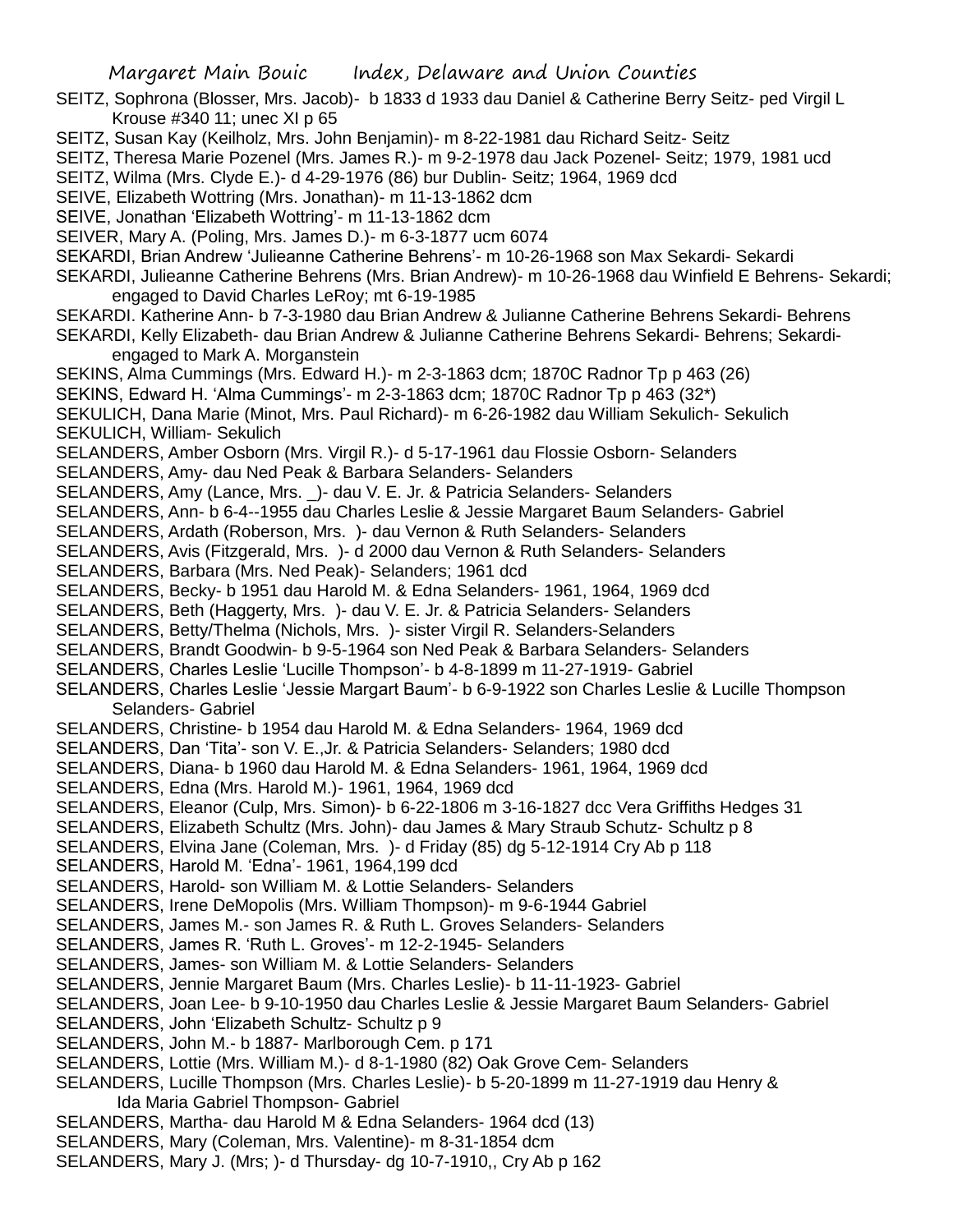SEITZ, Sophrona (Blosser, Mrs. Jacob)- b 1833 d 1933 dau Daniel & Catherine Berry Seitz- ped Virgil L Krouse #340 11; unec XI p 65

SEITZ, Susan Kay (Keilholz, Mrs. John Benjamin)- m 8-22-1981 dau Richard Seitz- Seitz

SEITZ, Theresa Marie Pozenel (Mrs. James R.)- m 9-2-1978 dau Jack Pozenel- Seitz; 1979, 1981 ucd

SEITZ, Wilma (Mrs. Clyde E.)- d 4-29-1976 (86) bur Dublin- Seitz; 1964, 1969 dcd

SEIVE, Elizabeth Wottring (Mrs. Jonathan)- m 11-13-1862 dcm

SEIVE, Jonathan 'Elizabeth Wottring'- m 11-13-1862 dcm

SEIVER, Mary A. (Poling, Mrs. James D.)- m 6-3-1877 ucm 6074

SEKARDI, Brian Andrew 'Julieanne Catherine Behrens'- m 10-26-1968 son Max Sekardi- Sekardi

SEKARDI, Julieanne Catherine Behrens (Mrs. Brian Andrew)- m 10-26-1968 dau Winfield E Behrens- Sekardi; engaged to David Charles LeRoy; mt 6-19-1985

SEKARDI. Katherine Ann- b 7-3-1980 dau Brian Andrew & Julianne Catherine Behrens Sekardi- Behrens

SEKARDI, Kelly Elizabeth- dau Brian Andrew & Julianne Catherine Behrens Sekardi- Behrens; Sekardi- engaged to Mark A. Morganstein

SEKINS, Alma Cummings (Mrs. Edward H.)- m 2-3-1863 dcm; 1870C Radnor Tp p 463 (26)

SEKINS, Edward H. 'Alma Cummings'- m 2-3-1863 dcm; 1870C Radnor Tp p 463 (32*)

SEKULICH, Dana Marie (Minot, Mrs. Paul Richard)- m 6-26-1982 dau William Sekulich- Sekulich

SEKULICH, William- Sekulich

SELANDERS, Amber Osborn (Mrs. Virgil R.)- d 5-17-1961 dau Flossie Osborn- Selanders

SELANDERS, Amy- dau Ned Peak & Barbara Selanders- Selanders

SELANDERS, Amy (Lance, Mrs. _)- dau V. E. Jr. & Patricia Selanders- Selanders

SELANDERS, Ann- b 6-4--1955 dau Charles Leslie & Jessie Margaret Baum Selanders- Gabriel

SELANDERS, Ardath (Roberson, Mrs. )- dau Vernon & Ruth Selanders- Selanders

SELANDERS, Avis (Fitzgerald, Mrs. )- d 2000 dau Vernon & Ruth Selanders- Selanders

SELANDERS, Barbara (Mrs. Ned Peak)- Selanders; 1961 dcd

SELANDERS, Becky- b 1951 dau Harold M. & Edna Selanders- 1961, 1964, 1969 dcd

SELANDERS, Beth (Haggerty, Mrs. )- dau V. E. Jr. & Patricia Selanders- Selanders

SELANDERS, Betty/Thelma (Nichols, Mrs. )- sister Virgil R. Selanders-Selanders

SELANDERS, Brandt Goodwin- b 9-5-1964 son Ned Peak & Barbara Selanders- Selanders

SELANDERS, Charles Leslie 'Lucille Thompson'- b 4-8-1899 m 11-27-1919- Gabriel

SELANDERS, Charles Leslie 'Jessie Margart Baum'- b 6-9-1922 son Charles Leslie & Lucille Thompson Selanders- Gabriel

SELANDERS, Christine- b 1954 dau Harold M. & Edna Selanders- 1964, 1969 dcd

SELANDERS, Dan 'Tita'- son V. E.,Jr. & Patricia Selanders- Selanders; 1980 dcd

SELANDERS, Diana- b 1960 dau Harold M. & Edna Selanders- 1961, 1964, 1969 dcd

SELANDERS, Edna (Mrs. Harold M.)- 1961, 1964, 1969 dcd

SELANDERS, Eleanor (Culp, Mrs. Simon)- b 6-22-1806 m 3-16-1827 dcc Vera Griffiths Hedges 31

SELANDERS, Elizabeth Schultz (Mrs. John)- dau James & Mary Straub Schutz- Schultz p 8

SELANDERS, Elvina Jane (Coleman, Mrs. )- d Friday (85) dg 5-12-1914 Cry Ab p 118

SELANDERS, Harold M. 'Edna'- 1961, 1964,199 dcd

SELANDERS, Harold- son William M. & Lottie Selanders- Selanders

SELANDERS, Irene DeMopolis (Mrs. William Thompson)- m 9-6-1944 Gabriel

SELANDERS, James M.- son James R. & Ruth L. Groves Selanders- Selanders

SELANDERS, James R. 'Ruth L. Groves'- m 12-2-1945- Selanders

SELANDERS, James- son William M. & Lottie Selanders- Selanders

SELANDERS, Jennie Margaret Baum (Mrs. Charles Leslie)- b 11-11-1923- Gabriel

SELANDERS, Joan Lee- b 9-10-1950 dau Charles Leslie & Jessie Margaret Baum Selanders- Gabriel

SELANDERS, John 'Elizabeth Schultz- Schultz p 9

SELANDERS, John M.- b 1887- Marlborough Cem. p 171

SELANDERS, Lottie (Mrs. William M.)- d 8-1-1980 (82) Oak Grove Cem- Selanders

SELANDERS, Lucille Thompson (Mrs. Charles Leslie)- b 5-20-1899 m 11-27-1919 dau Henry & Ida Maria Gabriel Thompson- Gabriel

SELANDERS, Martha- dau Harold M & Edna Selanders- 1964 dcd (13)

SELANDERS, Mary (Coleman, Mrs. Valentine)- m 8-31-1854 dcm

SELANDERS, Mary J. (Mrs; )- d Thursday- dg 10-7-1910,, Cry Ab p 162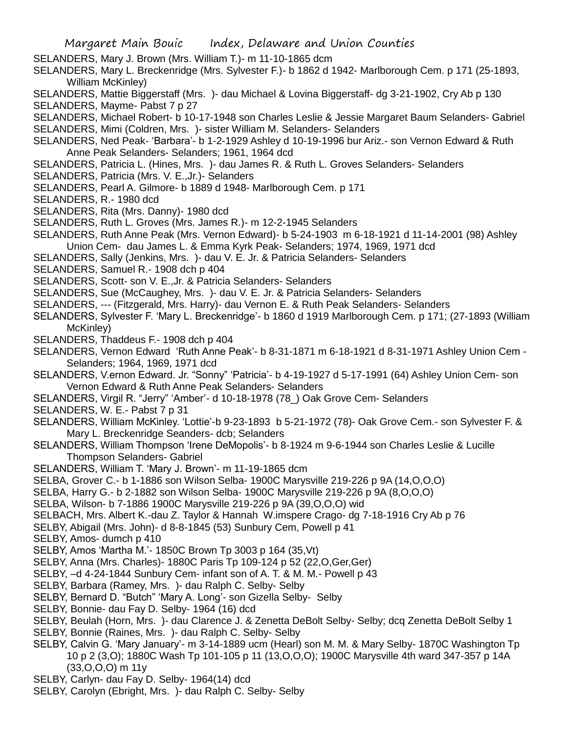SELANDERS, Mary J. Brown (Mrs. William T.)- m 11-10-1865 dcm

SELANDERS, Mary L. Breckenridge (Mrs. Sylvester F.)- b 1862 d 1942- Marlborough Cem. p 171 (25-1893, William McKinley)

SELANDERS, Mattie Biggerstaff (Mrs. )- dau Michael & Lovina Biggerstaff- dg 3-21-1902, Cry Ab p 130

SELANDERS, Mayme- Pabst 7 p 27

SELANDERS, Michael Robert- b 10-17-1948 son Charles Leslie & Jessie Margaret Baum Selanders- Gabriel

SELANDERS, Mimi (Coldren, Mrs. )- sister William M. Selanders- Selanders

SELANDERS, Ned Peak- 'Barbara'- b 1-2-1929 Ashley d 10-19-1996 bur Ariz.- son Vernon Edward & Ruth Anne Peak Selanders- Selanders; 1961, 1964 dcd

SELANDERS, Patricia L. (Hines, Mrs. )- dau James R. & Ruth L. Groves Selanders- Selanders

SELANDERS, Patricia (Mrs. V. E.,Jr.)- Selanders

SELANDERS, Pearl A. Gilmore- b 1889 d 1948- Marlborough Cem. p 171

SELANDERS, R.- 1980 dcd

SELANDERS, Rita (Mrs. Danny)- 1980 dcd

SELANDERS, Ruth L. Groves (Mrs. James R.)- m 12-2-1945 Selanders

SELANDERS, Ruth Anne Peak (Mrs. Vernon Edward)- b 5-24-1903 m 6-18-1921 d 11-14-2001 (98) Ashley Union Cem- dau James L. & Emma Kyrk Peak- Selanders; 1974, 1969, 1971 dcd

SELANDERS, Sally (Jenkins, Mrs. )- dau V. E. Jr. & Patricia Selanders- Selanders

SELANDERS, Samuel R.- 1908 dch p 404

SELANDERS, Scott- son V. E.,Jr. & Patricia Selanders- Selanders

SELANDERS, Sue (McCaughey, Mrs. )- dau V. E. Jr. & Patricia Selanders- Selanders

SELANDERS, --- (Fitzgerald, Mrs. Harry)- dau Vernon E. & Ruth Peak Selanders- Selanders

SELANDERS, Sylvester F. 'Mary L. Breckenridge'- b 1860 d 1919 Marlborough Cem. p 171; (27-1893 (William McKinley)

SELANDERS, Thaddeus F.- 1908 dch p 404

SELANDERS, Vernon Edward 'Ruth Anne Peak'- b 8-31-1871 m 6-18-1921 d 8-31-1971 Ashley Union Cem - Selanders; 1964, 1969, 1971 dcd

SELANDERS, V.ernon Edward. Jr. "Sonny" 'Patricia'- b 4-19-1927 d 5-17-1991 (64) Ashley Union Cem- son Vernon Edward & Ruth Anne Peak Selanders- Selanders

SELANDERS, Virgil R. "Jerry" 'Amber'- d 10-18-1978 (78_) Oak Grove Cem- Selanders

SELANDERS, W. E.- Pabst 7 p 31

SELANDERS, William McKinley. 'Lottie'-b 9-23-1893 b 5-21-1972 (78)- Oak Grove Cem.- son Sylvester F. & Mary L. Breckenridge Seanders- dcb; Selanders

SELANDERS, William Thompson 'Irene DeMopolis'- b 8-1924 m 9-6-1944 son Charles Leslie & Lucille Thompson Selanders- Gabriel

SELANDERS, William T. 'Mary J. Brown'- m 11-19-1865 dcm

SELBA, Grover C.- b 1-1886 son Wilson Selba- 1900C Marysville 219-226 p 9A (14,O,O,O)

SELBA, Harry G.- b 2-1882 son Wilson Selba- 1900C Marysville 219-226 p 9A (8,O,O,O)

SELBA, Wilson- b 7-1886 1900C Marysville 219-226 p 9A (39,O,O,O) wid

SELBACH, Mrs. Albert K.-dau Z. Taylor & Hannah W.imspere Crago- dg 7-18-1916 Cry Ab p 76

SELBY, Abigail (Mrs. John)- d 8-8-1845 (53) Sunbury Cem, Powell p 41

SELBY, Amos- dumch p 410

SELBY, Amos 'Martha M.'- 1850C Brown Tp 3003 p 164 (35,Vt)

SELBY, Anna (Mrs. Charles)- 1880C Paris Tp 109-124 p 52 (22,O,Ger,Ger)

SELBY, –d 4-24-1844 Sunbury Cem- infant son of A. T. & M. M.- Powell p 43

SELBY, Barbara (Ramey, Mrs. )- dau Ralph C. Selby- Selby

SELBY, Bernard D. "Butch" 'Mary A. Long'- son Gizella Selby- Selby

SELBY, Bonnie- dau Fay D. Selby- 1964 (16) dcd

SELBY, Beulah (Horn, Mrs. )- dau Clarence J. & Zenetta DeBolt Selby- Selby; dcq Zenetta DeBolt Selby 1

SELBY, Bonnie (Raines, Mrs. )- dau Ralph C. Selby- Selby

SELBY, Calvin G. 'Mary January'- m 3-14-1889 ucm (Hearl) son M. M. & Mary Selby- 1870C Washington Tp 10 p 2 (3,O); 1880C Wash Tp 101-105 p 11 (13,O,O,O); 1900C Marysville 4th ward 347-357 p 14A (33,O,O,O) m 11y

SELBY, Carlyn- dau Fay D. Selby- 1964(14) dcd

SELBY, Carolyn (Ebright, Mrs. )- dau Ralph C. Selby- Selby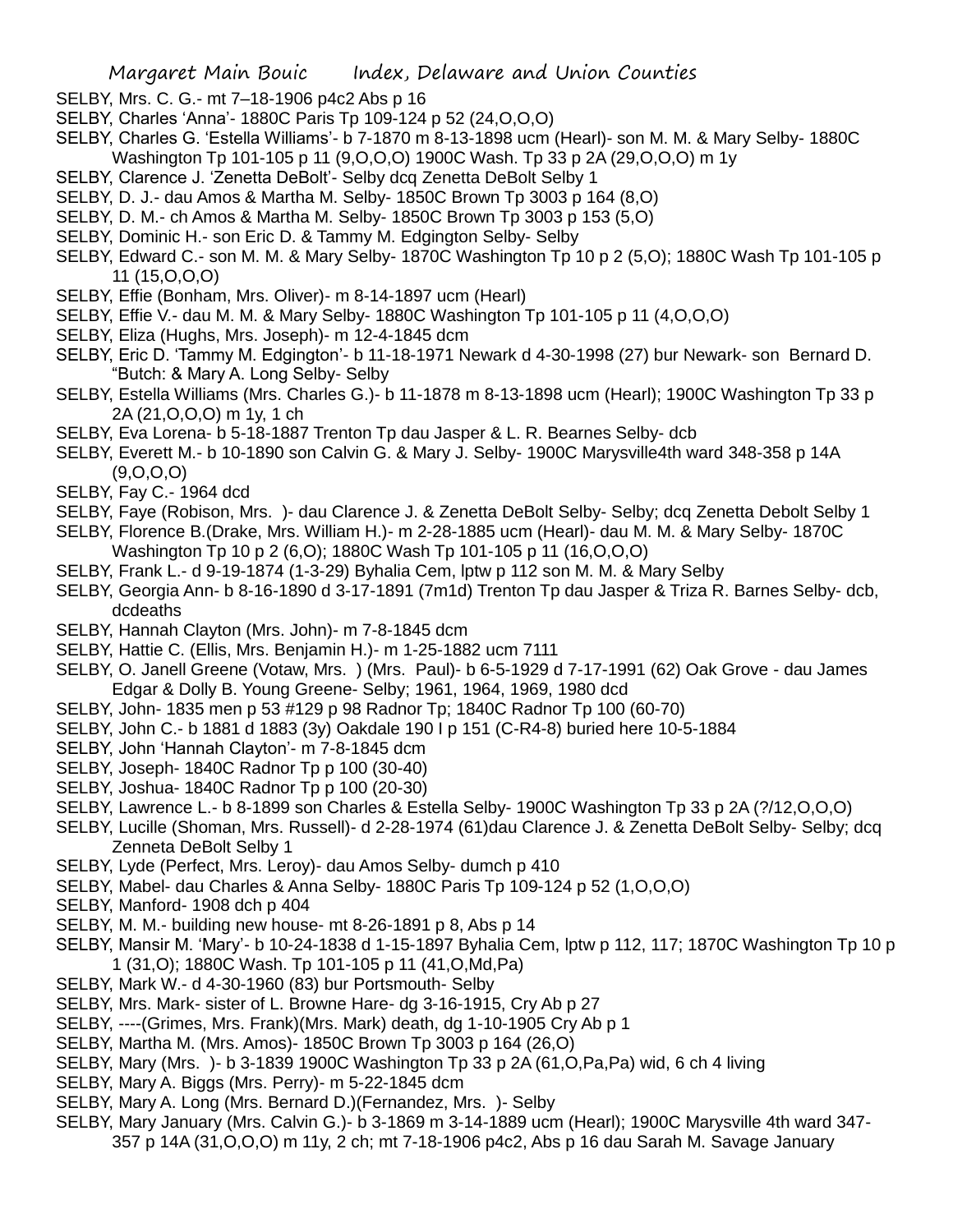SELBY, Mrs. C. G.- mt 7–18-1906 p4c2 Abs p 16

SELBY, Charles 'Anna'- 1880C Paris Tp 109-124 p 52 (24,O,O,O)

SELBY, Charles G. 'Estella Williams'- b 7-1870 m 8-13-1898 ucm (Hearl)- son M. M. & Mary Selby- 1880C Washington Tp 101-105 p 11 (9,O,O,O) 1900C Wash. Tp 33 p 2A (29,O,O,O) m 1y

SELBY, Clarence J. 'Zenetta DeBolt'- Selby dcq Zenetta DeBolt Selby 1

SELBY, D. J.- dau Amos & Martha M. Selby- 1850C Brown Tp 3003 p 164 (8,O)

SELBY, D. M.- ch Amos & Martha M. Selby- 1850C Brown Tp 3003 p 153 (5,O)

SELBY, Dominic H.- son Eric D. & Tammy M. Edgington Selby- Selby

SELBY, Edward C.- son M. M. & Mary Selby- 1870C Washington Tp 10 p 2 (5,O); 1880C Wash Tp 101-105 p 11 (15,O,O,O)

SELBY, Effie (Bonham, Mrs. Oliver)- m 8-14-1897 ucm (Hearl)

SELBY, Effie V.- dau M. M. & Mary Selby- 1880C Washington Tp 101-105 p 11 (4,O,O,O)

SELBY, Eliza (Hughs, Mrs. Joseph)- m 12-4-1845 dcm

SELBY, Eric D. 'Tammy M. Edgington'- b 11-18-1971 Newark d 4-30-1998 (27) bur Newark- son Bernard D. "Butch: & Mary A. Long Selby- Selby

SELBY, Estella Williams (Mrs. Charles G.)- b 11-1878 m 8-13-1898 ucm (Hearl); 1900C Washington Tp 33 p 2A (21,O,O,O) m 1y, 1 ch

SELBY, Eva Lorena- b 5-18-1887 Trenton Tp dau Jasper & L. R. Bearnes Selby- dcb

SELBY, Everett M.- b 10-1890 son Calvin G. & Mary J. Selby- 1900C Marysville4th ward 348-358 p 14A (9,O,O,O)

SELBY, Fay C.- 1964 dcd

SELBY, Faye (Robison, Mrs. )- dau Clarence J. & Zenetta DeBolt Selby- Selby; dcq Zenetta Debolt Selby 1

SELBY, Florence B.(Drake, Mrs. William H.)- m 2-28-1885 ucm (Hearl)- dau M. M. & Mary Selby- 1870C Washington Tp 10 p 2 (6,O); 1880C Wash Tp 101-105 p 11 (16,O,O,O)

SELBY, Frank L.- d 9-19-1874 (1-3-29) Byhalia Cem, lptw p 112 son M. M. & Mary Selby

SELBY, Georgia Ann- b 8-16-1890 d 3-17-1891 (7m1d) Trenton Tp dau Jasper & Triza R. Barnes Selby- dcb, dcdeaths

SELBY, Hannah Clayton (Mrs. John)- m 7-8-1845 dcm

SELBY, Hattie C. (Ellis, Mrs. Benjamin H.)- m 1-25-1882 ucm 7111

SELBY, O. Janell Greene (Votaw, Mrs. ) (Mrs. Paul)- b 6-5-1929 d 7-17-1991 (62) Oak Grove - dau James Edgar & Dolly B. Young Greene- Selby; 1961, 1964, 1969, 1980 dcd

SELBY, John- 1835 men p 53 #129 p 98 Radnor Tp; 1840C Radnor Tp 100 (60-70)

SELBY, John C.- b 1881 d 1883 (3y) Oakdale 190 I p 151 (C-R4-8) buried here 10-5-1884

SELBY, John 'Hannah Clayton'- m 7-8-1845 dcm

SELBY, Joseph- 1840C Radnor Tp p 100 (30-40)

SELBY, Joshua- 1840C Radnor Tp p 100 (20-30)

SELBY, Lawrence L.- b 8-1899 son Charles & Estella Selby- 1900C Washington Tp 33 p 2A (?/12,O,O,O)

SELBY, Lucille (Shoman, Mrs. Russell)- d 2-28-1974 (61)dau Clarence J. & Zenetta DeBolt Selby- Selby; dcq Zenneta DeBolt Selby 1

SELBY, Lyde (Perfect, Mrs. Leroy)- dau Amos Selby- dumch p 410

SELBY, Mabel- dau Charles & Anna Selby- 1880C Paris Tp 109-124 p 52 (1,O,O,O)

SELBY, Manford- 1908 dch p 404

SELBY, M. M.- building new house- mt 8-26-1891 p 8, Abs p 14

SELBY, Mansir M. 'Mary'- b 10-24-1838 d 1-15-1897 Byhalia Cem, lptw p 112, 117; 1870C Washington Tp 10 p 1 (31,O); 1880C Wash. Tp 101-105 p 11 (41,O,Md,Pa)

SELBY, Mark W.- d 4-30-1960 (83) bur Portsmouth- Selby

SELBY, Mrs. Mark- sister of L. Browne Hare- dg 3-16-1915, Cry Ab p 27

SELBY, ----(Grimes, Mrs. Frank)(Mrs. Mark) death, dg 1-10-1905 Cry Ab p 1

SELBY, Martha M. (Mrs. Amos)- 1850C Brown Tp 3003 p 164 (26,O)

SELBY, Mary (Mrs. )- b 3-1839 1900C Washington Tp 33 p 2A (61,O,Pa,Pa) wid, 6 ch 4 living

SELBY, Mary A. Biggs (Mrs. Perry)- m 5-22-1845 dcm

SELBY, Mary A. Long (Mrs. Bernard D.)(Fernandez, Mrs. )- Selby

SELBY, Mary January (Mrs. Calvin G.)- b 3-1869 m 3-14-1889 ucm (Hearl); 1900C Marysville 4th ward 347-357 p 14A (31,O,O,O) m 11y, 2 ch; mt 7-18-1906 p4c2, Abs p 16 dau Sarah M. Savage January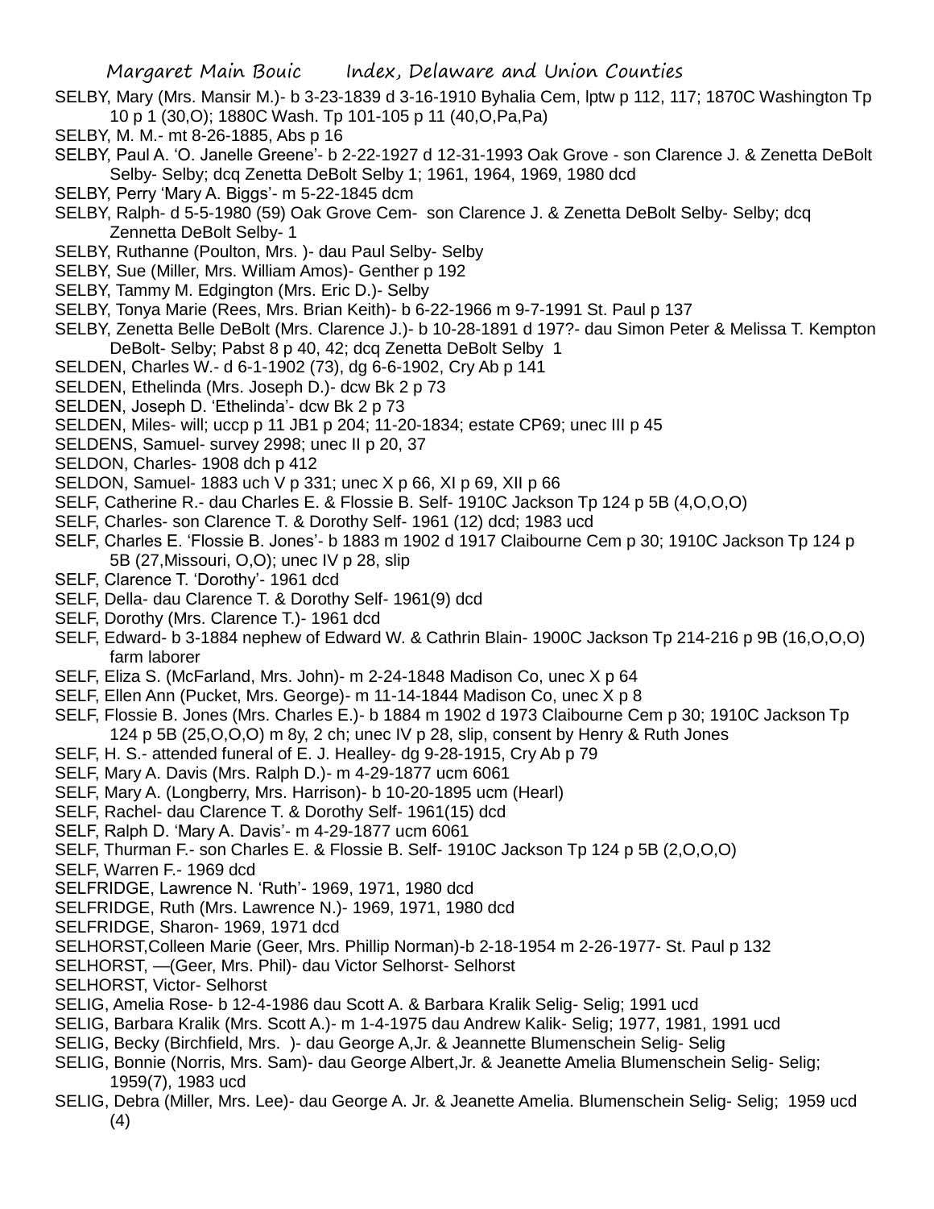SELBY, Mary (Mrs. Mansir M.)- b 3-23-1839 d 3-16-1910 Byhalia Cem, lptw p 112, 117; 1870C Washington Tp 10 p 1 (30,O); 1880C Wash. Tp 101-105 p 11 (40,O,Pa,Pa)

SELBY, M. M.- mt 8-26-1885, Abs p 16

SELBY, Paul A. 'O. Janelle Greene'- b 2-22-1927 d 12-31-1993 Oak Grove - son Clarence J. & Zenetta DeBolt Selby- Selby; dcq Zenetta DeBolt Selby 1; 1961, 1964, 1969, 1980 dcd

SELBY, Perry 'Mary A. Biggs'- m 5-22-1845 dcm

SELBY, Ralph- d 5-5-1980 (59) Oak Grove Cem- son Clarence J. & Zenetta DeBolt Selby- Selby; dcq Zennetta DeBolt Selby- 1

SELBY, Ruthanne (Poulton, Mrs. )- dau Paul Selby- Selby

SELBY, Sue (Miller, Mrs. William Amos)- Genther p 192

SELBY, Tammy M. Edgington (Mrs. Eric D.)- Selby

SELBY, Tonya Marie (Rees, Mrs. Brian Keith)- b 6-22-1966 m 9-7-1991 St. Paul p 137

SELBY, Zenetta Belle DeBolt (Mrs. Clarence J.)- b 10-28-1891 d 197?- dau Simon Peter & Melissa T. Kempton DeBolt- Selby; Pabst 8 p 40, 42; dcq Zenetta DeBolt Selby 1

SELDEN, Charles W.- d 6-1-1902 (73), dg 6-6-1902, Cry Ab p 141

SELDEN, Ethelinda (Mrs. Joseph D.)- dcw Bk 2 p 73

SELDEN, Joseph D. 'Ethelinda'- dcw Bk 2 p 73

SELDEN, Miles- will; uccp p 11 JB1 p 204; 11-20-1834; estate CP69; unec III p 45

SELDENS, Samuel- survey 2998; unec II p 20, 37

SELDON, Charles- 1908 dch p 412

SELDON, Samuel- 1883 uch V p 331; unec X p 66, XI p 69, XII p 66

SELF, Catherine R.- dau Charles E. & Flossie B. Self- 1910C Jackson Tp 124 p 5B (4,O,O,O)

SELF, Charles- son Clarence T. & Dorothy Self- 1961 (12) dcd; 1983 ucd

SELF, Charles E. 'Flossie B. Jones'- b 1883 m 1902 d 1917 Claibourne Cem p 30; 1910C Jackson Tp 124 p 5B (27,Missouri, O,O); unec IV p 28, slip

SELF, Clarence T. 'Dorothy'- 1961 dcd

SELF, Della- dau Clarence T. & Dorothy Self- 1961(9) dcd

SELF, Dorothy (Mrs. Clarence T.)- 1961 dcd

SELF, Edward- b 3-1884 nephew of Edward W. & Cathrin Blain- 1900C Jackson Tp 214-216 p 9B (16,O,O,O) farm laborer

SELF, Eliza S. (McFarland, Mrs. John)- m 2-24-1848 Madison Co, unec X p 64

SELF, Ellen Ann (Pucket, Mrs. George)- m 11-14-1844 Madison Co, unec X p 8

SELF, Flossie B. Jones (Mrs. Charles E.)- b 1884 m 1902 d 1973 Claibourne Cem p 30; 1910C Jackson Tp 124 p 5B (25,O,O,O) m 8y, 2 ch; unec IV p 28, slip, consent by Henry & Ruth Jones

SELF, H. S.- attended funeral of E. J. Healley- dg 9-28-1915, Cry Ab p 79

SELF, Mary A. Davis (Mrs. Ralph D.)- m 4-29-1877 ucm 6061

SELF, Mary A. (Longberry, Mrs. Harrison)- b 10-20-1895 ucm (Hearl)

SELF, Rachel- dau Clarence T. & Dorothy Self- 1961(15) dcd

SELF, Ralph D. 'Mary A. Davis'- m 4-29-1877 ucm 6061

SELF, Thurman F.- son Charles E. & Flossie B. Self- 1910C Jackson Tp 124 p 5B (2,O,O,O)

SELF, Warren F.- 1969 dcd

SELFRIDGE, Lawrence N. 'Ruth'- 1969, 1971, 1980 dcd

SELFRIDGE, Ruth (Mrs. Lawrence N.)- 1969, 1971, 1980 dcd

SELFRIDGE, Sharon- 1969, 1971 dcd

SELHORST,Colleen Marie (Geer, Mrs. Phillip Norman)-b 2-18-1954 m 2-26-1977- St. Paul p 132

SELHORST, —(Geer, Mrs. Phil)- dau Victor Selhorst- Selhorst

SELHORST, Victor- Selhorst

SELIG, Amelia Rose- b 12-4-1986 dau Scott A. & Barbara Kralik Selig- Selig; 1991 ucd

SELIG, Barbara Kralik (Mrs. Scott A.)- m 1-4-1975 dau Andrew Kalik- Selig; 1977, 1981, 1991 ucd

SELIG, Becky (Birchfield, Mrs. )- dau George A,Jr. & Jeannette Blumenschein Selig- Selig

SELIG, Bonnie (Norris, Mrs. Sam)- dau George Albert,Jr. & Jeanette Amelia Blumenschein Selig- Selig; 1959(7), 1983 ucd

SELIG, Debra (Miller, Mrs. Lee)- dau George A. Jr. & Jeanette Amelia. Blumenschein Selig- Selig; 1959 ucd (4)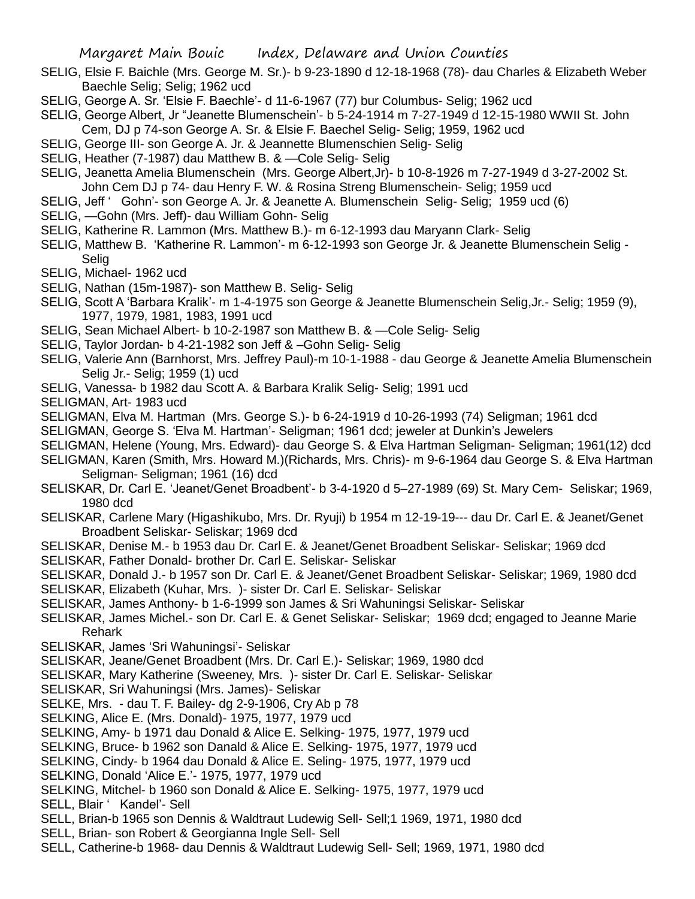SELIG, Elsie F. Baichle (Mrs. George M. Sr.)- b 9-23-1890 d 12-18-1968 (78)- dau Charles & Elizabeth Weber Baechle Selig; Selig; 1962 ucd

SELIG, George A. Sr. 'Elsie F. Baechle'- d 11-6-1967 (77) bur Columbus- Selig; 1962 ucd

SELIG, George Albert, Jr "Jeanette Blumenschein'- b 5-24-1914 m 7-27-1949 d 12-15-1980 WWII St. John Cem, DJ p 74-son George A. Sr. & Elsie F. Baechel Selig- Selig; 1959, 1962 ucd

SELIG, George III- son George A. Jr. & Jeannette Blumenschien Selig- Selig

SELIG, Heather (7-1987) dau Matthew B. & —Cole Selig- Selig

SELIG, Jeanetta Amelia Blumenschein (Mrs. George Albert,Jr)- b 10-8-1926 m 7-27-1949 d 3-27-2002 St. John Cem DJ p 74- dau Henry F. W. & Rosina Streng Blumenschein- Selig; 1959 ucd

SELIG, Jeff ' Gohn'- son George A. Jr. & Jeanette A. Blumenschein Selig- Selig; 1959 ucd (6)

SELIG, —Gohn (Mrs. Jeff)- dau William Gohn- Selig

SELIG, Katherine R. Lammon (Mrs. Matthew B.)- m 6-12-1993 dau Maryann Clark- Selig

SELIG, Matthew B. 'Katherine R. Lammon'- m 6-12-1993 son George Jr. & Jeanette Blumenschein Selig - Selig

SELIG, Michael- 1962 ucd

SELIG, Nathan (15m-1987)- son Matthew B. Selig- Selig

SELIG, Scott A 'Barbara Kralik'- m 1-4-1975 son George & Jeanette Blumenschein Selig,Jr.- Selig; 1959 (9), 1977, 1979, 1981, 1983, 1991 ucd

SELIG, Sean Michael Albert- b 10-2-1987 son Matthew B. & —Cole Selig- Selig

SELIG, Taylor Jordan- b 4-21-1982 son Jeff & –Gohn Selig- Selig

SELIG, Valerie Ann (Barnhorst, Mrs. Jeffrey Paul)-m 10-1-1988 - dau George & Jeanette Amelia Blumenschein Selig Jr.- Selig; 1959 (1) ucd

SELIG, Vanessa- b 1982 dau Scott A. & Barbara Kralik Selig- Selig; 1991 ucd

SELIGMAN, Art- 1983 ucd

SELIGMAN, Elva M. Hartman (Mrs. George S.)- b 6-24-1919 d 10-26-1993 (74) Seligman; 1961 dcd

SELIGMAN, George S. 'Elva M. Hartman'- Seligman; 1961 dcd; jeweler at Dunkin's Jewelers

SELIGMAN, Helene (Young, Mrs. Edward)- dau George S. & Elva Hartman Seligman- Seligman; 1961(12) dcd

SELIGMAN, Karen (Smith, Mrs. Howard M.)(Richards, Mrs. Chris)- m 9-6-1964 dau George S. & Elva Hartman Seligman- Seligman; 1961 (16) dcd

SELISKAR, Dr. Carl E. 'Jeanet/Genet Broadbent'- b 3-4-1920 d 5–27-1989 (69) St. Mary Cem- Seliskar; 1969, 1980 dcd

SELISKAR, Carlene Mary (Higashikubo, Mrs. Dr. Ryuji) b 1954 m 12-19-19--- dau Dr. Carl E. & Jeanet/Genet Broadbent Seliskar- Seliskar; 1969 dcd

SELISKAR, Denise M.- b 1953 dau Dr. Carl E. & Jeanet/Genet Broadbent Seliskar- Seliskar; 1969 dcd

SELISKAR, Father Donald- brother Dr. Carl E. Seliskar- Seliskar

SELISKAR, Donald J.- b 1957 son Dr. Carl E. & Jeanet/Genet Broadbent Seliskar- Seliskar; 1969, 1980 dcd

SELISKAR, Elizabeth (Kuhar, Mrs. )- sister Dr. Carl E. Seliskar- Seliskar

SELISKAR, James Anthony- b 1-6-1999 son James & Sri Wahuningsi Seliskar- Seliskar

SELISKAR, James Michel.- son Dr. Carl E. & Genet Seliskar- Seliskar; 1969 dcd; engaged to Jeanne Marie Rehark

SELISKAR, James 'Sri Wahuningsi'- Seliskar

SELISKAR, Jeane/Genet Broadbent (Mrs. Dr. Carl E.)- Seliskar; 1969, 1980 dcd

SELISKAR, Mary Katherine (Sweeney, Mrs. )- sister Dr. Carl E. Seliskar- Seliskar

SELISKAR, Sri Wahuningsi (Mrs. James)- Seliskar

SELKE, Mrs. - dau T. F. Bailey- dg 2-9-1906, Cry Ab p 78

SELKING, Alice E. (Mrs. Donald)- 1975, 1977, 1979 ucd

SELKING, Amy- b 1971 dau Donald & Alice E. Selking- 1975, 1977, 1979 ucd

SELKING, Bruce- b 1962 son Danald & Alice E. Selking- 1975, 1977, 1979 ucd

SELKING, Cindy- b 1964 dau Donald & Alice E. Seling- 1975, 1977, 1979 ucd

SELKING, Donald 'Alice E.'- 1975, 1977, 1979 ucd

SELKING, Mitchel- b 1960 son Donald & Alice E. Selking- 1975, 1977, 1979 ucd

SELL, Blair ' Kandel'- Sell

SELL, Brian-b 1965 son Dennis & Waldtraut Ludewig Sell- Sell;1 1969, 1971, 1980 dcd

SELL, Brian- son Robert & Georgianna Ingle Sell- Sell

SELL, Catherine-b 1968- dau Dennis & Waldtraut Ludewig Sell- Sell; 1969, 1971, 1980 dcd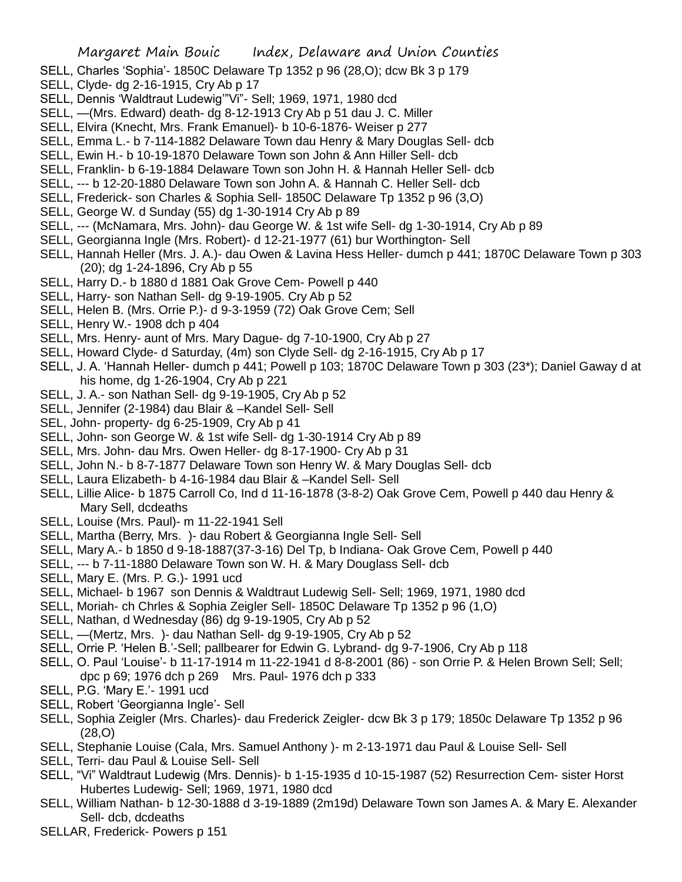SELL, Charles 'Sophia'- 1850C Delaware Tp 1352 p 96 (28,O); dcw Bk 3 p 179
SELL, Clyde- dg 2-16-1915, Cry Ab p 17
SELL, Dennis 'Waldtraut Ludewig'"Vi"- Sell; 1969, 1971, 1980 dcd
SELL, —(Mrs. Edward) death- dg 8-12-1913 Cry Ab p 51 dau J. C. Miller
SELL, Elvira (Knecht, Mrs. Frank Emanuel)- b 10-6-1876- Weiser p 277
SELL, Emma L.- b 7-114-1882 Delaware Town dau Henry & Mary Douglas Sell- dcb
SELL, Ewin H.- b 10-19-1870 Delaware Town son John & Ann Hiller Sell- dcb
SELL, Franklin- b 6-19-1884 Delaware Town son John H. & Hannah Heller Sell- dcb
SELL, --- b 12-20-1880 Delaware Town son John A. & Hannah C. Heller Sell- dcb
SELL, Frederick- son Charles & Sophia Sell- 1850C Delaware Tp 1352 p 96 (3,O)
SELL, George W. d Sunday (55) dg 1-30-1914 Cry Ab p 89
SELL, --- (McNamara, Mrs. John)- dau George W. & 1st wife Sell- dg 1-30-1914, Cry Ab p 89
SELL, Georgianna Ingle (Mrs. Robert)- d 12-21-1977 (61) bur Worthington- Sell
SELL, Hannah Heller (Mrs. J. A.)- dau Owen & Lavina Hess Heller- dumch p 441; 1870C Delaware Town p 303 (20); dg 1-24-1896, Cry Ab p 55
SELL, Harry D.- b 1880 d 1881 Oak Grove Cem- Powell p 440
SELL, Harry- son Nathan Sell- dg 9-19-1905. Cry Ab p 52
SELL, Helen B. (Mrs. Orrie P.)- d 9-3-1959 (72) Oak Grove Cem; Sell
SELL, Henry W.- 1908 dch p 404
SELL, Mrs. Henry- aunt of Mrs. Mary Dague- dg 7-10-1900, Cry Ab p 27
SELL, Howard Clyde- d Saturday, (4m) son Clyde Sell- dg 2-16-1915, Cry Ab p 17
SELL, J. A. 'Hannah Heller- dumch p 441; Powell p 103; 1870C Delaware Town p 303 (23*); Daniel Gaway d at his home, dg 1-26-1904, Cry Ab p 221
SELL, J. A.- son Nathan Sell- dg 9-19-1905, Cry Ab p 52
SELL, Jennifer (2-1984) dau Blair & –Kandel Sell- Sell
SEL, John- property- dg 6-25-1909, Cry Ab p 41
SELL, John- son George W. & 1st wife Sell- dg 1-30-1914 Cry Ab p 89
SELL, Mrs. John- dau Mrs. Owen Heller- dg 8-17-1900- Cry Ab p 31
SELL, John N.- b 8-7-1877 Delaware Town son Henry W. & Mary Douglas Sell- dcb
SELL, Laura Elizabeth- b 4-16-1984 dau Blair & –Kandel Sell- Sell
SELL, Lillie Alice- b 1875 Carroll Co, Ind d 11-16-1878 (3-8-2) Oak Grove Cem, Powell p 440 dau Henry & Mary Sell, dcdeaths
SELL, Louise (Mrs. Paul)- m 11-22-1941 Sell
SELL, Martha (Berry, Mrs. )- dau Robert & Georgianna Ingle Sell- Sell
SELL, Mary A.- b 1850 d 9-18-1887(37-3-16) Del Tp, b Indiana- Oak Grove Cem, Powell p 440
SELL, --- b 7-11-1880 Delaware Town son W. H. & Mary Douglass Sell- dcb
SELL, Mary E. (Mrs. P. G.)- 1991 ucd
SELL, Michael- b 1967 son Dennis & Waldtraut Ludewig Sell- Sell; 1969, 1971, 1980 dcd
SELL, Moriah- ch Chrles & Sophia Zeigler Sell- 1850C Delaware Tp 1352 p 96 (1,O)
SELL, Nathan, d Wednesday (86) dg 9-19-1905, Cry Ab p 52
SELL, —(Mertz, Mrs. )- dau Nathan Sell- dg 9-19-1905, Cry Ab p 52
SELL, Orrie P. 'Helen B.'-Sell; pallbearer for Edwin G. Lybrand- dg 9-7-1906, Cry Ab p 118
SELL, O. Paul 'Louise'- b 11-17-1914 m 11-22-1941 d 8-8-2001 (86) - son Orrie P. & Helen Brown Sell; Sell; dpc p 69; 1976 dch p 269 Mrs. Paul- 1976 dch p 333
SELL, P.G. 'Mary E.'- 1991 ucd
SELL, Robert 'Georgianna Ingle'- Sell
SELL, Sophia Zeigler (Mrs. Charles)- dau Frederick Zeigler- dcw Bk 3 p 179; 1850c Delaware Tp 1352 p 96 (28,O)
SELL, Stephanie Louise (Cala, Mrs. Samuel Anthony )- m 2-13-1971 dau Paul & Louise Sell- Sell
SELL, Terri- dau Paul & Louise Sell- Sell
SELL, "Vi" Waldtraut Ludewig (Mrs. Dennis)- b 1-15-1935 d 10-15-1987 (52) Resurrection Cem- sister Horst Hubertes Ludewig- Sell; 1969, 1971, 1980 dcd
SELL, William Nathan- b 12-30-1888 d 3-19-1889 (2m19d) Delaware Town son James A. & Mary E. Alexander Sell- dcb, dcdeaths
SELLAR, Frederick- Powers p 151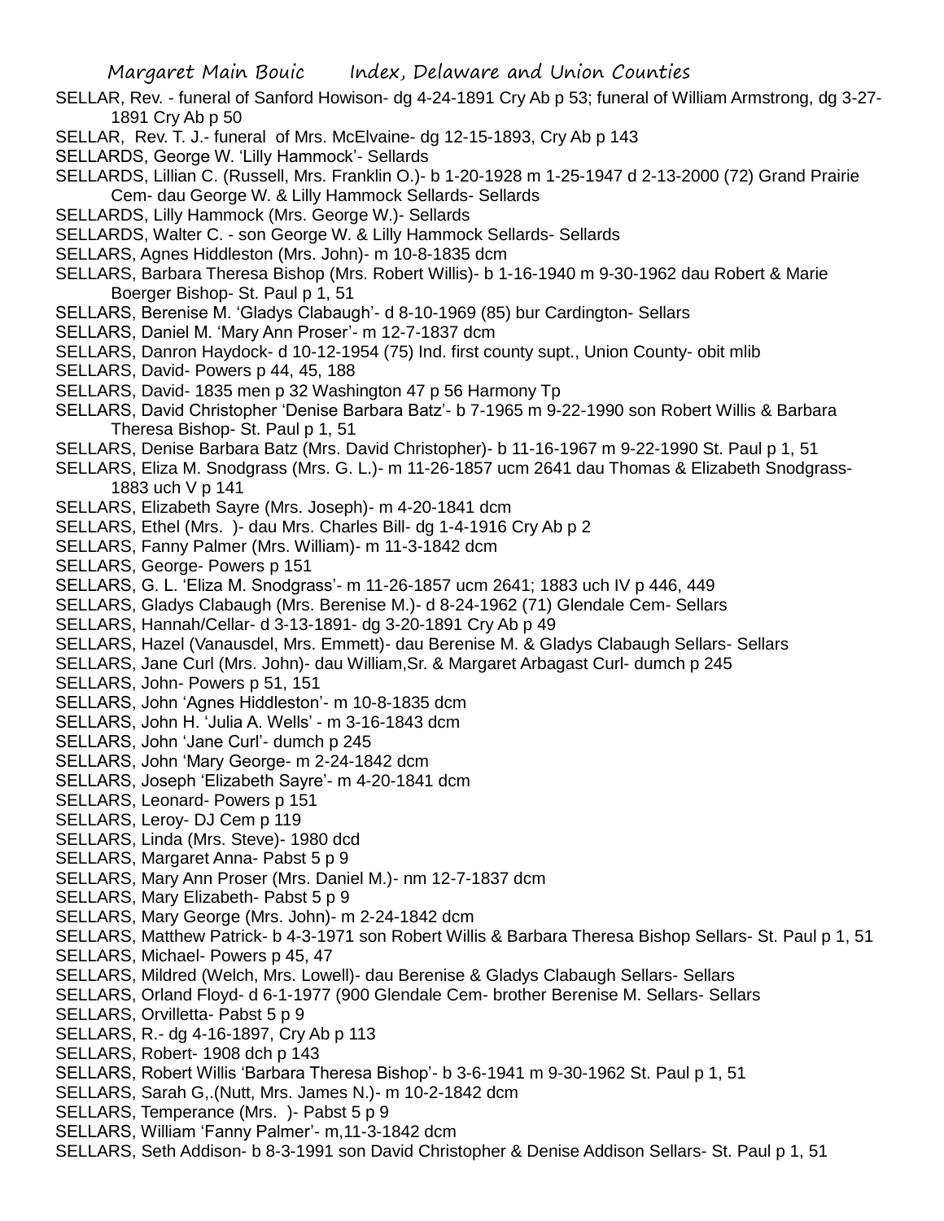SELLAR, Rev. - funeral of Sanford Howison- dg 4-24-1891 Cry Ab p 53; funeral of William Armstrong, dg 3-27-1891 Cry Ab p 50

SELLAR, Rev. T. J.- funeral of Mrs. McElvaine- dg 12-15-1893, Cry Ab p 143

SELLARDS, George W. 'Lilly Hammock'- Sellards

SELLARDS, Lillian C. (Russell, Mrs. Franklin O.)- b 1-20-1928 m 1-25-1947 d 2-13-2000 (72) Grand Prairie Cem- dau George W. & Lilly Hammock Sellards- Sellards

SELLARDS, Lilly Hammock (Mrs. George W.)- Sellards

SELLARDS, Walter C. - son George W. & Lilly Hammock Sellards- Sellards

SELLARS, Agnes Hiddleston (Mrs. John)- m 10-8-1835 dcm

SELLARS, Barbara Theresa Bishop (Mrs. Robert Willis)- b 1-16-1940 m 9-30-1962 dau Robert & Marie Boerger Bishop- St. Paul p 1, 51

SELLARS, Berenise M. 'Gladys Clabaugh'- d 8-10-1969 (85) bur Cardington- Sellars

SELLARS, Daniel M. 'Mary Ann Proser'- m 12-7-1837 dcm

SELLARS, Danron Haydock- d 10-12-1954 (75) Ind. first county supt., Union County- obit mlib

SELLARS, David- Powers p 44, 45, 188

SELLARS, David- 1835 men p 32 Washington 47 p 56 Harmony Tp

SELLARS, David Christopher 'Denise Barbara Batz'- b 7-1965 m 9-22-1990 son Robert Willis & Barbara Theresa Bishop- St. Paul p 1, 51

SELLARS, Denise Barbara Batz (Mrs. David Christopher)- b 11-16-1967 m 9-22-1990 St. Paul p 1, 51

SELLARS, Eliza M. Snodgrass (Mrs. G. L.)- m 11-26-1857 ucm 2641 dau Thomas & Elizabeth Snodgrass- 1883 uch V p 141

SELLARS, Elizabeth Sayre (Mrs. Joseph)- m 4-20-1841 dcm

SELLARS, Ethel (Mrs. )- dau Mrs. Charles Bill- dg 1-4-1916 Cry Ab p 2

SELLARS, Fanny Palmer (Mrs. William)- m 11-3-1842 dcm

SELLARS, George- Powers p 151

SELLARS, G. L. 'Eliza M. Snodgrass'- m 11-26-1857 ucm 2641; 1883 uch IV p 446, 449

SELLARS, Gladys Clabaugh (Mrs. Berenise M.)- d 8-24-1962 (71) Glendale Cem- Sellars

SELLARS, Hannah/Cellar- d 3-13-1891- dg 3-20-1891 Cry Ab p 49

SELLARS, Hazel (Vanausdel, Mrs. Emmett)- dau Berenise M. & Gladys Clabaugh Sellars- Sellars

SELLARS, Jane Curl (Mrs. John)- dau William,Sr. & Margaret Arbagast Curl- dumch p 245

SELLARS, John- Powers p 51, 151

SELLARS, John 'Agnes Hiddleston'- m 10-8-1835 dcm

SELLARS, John H. 'Julia A. Wells' - m 3-16-1843 dcm

SELLARS, John 'Jane Curl'- dumch p 245

SELLARS, John 'Mary George- m 2-24-1842 dcm

SELLARS, Joseph 'Elizabeth Sayre'- m 4-20-1841 dcm

SELLARS, Leonard- Powers p 151

SELLARS, Leroy- DJ Cem p 119

SELLARS, Linda (Mrs. Steve)- 1980 dcd

SELLARS, Margaret Anna- Pabst 5 p 9

SELLARS, Mary Ann Proser (Mrs. Daniel M.)- nm 12-7-1837 dcm

SELLARS, Mary Elizabeth- Pabst 5 p 9

SELLARS, Mary George (Mrs. John)- m 2-24-1842 dcm

SELLARS, Matthew Patrick- b 4-3-1971 son Robert Willis & Barbara Theresa Bishop Sellars- St. Paul p 1, 51

SELLARS, Michael- Powers p 45, 47

SELLARS, Mildred (Welch, Mrs. Lowell)- dau Berenise & Gladys Clabaugh Sellars- Sellars

SELLARS, Orland Floyd- d 6-1-1977 (900 Glendale Cem- brother Berenise M. Sellars- Sellars

SELLARS, Orvilletta- Pabst 5 p 9

SELLARS, R.- dg 4-16-1897, Cry Ab p 113

SELLARS, Robert- 1908 dch p 143

SELLARS, Robert Willis 'Barbara Theresa Bishop'- b 3-6-1941 m 9-30-1962 St. Paul p 1, 51

SELLARS, Sarah G,.(Nutt, Mrs. James N.)- m 10-2-1842 dcm

SELLARS, Temperance (Mrs. )- Pabst 5 p 9

SELLARS, William 'Fanny Palmer'- m,11-3-1842 dcm

SELLARS, Seth Addison- b 8-3-1991 son David Christopher & Denise Addison Sellars- St. Paul p 1, 51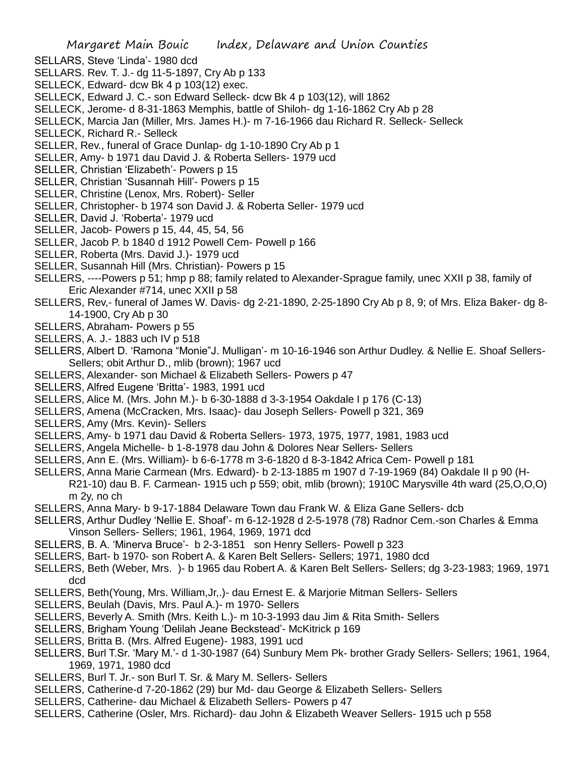SELLARS, Steve 'Linda'- 1980 dcd

SELLARS. Rev. T. J.- dg 11-5-1897, Cry Ab p 133

SELLECK, Edward- dcw Bk 4 p 103(12) exec.

SELLECK, Edward J. C.- son Edward Selleck- dcw Bk 4 p 103(12), will 1862

SELLECK, Jerome- d 8-31-1863 Memphis, battle of Shiloh- dg 1-16-1862 Cry Ab p 28

SELLECK, Marcia Jan (Miller, Mrs. James H.)- m 7-16-1966 dau Richard R. Selleck- Selleck

SELLECK, Richard R.- Selleck

SELLER, Rev., funeral of Grace Dunlap- dg 1-10-1890 Cry Ab p 1

SELLER, Amy- b 1971 dau David J. & Roberta Sellers- 1979 ucd

SELLER, Christian 'Elizabeth'- Powers p 15

SELLER, Christian 'Susannah Hill'- Powers p 15

SELLER, Christine (Lenox, Mrs. Robert)- Seller

SELLER, Christopher- b 1974 son David J. & Roberta Seller- 1979 ucd

SELLER, David J. 'Roberta'- 1979 ucd

SELLER, Jacob- Powers p 15, 44, 45, 54, 56

SELLER, Jacob P. b 1840 d 1912 Powell Cem- Powell p 166

SELLER, Roberta (Mrs. David J.)- 1979 ucd

SELLER, Susannah Hill (Mrs. Christian)- Powers p 15

SELLERS, ----Powers p 51; hmp p 88; family related to Alexander-Sprague family, unec XXII p 38, family of Eric Alexander #714, unec XXII p 58

SELLERS, Rev,- funeral of James W. Davis- dg 2-21-1890, 2-25-1890 Cry Ab p 8, 9; of Mrs. Eliza Baker- dg 8-14-1900, Cry Ab p 30

SELLERS, Abraham- Powers p 55

SELLERS, A. J.- 1883 uch IV p 518

SELLERS, Albert D. 'Ramona "Monie"J. Mulligan'- m 10-16-1946 son Arthur Dudley. & Nellie E. Shoaf Sellers- Sellers; obit Arthur D., mlib (brown); 1967 ucd

SELLERS, Alexander- son Michael & Elizabeth Sellers- Powers p 47

SELLERS, Alfred Eugene 'Britta'- 1983, 1991 ucd

SELLERS, Alice M. (Mrs. John M.)- b 6-30-1888 d 3-3-1954 Oakdale I p 176 (C-13)

SELLERS, Amena (McCracken, Mrs. Isaac)- dau Joseph Sellers- Powell p 321, 369

SELLERS, Amy (Mrs. Kevin)- Sellers

SELLERS, Amy- b 1971 dau David & Roberta Sellers- 1973, 1975, 1977, 1981, 1983 ucd

SELLERS, Angela Michelle- b 1-8-1978 dau John & Dolores Near Sellers- Sellers

SELLERS, Ann E. (Mrs. William)- b 6-6-1778 m 3-6-1820 d 8-3-1842 Africa Cem- Powell p 181

SELLERS, Anna Marie Carmean (Mrs. Edward)- b 2-13-1885 m 1907 d 7-19-1969 (84) Oakdale II p 90 (H-R21-10) dau B. F. Carmean- 1915 uch p 559; obit, mlib (brown); 1910C Marysville 4th ward (25,O,O,O) m 2y, no ch

SELLERS, Anna Mary- b 9-17-1884 Delaware Town dau Frank W. & Eliza Gane Sellers- dcb

SELLERS, Arthur Dudley 'Nellie E. Shoaf'- m 6-12-1928 d 2-5-1978 (78) Radnor Cem.-son Charles & Emma Vinson Sellers- Sellers; 1961, 1964, 1969, 1971 dcd

SELLERS, B. A. 'Minerva Bruce'- b 2-3-1851 son Henry Sellers- Powell p 323

SELLERS, Bart- b 1970- son Robert A. & Karen Belt Sellers- Sellers; 1971, 1980 dcd

SELLERS, Beth (Weber, Mrs. )- b 1965 dau Robert A. & Karen Belt Sellers- Sellers; dg 3-23-1983; 1969, 1971 dcd

SELLERS, Beth(Young, Mrs. William,Jr,.)- dau Ernest E. & Marjorie Mitman Sellers- Sellers

SELLERS, Beulah (Davis, Mrs. Paul A.)- m 1970- Sellers

SELLERS, Beverly A. Smith (Mrs. Keith L.)- m 10-3-1993 dau Jim & Rita Smith- Sellers

SELLERS, Brigham Young 'Delilah Jeane Beckstead'- McKitrick p 169

SELLERS, Britta B. (Mrs. Alfred Eugene)- 1983, 1991 ucd

SELLERS, Burl T.Sr. 'Mary M.'- d 1-30-1987 (64) Sunbury Mem Pk- brother Grady Sellers- Sellers; 1961, 1964, 1969, 1971, 1980 dcd

SELLERS, Burl T. Jr.- son Burl T. Sr. & Mary M. Sellers- Sellers

SELLERS, Catherine-d 7-20-1862 (29) bur Md- dau George & Elizabeth Sellers- Sellers

SELLERS, Catherine- dau Michael & Elizabeth Sellers- Powers p 47

SELLERS, Catherine (Osler, Mrs. Richard)- dau John & Elizabeth Weaver Sellers- 1915 uch p 558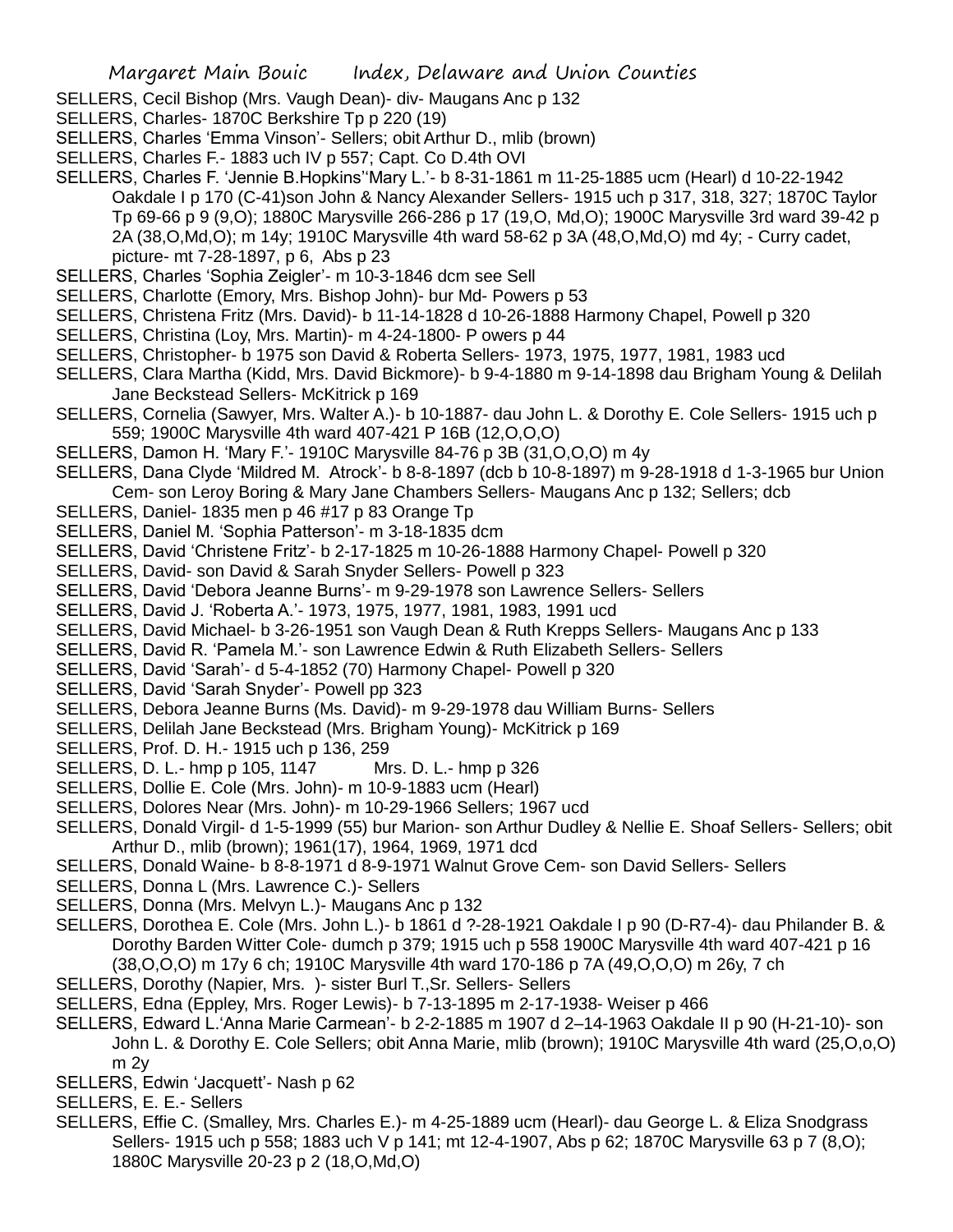SELLERS, Cecil Bishop (Mrs. Vaugh Dean)- div- Maugans Anc p 132

SELLERS, Charles- 1870C Berkshire Tp p 220 (19)

SELLERS, Charles 'Emma Vinson'- Sellers; obit Arthur D., mlib (brown)

SELLERS, Charles F.- 1883 uch IV p 557; Capt. Co D.4th OVI

SELLERS, Charles F. 'Jennie B.Hopkins''Mary L.'- b 8-31-1861 m 11-25-1885 ucm (Hearl) d 10-22-1942 Oakdale I p 170 (C-41)son John & Nancy Alexander Sellers- 1915 uch p 317, 318, 327; 1870C Taylor Tp 69-66 p 9 (9,O); 1880C Marysville 266-286 p 17 (19,O, Md,O); 1900C Marysville 3rd ward 39-42 p 2A (38,O,Md,O); m 14y; 1910C Marysville 4th ward 58-62 p 3A (48,O,Md,O) md 4y; - Curry cadet, picture- mt 7-28-1897, p 6, Abs p 23

SELLERS, Charles 'Sophia Zeigler'- m 10-3-1846 dcm see Sell

SELLERS, Charlotte (Emory, Mrs. Bishop John)- bur Md- Powers p 53

SELLERS, Christena Fritz (Mrs. David)- b 11-14-1828 d 10-26-1888 Harmony Chapel, Powell p 320

SELLERS, Christina (Loy, Mrs. Martin)- m 4-24-1800- P owers p 44

SELLERS, Christopher- b 1975 son David & Roberta Sellers- 1973, 1975, 1977, 1981, 1983 ucd

SELLERS, Clara Martha (Kidd, Mrs. David Bickmore)- b 9-4-1880 m 9-14-1898 dau Brigham Young & Delilah Jane Beckstead Sellers- McKitrick p 169

SELLERS, Cornelia (Sawyer, Mrs. Walter A.)- b 10-1887- dau John L. & Dorothy E. Cole Sellers- 1915 uch p 559; 1900C Marysville 4th ward 407-421 P 16B (12,O,O,O)

SELLERS, Damon H. 'Mary F.'- 1910C Marysville 84-76 p 3B (31,O,O,O) m 4y

SELLERS, Dana Clyde 'Mildred M. Atrock'- b 8-8-1897 (dcb b 10-8-1897) m 9-28-1918 d 1-3-1965 bur Union Cem- son Leroy Boring & Mary Jane Chambers Sellers- Maugans Anc p 132; Sellers; dcb

SELLERS, Daniel- 1835 men p 46 #17 p 83 Orange Tp

SELLERS, Daniel M. 'Sophia Patterson'- m 3-18-1835 dcm

SELLERS, David 'Christene Fritz'- b 2-17-1825 m 10-26-1888 Harmony Chapel- Powell p 320

SELLERS, David- son David & Sarah Snyder Sellers- Powell p 323

SELLERS, David 'Debora Jeanne Burns'- m 9-29-1978 son Lawrence Sellers- Sellers

SELLERS, David J. 'Roberta A.'- 1973, 1975, 1977, 1981, 1983, 1991 ucd

SELLERS, David Michael- b 3-26-1951 son Vaugh Dean & Ruth Krepps Sellers- Maugans Anc p 133

SELLERS, David R. 'Pamela M.'- son Lawrence Edwin & Ruth Elizabeth Sellers- Sellers

SELLERS, David 'Sarah'- d 5-4-1852 (70) Harmony Chapel- Powell p 320

SELLERS, David 'Sarah Snyder'- Powell pp 323

SELLERS, Debora Jeanne Burns (Ms. David)- m 9-29-1978 dau William Burns- Sellers

SELLERS, Delilah Jane Beckstead (Mrs. Brigham Young)- McKitrick p 169

SELLERS, Prof. D. H.- 1915 uch p 136, 259

SELLERS, D. L.- hmp p 105, 1147    Mrs. D. L.- hmp p 326

SELLERS, Dollie E. Cole (Mrs. John)- m 10-9-1883 ucm (Hearl)

SELLERS, Dolores Near (Mrs. John)- m 10-29-1966 Sellers; 1967 ucd

SELLERS, Donald Virgil- d 1-5-1999 (55) bur Marion- son Arthur Dudley & Nellie E. Shoaf Sellers- Sellers; obit Arthur D., mlib (brown); 1961(17), 1964, 1969, 1971 dcd

SELLERS, Donald Waine- b 8-8-1971 d 8-9-1971 Walnut Grove Cem- son David Sellers- Sellers

SELLERS, Donna L (Mrs. Lawrence C.)- Sellers

SELLERS, Donna (Mrs. Melvyn L.)- Maugans Anc p 132

SELLERS, Dorothea E. Cole (Mrs. John L.)- b 1861 d ?-28-1921 Oakdale I p 90 (D-R7-4)- dau Philander B. & Dorothy Barden Witter Cole- dumch p 379; 1915 uch p 558 1900C Marysville 4th ward 407-421 p 16 (38,O,O,O) m 17y 6 ch; 1910C Marysville 4th ward 170-186 p 7A (49,O,O,O) m 26y, 7 ch

SELLERS, Dorothy (Napier, Mrs. )- sister Burl T.,Sr. Sellers- Sellers

SELLERS, Edna (Eppley, Mrs. Roger Lewis)- b 7-13-1895 m 2-17-1938- Weiser p 466

SELLERS, Edward L.'Anna Marie Carmean'- b 2-2-1885 m 1907 d 2–14-1963 Oakdale II p 90 (H-21-10)- son John L. & Dorothy E. Cole Sellers; obit Anna Marie, mlib (brown); 1910C Marysville 4th ward (25,O,o,O) m 2y

SELLERS, Edwin 'Jacquett'- Nash p 62

SELLERS, E. E.- Sellers

SELLERS, Effie C. (Smalley, Mrs. Charles E.)- m 4-25-1889 ucm (Hearl)- dau George L. & Eliza Snodgrass Sellers- 1915 uch p 558; 1883 uch V p 141; mt 12-4-1907, Abs p 62; 1870C Marysville 63 p 7 (8,O); 1880C Marysville 20-23 p 2 (18,O,Md,O)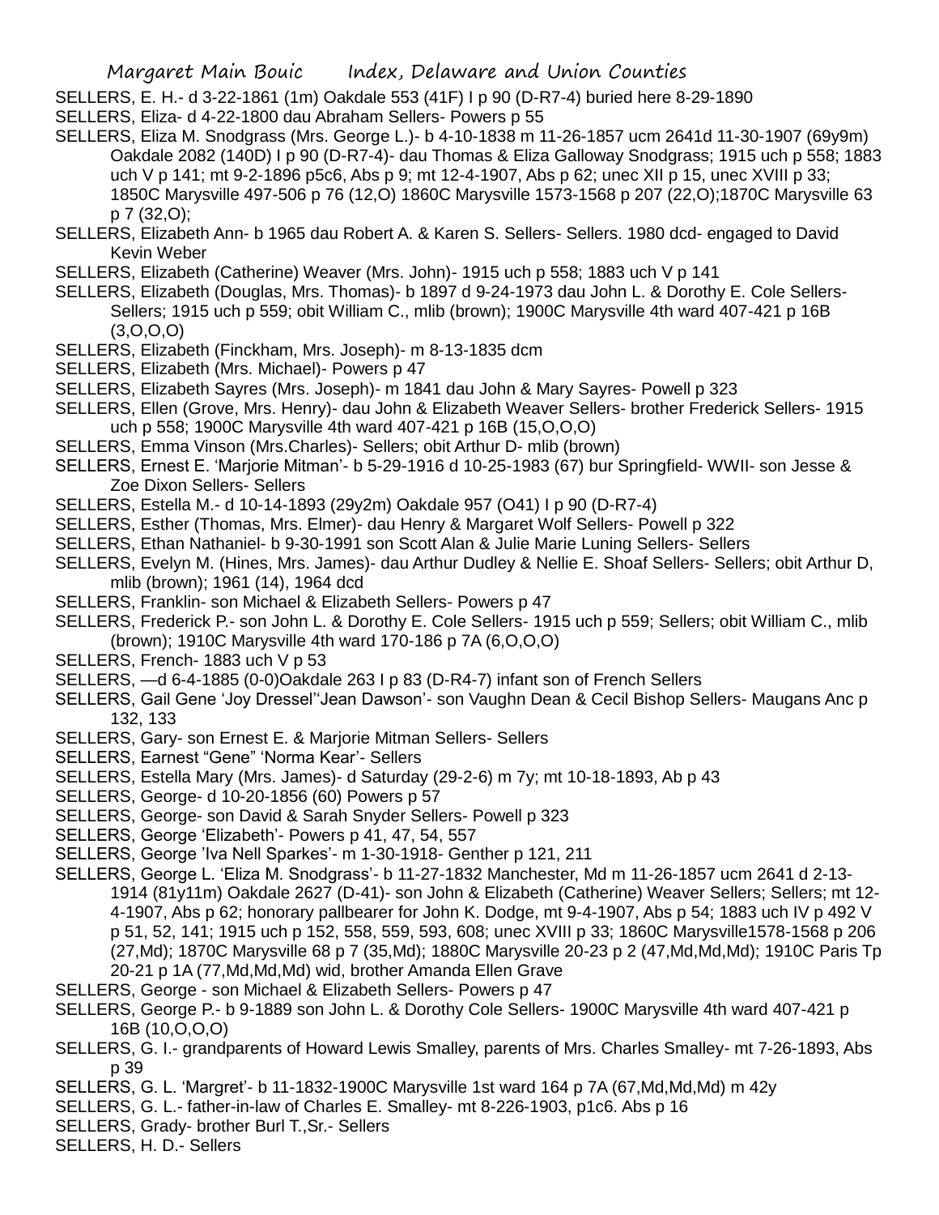SELLERS, E. H.- d 3-22-1861 (1m) Oakdale 553 (41F) I p 90 (D-R7-4) buried here 8-29-1890

SELLERS, Eliza- d 4-22-1800 dau Abraham Sellers- Powers p 55

SELLERS, Eliza M. Snodgrass (Mrs. George L.)- b 4-10-1838 m 11-26-1857 ucm 2641d 11-30-1907 (69y9m) Oakdale 2082 (140D) I p 90 (D-R7-4)- dau Thomas & Eliza Galloway Snodgrass; 1915 uch p 558; 1883 uch V p 141; mt 9-2-1896 p5c6, Abs p 9; mt 12-4-1907, Abs p 62; unec XII p 15, unec XVIII p 33; 1850C Marysville 497-506 p 76 (12,O) 1860C Marysville 1573-1568 p 207 (22,O);1870C Marysville 63 p 7 (32,O);

SELLERS, Elizabeth Ann- b 1965 dau Robert A. & Karen S. Sellers- Sellers. 1980 dcd- engaged to David Kevin Weber

SELLERS, Elizabeth (Catherine) Weaver (Mrs. John)- 1915 uch p 558; 1883 uch V p 141

SELLERS, Elizabeth (Douglas, Mrs. Thomas)- b 1897 d 9-24-1973 dau John L. & Dorothy E. Cole Sellers- Sellers; 1915 uch p 559; obit William C., mlib (brown); 1900C Marysville 4th ward 407-421 p 16B (3,O,O,O)

SELLERS, Elizabeth (Finckham, Mrs. Joseph)- m 8-13-1835 dcm

SELLERS, Elizabeth (Mrs. Michael)- Powers p 47

SELLERS, Elizabeth Sayres (Mrs. Joseph)- m 1841 dau John & Mary Sayres- Powell p 323

SELLERS, Ellen (Grove, Mrs. Henry)- dau John & Elizabeth Weaver Sellers- brother Frederick Sellers- 1915 uch p 558; 1900C Marysville 4th ward 407-421 p 16B (15,O,O,O)

SELLERS, Emma Vinson (Mrs.Charles)- Sellers; obit Arthur D- mlib (brown)

SELLERS, Ernest E. 'Marjorie Mitman'- b 5-29-1916 d 10-25-1983 (67) bur Springfield- WWII- son Jesse & Zoe Dixon Sellers- Sellers

SELLERS, Estella M.- d 10-14-1893 (29y2m) Oakdale 957 (O41) I p 90 (D-R7-4)

SELLERS, Esther (Thomas, Mrs. Elmer)- dau Henry & Margaret Wolf Sellers- Powell p 322

SELLERS, Ethan Nathaniel- b 9-30-1991 son Scott Alan & Julie Marie Luning Sellers- Sellers

SELLERS, Evelyn M. (Hines, Mrs. James)- dau Arthur Dudley & Nellie E. Shoaf Sellers- Sellers; obit Arthur D, mlib (brown); 1961 (14), 1964 dcd

SELLERS, Franklin- son Michael & Elizabeth Sellers- Powers p 47

SELLERS, Frederick P.- son John L. & Dorothy E. Cole Sellers- 1915 uch p 559; Sellers; obit William C., mlib (brown); 1910C Marysville 4th ward 170-186 p 7A (6,O,O,O)

SELLERS, French- 1883 uch V p 53

SELLERS, —d 6-4-1885 (0-0)Oakdale 263 I p 83 (D-R4-7) infant son of French Sellers

SELLERS, Gail Gene 'Joy Dressel''Jean Dawson'- son Vaughn Dean & Cecil Bishop Sellers- Maugans Anc p 132, 133

SELLERS, Gary- son Ernest E. & Marjorie Mitman Sellers- Sellers

SELLERS, Earnest "Gene" 'Norma Kear'- Sellers

SELLERS, Estella Mary (Mrs. James)- d Saturday (29-2-6) m 7y; mt 10-18-1893, Ab p 43

SELLERS, George- d 10-20-1856 (60) Powers p 57

SELLERS, George- son David & Sarah Snyder Sellers- Powell p 323

SELLERS, George 'Elizabeth'- Powers p 41, 47, 54, 557

SELLERS, George 'Iva Nell Sparkes'- m 1-30-1918- Genther p 121, 211

SELLERS, George L. 'Eliza M. Snodgrass'- b 11-27-1832 Manchester, Md m 11-26-1857 ucm 2641 d 2-13-1914 (81y11m) Oakdale 2627 (D-41)- son John & Elizabeth (Catherine) Weaver Sellers; Sellers; mt 12-4-1907, Abs p 62; honorary pallbearer for John K. Dodge, mt 9-4-1907, Abs p 54; 1883 uch IV p 492 V p 51, 52, 141; 1915 uch p 152, 558, 559, 593, 608; unec XVIII p 33; 1860C Marysville1578-1568 p 206 (27,Md); 1870C Marysville 68 p 7 (35,Md); 1880C Marysville 20-23 p 2 (47,Md,Md,Md); 1910C Paris Tp 20-21 p 1A (77,Md,Md,Md) wid, brother Amanda Ellen Grave

SELLERS, George - son Michael & Elizabeth Sellers- Powers p 47

SELLERS, George P.- b 9-1889 son John L. & Dorothy Cole Sellers- 1900C Marysville 4th ward 407-421 p 16B (10,O,O,O)

SELLERS, G. I.- grandparents of Howard Lewis Smalley, parents of Mrs. Charles Smalley- mt 7-26-1893, Abs p 39

SELLERS, G. L. 'Margret'- b 11-1832-1900C Marysville 1st ward 164 p 7A (67,Md,Md,Md) m 42y

SELLERS, G. L.- father-in-law of Charles E. Smalley- mt 8-226-1903, p1c6. Abs p 16

SELLERS, Grady- brother Burl T.,Sr.- Sellers

SELLERS, H. D.- Sellers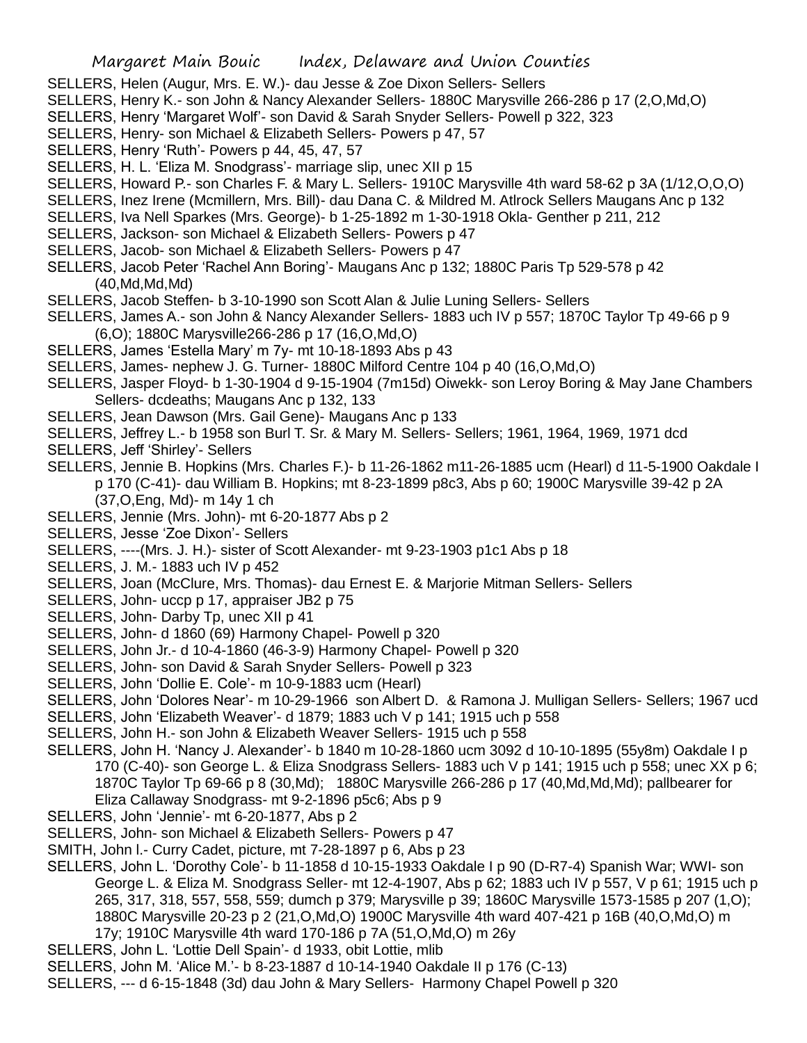SELLERS, Helen (Augur, Mrs. E. W.)- dau Jesse & Zoe Dixon Sellers- Sellers

SELLERS, Henry K.- son John & Nancy Alexander Sellers- 1880C Marysville 266-286 p 17 (2,O,Md,O)

SELLERS, Henry 'Margaret Wolf'- son David & Sarah Snyder Sellers- Powell p 322, 323

SELLERS, Henry- son Michael & Elizabeth Sellers- Powers p 47, 57

SELLERS, Henry 'Ruth'- Powers p 44, 45, 47, 57

SELLERS, H. L. 'Eliza M. Snodgrass'- marriage slip, unec XII p 15

SELLERS, Howard P.- son Charles F. & Mary L. Sellers- 1910C Marysville 4th ward 58-62 p 3A (1/12,O,O,O)

SELLERS, Inez Irene (Mcmillern, Mrs. Bill)- dau Dana C. & Mildred M. Atlrock Sellers Maugans Anc p 132

SELLERS, Iva Nell Sparkes (Mrs. George)- b 1-25-1892 m 1-30-1918 Okla- Genther p 211, 212

SELLERS, Jackson- son Michael & Elizabeth Sellers- Powers p 47

SELLERS, Jacob- son Michael & Elizabeth Sellers- Powers p 47

SELLERS, Jacob Peter 'Rachel Ann Boring'- Maugans Anc p 132; 1880C Paris Tp 529-578 p 42 (40,Md,Md,Md)

SELLERS, Jacob Steffen- b 3-10-1990 son Scott Alan & Julie Luning Sellers- Sellers

SELLERS, James A.- son John & Nancy Alexander Sellers- 1883 uch IV p 557; 1870C Taylor Tp 49-66 p 9 (6,O); 1880C Marysville266-286 p 17 (16,O,Md,O)

SELLERS, James 'Estella Mary' m 7y- mt 10-18-1893 Abs p 43

SELLERS, James- nephew J. G. Turner- 1880C Milford Centre 104 p 40 (16,O,Md,O)

SELLERS, Jasper Floyd- b 1-30-1904 d 9-15-1904 (7m15d) Oiwekk- son Leroy Boring & May Jane Chambers Sellers- dcdeaths; Maugans Anc p 132, 133

SELLERS, Jean Dawson (Mrs. Gail Gene)- Maugans Anc p 133

SELLERS, Jeffrey L.- b 1958 son Burl T. Sr. & Mary M. Sellers- Sellers; 1961, 1964, 1969, 1971 dcd

SELLERS, Jeff 'Shirley'- Sellers

SELLERS, Jennie B. Hopkins (Mrs. Charles F.)- b 11-26-1862 m11-26-1885 ucm (Hearl) d 11-5-1900 Oakdale I p 170 (C-41)- dau William B. Hopkins; mt 8-23-1899 p8c3, Abs p 60; 1900C Marysville 39-42 p 2A (37,O,Eng, Md)- m 14y 1 ch

SELLERS, Jennie (Mrs. John)- mt 6-20-1877 Abs p 2

SELLERS, Jesse 'Zoe Dixon'- Sellers

SELLERS, ----(Mrs. J. H.)- sister of Scott Alexander- mt 9-23-1903 p1c1 Abs p 18

SELLERS, J. M.- 1883 uch IV p 452

SELLERS, Joan (McClure, Mrs. Thomas)- dau Ernest E. & Marjorie Mitman Sellers- Sellers

SELLERS, John- uccp p 17, appraiser JB2 p 75

SELLERS, John- Darby Tp, unec XII p 41

SELLERS, John- d 1860 (69) Harmony Chapel- Powell p 320

SELLERS, John Jr.- d 10-4-1860 (46-3-9) Harmony Chapel- Powell p 320

SELLERS, John- son David & Sarah Snyder Sellers- Powell p 323

SELLERS, John 'Dollie E. Cole'- m 10-9-1883 ucm (Hearl)

SELLERS, John 'Dolores Near'- m 10-29-1966 son Albert D. & Ramona J. Mulligan Sellers- Sellers; 1967 ucd

SELLERS, John 'Elizabeth Weaver'- d 1879; 1883 uch V p 141; 1915 uch p 558

SELLERS, John H.- son John & Elizabeth Weaver Sellers- 1915 uch p 558

SELLERS, John H. 'Nancy J. Alexander'- b 1840 m 10-28-1860 ucm 3092 d 10-10-1895 (55y8m) Oakdale I p 170 (C-40)- son George L. & Eliza Snodgrass Sellers- 1883 uch V p 141; 1915 uch p 558; unec XX p 6; 1870C Taylor Tp 69-66 p 8 (30,Md); 1880C Marysville 266-286 p 17 (40,Md,Md,Md); pallbearer for Eliza Callaway Snodgrass- mt 9-2-1896 p5c6; Abs p 9

SELLERS, John 'Jennie'- mt 6-20-1877, Abs p 2

SELLERS, John- son Michael & Elizabeth Sellers- Powers p 47

SMITH, John l.- Curry Cadet, picture, mt 7-28-1897 p 6, Abs p 23

SELLERS, John L. 'Dorothy Cole'- b 11-1858 d 10-15-1933 Oakdale I p 90 (D-R7-4) Spanish War; WWI- son George L. & Eliza M. Snodgrass Seller- mt 12-4-1907, Abs p 62; 1883 uch IV p 557, V p 61; 1915 uch p 265, 317, 318, 557, 558, 559; dumch p 379; Marysville p 39; 1860C Marysville 1573-1585 p 207 (1,O); 1880C Marysville 20-23 p 2 (21,O,Md,O) 1900C Marysville 4th ward 407-421 p 16B (40,O,Md,O) m 17y; 1910C Marysville 4th ward 170-186 p 7A (51,O,Md,O) m 26y

SELLERS, John L. 'Lottie Dell Spain'- d 1933, obit Lottie, mlib

SELLERS, John M. 'Alice M.'- b 8-23-1887 d 10-14-1940 Oakdale II p 176 (C-13)

SELLERS, --- d 6-15-1848 (3d) dau John & Mary Sellers- Harmony Chapel Powell p 320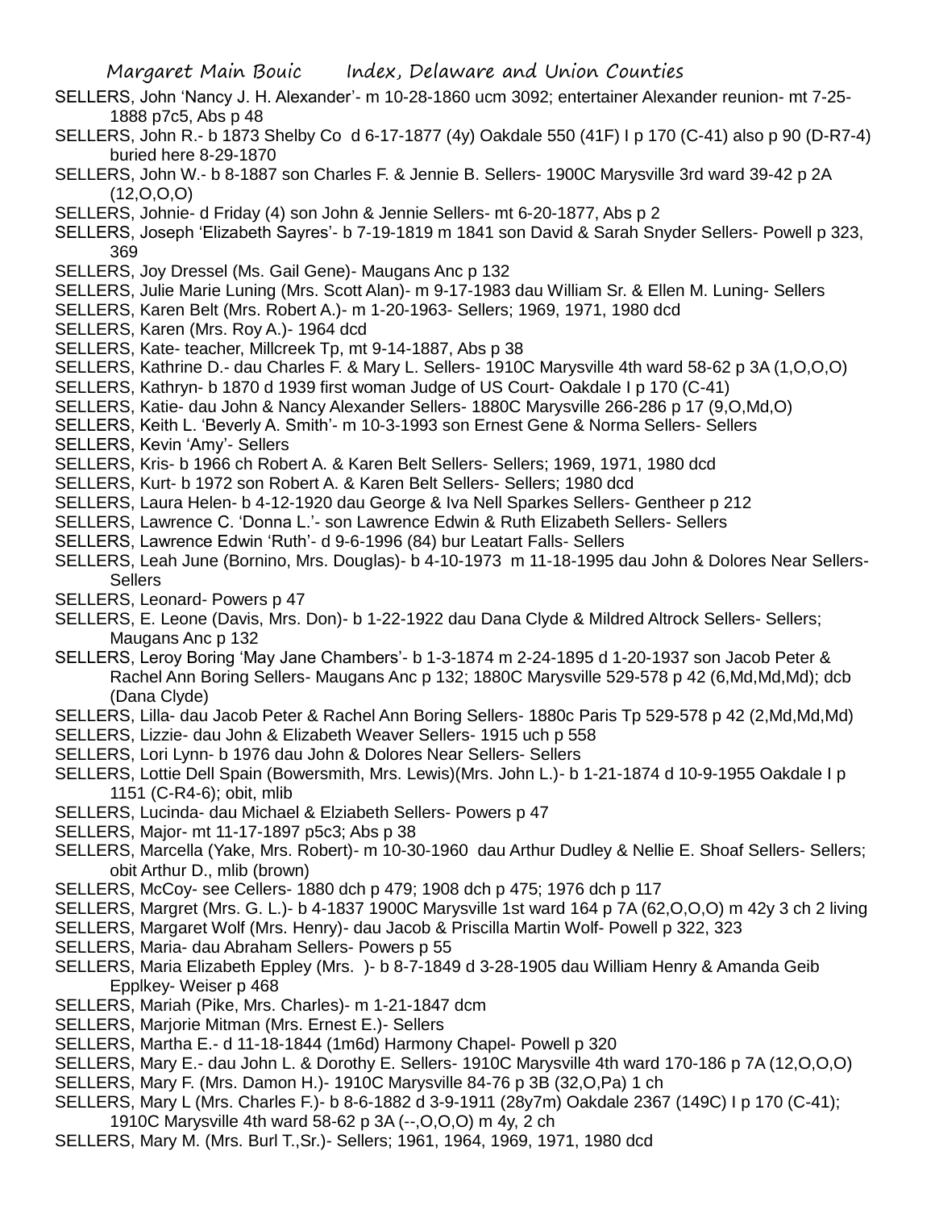SELLERS, John 'Nancy J. H. Alexander'- m 10-28-1860 ucm 3092; entertainer Alexander reunion- mt 7-25-1888 p7c5, Abs p 48

SELLERS, John R.- b 1873 Shelby Co d 6-17-1877 (4y) Oakdale 550 (41F) I p 170 (C-41) also p 90 (D-R7-4) buried here 8-29-1870

SELLERS, John W.- b 8-1887 son Charles F. & Jennie B. Sellers- 1900C Marysville 3rd ward 39-42 p 2A (12,O,O,O)

SELLERS, Johnie- d Friday (4) son John & Jennie Sellers- mt 6-20-1877, Abs p 2

SELLERS, Joseph 'Elizabeth Sayres'- b 7-19-1819 m 1841 son David & Sarah Snyder Sellers- Powell p 323, 369

SELLERS, Joy Dressel (Ms. Gail Gene)- Maugans Anc p 132

SELLERS, Julie Marie Luning (Mrs. Scott Alan)- m 9-17-1983 dau William Sr. & Ellen M. Luning- Sellers

SELLERS, Karen Belt (Mrs. Robert A.)- m 1-20-1963- Sellers; 1969, 1971, 1980 dcd

SELLERS, Karen (Mrs. Roy A.)- 1964 dcd

SELLERS, Kate- teacher, Millcreek Tp, mt 9-14-1887, Abs p 38

SELLERS, Kathrine D.- dau Charles F. & Mary L. Sellers- 1910C Marysville 4th ward 58-62 p 3A (1,O,O,O)

SELLERS, Kathryn- b 1870 d 1939 first woman Judge of US Court- Oakdale I p 170 (C-41)

SELLERS, Katie- dau John & Nancy Alexander Sellers- 1880C Marysville 266-286 p 17 (9,O,Md,O)

SELLERS, Keith L. 'Beverly A. Smith'- m 10-3-1993 son Ernest Gene & Norma Sellers- Sellers

SELLERS, Kevin 'Amy'- Sellers

SELLERS, Kris- b 1966 ch Robert A. & Karen Belt Sellers- Sellers; 1969, 1971, 1980 dcd

SELLERS, Kurt- b 1972 son Robert A. & Karen Belt Sellers- Sellers; 1980 dcd

SELLERS, Laura Helen- b 4-12-1920 dau George & Iva Nell Sparkes Sellers- Gentheer p 212

SELLERS, Lawrence C. 'Donna L.'- son Lawrence Edwin & Ruth Elizabeth Sellers- Sellers

SELLERS, Lawrence Edwin 'Ruth'- d 9-6-1996 (84) bur Leatart Falls- Sellers

SELLERS, Leah June (Bornino, Mrs. Douglas)- b 4-10-1973 m 11-18-1995 dau John & Dolores Near Sellers- Sellers

SELLERS, Leonard- Powers p 47

SELLERS, E. Leone (Davis, Mrs. Don)- b 1-22-1922 dau Dana Clyde & Mildred Altrock Sellers- Sellers; Maugans Anc p 132

SELLERS, Leroy Boring 'May Jane Chambers'- b 1-3-1874 m 2-24-1895 d 1-20-1937 son Jacob Peter & Rachel Ann Boring Sellers- Maugans Anc p 132; 1880C Marysville 529-578 p 42 (6,Md,Md,Md); dcb (Dana Clyde)

SELLERS, Lilla- dau Jacob Peter & Rachel Ann Boring Sellers- 1880c Paris Tp 529-578 p 42 (2,Md,Md,Md)

SELLERS, Lizzie- dau John & Elizabeth Weaver Sellers- 1915 uch p 558

SELLERS, Lori Lynn- b 1976 dau John & Dolores Near Sellers- Sellers

SELLERS, Lottie Dell Spain (Bowersmith, Mrs. Lewis)(Mrs. John L.)- b 1-21-1874 d 10-9-1955 Oakdale I p 1151 (C-R4-6); obit, mlib

SELLERS, Lucinda- dau Michael & Elziabeth Sellers- Powers p 47

SELLERS, Major- mt 11-17-1897 p5c3; Abs p 38

SELLERS, Marcella (Yake, Mrs. Robert)- m 10-30-1960 dau Arthur Dudley & Nellie E. Shoaf Sellers- Sellers; obit Arthur D., mlib (brown)

SELLERS, McCoy- see Cellers- 1880 dch p 479; 1908 dch p 475; 1976 dch p 117

SELLERS, Margret (Mrs. G. L.)- b 4-1837 1900C Marysville 1st ward 164 p 7A (62,O,O,O) m 42y 3 ch 2 living

SELLERS, Margaret Wolf (Mrs. Henry)- dau Jacob & Priscilla Martin Wolf- Powell p 322, 323

SELLERS, Maria- dau Abraham Sellers- Powers p 55

SELLERS, Maria Elizabeth Eppley (Mrs. )- b 8-7-1849 d 3-28-1905 dau William Henry & Amanda Geib Epplkey- Weiser p 468

SELLERS, Mariah (Pike, Mrs. Charles)- m 1-21-1847 dcm

SELLERS, Marjorie Mitman (Mrs. Ernest E.)- Sellers

SELLERS, Martha E.- d 11-18-1844 (1m6d) Harmony Chapel- Powell p 320

SELLERS, Mary E.- dau John L. & Dorothy E. Sellers- 1910C Marysville 4th ward 170-186 p 7A (12,O,O,O)

SELLERS, Mary F. (Mrs. Damon H.)- 1910C Marysville 84-76 p 3B (32,O,Pa) 1 ch

SELLERS, Mary L (Mrs. Charles F.)- b 8-6-1882 d 3-9-1911 (28y7m) Oakdale 2367 (149C) I p 170 (C-41); 1910C Marysville 4th ward 58-62 p 3A (--,O,O,O) m 4y, 2 ch

SELLERS, Mary M. (Mrs. Burl T.,Sr.)- Sellers; 1961, 1964, 1969, 1971, 1980 dcd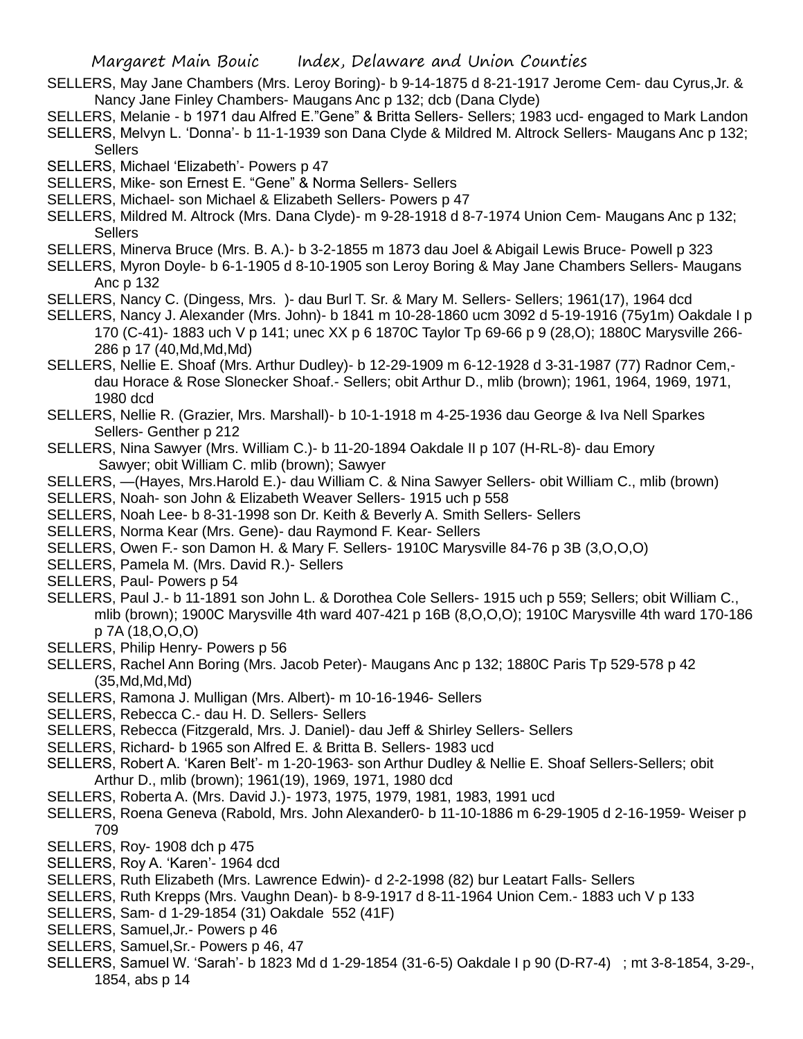SELLERS, May Jane Chambers (Mrs. Leroy Boring)- b 9-14-1875 d 8-21-1917 Jerome Cem- dau Cyrus,Jr. & Nancy Jane Finley Chambers- Maugans Anc p 132; dcb (Dana Clyde)

SELLERS, Melanie - b 1971 dau Alfred E."Gene" & Britta Sellers- Sellers; 1983 ucd- engaged to Mark Landon

SELLERS, Melvyn L. 'Donna'- b 11-1-1939 son Dana Clyde & Mildred M. Altrock Sellers- Maugans Anc p 132; Sellers

SELLERS, Michael 'Elizabeth'- Powers p 47

SELLERS, Mike- son Ernest E. "Gene" & Norma Sellers- Sellers

SELLERS, Michael- son Michael & Elizabeth Sellers- Powers p 47

SELLERS, Mildred M. Altrock (Mrs. Dana Clyde)- m 9-28-1918 d 8-7-1974 Union Cem- Maugans Anc p 132; Sellers

SELLERS, Minerva Bruce (Mrs. B. A.)- b 3-2-1855 m 1873 dau Joel & Abigail Lewis Bruce- Powell p 323

SELLERS, Myron Doyle- b 6-1-1905 d 8-10-1905 son Leroy Boring & May Jane Chambers Sellers- Maugans Anc p 132

SELLERS, Nancy C. (Dingess, Mrs. )- dau Burl T. Sr. & Mary M. Sellers- Sellers; 1961(17), 1964 dcd

SELLERS, Nancy J. Alexander (Mrs. John)- b 1841 m 10-28-1860 ucm 3092 d 5-19-1916 (75y1m) Oakdale I p 170 (C-41)- 1883 uch V p 141; unec XX p 6 1870C Taylor Tp 69-66 p 9 (28,O); 1880C Marysville 266-286 p 17 (40,Md,Md,Md)

SELLERS, Nellie E. Shoaf (Mrs. Arthur Dudley)- b 12-29-1909 m 6-12-1928 d 3-31-1987 (77) Radnor Cem,- dau Horace & Rose Slonecker Shoaf.- Sellers; obit Arthur D., mlib (brown); 1961, 1964, 1969, 1971, 1980 dcd

SELLERS, Nellie R. (Grazier, Mrs. Marshall)- b 10-1-1918 m 4-25-1936 dau George & Iva Nell Sparkes Sellers- Genther p 212

SELLERS, Nina Sawyer (Mrs. William C.)- b 11-20-1894 Oakdale II p 107 (H-RL-8)- dau Emory Sawyer; obit William C. mlib (brown); Sawyer

SELLERS, —(Hayes, Mrs.Harold E.)- dau William C. & Nina Sawyer Sellers- obit William C., mlib (brown)

SELLERS, Noah- son John & Elizabeth Weaver Sellers- 1915 uch p 558

SELLERS, Noah Lee- b 8-31-1998 son Dr. Keith & Beverly A. Smith Sellers- Sellers

SELLERS, Norma Kear (Mrs. Gene)- dau Raymond F. Kear- Sellers

SELLERS, Owen F.- son Damon H. & Mary F. Sellers- 1910C Marysville 84-76 p 3B (3,O,O,O)

SELLERS, Pamela M. (Mrs. David R.)- Sellers

SELLERS, Paul- Powers p 54

SELLERS, Paul J.- b 11-1891 son John L. & Dorothea Cole Sellers- 1915 uch p 559; Sellers; obit William C., mlib (brown); 1900C Marysville 4th ward 407-421 p 16B (8,O,O,O); 1910C Marysville 4th ward 170-186 p 7A (18,O,O,O)

SELLERS, Philip Henry- Powers p 56

SELLERS, Rachel Ann Boring (Mrs. Jacob Peter)- Maugans Anc p 132; 1880C Paris Tp 529-578 p 42 (35,Md,Md,Md)

SELLERS, Ramona J. Mulligan (Mrs. Albert)- m 10-16-1946- Sellers

SELLERS, Rebecca C.- dau H. D. Sellers- Sellers

SELLERS, Rebecca (Fitzgerald, Mrs. J. Daniel)- dau Jeff & Shirley Sellers- Sellers

SELLERS, Richard- b 1965 son Alfred E. & Britta B. Sellers- 1983 ucd

SELLERS, Robert A. 'Karen Belt'- m 1-20-1963- son Arthur Dudley & Nellie E. Shoaf Sellers-Sellers; obit Arthur D., mlib (brown); 1961(19), 1969, 1971, 1980 dcd

SELLERS, Roberta A. (Mrs. David J.)- 1973, 1975, 1979, 1981, 1983, 1991 ucd

SELLERS, Roena Geneva (Rabold, Mrs. John Alexander0- b 11-10-1886 m 6-29-1905 d 2-16-1959- Weiser p 709

SELLERS, Roy- 1908 dch p 475

SELLERS, Roy A. 'Karen'- 1964 dcd

SELLERS, Ruth Elizabeth (Mrs. Lawrence Edwin)- d 2-2-1998 (82) bur Leatart Falls- Sellers

SELLERS, Ruth Krepps (Mrs. Vaughn Dean)- b 8-9-1917 d 8-11-1964 Union Cem.- 1883 uch V p 133

SELLERS, Sam- d 1-29-1854 (31) Oakdale 552 (41F)

SELLERS, Samuel,Jr.- Powers p 46

SELLERS, Samuel,Sr.- Powers p 46, 47

SELLERS, Samuel W. 'Sarah'- b 1823 Md d 1-29-1854 (31-6-5) Oakdale I p 90 (D-R7-4) ; mt 3-8-1854, 3-29-, 1854, abs p 14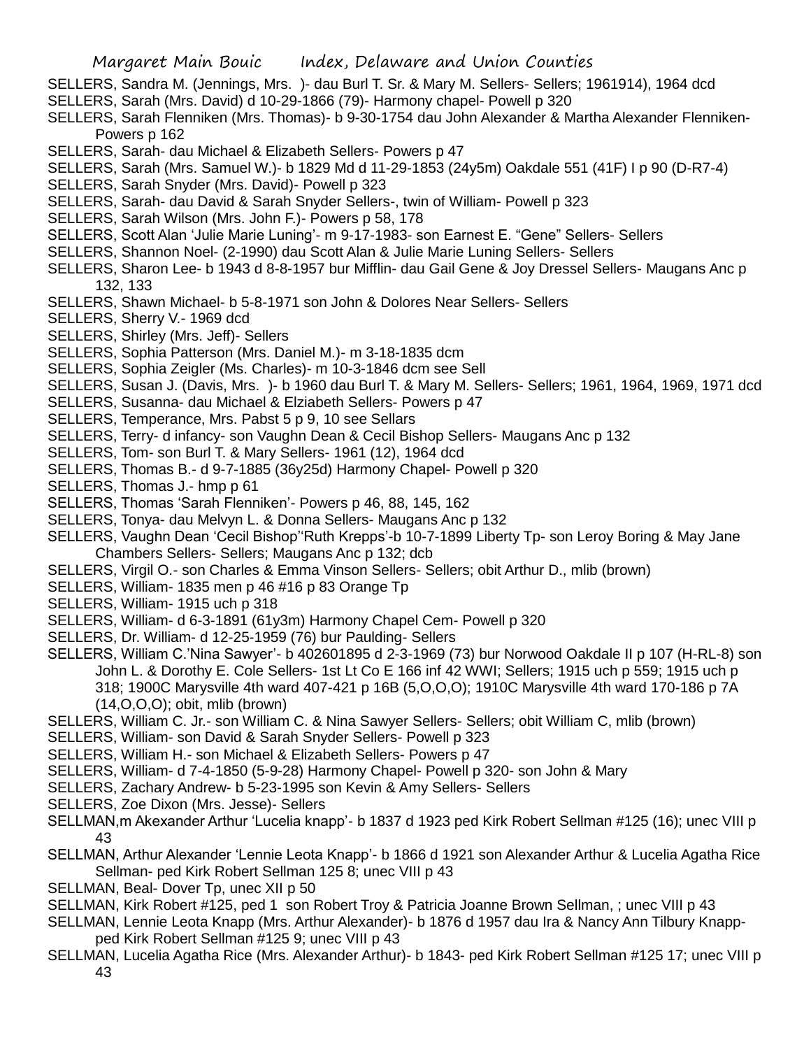SELLERS, Sandra M. (Jennings, Mrs. )- dau Burl T. Sr. & Mary M. Sellers- Sellers; 1961914), 1964 dcd

SELLERS, Sarah (Mrs. David) d 10-29-1866 (79)- Harmony chapel- Powell p 320

SELLERS, Sarah Flenniken (Mrs. Thomas)- b 9-30-1754 dau John Alexander & Martha Alexander Flenniken- Powers p 162

SELLERS, Sarah- dau Michael & Elizabeth Sellers- Powers p 47

SELLERS, Sarah (Mrs. Samuel W.)- b 1829 Md d 11-29-1853 (24y5m) Oakdale 551 (41F) I p 90 (D-R7-4)

SELLERS, Sarah Snyder (Mrs. David)- Powell p 323

SELLERS, Sarah- dau David & Sarah Snyder Sellers-, twin of William- Powell p 323

SELLERS, Sarah Wilson (Mrs. John F.)- Powers p 58, 178

SELLERS, Scott Alan 'Julie Marie Luning'- m 9-17-1983- son Earnest E. "Gene" Sellers- Sellers

SELLERS, Shannon Noel- (2-1990) dau Scott Alan & Julie Marie Luning Sellers- Sellers

SELLERS, Sharon Lee- b 1943 d 8-8-1957 bur Mifflin- dau Gail Gene & Joy Dressel Sellers- Maugans Anc p 132, 133

SELLERS, Shawn Michael- b 5-8-1971 son John & Dolores Near Sellers- Sellers

SELLERS, Sherry V.- 1969 dcd

SELLERS, Shirley (Mrs. Jeff)- Sellers

SELLERS, Sophia Patterson (Mrs. Daniel M.)- m 3-18-1835 dcm

SELLERS, Sophia Zeigler (Ms. Charles)- m 10-3-1846 dcm see Sell

SELLERS, Susan J. (Davis, Mrs. )- b 1960 dau Burl T. & Mary M. Sellers- Sellers; 1961, 1964, 1969, 1971 dcd

SELLERS, Susanna- dau Michael & Elziabeth Sellers- Powers p 47

SELLERS, Temperance, Mrs. Pabst 5 p 9, 10 see Sellars

SELLERS, Terry- d infancy- son Vaughn Dean & Cecil Bishop Sellers- Maugans Anc p 132

SELLERS, Tom- son Burl T. & Mary Sellers- 1961 (12), 1964 dcd

SELLERS, Thomas B.- d 9-7-1885 (36y25d) Harmony Chapel- Powell p 320

SELLERS, Thomas J.- hmp p 61

SELLERS, Thomas 'Sarah Flenniken'- Powers p 46, 88, 145, 162

SELLERS, Tonya- dau Melvyn L. & Donna Sellers- Maugans Anc p 132

SELLERS, Vaughn Dean 'Cecil Bishop''Ruth Krepps'-b 10-7-1899 Liberty Tp- son Leroy Boring & May Jane Chambers Sellers- Sellers; Maugans Anc p 132; dcb

SELLERS, Virgil O.- son Charles & Emma Vinson Sellers- Sellers; obit Arthur D., mlib (brown)

SELLERS, William- 1835 men p 46 #16 p 83 Orange Tp

SELLERS, William- 1915 uch p 318

SELLERS, William- d 6-3-1891 (61y3m) Harmony Chapel Cem- Powell p 320

SELLERS, Dr. William- d 12-25-1959 (76) bur Paulding- Sellers

SELLERS, William C.'Nina Sawyer'- b 402601895 d 2-3-1969 (73) bur Norwood Oakdale II p 107 (H-RL-8) son John L. & Dorothy E. Cole Sellers- 1st Lt Co E 166 inf 42 WWI; Sellers; 1915 uch p 559; 1915 uch p 318; 1900C Marysville 4th ward 407-421 p 16B (5,O,O,O); 1910C Marysville 4th ward 170-186 p 7A (14,O,O,O); obit, mlib (brown)

SELLERS, William C. Jr.- son William C. & Nina Sawyer Sellers- Sellers; obit William C, mlib (brown)

SELLERS, William- son David & Sarah Snyder Sellers- Powell p 323

SELLERS, William H.- son Michael & Elizabeth Sellers- Powers p 47

SELLERS, William- d 7-4-1850 (5-9-28) Harmony Chapel- Powell p 320- son John & Mary

SELLERS, Zachary Andrew- b 5-23-1995 son Kevin & Amy Sellers- Sellers

SELLERS, Zoe Dixon (Mrs. Jesse)- Sellers

SELLMAN,m Akexander Arthur 'Lucelia knapp'- b 1837 d 1923 ped Kirk Robert Sellman #125 (16); unec VIII p 43

SELLMAN, Arthur Alexander 'Lennie Leota Knapp'- b 1866 d 1921 son Alexander Arthur & Lucelia Agatha Rice Sellman- ped Kirk Robert Sellman 125 8; unec VIII p 43

SELLMAN, Beal- Dover Tp, unec XII p 50

SELLMAN, Kirk Robert #125, ped 1 son Robert Troy & Patricia Joanne Brown Sellman, ; unec VIII p 43

SELLMAN, Lennie Leota Knapp (Mrs. Arthur Alexander)- b 1876 d 1957 dau Ira & Nancy Ann Tilbury Knapp- ped Kirk Robert Sellman #125 9; unec VIII p 43

SELLMAN, Lucelia Agatha Rice (Mrs. Alexander Arthur)- b 1843- ped Kirk Robert Sellman #125 17; unec VIII p 43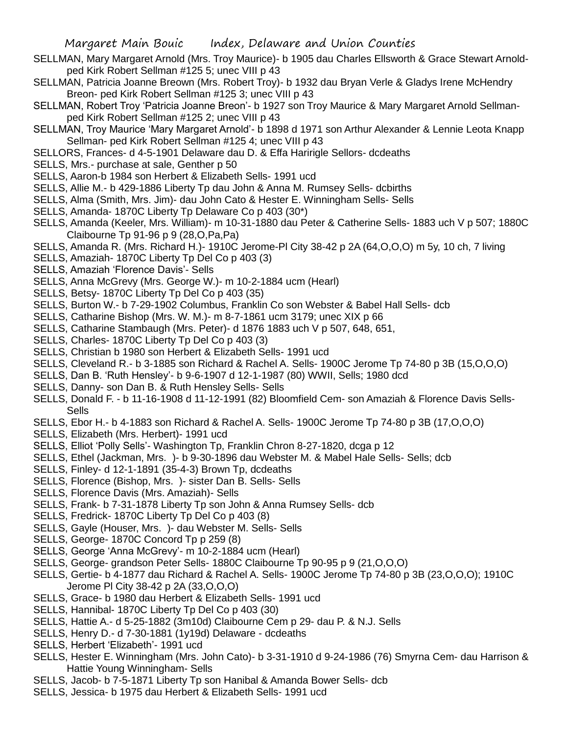SELLMAN, Mary Margaret Arnold (Mrs. Troy Maurice)- b 1905 dau Charles Ellsworth & Grace Stewart Arnold- ped Kirk Robert Sellman #125 5; unec VIII p 43

SELLMAN, Patricia Joanne Breown (Mrs. Robert Troy)- b 1932 dau Bryan Verle & Gladys Irene McHendry Breon- ped Kirk Robert Sellman #125 3; unec VIII p 43

SELLMAN, Robert Troy 'Patricia Joanne Breon'- b 1927 son Troy Maurice & Mary Margaret Arnold Sellman- ped Kirk Robert Sellman #125 2; unec VIII p 43

SELLMAN, Troy Maurice 'Mary Margaret Arnold'- b 1898 d 1971 son Arthur Alexander & Lennie Leota Knapp Sellman- ped Kirk Robert Sellman #125 4; unec VIII p 43

SELLORS, Frances- d 4-5-1901 Delaware dau D. & Effa Haririgle Sellors- dcdeaths

SELLS, Mrs.- purchase at sale, Genther p 50

SELLS, Aaron-b 1984 son Herbert & Elizabeth Sells- 1991 ucd

SELLS, Allie M.- b 429-1886 Liberty Tp dau John & Anna M. Rumsey Sells- dcbirths

SELLS, Alma (Smith, Mrs. Jim)- dau John Cato & Hester E. Winningham Sells- Sells

SELLS, Amanda- 1870C Liberty Tp Delaware Co p 403 (30*)

SELLS, Amanda (Keeler, Mrs. William)- m 10-31-1880 dau Peter & Catherine Sells- 1883 uch V p 507; 1880C Claibourne Tp 91-96 p 9 (28,O,Pa,Pa)

SELLS, Amanda R. (Mrs. Richard H.)- 1910C Jerome-Pl City 38-42 p 2A (64,O,O,O) m 5y, 10 ch, 7 living

SELLS, Amaziah- 1870C Liberty Tp Del Co p 403 (3)

SELLS, Amaziah 'Florence Davis'- Sells

SELLS, Anna McGrevy (Mrs. George W.)- m 10-2-1884 ucm (Hearl)

SELLS, Betsy- 1870C Liberty Tp Del Co p 403 (35)

SELLS, Burton W.- b 7-29-1902 Columbus, Franklin Co son Webster & Babel Hall Sells- dcb

SELLS, Catharine Bishop (Mrs. W. M.)- m 8-7-1861 ucm 3179; unec XIX p 66

SELLS, Catharine Stambaugh (Mrs. Peter)- d 1876 1883 uch V p 507, 648, 651,

SELLS, Charles- 1870C Liberty Tp Del Co p 403 (3)

SELLS, Christian b 1980 son Herbert & Elizabeth Sells- 1991 ucd

SELLS, Cleveland R.- b 3-1885 son Richard & Rachel A. Sells- 1900C Jerome Tp 74-80 p 3B (15,O,O,O)

SELLS, Dan B. 'Ruth Hensley'- b 9-6-1907 d 12-1-1987 (80) WWII, Sells; 1980 dcd

SELLS, Danny- son Dan B. & Ruth Hensley Sells- Sells

SELLS, Donald F. - b 11-16-1908 d 11-12-1991 (82) Bloomfield Cem- son Amaziah & Florence Davis Sells- Sells

SELLS, Ebor H.- b 4-1883 son Richard & Rachel A. Sells- 1900C Jerome Tp 74-80 p 3B (17,O,O,O)

SELLS, Elizabeth (Mrs. Herbert)- 1991 ucd

SELLS, Elliot 'Polly Sells'- Washington Tp, Franklin Chron 8-27-1820, dcga p 12

SELLS, Ethel (Jackman, Mrs. )- b 9-30-1896 dau Webster M. & Mabel Hale Sells- Sells; dcb

SELLS, Finley- d 12-1-1891 (35-4-3) Brown Tp, dcdeaths

SELLS, Florence (Bishop, Mrs. )- sister Dan B. Sells- Sells

SELLS, Florence Davis (Mrs. Amaziah)- Sells

SELLS, Frank- b 7-31-1878 Liberty Tp son John & Anna Rumsey Sells- dcb

SELLS, Fredrick- 1870C Liberty Tp Del Co p 403 (8)

SELLS, Gayle (Houser, Mrs. )- dau Webster M. Sells- Sells

SELLS, George- 1870C Concord Tp p 259 (8)

SELLS, George 'Anna McGrevy'- m 10-2-1884 ucm (Hearl)

SELLS, George- grandson Peter Sells- 1880C Claibourne Tp 90-95 p 9 (21,O,O,O)

SELLS, Gertie- b 4-1877 dau Richard & Rachel A. Sells- 1900C Jerome Tp 74-80 p 3B (23,O,O,O); 1910C Jerome Pl City 38-42 p 2A (33,O,O,O)

SELLS, Grace- b 1980 dau Herbert & Elizabeth Sells- 1991 ucd

SELLS, Hannibal- 1870C Liberty Tp Del Co p 403 (30)

SELLS, Hattie A.- d 5-25-1882 (3m10d) Claibourne Cem p 29- dau P. & N.J. Sells

SELLS, Henry D.- d 7-30-1881 (1y19d) Delaware - dcdeaths

SELLS, Herbert 'Elizabeth'- 1991 ucd

SELLS, Hester E. Winningham (Mrs. John Cato)- b 3-31-1910 d 9-24-1986 (76) Smyrna Cem- dau Harrison & Hattie Young Winningham- Sells

SELLS, Jacob- b 7-5-1871 Liberty Tp son Hanibal & Amanda Bower Sells- dcb

SELLS, Jessica- b 1975 dau Herbert & Elizabeth Sells- 1991 ucd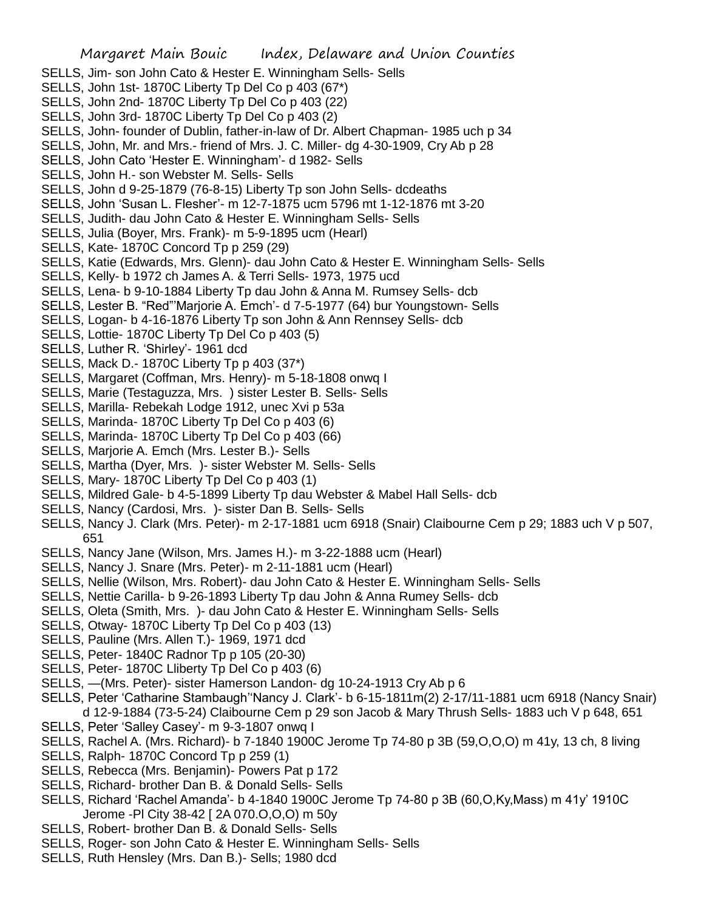SELLS, Jim- son John Cato & Hester E. Winningham Sells- Sells
SELLS, John 1st- 1870C Liberty Tp Del Co p 403 (67*)
SELLS, John 2nd- 1870C Liberty Tp Del Co p 403 (22)
SELLS, John 3rd- 1870C Liberty Tp Del Co p 403 (2)
SELLS, John- founder of Dublin, father-in-law of Dr. Albert Chapman- 1985 uch p 34
SELLS, John, Mr. and Mrs.- friend of Mrs. J. C. Miller- dg 4-30-1909, Cry Ab p 28
SELLS, John Cato 'Hester E. Winningham'- d 1982- Sells
SELLS, John H.- son Webster M. Sells- Sells
SELLS, John d 9-25-1879 (76-8-15) Liberty Tp son John Sells- dcdeaths
SELLS, John 'Susan L. Flesher'- m 12-7-1875 ucm 5796 mt 1-12-1876 mt 3-20
SELLS, Judith- dau John Cato & Hester E. Winningham Sells- Sells
SELLS, Julia (Boyer, Mrs. Frank)- m 5-9-1895 ucm (Hearl)
SELLS, Kate- 1870C Concord Tp p 259 (29)
SELLS, Katie (Edwards, Mrs. Glenn)- dau John Cato & Hester E. Winningham Sells- Sells
SELLS, Kelly- b 1972 ch James A. & Terri Sells- 1973, 1975 ucd
SELLS, Lena- b 9-10-1884 Liberty Tp dau John & Anna M. Rumsey Sells- dcb
SELLS, Lester B. "Red"'Marjorie A. Emch'- d 7-5-1977 (64) bur Youngstown- Sells
SELLS, Logan- b 4-16-1876 Liberty Tp son John & Ann Rennsey Sells- dcb
SELLS, Lottie- 1870C Liberty Tp Del Co p 403 (5)
SELLS, Luther R. 'Shirley'- 1961 dcd
SELLS, Mack D.- 1870C Liberty Tp p 403 (37*)
SELLS, Margaret (Coffman, Mrs. Henry)- m 5-18-1808 onwq I
SELLS, Marie (Testaguzza, Mrs. ) sister Lester B. Sells- Sells
SELLS, Marilla- Rebekah Lodge 1912, unec Xvi p 53a
SELLS, Marinda- 1870C Liberty Tp Del Co p 403 (6)
SELLS, Marinda- 1870C Liberty Tp Del Co p 403 (66)
SELLS, Marjorie A. Emch (Mrs. Lester B.)- Sells
SELLS, Martha (Dyer, Mrs. )- sister Webster M. Sells- Sells
SELLS, Mary- 1870C Liberty Tp Del Co p 403 (1)
SELLS, Mildred Gale- b 4-5-1899 Liberty Tp dau Webster & Mabel Hall Sells- dcb
SELLS, Nancy (Cardosi, Mrs. )- sister Dan B. Sells- Sells
SELLS, Nancy J. Clark (Mrs. Peter)- m 2-17-1881 ucm 6918 (Snair) Claibourne Cem p 29; 1883 uch V p 507, 651
SELLS, Nancy Jane (Wilson, Mrs. James H.)- m 3-22-1888 ucm (Hearl)
SELLS, Nancy J. Snare (Mrs. Peter)- m 2-11-1881 ucm (Hearl)
SELLS, Nellie (Wilson, Mrs. Robert)- dau John Cato & Hester E. Winningham Sells- Sells
SELLS, Nettie Carilla- b 9-26-1893 Liberty Tp dau John & Anna Rumey Sells- dcb
SELLS, Oleta (Smith, Mrs. )- dau John Cato & Hester E. Winningham Sells- Sells
SELLS, Otway- 1870C Liberty Tp Del Co p 403 (13)
SELLS, Pauline (Mrs. Allen T.)- 1969, 1971 dcd
SELLS, Peter- 1840C Radnor Tp p 105 (20-30)
SELLS, Peter- 1870C Lliberty Tp Del Co p 403 (6)
SELLS, —(Mrs. Peter)- sister Hamerson Landon- dg 10-24-1913 Cry Ab p 6
SELLS, Peter 'Catharine Stambaugh''Nancy J. Clark'- b 6-15-1811m(2) 2-17/11-1881 ucm 6918 (Nancy Snair) d 12-9-1884 (73-5-24) Claibourne Cem p 29 son Jacob & Mary Thrush Sells- 1883 uch V p 648, 651
SELLS, Peter 'Salley Casey'- m 9-3-1807 onwq I
SELLS, Rachel A. (Mrs. Richard)- b 7-1840 1900C Jerome Tp 74-80 p 3B (59,O,O,O) m 41y, 13 ch, 8 living
SELLS, Ralph- 1870C Concord Tp p 259 (1)
SELLS, Rebecca (Mrs. Benjamin)- Powers Pat p 172
SELLS, Richard- brother Dan B. & Donald Sells- Sells
SELLS, Richard 'Rachel Amanda'- b 4-1840 1900C Jerome Tp 74-80 p 3B (60,O,Ky,Mass) m 41y' 1910C Jerome -Pl City 38-42 [ 2A 070.O,O,O) m 50y
SELLS, Robert- brother Dan B. & Donald Sells- Sells
SELLS, Roger- son John Cato & Hester E. Winningham Sells- Sells
SELLS, Ruth Hensley (Mrs. Dan B.)- Sells; 1980 dcd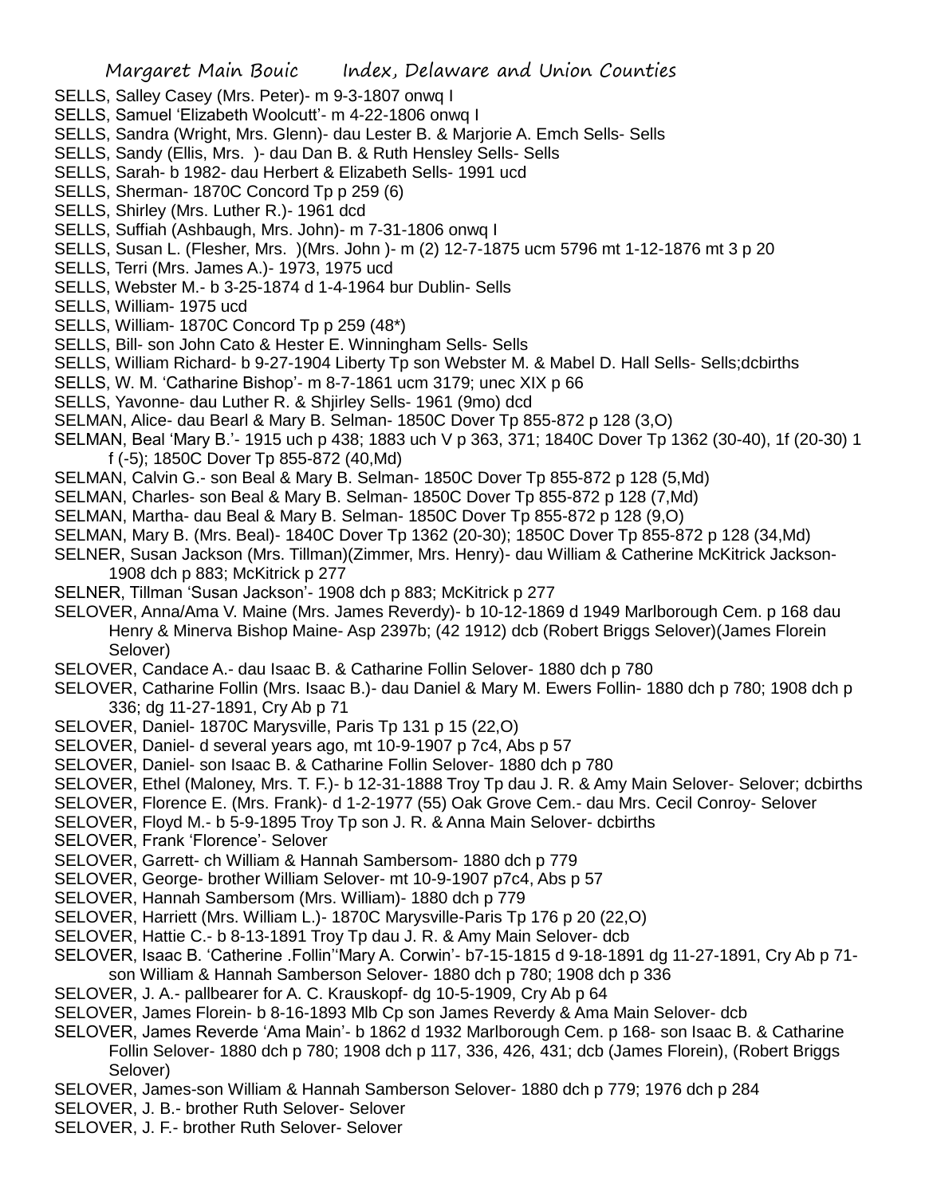SELLS, Salley Casey (Mrs. Peter)- m 9-3-1807 onwq I
SELLS, Samuel 'Elizabeth Woolcutt'- m 4-22-1806 onwq I
SELLS, Sandra (Wright, Mrs. Glenn)- dau Lester B. & Marjorie A. Emch Sells- Sells
SELLS, Sandy (Ellis, Mrs. )- dau Dan B. & Ruth Hensley Sells- Sells
SELLS, Sarah- b 1982- dau Herbert & Elizabeth Sells- 1991 ucd
SELLS, Sherman- 1870C Concord Tp p 259 (6)
SELLS, Shirley (Mrs. Luther R.)- 1961 dcd
SELLS, Suffiah (Ashbaugh, Mrs. John)- m 7-31-1806 onwq I
SELLS, Susan L. (Flesher, Mrs. )(Mrs. John )- m (2) 12-7-1875 ucm 5796 mt 1-12-1876 mt 3 p 20
SELLS, Terri (Mrs. James A.)- 1973, 1975 ucd
SELLS, Webster M.- b 3-25-1874 d 1-4-1964 bur Dublin- Sells
SELLS, William- 1975 ucd
SELLS, William- 1870C Concord Tp p 259 (48*)
SELLS, Bill- son John Cato & Hester E. Winningham Sells- Sells
SELLS, William Richard- b 9-27-1904 Liberty Tp son Webster M. & Mabel D. Hall Sells- Sells;dcbirths
SELLS, W. M. 'Catharine Bishop'- m 8-7-1861 ucm 3179; unec XIX p 66
SELLS, Yavonne- dau Luther R. & Shjirley Sells- 1961 (9mo) dcd
SELMAN, Alice- dau Bearl & Mary B. Selman- 1850C Dover Tp 855-872 p 128 (3,O)
SELMAN, Beal 'Mary B.'- 1915 uch p 438; 1883 uch V p 363, 371; 1840C Dover Tp 1362 (30-40), 1f (20-30) 1 f (-5); 1850C Dover Tp 855-872 (40,Md)
SELMAN, Calvin G.- son Beal & Mary B. Selman- 1850C Dover Tp 855-872 p 128 (5,Md)
SELMAN, Charles- son Beal & Mary B. Selman- 1850C Dover Tp 855-872 p 128 (7,Md)
SELMAN, Martha- dau Beal & Mary B. Selman- 1850C Dover Tp 855-872 p 128 (9,O)
SELMAN, Mary B. (Mrs. Beal)- 1840C Dover Tp 1362 (20-30); 1850C Dover Tp 855-872 p 128 (34,Md)
SELNER, Susan Jackson (Mrs. Tillman)(Zimmer, Mrs. Henry)- dau William & Catherine McKitrick Jackson- 1908 dch p 883; McKitrick p 277
SELNER, Tillman 'Susan Jackson'- 1908 dch p 883; McKitrick p 277
SELOVER, Anna/Ama V. Maine (Mrs. James Reverdy)- b 10-12-1869 d 1949 Marlborough Cem. p 168 dau Henry & Minerva Bishop Maine- Asp 2397b; (42 1912) dcb (Robert Briggs Selover)(James Florein Selover)
SELOVER, Candace A.- dau Isaac B. & Catharine Follin Selover- 1880 dch p 780
SELOVER, Catharine Follin (Mrs. Isaac B.)- dau Daniel & Mary M. Ewers Follin- 1880 dch p 780; 1908 dch p 336; dg 11-27-1891, Cry Ab p 71
SELOVER, Daniel- 1870C Marysville, Paris Tp 131 p 15 (22,O)
SELOVER, Daniel- d several years ago, mt 10-9-1907 p 7c4, Abs p 57
SELOVER, Daniel- son Isaac B. & Catharine Follin Selover- 1880 dch p 780
SELOVER, Ethel (Maloney, Mrs. T. F.)- b 12-31-1888 Troy Tp dau J. R. & Amy Main Selover- Selover; dcbirths
SELOVER, Florence E. (Mrs. Frank)- d 1-2-1977 (55) Oak Grove Cem.- dau Mrs. Cecil Conroy- Selover
SELOVER, Floyd M.- b 5-9-1895 Troy Tp son J. R. & Anna Main Selover- dcbirths
SELOVER, Frank 'Florence'- Selover
SELOVER, Garrett- ch William & Hannah Sambersom- 1880 dch p 779
SELOVER, George- brother William Selover- mt 10-9-1907 p7c4, Abs p 57
SELOVER, Hannah Sambersom (Mrs. William)- 1880 dch p 779
SELOVER, Harriett (Mrs. William L.)- 1870C Marysville-Paris Tp 176 p 20 (22,O)
SELOVER, Hattie C.- b 8-13-1891 Troy Tp dau J. R. & Amy Main Selover- dcb
SELOVER, Isaac B. 'Catherine .Follin''Mary A. Corwin'- b7-15-1815 d 9-18-1891 dg 11-27-1891, Cry Ab p 71- son William & Hannah Samberson Selover- 1880 dch p 780; 1908 dch p 336
SELOVER, J. A.- pallbearer for A. C. Krauskopf- dg 10-5-1909, Cry Ab p 64
SELOVER, James Florein- b 8-16-1893 Mlb Cp son James Reverdy & Ama Main Selover- dcb
SELOVER, James Reverde 'Ama Main'- b 1862 d 1932 Marlborough Cem. p 168- son Isaac B. & Catharine Follin Selover- 1880 dch p 780; 1908 dch p 117, 336, 426, 431; dcb (James Florein), (Robert Briggs Selover)
SELOVER, James-son William & Hannah Samberson Selover- 1880 dch p 779; 1976 dch p 284
SELOVER, J. B.- brother Ruth Selover- Selover
SELOVER, J. F.- brother Ruth Selover- Selover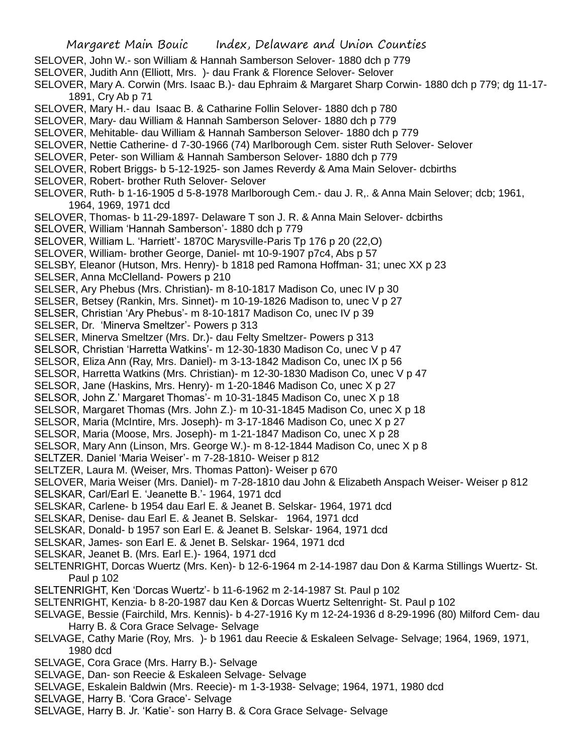SELOVER, John W.- son William & Hannah Samberson Selover- 1880 dch p 779
SELOVER, Judith Ann (Elliott, Mrs. )- dau Frank & Florence Selover- Selover
SELOVER, Mary A. Corwin (Mrs. Isaac B.)- dau Ephraim & Margaret Sharp Corwin- 1880 dch p 779; dg 11-17-1891, Cry Ab p 71
SELOVER, Mary H.- dau Isaac B. & Catharine Follin Selover- 1880 dch p 780
SELOVER, Mary- dau William & Hannah Samberson Selover- 1880 dch p 779
SELOVER, Mehitable- dau William & Hannah Samberson Selover- 1880 dch p 779
SELOVER, Nettie Catherine- d 7-30-1966 (74) Marlborough Cem. sister Ruth Selover- Selover
SELOVER, Peter- son William & Hannah Samberson Selover- 1880 dch p 779
SELOVER, Robert Briggs- b 5-12-1925- son James Reverdy & Ama Main Selover- dcbirths
SELOVER, Robert- brother Ruth Selover- Selover
SELOVER, Ruth- b 1-16-1905 d 5-8-1978 Marlborough Cem.- dau J. R,. & Anna Main Selover; dcb; 1961, 1964, 1969, 1971 dcd
SELOVER, Thomas- b 11-29-1897- Delaware T son J. R. & Anna Main Selover- dcbirths
SELOVER, William 'Hannah Samberson'- 1880 dch p 779
SELOVER, William L. 'Harriett'- 1870C Marysville-Paris Tp 176 p 20 (22,O)
SELOVER, William- brother George, Daniel- mt 10-9-1907 p7c4, Abs p 57
SELSBY, Eleanor (Hutson, Mrs. Henry)- b 1818 ped Ramona Hoffman- 31; unec XX p 23
SELSER, Anna McClelland- Powers p 210
SELSER, Ary Phebus (Mrs. Christian)- m 8-10-1817 Madison Co, unec IV p 30
SELSER, Betsey (Rankin, Mrs. Sinnet)- m 10-19-1826 Madison to, unec V p 27
SELSER, Christian 'Ary Phebus'- m 8-10-1817 Madison Co, unec IV p 39
SELSER, Dr. 'Minerva Smeltzer'- Powers p 313
SELSER, Minerva Smeltzer (Mrs. Dr.)- dau Felty Smeltzer- Powers p 313
SELSOR, Christian 'Harretta Watkins'- m 12-30-1830 Madison Co, unec V p 47
SELSOR, Eliza Ann (Ray, Mrs. Daniel)- m 3-13-1842 Madison Co, unec IX p 56
SELSOR, Harretta Watkins (Mrs. Christian)- m 12-30-1830 Madison Co, unec V p 47
SELSOR, Jane (Haskins, Mrs. Henry)- m 1-20-1846 Madison Co, unec X p 27
SELSOR, John Z.' Margaret Thomas'- m 10-31-1845 Madison Co, unec X p 18
SELSOR, Margaret Thomas (Mrs. John Z.)- m 10-31-1845 Madison Co, unec X p 18
SELSOR, Maria (McIntire, Mrs. Joseph)- m 3-17-1846 Madison Co, unec X p 27
SELSOR, Maria (Moose, Mrs. Joseph)- m 1-21-1847 Madison Co, unec X p 28
SELSOR, Mary Ann (Linson, Mrs. George W.)- m 8-12-1844 Madison Co, unec X p 8
SELTZER. Daniel 'Maria Weiser'- m 7-28-1810- Weiser p 812
SELTZER, Laura M. (Weiser, Mrs. Thomas Patton)- Weiser p 670
SELOVER, Maria Weiser (Mrs. Daniel)- m 7-28-1810 dau John & Elizabeth Anspach Weiser- Weiser p 812
SELSKAR, Carl/Earl E. 'Jeanette B.'- 1964, 1971 dcd
SELSKAR, Carlene- b 1954 dau Earl E. & Jeanet B. Selskar- 1964, 1971 dcd
SELSKAR, Denise- dau Earl E. & Jeanet B. Selskar- 1964, 1971 dcd
SELSKAR, Donald- b 1957 son Earl E. & Jeanet B. Selskar- 1964, 1971 dcd
SELSKAR, James- son Earl E. & Jenet B. Selskar- 1964, 1971 dcd
SELSKAR, Jeanet B. (Mrs. Earl E.)- 1964, 1971 dcd
SELTENRIGHT, Dorcas Wuertz (Mrs. Ken)- b 12-6-1964 m 2-14-1987 dau Don & Karma Stillings Wuertz- St. Paul p 102
SELTENRIGHT, Ken 'Dorcas Wuertz'- b 11-6-1962 m 2-14-1987 St. Paul p 102
SELTENRIGHT, Kenzia- b 8-20-1987 dau Ken & Dorcas Wuertz Seltenright- St. Paul p 102
SELVAGE, Bessie (Fairchild, Mrs. Kennis)- b 4-27-1916 Ky m 12-24-1936 d 8-29-1996 (80) Milford Cem- dau Harry B. & Cora Grace Selvage- Selvage
SELVAGE, Cathy Marie (Roy, Mrs. )- b 1961 dau Reecie & Eskaleen Selvage- Selvage; 1964, 1969, 1971, 1980 dcd
SELVAGE, Cora Grace (Mrs. Harry B.)- Selvage
SELVAGE, Dan- son Reecie & Eskaleen Selvage- Selvage
SELVAGE, Eskalein Baldwin (Mrs. Reecie)- m 1-3-1938- Selvage; 1964, 1971, 1980 dcd
SELVAGE, Harry B. 'Cora Grace'- Selvage
SELVAGE, Harry B. Jr. 'Katie'- son Harry B. & Cora Grace Selvage- Selvage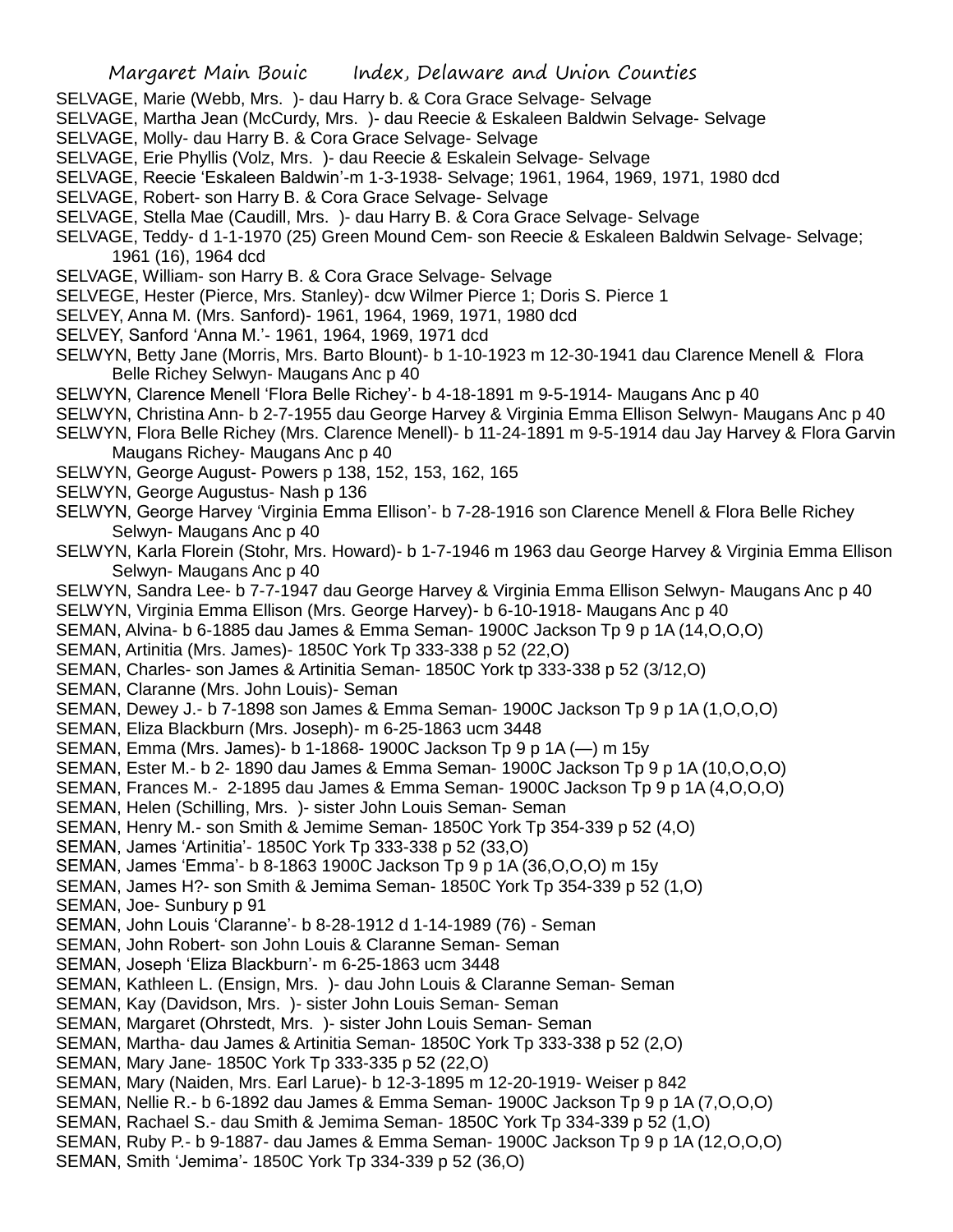SELVAGE, Marie (Webb, Mrs. )- dau Harry b. & Cora Grace Selvage- Selvage

SELVAGE, Martha Jean (McCurdy, Mrs. )- dau Reecie & Eskaleen Baldwin Selvage- Selvage

SELVAGE, Molly- dau Harry B. & Cora Grace Selvage- Selvage

SELVAGE, Erie Phyllis (Volz, Mrs. )- dau Reecie & Eskalein Selvage- Selvage

SELVAGE, Reecie 'Eskaleen Baldwin'-m 1-3-1938- Selvage; 1961, 1964, 1969, 1971, 1980 dcd

SELVAGE, Robert- son Harry B. & Cora Grace Selvage- Selvage

SELVAGE, Stella Mae (Caudill, Mrs. )- dau Harry B. & Cora Grace Selvage- Selvage

SELVAGE, Teddy- d 1-1-1970 (25) Green Mound Cem- son Reecie & Eskaleen Baldwin Selvage- Selvage; 1961 (16), 1964 dcd

SELVAGE, William- son Harry B. & Cora Grace Selvage- Selvage

SELVEGE, Hester (Pierce, Mrs. Stanley)- dcw Wilmer Pierce 1; Doris S. Pierce 1

SELVEY, Anna M. (Mrs. Sanford)- 1961, 1964, 1969, 1971, 1980 dcd

SELVEY, Sanford 'Anna M.'- 1961, 1964, 1969, 1971 dcd

SELWYN, Betty Jane (Morris, Mrs. Barto Blount)- b 1-10-1923 m 12-30-1941 dau Clarence Menell & Flora Belle Richey Selwyn- Maugans Anc p 40

SELWYN, Clarence Menell 'Flora Belle Richey'- b 4-18-1891 m 9-5-1914- Maugans Anc p 40

SELWYN, Christina Ann- b 2-7-1955 dau George Harvey & Virginia Emma Ellison Selwyn- Maugans Anc p 40

SELWYN, Flora Belle Richey (Mrs. Clarence Menell)- b 11-24-1891 m 9-5-1914 dau Jay Harvey & Flora Garvin Maugans Richey- Maugans Anc p 40

SELWYN, George August- Powers p 138, 152, 153, 162, 165

SELWYN, George Augustus- Nash p 136

SELWYN, George Harvey 'Virginia Emma Ellison'- b 7-28-1916 son Clarence Menell & Flora Belle Richey Selwyn- Maugans Anc p 40

SELWYN, Karla Florein (Stohr, Mrs. Howard)- b 1-7-1946 m 1963 dau George Harvey & Virginia Emma Ellison Selwyn- Maugans Anc p 40

SELWYN, Sandra Lee- b 7-7-1947 dau George Harvey & Virginia Emma Ellison Selwyn- Maugans Anc p 40

SELWYN, Virginia Emma Ellison (Mrs. George Harvey)- b 6-10-1918- Maugans Anc p 40

SEMAN, Alvina- b 6-1885 dau James & Emma Seman- 1900C Jackson Tp 9 p 1A (14,O,O,O)

SEMAN, Artinitia (Mrs. James)- 1850C York Tp 333-338 p 52 (22,O)

SEMAN, Charles- son James & Artinitia Seman- 1850C York tp 333-338 p 52 (3/12,O)

SEMAN, Claranne (Mrs. John Louis)- Seman

SEMAN, Dewey J.- b 7-1898 son James & Emma Seman- 1900C Jackson Tp 9 p 1A (1,O,O,O)

SEMAN, Eliza Blackburn (Mrs. Joseph)- m 6-25-1863 ucm 3448

SEMAN, Emma (Mrs. James)- b 1-1868- 1900C Jackson Tp 9 p 1A (—) m 15y

SEMAN, Ester M.- b 2- 1890 dau James & Emma Seman- 1900C Jackson Tp 9 p 1A (10,O,O,O)

SEMAN, Frances M.- 2-1895 dau James & Emma Seman- 1900C Jackson Tp 9 p 1A (4,O,O,O)

SEMAN, Helen (Schilling, Mrs. )- sister John Louis Seman- Seman

SEMAN, Henry M.- son Smith & Jemime Seman- 1850C York Tp 354-339 p 52 (4,O)

SEMAN, James 'Artinitia'- 1850C York Tp 333-338 p 52 (33,O)

SEMAN, James 'Emma'- b 8-1863 1900C Jackson Tp 9 p 1A (36,O,O,O) m 15y

SEMAN, James H?- son Smith & Jemima Seman- 1850C York Tp 354-339 p 52 (1,O)

SEMAN, Joe- Sunbury p 91

SEMAN, John Louis 'Claranne'- b 8-28-1912 d 1-14-1989 (76) - Seman

SEMAN, John Robert- son John Louis & Claranne Seman- Seman

SEMAN, Joseph 'Eliza Blackburn'- m 6-25-1863 ucm 3448

SEMAN, Kathleen L. (Ensign, Mrs. )- dau John Louis & Claranne Seman- Seman

SEMAN, Kay (Davidson, Mrs. )- sister John Louis Seman- Seman

SEMAN, Margaret (Ohrstedt, Mrs. )- sister John Louis Seman- Seman

SEMAN, Martha- dau James & Artinitia Seman- 1850C York Tp 333-338 p 52 (2,O)

SEMAN, Mary Jane- 1850C York Tp 333-335 p 52 (22,O)

SEMAN, Mary (Naiden, Mrs. Earl Larue)- b 12-3-1895 m 12-20-1919- Weiser p 842

SEMAN, Nellie R.- b 6-1892 dau James & Emma Seman- 1900C Jackson Tp 9 p 1A (7,O,O,O)

SEMAN, Rachael S.- dau Smith & Jemima Seman- 1850C York Tp 334-339 p 52 (1,O)

SEMAN, Ruby P.- b 9-1887- dau James & Emma Seman- 1900C Jackson Tp 9 p 1A (12,O,O,O)

SEMAN, Smith 'Jemima'- 1850C York Tp 334-339 p 52 (36,O)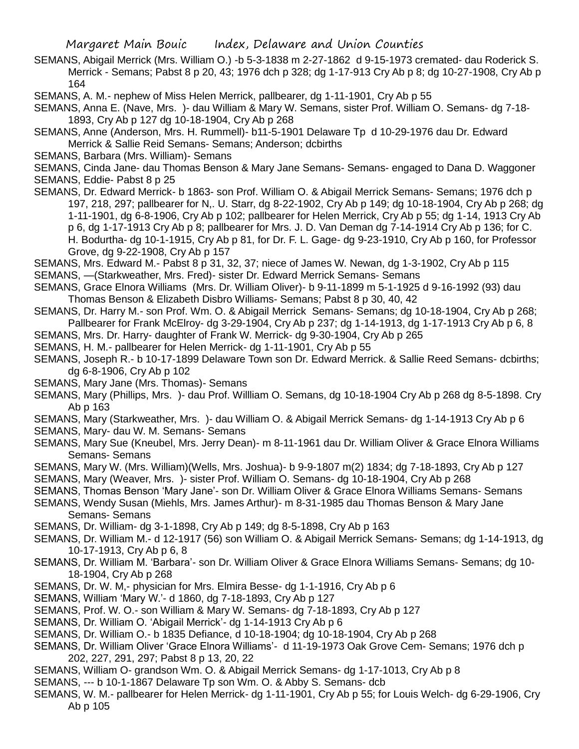SEMANS, Abigail Merrick (Mrs. William O.) -b 5-3-1838 m 2-27-1862 d 9-15-1973 cremated- dau Roderick S. Merrick - Semans; Pabst 8 p 20, 43; 1976 dch p 328; dg 1-17-913 Cry Ab p 8; dg 10-27-1908, Cry Ab p 164

SEMANS, A. M.- nephew of Miss Helen Merrick, pallbearer, dg 1-11-1901, Cry Ab p 55

SEMANS, Anna E. (Nave, Mrs. )- dau William & Mary W. Semans, sister Prof. William O. Semans- dg 7-18-1893, Cry Ab p 127 dg 10-18-1904, Cry Ab p 268

SEMANS, Anne (Anderson, Mrs. H. Rummell)- b11-5-1901 Delaware Tp d 10-29-1976 dau Dr. Edward Merrick & Sallie Reid Semans- Semans; Anderson; dcbirths

SEMANS, Barbara (Mrs. William)- Semans

SEMANS, Cinda Jane- dau Thomas Benson & Mary Jane Semans- Semans- engaged to Dana D. Waggoner

SEMANS, Eddie- Pabst 8 p 25

SEMANS, Dr. Edward Merrick- b 1863- son Prof. William O. & Abigail Merrick Semans- Semans; 1976 dch p 197, 218, 297; pallbearer for N,. U. Starr, dg 8-22-1902, Cry Ab p 149; dg 10-18-1904, Cry Ab p 268; dg 1-11-1901, dg 6-8-1906, Cry Ab p 102; pallbearer for Helen Merrick, Cry Ab p 55; dg 1-14, 1913 Cry Ab p 6, dg 1-17-1913 Cry Ab p 8; pallbearer for Mrs. J. D. Van Deman dg 7-14-1914 Cry Ab p 136; for C. H. Bodurtha- dg 10-1-1915, Cry Ab p 81, for Dr. F. L. Gage- dg 9-23-1910, Cry Ab p 160, for Professor Grove, dg 9-22-1908, Cry Ab p 157

SEMANS, Mrs. Edward M.- Pabst 8 p 31, 32, 37; niece of James W. Newan, dg 1-3-1902, Cry Ab p 115

SEMANS, —(Starkweather, Mrs. Fred)- sister Dr. Edward Merrick Semans- Semans

SEMANS, Grace Elnora Williams (Mrs. Dr. William Oliver)- b 9-11-1899 m 5-1-1925 d 9-16-1992 (93) dau Thomas Benson & Elizabeth Disbro Williams- Semans; Pabst 8 p 30, 40, 42

SEMANS, Dr. Harry M.- son Prof. Wm. O. & Abigail Merrick Semans- Semans; dg 10-18-1904, Cry Ab p 268; Pallbearer for Frank McElroy- dg 3-29-1904, Cry Ab p 237; dg 1-14-1913, dg 1-17-1913 Cry Ab p 6, 8

SEMANS, Mrs. Dr. Harry- daughter of Frank W. Merrick- dg 9-30-1904, Cry Ab p 265

SEMANS, H. M.- pallbearer for Helen Merrick- dg 1-11-1901, Cry Ab p 55

SEMANS, Joseph R.- b 10-17-1899 Delaware Town son Dr. Edward Merrick. & Sallie Reed Semans- dcbirths; dg 6-8-1906, Cry Ab p 102

SEMANS, Mary Jane (Mrs. Thomas)- Semans

SEMANS, Mary (Phillips, Mrs. )- dau Prof. Willliam O. Semans, dg 10-18-1904 Cry Ab p 268 dg 8-5-1898. Cry Ab p 163

SEMANS, Mary (Starkweather, Mrs. )- dau William O. & Abigail Merrick Semans- dg 1-14-1913 Cry Ab p 6

SEMANS, Mary- dau W. M. Semans- Semans

SEMANS, Mary Sue (Kneubel, Mrs. Jerry Dean)- m 8-11-1961 dau Dr. William Oliver & Grace Elnora Williams Semans- Semans

SEMANS, Mary W. (Mrs. William)(Wells, Mrs. Joshua)- b 9-9-1807 m(2) 1834; dg 7-18-1893, Cry Ab p 127

SEMANS, Mary (Weaver, Mrs. )- sister Prof. William O. Semans- dg 10-18-1904, Cry Ab p 268

SEMANS, Thomas Benson 'Mary Jane'- son Dr. William Oliver & Grace Elnora Williams Semans- Semans

SEMANS, Wendy Susan (Miehls, Mrs. James Arthur)- m 8-31-1985 dau Thomas Benson & Mary Jane Semans- Semans

SEMANS, Dr. William- dg 3-1-1898, Cry Ab p 149; dg 8-5-1898, Cry Ab p 163

SEMANS, Dr. William M.- d 12-1917 (56) son William O. & Abigail Merrick Semans- Semans; dg 1-14-1913, dg 10-17-1913, Cry Ab p 6, 8

SEMANS, Dr. William M. 'Barbara'- son Dr. William Oliver & Grace Elnora Williams Semans- Semans; dg 10-18-1904, Cry Ab p 268

SEMANS, Dr. W. M,- physician for Mrs. Elmira Besse- dg 1-1-1916, Cry Ab p 6

SEMANS, William 'Mary W.'- d 1860, dg 7-18-1893, Cry Ab p 127

SEMANS, Prof. W. O.- son William & Mary W. Semans- dg 7-18-1893, Cry Ab p 127

SEMANS, Dr. William O. 'Abigail Merrick'- dg 1-14-1913 Cry Ab p 6

SEMANS, Dr. William O.- b 1835 Defiance, d 10-18-1904; dg 10-18-1904, Cry Ab p 268

SEMANS, Dr. William Oliver 'Grace Elnora Williams'- d 11-19-1973 Oak Grove Cem- Semans; 1976 dch p 202, 227, 291, 297; Pabst 8 p 13, 20, 22

SEMANS, William O- grandson Wm. O. & Abigail Merrick Semans- dg 1-17-1013, Cry Ab p 8

SEMANS, --- b 10-1-1867 Delaware Tp son Wm. O. & Abby S. Semans- dcb

SEMANS, W. M.- pallbearer for Helen Merrick- dg 1-11-1901, Cry Ab p 55; for Louis Welch- dg 6-29-1906, Cry Ab p 105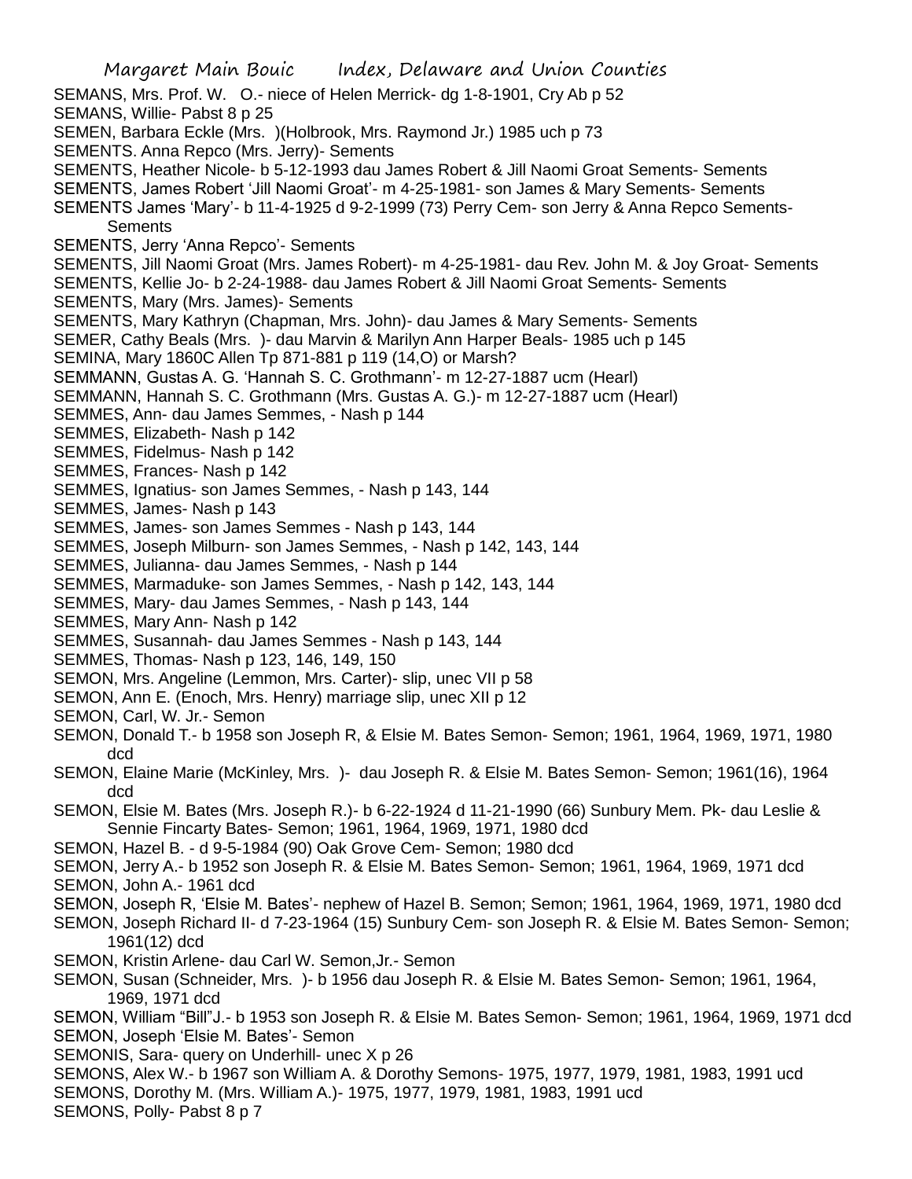SEMANS, Mrs. Prof. W. O.- niece of Helen Merrick- dg 1-8-1901, Cry Ab p 52
SEMANS, Willie- Pabst 8 p 25
SEMEN, Barbara Eckle (Mrs. )(Holbrook, Mrs. Raymond Jr.) 1985 uch p 73
SEMENTS. Anna Repco (Mrs. Jerry)- Sements
SEMENTS, Heather Nicole- b 5-12-1993 dau James Robert & Jill Naomi Groat Sements- Sements
SEMENTS, James Robert 'Jill Naomi Groat'- m 4-25-1981- son James & Mary Sements- Sements
SEMENTS James 'Mary'- b 11-4-1925 d 9-2-1999 (73) Perry Cem- son Jerry & Anna Repco Sements- Sements
SEMENTS, Jerry 'Anna Repco'- Sements
SEMENTS, Jill Naomi Groat (Mrs. James Robert)- m 4-25-1981- dau Rev. John M. & Joy Groat- Sements
SEMENTS, Kellie Jo- b 2-24-1988- dau James Robert & Jill Naomi Groat Sements- Sements
SEMENTS, Mary (Mrs. James)- Sements
SEMENTS, Mary Kathryn (Chapman, Mrs. John)- dau James & Mary Sements- Sements
SEMER, Cathy Beals (Mrs. )- dau Marvin & Marilyn Ann Harper Beals- 1985 uch p 145
SEMINA, Mary 1860C Allen Tp 871-881 p 119 (14,O) or Marsh?
SEMMANN, Gustas A. G. 'Hannah S. C. Grothmann'- m 12-27-1887 ucm (Hearl)
SEMMANN, Hannah S. C. Grothmann (Mrs. Gustas A. G.)- m 12-27-1887 ucm (Hearl)
SEMMES, Ann- dau James Semmes, - Nash p 144
SEMMES, Elizabeth- Nash p 142
SEMMES, Fidelmus- Nash p 142
SEMMES, Frances- Nash p 142
SEMMES, Ignatius- son James Semmes, - Nash p 143, 144
SEMMES, James- Nash p 143
SEMMES, James- son James Semmes - Nash p 143, 144
SEMMES, Joseph Milburn- son James Semmes, - Nash p 142, 143, 144
SEMMES, Julianna- dau James Semmes, - Nash p 144
SEMMES, Marmaduke- son James Semmes, - Nash p 142, 143, 144
SEMMES, Mary- dau James Semmes, - Nash p 143, 144
SEMMES, Mary Ann- Nash p 142
SEMMES, Susannah- dau James Semmes - Nash p 143, 144
SEMMES, Thomas- Nash p 123, 146, 149, 150
SEMON, Mrs. Angeline (Lemmon, Mrs. Carter)- slip, unec VII p 58
SEMON, Ann E. (Enoch, Mrs. Henry) marriage slip, unec XII p 12
SEMON, Carl, W. Jr.- Semon
SEMON, Donald T.- b 1958 son Joseph R, & Elsie M. Bates Semon- Semon; 1961, 1964, 1969, 1971, 1980 dcd
SEMON, Elaine Marie (McKinley, Mrs. )- dau Joseph R. & Elsie M. Bates Semon- Semon; 1961(16), 1964 dcd
SEMON, Elsie M. Bates (Mrs. Joseph R.)- b 6-22-1924 d 11-21-1990 (66) Sunbury Mem. Pk- dau Leslie & Sennie Fincarty Bates- Semon; 1961, 1964, 1969, 1971, 1980 dcd
SEMON, Hazel B. - d 9-5-1984 (90) Oak Grove Cem- Semon; 1980 dcd
SEMON, Jerry A.- b 1952 son Joseph R. & Elsie M. Bates Semon- Semon; 1961, 1964, 1969, 1971 dcd
SEMON, John A.- 1961 dcd
SEMON, Joseph R, 'Elsie M. Bates'- nephew of Hazel B. Semon; Semon; 1961, 1964, 1969, 1971, 1980 dcd
SEMON, Joseph Richard II- d 7-23-1964 (15) Sunbury Cem- son Joseph R. & Elsie M. Bates Semon- Semon; 1961(12) dcd
SEMON, Kristin Arlene- dau Carl W. Semon,Jr.- Semon
SEMON, Susan (Schneider, Mrs. )- b 1956 dau Joseph R. & Elsie M. Bates Semon- Semon; 1961, 1964, 1969, 1971 dcd
SEMON, William "Bill"J.- b 1953 son Joseph R. & Elsie M. Bates Semon- Semon; 1961, 1964, 1969, 1971 dcd
SEMON, Joseph 'Elsie M. Bates'- Semon
SEMONIS, Sara- query on Underhill- unec X p 26
SEMONS, Alex W.- b 1967 son William A. & Dorothy Semons- 1975, 1977, 1979, 1981, 1983, 1991 ucd
SEMONS, Dorothy M. (Mrs. William A.)- 1975, 1977, 1979, 1981, 1983, 1991 ucd
SEMONS, Polly- Pabst 8 p 7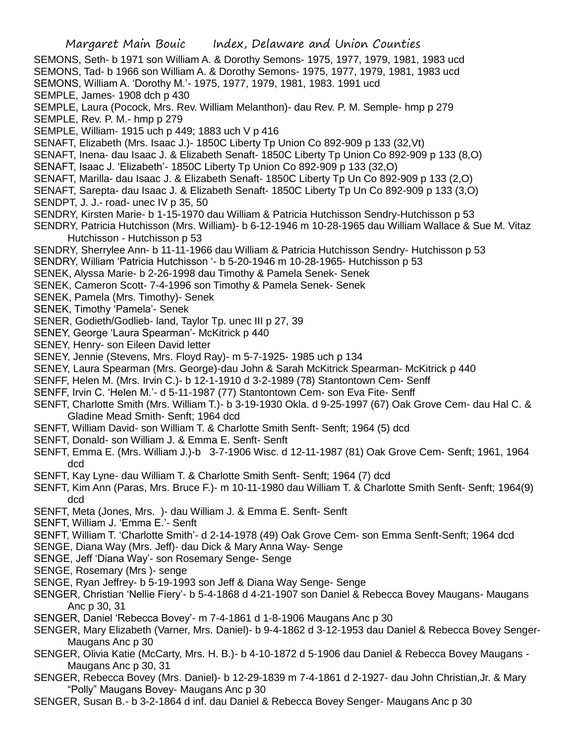SEMONS, Seth- b 1971 son William A. & Dorothy Semons- 1975, 1977, 1979, 1981, 1983 ucd
SEMONS, Tad- b 1966 son William A. & Dorothy Semons- 1975, 1977, 1979, 1981, 1983 ucd
SEMONS, William A. 'Dorothy M.'- 1975, 1977, 1979, 1981, 1983. 1991 ucd
SEMPLE, James- 1908 dch p 430
SEMPLE, Laura (Pocock, Mrs. Rev. William Melanthon)- dau Rev. P. M. Semple- hmp p 279
SEMPLE, Rev. P. M.- hmp p 279
SEMPLE, William- 1915 uch p 449; 1883 uch V p 416
SENAFT, Elizabeth (Mrs. Isaac J.)- 1850C Liberty Tp Union Co 892-909 p 133 (32,Vt)
SENAFT, Inena- dau Isaac J. & Elizabeth Senaft- 1850C Liberty Tp Union Co 892-909 p 133 (8,O)
SENAFT, Isaac J. 'Elizabeth'- 1850C Liberty Tp Union Co 892-909 p 133 (32,O)
SENAFT, Marilla- dau Isaac J. & Elizabeth Senaft- 1850C Liberty Tp Un Co 892-909 p 133 (2,O)
SENAFT, Sarepta- dau Isaac J. & Elizabeth Senaft- 1850C Liberty Tp Un Co 892-909 p 133 (3,O)
SENDPT, J. J.- road- unec IV p 35, 50
SENDRY, Kirsten Marie- b 1-15-1970 dau William & Patricia Hutchisson Sendry-Hutchisson p 53
SENDRY, Patricia Hutchisson (Mrs. William)- b 6-12-1946 m 10-28-1965 dau William Wallace & Sue M. Vitaz Hutchisson - Hutchisson p 53
SENDRY, Sherrylee Ann- b 11-11-1966 dau William & Patricia Hutchisson Sendry- Hutchisson p 53
SENDRY, William 'Patricia Hutchisson '- b 5-20-1946 m 10-28-1965- Hutchisson p 53
SENEK, Alyssa Marie- b 2-26-1998 dau Timothy & Pamela Senek- Senek
SENEK, Cameron Scott- 7-4-1996 son Timothy & Pamela Senek- Senek
SENEK, Pamela (Mrs. Timothy)- Senek
SENEK, Timothy 'Pamela'- Senek
SENER, Godieth/Godlieb- land, Taylor Tp. unec III p 27, 39
SENEY, George 'Laura Spearman'- McKitrick p 440
SENEY, Henry- son Eileen David letter
SENEY, Jennie (Stevens, Mrs. Floyd Ray)- m 5-7-1925- 1985 uch p 134
SENEY, Laura Spearman (Mrs. George)-dau John & Sarah McKitrick Spearman- McKitrick p 440
SENFF, Helen M. (Mrs. Irvin C.)- b 12-1-1910 d 3-2-1989 (78) Stantontown Cem- Senff
SENFF, Irvin C. 'Helen M.'- d 5-11-1987 (77) Stantontown Cem- son Eva Fite- Senff
SENFT, Charlotte Smith (Mrs. William T.)- b 3-19-1930 Okla. d 9-25-1997 (67) Oak Grove Cem- dau Hal C. & Gladine Mead Smith- Senft; 1964 dcd
SENFT, William David- son William T. & Charlotte Smith Senft- Senft; 1964 (5) dcd
SENFT, Donald- son William J. & Emma E. Senft- Senft
SENFT, Emma E. (Mrs. William J.)-b 3-7-1906 Wisc. d 12-11-1987 (81) Oak Grove Cem- Senft; 1961, 1964 dcd
SENFT, Kay Lyne- dau William T. & Charlotte Smith Senft- Senft; 1964 (7) dcd
SENFT, Kim Ann (Paras, Mrs. Bruce F.)- m 10-11-1980 dau William T. & Charlotte Smith Senft- Senft; 1964(9) dcd
SENFT, Meta (Jones, Mrs. )- dau William J. & Emma E. Senft- Senft
SENFT, William J. 'Emma E.'- Senft
SENFT, William T. 'Charlotte Smith'- d 2-14-1978 (49) Oak Grove Cem- son Emma Senft-Senft; 1964 dcd
SENGE, Diana Way (Mrs. Jeff)- dau Dick & Mary Anna Way- Senge
SENGE, Jeff 'Diana Way'- son Rosemary Senge- Senge
SENGE, Rosemary (Mrs )- senge
SENGE, Ryan Jeffrey- b 5-19-1993 son Jeff & Diana Way Senge- Senge
SENGER, Christian 'Nellie Fiery'- b 5-4-1868 d 4-21-1907 son Daniel & Rebecca Bovey Maugans- Maugans Anc p 30, 31
SENGER, Daniel 'Rebecca Bovey'- m 7-4-1861 d 1-8-1906 Maugans Anc p 30
SENGER, Mary Elizabeth (Varner, Mrs. Daniel)- b 9-4-1862 d 3-12-1953 dau Daniel & Rebecca Bovey Senger- Maugans Anc p 30
SENGER, Olivia Katie (McCarty, Mrs. H. B.)- b 4-10-1872 d 5-1906 dau Daniel & Rebecca Bovey Maugans - Maugans Anc p 30, 31
SENGER, Rebecca Bovey (Mrs. Daniel)- b 12-29-1839 m 7-4-1861 d 2-1927- dau John Christian,Jr. & Mary "Polly" Maugans Bovey- Maugans Anc p 30
SENGER, Susan B.- b 3-2-1864 d inf. dau Daniel & Rebecca Bovey Senger- Maugans Anc p 30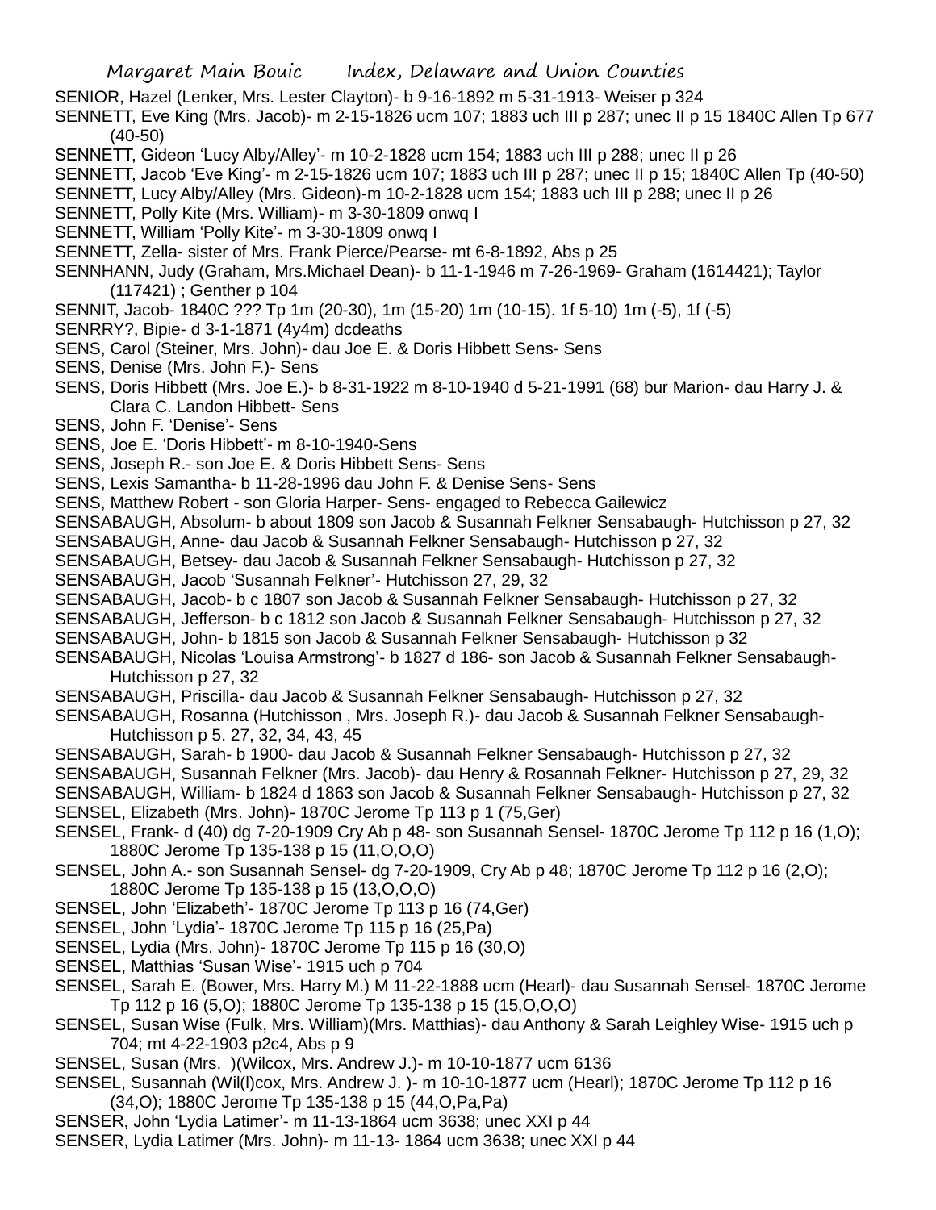SENIOR, Hazel (Lenker, Mrs. Lester Clayton)- b 9-16-1892 m 5-31-1913- Weiser p 324

SENNETT, Eve King (Mrs. Jacob)- m 2-15-1826 ucm 107; 1883 uch III p 287; unec II p 15 1840C Allen Tp 677 (40-50)

SENNETT, Gideon 'Lucy Alby/Alley'- m 10-2-1828 ucm 154; 1883 uch III p 288; unec II p 26

SENNETT, Jacob 'Eve King'- m 2-15-1826 ucm 107; 1883 uch III p 287; unec II p 15; 1840C Allen Tp (40-50)

SENNETT, Lucy Alby/Alley (Mrs. Gideon)-m 10-2-1828 ucm 154; 1883 uch III p 288; unec II p 26

SENNETT, Polly Kite (Mrs. William)- m 3-30-1809 onwq I

SENNETT, William 'Polly Kite'- m 3-30-1809 onwq I

SENNETT, Zella- sister of Mrs. Frank Pierce/Pearse- mt 6-8-1892, Abs p 25

SENNHANN, Judy (Graham, Mrs.Michael Dean)- b 11-1-1946 m 7-26-1969- Graham (1614421); Taylor (117421) ; Genther p 104

SENNIT, Jacob- 1840C ??? Tp 1m (20-30), 1m (15-20) 1m (10-15). 1f 5-10) 1m (-5), 1f (-5)

SENRRY?, Bipie- d 3-1-1871 (4y4m) dcdeaths

SENS, Carol (Steiner, Mrs. John)- dau Joe E. & Doris Hibbett Sens- Sens

SENS, Denise (Mrs. John F.)- Sens

SENS, Doris Hibbett (Mrs. Joe E.)- b 8-31-1922 m 8-10-1940 d 5-21-1991 (68) bur Marion- dau Harry J. & Clara C. Landon Hibbett- Sens

SENS, John F. 'Denise'- Sens

SENS, Joe E. 'Doris Hibbett'- m 8-10-1940-Sens

SENS, Joseph R.- son Joe E. & Doris Hibbett Sens- Sens

SENS, Lexis Samantha- b 11-28-1996 dau John F. & Denise Sens- Sens

SENS, Matthew Robert - son Gloria Harper- Sens- engaged to Rebecca Gailewicz

SENSABAUGH, Absolum- b about 1809 son Jacob & Susannah Felkner Sensabaugh- Hutchisson p 27, 32

SENSABAUGH, Anne- dau Jacob & Susannah Felkner Sensabaugh- Hutchisson p 27, 32

SENSABAUGH, Betsey- dau Jacob & Susannah Felkner Sensabaugh- Hutchisson p 27, 32

SENSABAUGH, Jacob 'Susannah Felkner'- Hutchisson 27, 29, 32

SENSABAUGH, Jacob- b c 1807 son Jacob & Susannah Felkner Sensabaugh- Hutchisson p 27, 32

SENSABAUGH, Jefferson- b c 1812 son Jacob & Susannah Felkner Sensabaugh- Hutchisson p 27, 32

SENSABAUGH, John- b 1815 son Jacob & Susannah Felkner Sensabaugh- Hutchisson p 32

SENSABAUGH, Nicolas 'Louisa Armstrong'- b 1827 d 186- son Jacob & Susannah Felkner Sensabaugh- Hutchisson p 27, 32

SENSABAUGH, Priscilla- dau Jacob & Susannah Felkner Sensabaugh- Hutchisson p 27, 32

SENSABAUGH, Rosanna (Hutchisson , Mrs. Joseph R.)- dau Jacob & Susannah Felkner Sensabaugh- Hutchisson p 5. 27, 32, 34, 43, 45

SENSABAUGH, Sarah- b 1900- dau Jacob & Susannah Felkner Sensabaugh- Hutchisson p 27, 32

SENSABAUGH, Susannah Felkner (Mrs. Jacob)- dau Henry & Rosannah Felkner- Hutchisson p 27, 29, 32

SENSABAUGH, William- b 1824 d 1863 son Jacob & Susannah Felkner Sensabaugh- Hutchisson p 27, 32

SENSEL, Elizabeth (Mrs. John)- 1870C Jerome Tp 113 p 1 (75,Ger)

SENSEL, Frank- d (40) dg 7-20-1909 Cry Ab p 48- son Susannah Sensel- 1870C Jerome Tp 112 p 16 (1,O); 1880C Jerome Tp 135-138 p 15 (11,O,O,O)

SENSEL, John A.- son Susannah Sensel- dg 7-20-1909, Cry Ab p 48; 1870C Jerome Tp 112 p 16 (2,O); 1880C Jerome Tp 135-138 p 15 (13,O,O,O)

SENSEL, John 'Elizabeth'- 1870C Jerome Tp 113 p 16 (74,Ger)

SENSEL, John 'Lydia'- 1870C Jerome Tp 115 p 16 (25,Pa)

SENSEL, Lydia (Mrs. John)- 1870C Jerome Tp 115 p 16 (30,O)

SENSEL, Matthias 'Susan Wise'- 1915 uch p 704

SENSEL, Sarah E. (Bower, Mrs. Harry M.) M 11-22-1888 ucm (Hearl)- dau Susannah Sensel- 1870C Jerome Tp 112 p 16 (5,O); 1880C Jerome Tp 135-138 p 15 (15,O,O,O)

SENSEL, Susan Wise (Fulk, Mrs. William)(Mrs. Matthias)- dau Anthony & Sarah Leighley Wise- 1915 uch p 704; mt 4-22-1903 p2c4, Abs p 9

SENSEL, Susan (Mrs. )(Wilcox, Mrs. Andrew J.)- m 10-10-1877 ucm 6136

SENSEL, Susannah (Wil(l)cox, Mrs. Andrew J. )- m 10-10-1877 ucm (Hearl); 1870C Jerome Tp 112 p 16 (34,O); 1880C Jerome Tp 135-138 p 15 (44,O,Pa,Pa)

SENSER, John 'Lydia Latimer'- m 11-13-1864 ucm 3638; unec XXI p 44

SENSER, Lydia Latimer (Mrs. John)- m 11-13- 1864 ucm 3638; unec XXI p 44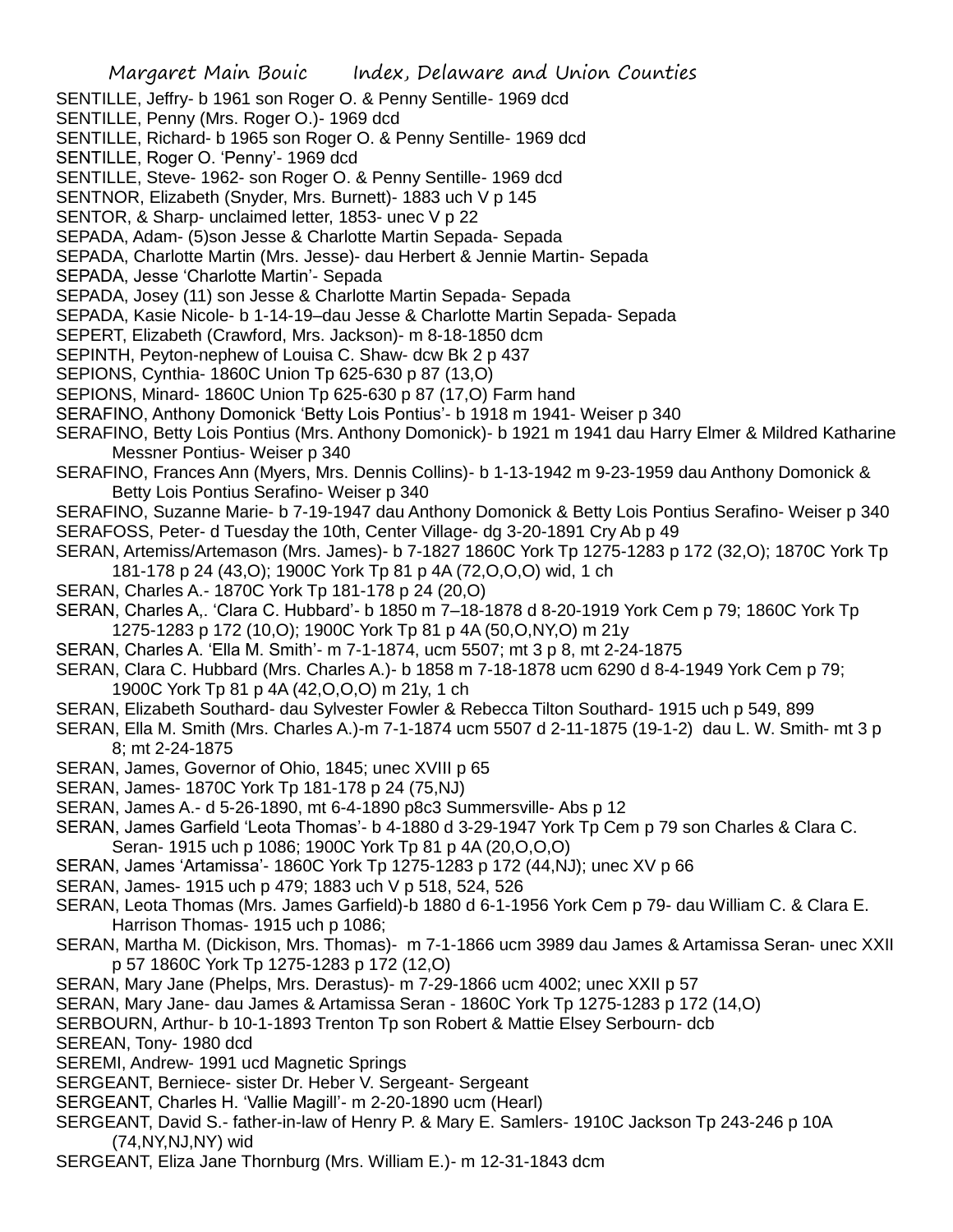SENTILLE, Jeffry- b 1961 son Roger O. & Penny Sentille- 1969 dcd

SENTILLE, Penny (Mrs. Roger O.)- 1969 dcd

SENTILLE, Richard- b 1965 son Roger O. & Penny Sentille- 1969 dcd

SENTILLE, Roger O. 'Penny'- 1969 dcd

SENTILLE, Steve- 1962- son Roger O. & Penny Sentille- 1969 dcd

SENTNOR, Elizabeth (Snyder, Mrs. Burnett)- 1883 uch V p 145

SENTOR, & Sharp- unclaimed letter, 1853- unec V p 22

SEPADA, Adam- (5)son Jesse & Charlotte Martin Sepada- Sepada

SEPADA, Charlotte Martin (Mrs. Jesse)- dau Herbert & Jennie Martin- Sepada

SEPADA, Jesse 'Charlotte Martin'- Sepada

SEPADA, Josey (11) son Jesse & Charlotte Martin Sepada- Sepada

SEPADA, Kasie Nicole- b 1-14-19–dau Jesse & Charlotte Martin Sepada- Sepada

SEPERT, Elizabeth (Crawford, Mrs. Jackson)- m 8-18-1850 dcm

SEPINTH, Peyton-nephew of Louisa C. Shaw- dcw Bk 2 p 437

SEPIONS, Cynthia- 1860C Union Tp 625-630 p 87 (13,O)

SEPIONS, Minard- 1860C Union Tp 625-630 p 87 (17,O) Farm hand

SERAFINO, Anthony Domonick 'Betty Lois Pontius'- b 1918 m 1941- Weiser p 340

SERAFINO, Betty Lois Pontius (Mrs. Anthony Domonick)- b 1921 m 1941 dau Harry Elmer & Mildred Katharine Messner Pontius- Weiser p 340

SERAFINO, Frances Ann (Myers, Mrs. Dennis Collins)- b 1-13-1942 m 9-23-1959 dau Anthony Domonick & Betty Lois Pontius Serafino- Weiser p 340

SERAFINO, Suzanne Marie- b 7-19-1947 dau Anthony Domonick & Betty Lois Pontius Serafino- Weiser p 340

SERAFOSS, Peter- d Tuesday the 10th, Center Village- dg 3-20-1891 Cry Ab p 49

SERAN, Artemiss/Artemason (Mrs. James)- b 7-1827 1860C York Tp 1275-1283 p 172 (32,O); 1870C York Tp 181-178 p 24 (43,O); 1900C York Tp 81 p 4A (72,O,O,O) wid, 1 ch

SERAN, Charles A.- 1870C York Tp 181-178 p 24 (20,O)

SERAN, Charles A,. 'Clara C. Hubbard'- b 1850 m 7–18-1878 d 8-20-1919 York Cem p 79; 1860C York Tp 1275-1283 p 172 (10,O); 1900C York Tp 81 p 4A (50,O,NY,O) m 21y

SERAN, Charles A. 'Ella M. Smith'- m 7-1-1874, ucm 5507; mt 3 p 8, mt 2-24-1875

SERAN, Clara C. Hubbard (Mrs. Charles A.)- b 1858 m 7-18-1878 ucm 6290 d 8-4-1949 York Cem p 79; 1900C York Tp 81 p 4A (42,O,O,O) m 21y, 1 ch

SERAN, Elizabeth Southard- dau Sylvester Fowler & Rebecca Tilton Southard- 1915 uch p 549, 899

SERAN, Ella M. Smith (Mrs. Charles A.)-m 7-1-1874 ucm 5507 d 2-11-1875 (19-1-2) dau L. W. Smith- mt 3 p 8; mt 2-24-1875

SERAN, James, Governor of Ohio, 1845; unec XVIII p 65

SERAN, James- 1870C York Tp 181-178 p 24 (75,NJ)

SERAN, James A.- d 5-26-1890, mt 6-4-1890 p8c3 Summersville- Abs p 12

SERAN, James Garfield 'Leota Thomas'- b 4-1880 d 3-29-1947 York Tp Cem p 79 son Charles & Clara C. Seran- 1915 uch p 1086; 1900C York Tp 81 p 4A (20,O,O,O)

SERAN, James 'Artamissa'- 1860C York Tp 1275-1283 p 172 (44,NJ); unec XV p 66

SERAN, James- 1915 uch p 479; 1883 uch V p 518, 524, 526

SERAN, Leota Thomas (Mrs. James Garfield)-b 1880 d 6-1-1956 York Cem p 79- dau William C. & Clara E. Harrison Thomas- 1915 uch p 1086;

SERAN, Martha M. (Dickison, Mrs. Thomas)- m 7-1-1866 ucm 3989 dau James & Artamissa Seran- unec XXII p 57 1860C York Tp 1275-1283 p 172 (12,O)

SERAN, Mary Jane (Phelps, Mrs. Derastus)- m 7-29-1866 ucm 4002; unec XXII p 57

SERAN, Mary Jane- dau James & Artamissa Seran - 1860C York Tp 1275-1283 p 172 (14,O)

SERBOURN, Arthur- b 10-1-1893 Trenton Tp son Robert & Mattie Elsey Serbourn- dcb

SEREAN, Tony- 1980 dcd

SEREMI, Andrew- 1991 ucd Magnetic Springs

SERGEANT, Berniece- sister Dr. Heber V. Sergeant- Sergeant

SERGEANT, Charles H. 'Vallie Magill'- m 2-20-1890 ucm (Hearl)

SERGEANT, David S.- father-in-law of Henry P. & Mary E. Samlers- 1910C Jackson Tp 243-246 p 10A (74,NY,NJ,NY) wid

SERGEANT, Eliza Jane Thornburg (Mrs. William E.)- m 12-31-1843 dcm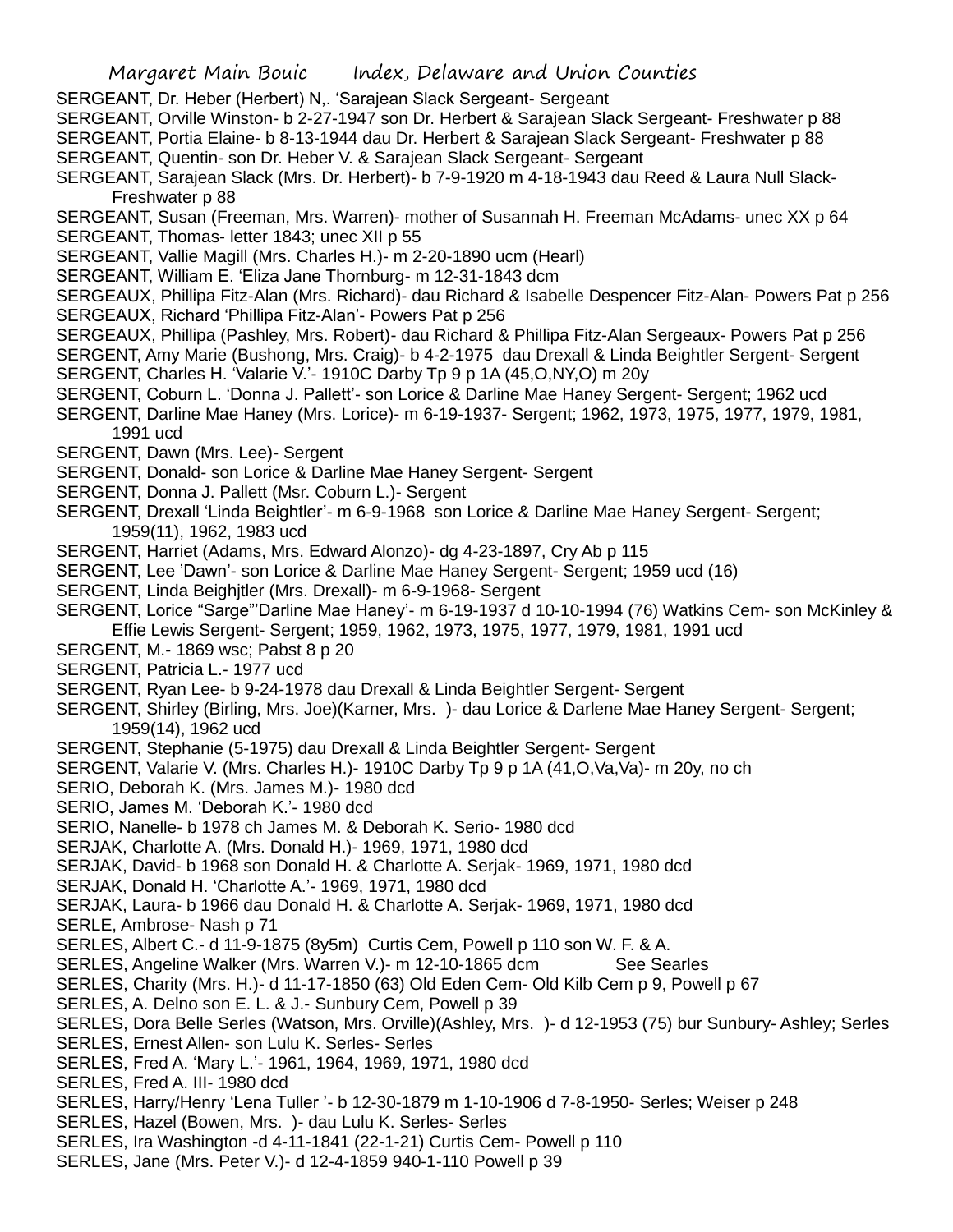SERGEANT, Dr. Heber (Herbert) N,. 'Sarajean Slack Sergeant- Sergeant
SERGEANT, Orville Winston- b 2-27-1947 son Dr. Herbert & Sarajean Slack Sergeant- Freshwater p 88
SERGEANT, Portia Elaine- b 8-13-1944 dau Dr. Herbert & Sarajean Slack Sergeant- Freshwater p 88
SERGEANT, Quentin- son Dr. Heber V. & Sarajean Slack Sergeant- Sergeant
SERGEANT, Sarajean Slack (Mrs. Dr. Herbert)- b 7-9-1920 m 4-18-1943 dau Reed & Laura Null Slack- Freshwater p 88
SERGEANT, Susan (Freeman, Mrs. Warren)- mother of Susannah H. Freeman McAdams- unec XX p 64
SERGEANT, Thomas- letter 1843; unec XII p 55
SERGEANT, Vallie Magill (Mrs. Charles H.)- m 2-20-1890 ucm (Hearl)
SERGEANT, William E. 'Eliza Jane Thornburg- m 12-31-1843 dcm
SERGEAUX, Phillipa Fitz-Alan (Mrs. Richard)- dau Richard & Isabelle Despencer Fitz-Alan- Powers Pat p 256
SERGEAUX, Richard 'Phillipa Fitz-Alan'- Powers Pat p 256
SERGEAUX, Phillipa (Pashley, Mrs. Robert)- dau Richard & Phillipa Fitz-Alan Sergeaux- Powers Pat p 256
SERGENT, Amy Marie (Bushong, Mrs. Craig)- b 4-2-1975 dau Drexall & Linda Beightler Sergent- Sergent
SERGENT, Charles H. 'Valarie V.'- 1910C Darby Tp 9 p 1A (45,O,NY,O) m 20y
SERGENT, Coburn L. 'Donna J. Pallett'- son Lorice & Darline Mae Haney Sergent- Sergent; 1962 ucd
SERGENT, Darline Mae Haney (Mrs. Lorice)- m 6-19-1937- Sergent; 1962, 1973, 1975, 1977, 1979, 1981, 1991 ucd
SERGENT, Dawn (Mrs. Lee)- Sergent
SERGENT, Donald- son Lorice & Darline Mae Haney Sergent- Sergent
SERGENT, Donna J. Pallett (Msr. Coburn L.)- Sergent
SERGENT, Drexall 'Linda Beightler'- m 6-9-1968 son Lorice & Darline Mae Haney Sergent- Sergent; 1959(11), 1962, 1983 ucd
SERGENT, Harriet (Adams, Mrs. Edward Alonzo)- dg 4-23-1897, Cry Ab p 115
SERGENT, Lee 'Dawn'- son Lorice & Darline Mae Haney Sergent- Sergent; 1959 ucd (16)
SERGENT, Linda Beighjtler (Mrs. Drexall)- m 6-9-1968- Sergent
SERGENT, Lorice "Sarge"'Darline Mae Haney'- m 6-19-1937 d 10-10-1994 (76) Watkins Cem- son McKinley & Effie Lewis Sergent- Sergent; 1959, 1962, 1973, 1975, 1977, 1979, 1981, 1991 ucd
SERGENT, M.- 1869 wsc; Pabst 8 p 20
SERGENT, Patricia L.- 1977 ucd
SERGENT, Ryan Lee- b 9-24-1978 dau Drexall & Linda Beightler Sergent- Sergent
SERGENT, Shirley (Birling, Mrs. Joe)(Karner, Mrs. )- dau Lorice & Darlene Mae Haney Sergent- Sergent; 1959(14), 1962 ucd
SERGENT, Stephanie (5-1975) dau Drexall & Linda Beightler Sergent- Sergent
SERGENT, Valarie V. (Mrs. Charles H.)- 1910C Darby Tp 9 p 1A (41,O,Va,Va)- m 20y, no ch
SERIO, Deborah K. (Mrs. James M.)- 1980 dcd
SERIO, James M. 'Deborah K.'- 1980 dcd
SERIO, Nanelle- b 1978 ch James M. & Deborah K. Serio- 1980 dcd
SERJAK, Charlotte A. (Mrs. Donald H.)- 1969, 1971, 1980 dcd
SERJAK, David- b 1968 son Donald H. & Charlotte A. Serjak- 1969, 1971, 1980 dcd
SERJAK, Donald H. 'Charlotte A.'- 1969, 1971, 1980 dcd
SERJAK, Laura- b 1966 dau Donald H. & Charlotte A. Serjak- 1969, 1971, 1980 dcd
SERLE, Ambrose- Nash p 71
SERLES, Albert C.- d 11-9-1875 (8y5m) Curtis Cem, Powell p 110 son W. F. & A.
SERLES, Angeline Walker (Mrs. Warren V.)- m 12-10-1865 dcm See Searles
SERLES, Charity (Mrs. H.)- d 11-17-1850 (63) Old Eden Cem- Old Kilb Cem p 9, Powell p 67
SERLES, A. Delno son E. L. & J.- Sunbury Cem, Powell p 39
SERLES, Dora Belle Serles (Watson, Mrs. Orville)(Ashley, Mrs. )- d 12-1953 (75) bur Sunbury- Ashley; Serles
SERLES, Ernest Allen- son Lulu K. Serles- Serles
SERLES, Fred A. 'Mary L.'- 1961, 1964, 1969, 1971, 1980 dcd
SERLES, Fred A. III- 1980 dcd
SERLES, Harry/Henry 'Lena Tuller '- b 12-30-1879 m 1-10-1906 d 7-8-1950- Serles; Weiser p 248
SERLES, Hazel (Bowen, Mrs. )- dau Lulu K. Serles- Serles
SERLES, Ira Washington -d 4-11-1841 (22-1-21) Curtis Cem- Powell p 110
SERLES, Jane (Mrs. Peter V.)- d 12-4-1859 940-1-110 Powell p 39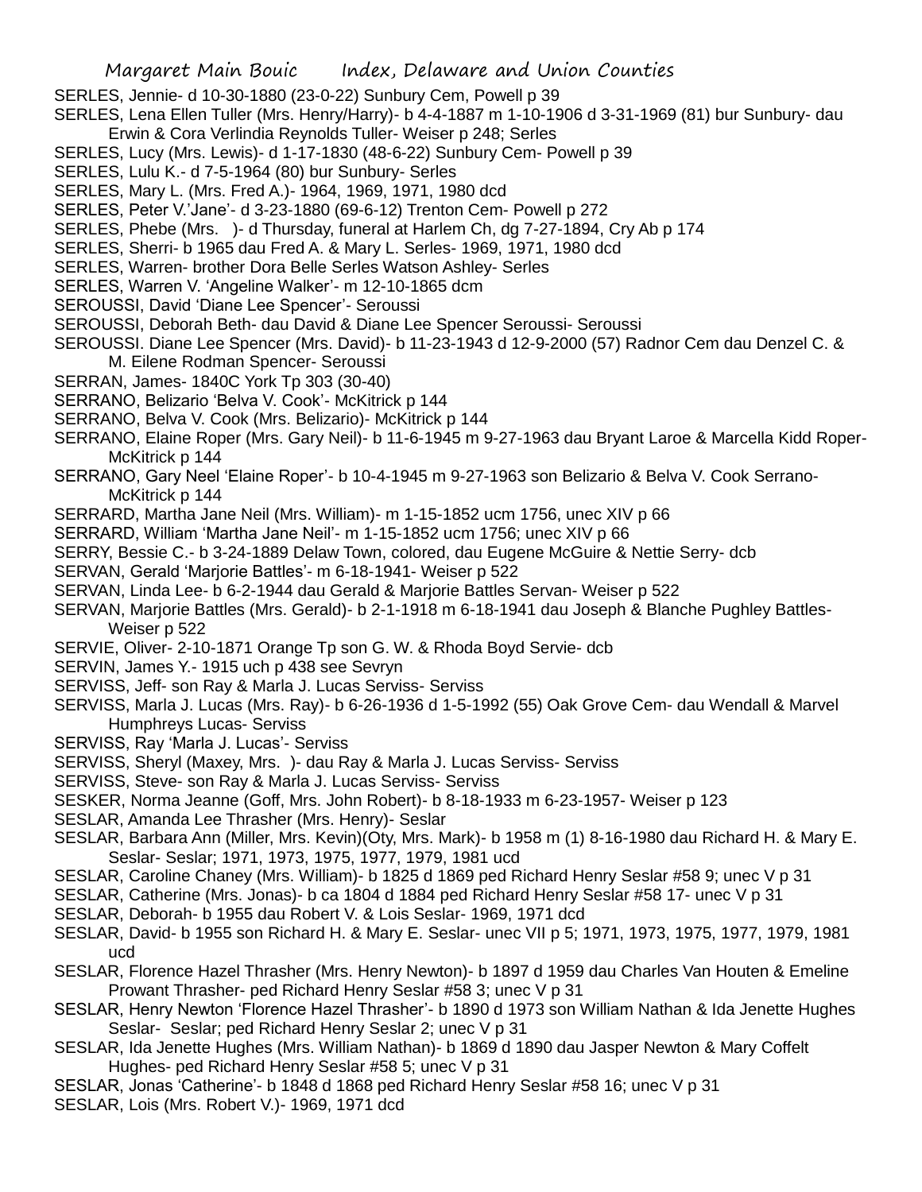SERLES, Jennie- d 10-30-1880 (23-0-22) Sunbury Cem, Powell p 39

SERLES, Lena Ellen Tuller (Mrs. Henry/Harry)- b 4-4-1887 m 1-10-1906 d 3-31-1969 (81) bur Sunbury- dau Erwin & Cora Verlindia Reynolds Tuller- Weiser p 248; Serles

SERLES, Lucy (Mrs. Lewis)- d 1-17-1830 (48-6-22) Sunbury Cem- Powell p 39

SERLES, Lulu K.- d 7-5-1964 (80) bur Sunbury- Serles

SERLES, Mary L. (Mrs. Fred A.)- 1964, 1969, 1971, 1980 dcd

SERLES, Peter V.'Jane'- d 3-23-1880 (69-6-12) Trenton Cem- Powell p 272

SERLES, Phebe (Mrs. )- d Thursday, funeral at Harlem Ch, dg 7-27-1894, Cry Ab p 174

SERLES, Sherri- b 1965 dau Fred A. & Mary L. Serles- 1969, 1971, 1980 dcd

SERLES, Warren- brother Dora Belle Serles Watson Ashley- Serles

SERLES, Warren V. 'Angeline Walker'- m 12-10-1865 dcm

SEROUSSI, David 'Diane Lee Spencer'- Seroussi

SEROUSSI, Deborah Beth- dau David & Diane Lee Spencer Seroussi- Seroussi

SEROUSSI. Diane Lee Spencer (Mrs. David)- b 11-23-1943 d 12-9-2000 (57) Radnor Cem dau Denzel C. & M. Eilene Rodman Spencer- Seroussi

SERRAN, James- 1840C York Tp 303 (30-40)

SERRANO, Belizario 'Belva V. Cook'- McKitrick p 144

SERRANO, Belva V. Cook (Mrs. Belizario)- McKitrick p 144

SERRANO, Elaine Roper (Mrs. Gary Neil)- b 11-6-1945 m 9-27-1963 dau Bryant Laroe & Marcella Kidd Roper- McKitrick p 144

SERRANO, Gary Neel 'Elaine Roper'- b 10-4-1945 m 9-27-1963 son Belizario & Belva V. Cook Serrano- McKitrick p 144

SERRARD, Martha Jane Neil (Mrs. William)- m 1-15-1852 ucm 1756, unec XIV p 66

SERRARD, William 'Martha Jane Neil'- m 1-15-1852 ucm 1756; unec XIV p 66

SERRY, Bessie C.- b 3-24-1889 Delaw Town, colored, dau Eugene McGuire & Nettie Serry- dcb

SERVAN, Gerald 'Marjorie Battles'- m 6-18-1941- Weiser p 522

SERVAN, Linda Lee- b 6-2-1944 dau Gerald & Marjorie Battles Servan- Weiser p 522

SERVAN, Marjorie Battles (Mrs. Gerald)- b 2-1-1918 m 6-18-1941 dau Joseph & Blanche Pughley Battles- Weiser p 522

SERVIE, Oliver- 2-10-1871 Orange Tp son G. W. & Rhoda Boyd Servie- dcb

SERVIN, James Y.- 1915 uch p 438 see Sevryn

SERVISS, Jeff- son Ray & Marla J. Lucas Serviss- Serviss

SERVISS, Marla J. Lucas (Mrs. Ray)- b 6-26-1936 d 1-5-1992 (55) Oak Grove Cem- dau Wendall & Marvel Humphreys Lucas- Serviss

SERVISS, Ray 'Marla J. Lucas'- Serviss

SERVISS, Sheryl (Maxey, Mrs. )- dau Ray & Marla J. Lucas Serviss- Serviss

SERVISS, Steve- son Ray & Marla J. Lucas Serviss- Serviss

SESKER, Norma Jeanne (Goff, Mrs. John Robert)- b 8-18-1933 m 6-23-1957- Weiser p 123

SESLAR, Amanda Lee Thrasher (Mrs. Henry)- Seslar

SESLAR, Barbara Ann (Miller, Mrs. Kevin)(Oty, Mrs. Mark)- b 1958 m (1) 8-16-1980 dau Richard H. & Mary E. Seslar- Seslar; 1971, 1973, 1975, 1977, 1979, 1981 ucd

SESLAR, Caroline Chaney (Mrs. William)- b 1825 d 1869 ped Richard Henry Seslar #58 9; unec V p 31

SESLAR, Catherine (Mrs. Jonas)- b ca 1804 d 1884 ped Richard Henry Seslar #58 17- unec V p 31

SESLAR, Deborah- b 1955 dau Robert V. & Lois Seslar- 1969, 1971 dcd

SESLAR, David- b 1955 son Richard H. & Mary E. Seslar- unec VII p 5; 1971, 1973, 1975, 1977, 1979, 1981 ucd

SESLAR, Florence Hazel Thrasher (Mrs. Henry Newton)- b 1897 d 1959 dau Charles Van Houten & Emeline Prowant Thrasher- ped Richard Henry Seslar #58 3; unec V p 31

SESLAR, Henry Newton 'Florence Hazel Thrasher'- b 1890 d 1973 son William Nathan & Ida Jenette Hughes Seslar- Seslar; ped Richard Henry Seslar 2; unec V p 31

SESLAR, Ida Jenette Hughes (Mrs. William Nathan)- b 1869 d 1890 dau Jasper Newton & Mary Coffelt Hughes- ped Richard Henry Seslar #58 5; unec V p 31

SESLAR, Jonas 'Catherine'- b 1848 d 1868 ped Richard Henry Seslar #58 16; unec V p 31

SESLAR, Lois (Mrs. Robert V.)- 1969, 1971 dcd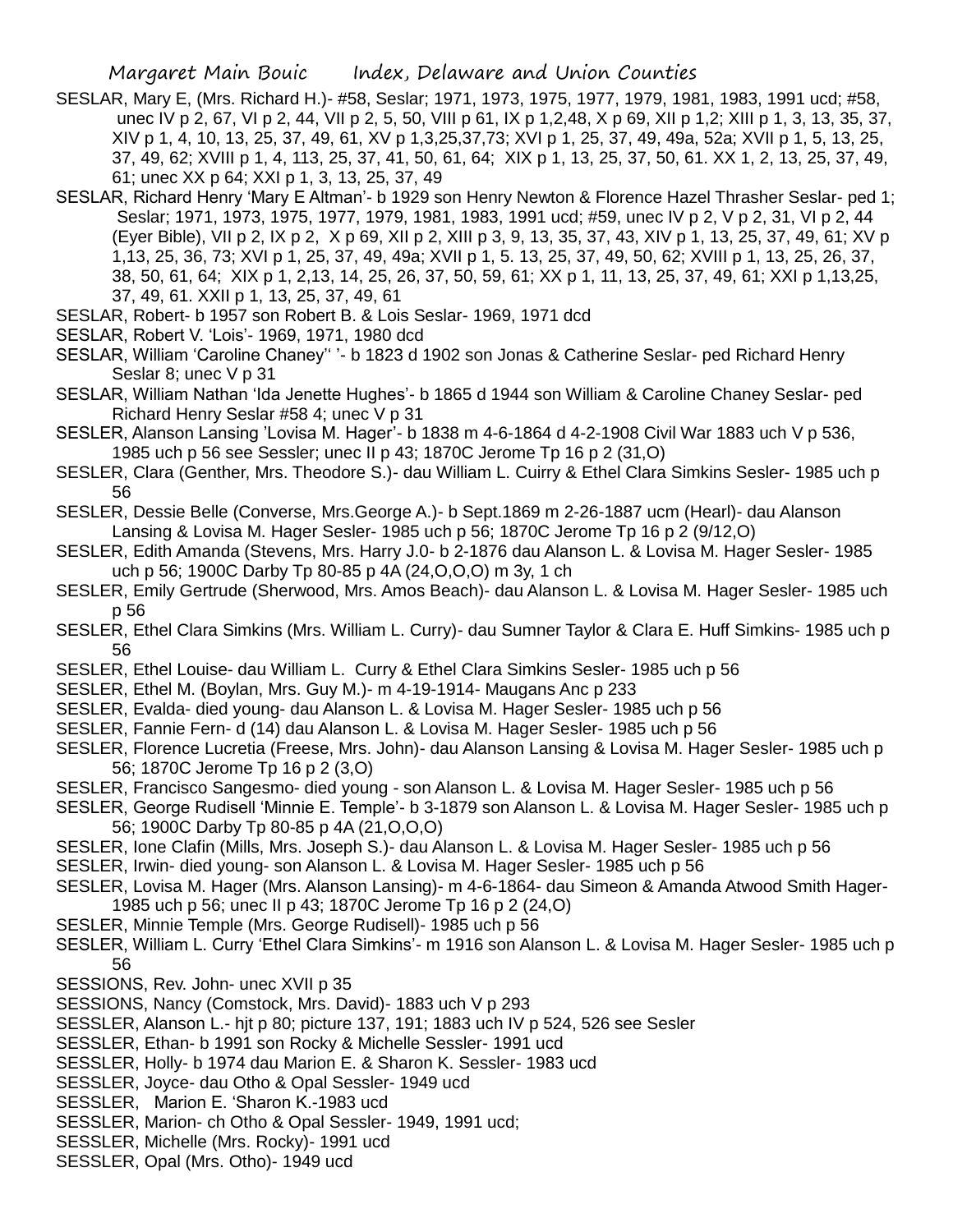SESLAR, Mary E, (Mrs. Richard H.)- #58, Seslar; 1971, 1973, 1975, 1977, 1979, 1981, 1983, 1991 ucd; #58, unec IV p 2, 67, VI p 2, 44, VII p 2, 5, 50, VIII p 61, IX p 1,2,48, X p 69, XII p 1,2; XIII p 1, 3, 13, 35, 37, XIV p 1, 4, 10, 13, 25, 37, 49, 61, XV p 1,3,25,37,73; XVI p 1, 25, 37, 49, 49a, 52a; XVII p 1, 5, 13, 25, 37, 49, 62; XVIII p 1, 4, 113, 25, 37, 41, 50, 61, 64; XIX p 1, 13, 25, 37, 50, 61. XX 1, 2, 13, 25, 37, 49, 61; unec XX p 64; XXI p 1, 3, 13, 25, 37, 49

SESLAR, Richard Henry 'Mary E Altman'- b 1929 son Henry Newton & Florence Hazel Thrasher Seslar- ped 1; Seslar; 1971, 1973, 1975, 1977, 1979, 1981, 1983, 1991 ucd; #59, unec IV p 2, V p 2, 31, VI p 2, 44 (Eyer Bible), VII p 2, IX p 2, X p 69, XII p 2, XIII p 3, 9, 13, 35, 37, 43, XIV p 1, 13, 25, 37, 49, 61; XV p 1,13, 25, 36, 73; XVI p 1, 25, 37, 49, 49a; XVII p 1, 5. 13, 25, 37, 49, 50, 62; XVIII p 1, 13, 25, 26, 37, 38, 50, 61, 64; XIX p 1, 2,13, 14, 25, 26, 37, 50, 59, 61; XX p 1, 11, 13, 25, 37, 49, 61; XXI p 1,13,25, 37, 49, 61. XXII p 1, 13, 25, 37, 49, 61

SESLAR, Robert- b 1957 son Robert B. & Lois Seslar- 1969, 1971 dcd

SESLAR, Robert V. 'Lois'- 1969, 1971, 1980 dcd

SESLAR, William 'Caroline Chaney'' '- b 1823 d 1902 son Jonas & Catherine Seslar- ped Richard Henry Seslar 8; unec V p 31

SESLAR, William Nathan 'Ida Jenette Hughes'- b 1865 d 1944 son William & Caroline Chaney Seslar- ped Richard Henry Seslar #58 4; unec V p 31

SESLER, Alanson Lansing 'Lovisa M. Hager'- b 1838 m 4-6-1864 d 4-2-1908 Civil War 1883 uch V p 536, 1985 uch p 56 see Sessler; unec II p 43; 1870C Jerome Tp 16 p 2 (31,O)

SESLER, Clara (Genther, Mrs. Theodore S.)- dau William L. Cuirry & Ethel Clara Simkins Sesler- 1985 uch p 56

SESLER, Dessie Belle (Converse, Mrs.George A.)- b Sept.1869 m 2-26-1887 ucm (Hearl)- dau Alanson Lansing & Lovisa M. Hager Sesler- 1985 uch p 56; 1870C Jerome Tp 16 p 2 (9/12,O)

SESLER, Edith Amanda (Stevens, Mrs. Harry J.0- b 2-1876 dau Alanson L. & Lovisa M. Hager Sesler- 1985 uch p 56; 1900C Darby Tp 80-85 p 4A (24,O,O,O) m 3y, 1 ch

SESLER, Emily Gertrude (Sherwood, Mrs. Amos Beach)- dau Alanson L. & Lovisa M. Hager Sesler- 1985 uch p 56

SESLER, Ethel Clara Simkins (Mrs. William L. Curry)- dau Sumner Taylor & Clara E. Huff Simkins- 1985 uch p 56

SESLER, Ethel Louise- dau William L. Curry & Ethel Clara Simkins Sesler- 1985 uch p 56

SESLER, Ethel M. (Boylan, Mrs. Guy M.)- m 4-19-1914- Maugans Anc p 233

SESLER, Evalda- died young- dau Alanson L. & Lovisa M. Hager Sesler- 1985 uch p 56

SESLER, Fannie Fern- d (14) dau Alanson L. & Lovisa M. Hager Sesler- 1985 uch p 56

SESLER, Florence Lucretia (Freese, Mrs. John)- dau Alanson Lansing & Lovisa M. Hager Sesler- 1985 uch p 56; 1870C Jerome Tp 16 p 2 (3,O)

SESLER, Francisco Sangesmo- died young - son Alanson L. & Lovisa M. Hager Sesler- 1985 uch p 56

SESLER, George Rudisell 'Minnie E. Temple'- b 3-1879 son Alanson L. & Lovisa M. Hager Sesler- 1985 uch p 56; 1900C Darby Tp 80-85 p 4A (21,O,O,O)

SESLER, Ione Clafin (Mills, Mrs. Joseph S.)- dau Alanson L. & Lovisa M. Hager Sesler- 1985 uch p 56

SESLER, Irwin- died young- son Alanson L. & Lovisa M. Hager Sesler- 1985 uch p 56

SESLER, Lovisa M. Hager (Mrs. Alanson Lansing)- m 4-6-1864- dau Simeon & Amanda Atwood Smith Hager- 1985 uch p 56; unec II p 43; 1870C Jerome Tp 16 p 2 (24,O)

SESLER, Minnie Temple (Mrs. George Rudisell)- 1985 uch p 56

SESLER, William L. Curry 'Ethel Clara Simkins'- m 1916 son Alanson L. & Lovisa M. Hager Sesler- 1985 uch p 56

SESSIONS, Rev. John- unec XVII p 35

SESSIONS, Nancy (Comstock, Mrs. David)- 1883 uch V p 293

SESSLER, Alanson L.- hjt p 80; picture 137, 191; 1883 uch IV p 524, 526 see Sesler

SESSLER, Ethan- b 1991 son Rocky & Michelle Sessler- 1991 ucd

SESSLER, Holly- b 1974 dau Marion E. & Sharon K. Sessler- 1983 ucd

SESSLER, Joyce- dau Otho & Opal Sessler- 1949 ucd

SESSLER, Marion E. 'Sharon K.-1983 ucd

SESSLER, Marion- ch Otho & Opal Sessler- 1949, 1991 ucd;

SESSLER, Michelle (Mrs. Rocky)- 1991 ucd

SESSLER, Opal (Mrs. Otho)- 1949 ucd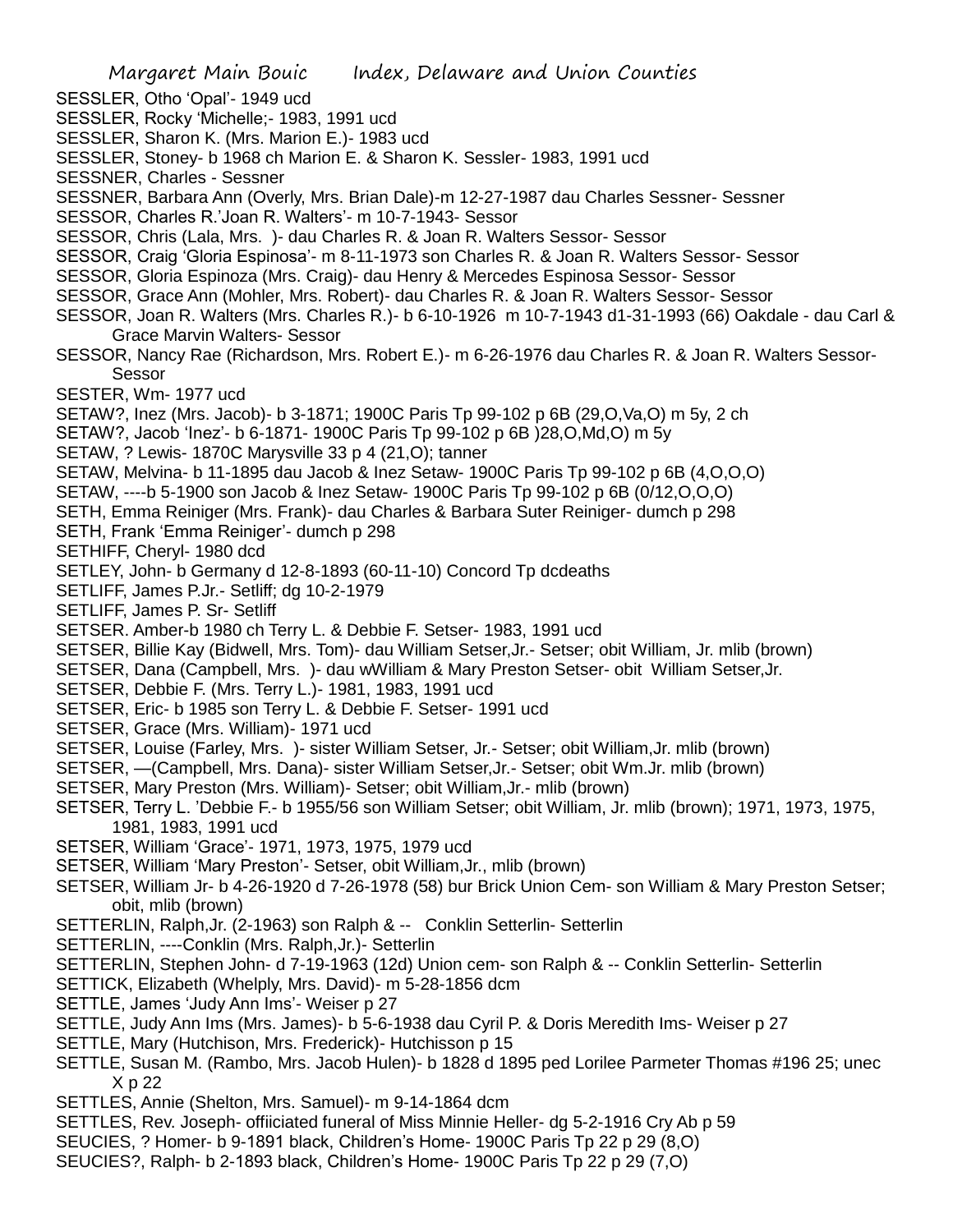SESSLER, Otho 'Opal'- 1949 ucd
SESSLER, Rocky 'Michelle;- 1983, 1991 ucd
SESSLER, Sharon K. (Mrs. Marion E.)- 1983 ucd
SESSLER, Stoney- b 1968 ch Marion E. & Sharon K. Sessler- 1983, 1991 ucd
SESSNER, Charles - Sessner
SESSNER, Barbara Ann (Overly, Mrs. Brian Dale)-m 12-27-1987 dau Charles Sessner- Sessner
SESSOR, Charles R.'Joan R. Walters'- m 10-7-1943- Sessor
SESSOR, Chris (Lala, Mrs. )- dau Charles R. & Joan R. Walters Sessor- Sessor
SESSOR, Craig 'Gloria Espinosa'- m 8-11-1973 son Charles R. & Joan R. Walters Sessor- Sessor
SESSOR, Gloria Espinoza (Mrs. Craig)- dau Henry & Mercedes Espinosa Sessor- Sessor
SESSOR, Grace Ann (Mohler, Mrs. Robert)- dau Charles R. & Joan R. Walters Sessor- Sessor
SESSOR, Joan R. Walters (Mrs. Charles R.)- b 6-10-1926 m 10-7-1943 d1-31-1993 (66) Oakdale - dau Carl & Grace Marvin Walters- Sessor
SESSOR, Nancy Rae (Richardson, Mrs. Robert E.)- m 6-26-1976 dau Charles R. & Joan R. Walters Sessor- Sessor
SESTER, Wm- 1977 ucd
SETAW?, Inez (Mrs. Jacob)- b 3-1871; 1900C Paris Tp 99-102 p 6B (29,O,Va,O) m 5y, 2 ch
SETAW?, Jacob 'Inez'- b 6-1871- 1900C Paris Tp 99-102 p 6B )28,O,Md,O) m 5y
SETAW, ? Lewis- 1870C Marysville 33 p 4 (21,O); tanner
SETAW, Melvina- b 11-1895 dau Jacob & Inez Setaw- 1900C Paris Tp 99-102 p 6B (4,O,O,O)
SETAW, ----b 5-1900 son Jacob & Inez Setaw- 1900C Paris Tp 99-102 p 6B (0/12,O,O,O)
SETH, Emma Reiniger (Mrs. Frank)- dau Charles & Barbara Suter Reiniger- dumch p 298
SETH, Frank 'Emma Reiniger'- dumch p 298
SETHIFF, Cheryl- 1980 dcd
SETLEY, John- b Germany d 12-8-1893 (60-11-10) Concord Tp dcdeaths
SETLIFF, James P.Jr.- Setliff; dg 10-2-1979
SETLIFF, James P. Sr- Setliff
SETSER. Amber-b 1980 ch Terry L. & Debbie F. Setser- 1983, 1991 ucd
SETSER, Billie Kay (Bidwell, Mrs. Tom)- dau William Setser,Jr.- Setser; obit William, Jr. mlib (brown)
SETSER, Dana (Campbell, Mrs. )- dau wWilliam & Mary Preston Setser- obit William Setser,Jr.
SETSER, Debbie F. (Mrs. Terry L.)- 1981, 1983, 1991 ucd
SETSER, Eric- b 1985 son Terry L. & Debbie F. Setser- 1991 ucd
SETSER, Grace (Mrs. William)- 1971 ucd
SETSER, Louise (Farley, Mrs. )- sister William Setser, Jr.- Setser; obit William,Jr. mlib (brown)
SETSER, —(Campbell, Mrs. Dana)- sister William Setser,Jr.- Setser; obit Wm.Jr. mlib (brown)
SETSER, Mary Preston (Mrs. William)- Setser; obit William,Jr.- mlib (brown)
SETSER, Terry L. 'Debbie F.- b 1955/56 son William Setser; obit William, Jr. mlib (brown); 1971, 1973, 1975, 1981, 1983, 1991 ucd
SETSER, William 'Grace'- 1971, 1973, 1975, 1979 ucd
SETSER, William 'Mary Preston'- Setser, obit William,Jr., mlib (brown)
SETSER, William Jr- b 4-26-1920 d 7-26-1978 (58) bur Brick Union Cem- son William & Mary Preston Setser; obit, mlib (brown)
SETTERLIN, Ralph,Jr. (2-1963) son Ralph & -- Conklin Setterlin- Setterlin
SETTERLIN, ----Conklin (Mrs. Ralph,Jr.)- Setterlin
SETTERLIN, Stephen John- d 7-19-1963 (12d) Union cem- son Ralph & -- Conklin Setterlin- Setterlin
SETTICK, Elizabeth (Whelply, Mrs. David)- m 5-28-1856 dcm
SETTLE, James 'Judy Ann Ims'- Weiser p 27
SETTLE, Judy Ann Ims (Mrs. James)- b 5-6-1938 dau Cyril P. & Doris Meredith Ims- Weiser p 27
SETTLE, Mary (Hutchison, Mrs. Frederick)- Hutchisson p 15
SETTLE, Susan M. (Rambo, Mrs. Jacob Hulen)- b 1828 d 1895 ped Lorilee Parmeter Thomas #196 25; unec X p 22
SETTLES, Annie (Shelton, Mrs. Samuel)- m 9-14-1864 dcm
SETTLES, Rev. Joseph- offiiciated funeral of Miss Minnie Heller- dg 5-2-1916 Cry Ab p 59
SEUCIES, ? Homer- b 9-1891 black, Children's Home- 1900C Paris Tp 22 p 29 (8,O)
SEUCIES?, Ralph- b 2-1893 black, Children's Home- 1900C Paris Tp 22 p 29 (7,O)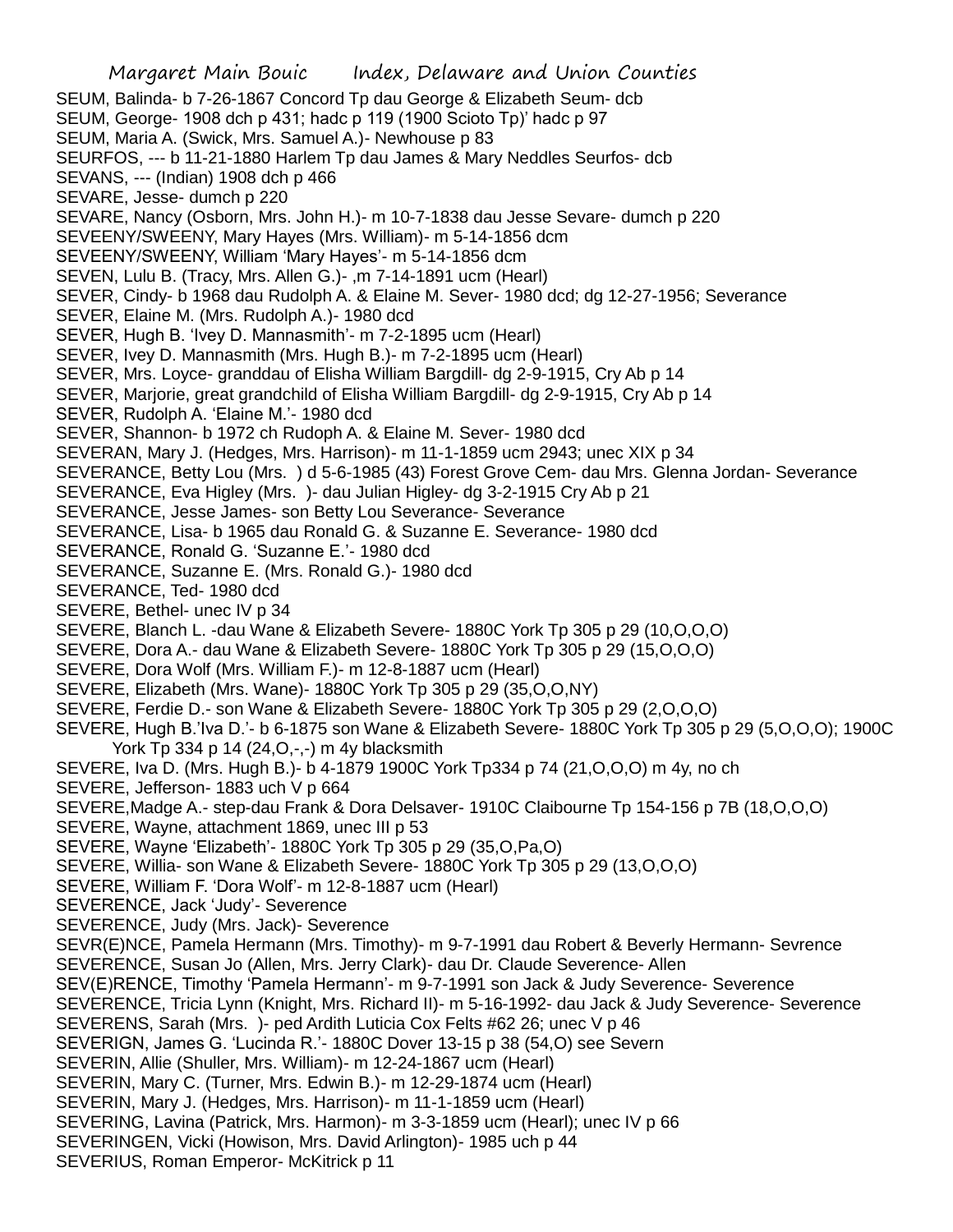SEUM, Balinda- b 7-26-1867 Concord Tp dau George & Elizabeth Seum- dcb
SEUM, George- 1908 dch p 431; hadc p 119 (1900 Scioto Tp)' hadc p 97
SEUM, Maria A. (Swick, Mrs. Samuel A.)- Newhouse p 83
SEURFOS, --- b 11-21-1880 Harlem Tp dau James & Mary Neddles Seurfos- dcb
SEVANS, --- (Indian) 1908 dch p 466
SEVARE, Jesse- dumch p 220
SEVARE, Nancy (Osborn, Mrs. John H.)- m 10-7-1838 dau Jesse Sevare- dumch p 220
SEVEENY/SWEENY, Mary Hayes (Mrs. William)- m 5-14-1856 dcm
SEVEENY/SWEENY, William 'Mary Hayes'- m 5-14-1856 dcm
SEVEN, Lulu B. (Tracy, Mrs. Allen G.)- ,m 7-14-1891 ucm (Hearl)
SEVER, Cindy- b 1968 dau Rudolph A. & Elaine M. Sever- 1980 dcd; dg 12-27-1956; Severance
SEVER, Elaine M. (Mrs. Rudolph A.)- 1980 dcd
SEVER, Hugh B. 'Ivey D. Mannasmith'- m 7-2-1895 ucm (Hearl)
SEVER, Ivey D. Mannasmith (Mrs. Hugh B.)- m 7-2-1895 ucm (Hearl)
SEVER, Mrs. Loyce- granddau of Elisha William Bargdill- dg 2-9-1915, Cry Ab p 14
SEVER, Marjorie, great grandchild of Elisha William Bargdill- dg 2-9-1915, Cry Ab p 14
SEVER, Rudolph A. 'Elaine M.'- 1980 dcd
SEVER, Shannon- b 1972 ch Rudoph A. & Elaine M. Sever- 1980 dcd
SEVERAN, Mary J. (Hedges, Mrs. Harrison)- m 11-1-1859 ucm 2943; unec XIX p 34
SEVERANCE, Betty Lou (Mrs. ) d 5-6-1985 (43) Forest Grove Cem- dau Mrs. Glenna Jordan- Severance
SEVERANCE, Eva Higley (Mrs. )- dau Julian Higley- dg 3-2-1915 Cry Ab p 21
SEVERANCE, Jesse James- son Betty Lou Severance- Severance
SEVERANCE, Lisa- b 1965 dau Ronald G. & Suzanne E. Severance- 1980 dcd
SEVERANCE, Ronald G. 'Suzanne E.'- 1980 dcd
SEVERANCE, Suzanne E. (Mrs. Ronald G.)- 1980 dcd
SEVERANCE, Ted- 1980 dcd
SEVERE, Bethel- unec IV p 34
SEVERE, Blanch L. -dau Wane & Elizabeth Severe- 1880C York Tp 305 p 29 (10,O,O,O)
SEVERE, Dora A.- dau Wane & Elizabeth Severe- 1880C York Tp 305 p 29 (15,O,O,O)
SEVERE, Dora Wolf (Mrs. William F.)- m 12-8-1887 ucm (Hearl)
SEVERE, Elizabeth (Mrs. Wane)- 1880C York Tp 305 p 29 (35,O,O,NY)
SEVERE, Ferdie D.- son Wane & Elizabeth Severe- 1880C York Tp 305 p 29 (2,O,O,O)
SEVERE, Hugh B.'Iva D.'- b 6-1875 son Wane & Elizabeth Severe- 1880C York Tp 305 p 29 (5,O,O,O); 1900C York Tp 334 p 14 (24,O,-,-) m 4y blacksmith
SEVERE, Iva D. (Mrs. Hugh B.)- b 4-1879 1900C York Tp334 p 74 (21,O,O,O) m 4y, no ch
SEVERE, Jefferson- 1883 uch V p 664
SEVERE,Madge A.- step-dau Frank & Dora Delsaver- 1910C Claibourne Tp 154-156 p 7B (18,O,O,O)
SEVERE, Wayne, attachment 1869, unec III p 53
SEVERE, Wayne 'Elizabeth'- 1880C York Tp 305 p 29 (35,O,Pa,O)
SEVERE, Willia- son Wane & Elizabeth Severe- 1880C York Tp 305 p 29 (13,O,O,O)
SEVERE, William F. 'Dora Wolf'- m 12-8-1887 ucm (Hearl)
SEVERENCE, Jack 'Judy'- Severence
SEVERENCE, Judy (Mrs. Jack)- Severence
SEVR(E)NCE, Pamela Hermann (Mrs. Timothy)- m 9-7-1991 dau Robert & Beverly Hermann- Sevrence
SEVERENCE, Susan Jo (Allen, Mrs. Jerry Clark)- dau Dr. Claude Severence- Allen
SEV(E)RENCE, Timothy 'Pamela Hermann'- m 9-7-1991 son Jack & Judy Severence- Severence
SEVERENCE, Tricia Lynn (Knight, Mrs. Richard II)- m 5-16-1992- dau Jack & Judy Severence- Severence
SEVERENS, Sarah (Mrs. )- ped Ardith Luticia Cox Felts #62 26; unec V p 46
SEVERIGN, James G. 'Lucinda R.'- 1880C Dover 13-15 p 38 (54,O) see Severn
SEVERIN, Allie (Shuller, Mrs. William)- m 12-24-1867 ucm (Hearl)
SEVERIN, Mary C. (Turner, Mrs. Edwin B.)- m 12-29-1874 ucm (Hearl)
SEVERIN, Mary J. (Hedges, Mrs. Harrison)- m 11-1-1859 ucm (Hearl)
SEVERING, Lavina (Patrick, Mrs. Harmon)- m 3-3-1859 ucm (Hearl); unec IV p 66
SEVERINGEN, Vicki (Howison, Mrs. David Arlington)- 1985 uch p 44
SEVERIUS, Roman Emperor- McKitrick p 11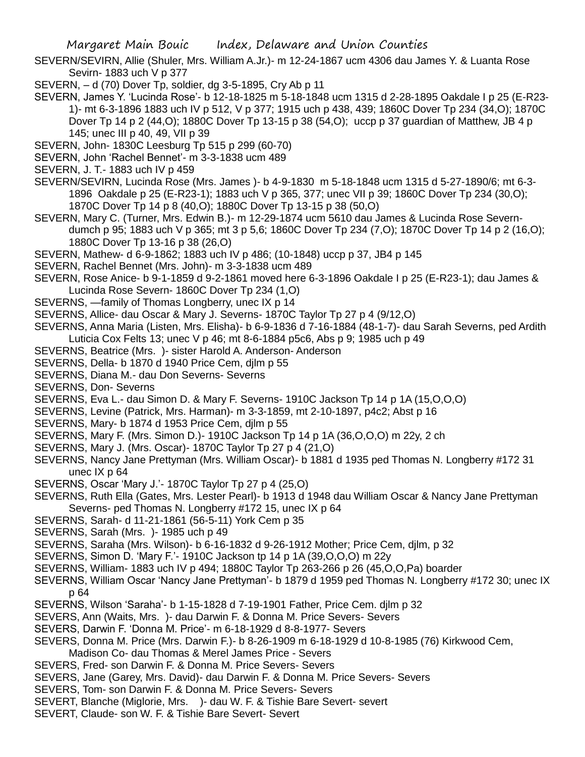SEVERN/SEVIRN, Allie (Shuler, Mrs. William A.Jr.)- m 12-24-1867 ucm 4306 dau James Y. & Luanta Rose Sevirn- 1883 uch V p 377

SEVERN, – d (70) Dover Tp, soldier, dg 3-5-1895, Cry Ab p 11

SEVERN, James Y. 'Lucinda Rose'- b 12-18-1825 m 5-18-1848 ucm 1315 d 2-28-1895 Oakdale I p 25 (E-R23-1)- mt 6-3-1896 1883 uch IV p 512, V p 377; 1915 uch p 438, 439; 1860C Dover Tp 234 (34,O); 1870C Dover Tp 14 p 2 (44,O); 1880C Dover Tp 13-15 p 38 (54,O); uccp p 37 guardian of Matthew, JB 4 p 145; unec III p 40, 49, VII p 39

SEVERN, John- 1830C Leesburg Tp 515 p 299 (60-70)

SEVERN, John 'Rachel Bennet'- m 3-3-1838 ucm 489

SEVERN, J. T.- 1883 uch IV p 459

SEVERN/SEVIRN, Lucinda Rose (Mrs. James )- b 4-9-1830 m 5-18-1848 ucm 1315 d 5-27-1890/6; mt 6-3-1896 Oakdale p 25 (E-R23-1); 1883 uch V p 365, 377; unec VII p 39; 1860C Dover Tp 234 (30,O); 1870C Dover Tp 14 p 8 (40,O); 1880C Dover Tp 13-15 p 38 (50,O)

SEVERN, Mary C. (Turner, Mrs. Edwin B.)- m 12-29-1874 ucm 5610 dau James & Lucinda Rose Severn- dumch p 95; 1883 uch V p 365; mt 3 p 5,6; 1860C Dover Tp 234 (7,O); 1870C Dover Tp 14 p 2 (16,O); 1880C Dover Tp 13-16 p 38 (26,O)

SEVERN, Mathew- d 6-9-1862; 1883 uch IV p 486; (10-1848) uccp p 37, JB4 p 145

SEVERN, Rachel Bennet (Mrs. John)- m 3-3-1838 ucm 489

SEVERN, Rose Anice- b 9-1-1859 d 9-2-1861 moved here 6-3-1896 Oakdale I p 25 (E-R23-1); dau James & Lucinda Rose Severn- 1860C Dover Tp 234 (1,O)

SEVERNS, —family of Thomas Longberry, unec IX p 14

SEVERNS, Allice- dau Oscar & Mary J. Severns- 1870C Taylor Tp 27 p 4 (9/12,O)

SEVERNS, Anna Maria (Listen, Mrs. Elisha)- b 6-9-1836 d 7-16-1884 (48-1-7)- dau Sarah Severns, ped Ardith Luticia Cox Felts 13; unec V p 46; mt 8-6-1884 p5c6, Abs p 9; 1985 uch p 49

SEVERNS, Beatrice (Mrs. )- sister Harold A. Anderson- Anderson

SEVERNS, Della- b 1870 d 1940 Price Cem, djlm p 55

SEVERNS, Diana M.- dau Don Severns- Severns

SEVERNS, Don- Severns

SEVERNS, Eva L.- dau Simon D. & Mary F. Severns- 1910C Jackson Tp 14 p 1A (15,O,O,O)

SEVERNS, Levine (Patrick, Mrs. Harman)- m 3-3-1859, mt 2-10-1897, p4c2; Abst p 16

SEVERNS, Mary- b 1874 d 1953 Price Cem, djlm p 55

SEVERNS, Mary F. (Mrs. Simon D.)- 1910C Jackson Tp 14 p 1A (36,O,O,O) m 22y, 2 ch

SEVERNS, Mary J. (Mrs. Oscar)- 1870C Taylor Tp 27 p 4 (21,O)

SEVERNS, Nancy Jane Prettyman (Mrs. William Oscar)- b 1881 d 1935 ped Thomas N. Longberry #172 31 unec IX p 64

SEVERNS, Oscar 'Mary J.'- 1870C Taylor Tp 27 p 4 (25,O)

SEVERNS, Ruth Ella (Gates, Mrs. Lester Pearl)- b 1913 d 1948 dau William Oscar & Nancy Jane Prettyman Severns- ped Thomas N. Longberry #172 15, unec IX p 64

SEVERNS, Sarah- d 11-21-1861 (56-5-11) York Cem p 35

SEVERNS, Sarah (Mrs. )- 1985 uch p 49

SEVERNS, Saraha (Mrs. Wilson)- b 6-16-1832 d 9-26-1912 Mother; Price Cem, djlm, p 32

SEVERNS, Simon D. 'Mary F.'- 1910C Jackson tp 14 p 1A (39,O,O,O) m 22y

SEVERNS, William- 1883 uch IV p 494; 1880C Taylor Tp 263-266 p 26 (45,O,O,Pa) boarder

SEVERNS, William Oscar 'Nancy Jane Prettyman'- b 1879 d 1959 ped Thomas N. Longberry #172 30; unec IX p 64

SEVERNS, Wilson 'Saraha'- b 1-15-1828 d 7-19-1901 Father, Price Cem. djlm p 32

SEVERS, Ann (Waits, Mrs. )- dau Darwin F. & Donna M. Price Severs- Severs

SEVERS, Darwin F. 'Donna M. Price'- m 6-18-1929 d 8-8-1977- Severs

SEVERS, Donna M. Price (Mrs. Darwin F.)- b 8-26-1909 m 6-18-1929 d 10-8-1985 (76) Kirkwood Cem, Madison Co- dau Thomas & Merel James Price - Severs

SEVERS, Fred- son Darwin F. & Donna M. Price Severs- Severs

SEVERS, Jane (Garey, Mrs. David)- dau Darwin F. & Donna M. Price Severs- Severs

SEVERS, Tom- son Darwin F. & Donna M. Price Severs- Severs

SEVERT, Blanche (Miglorie, Mrs. )- dau W. F. & Tishie Bare Severt- severt

SEVERT, Claude- son W. F. & Tishie Bare Severt- Severt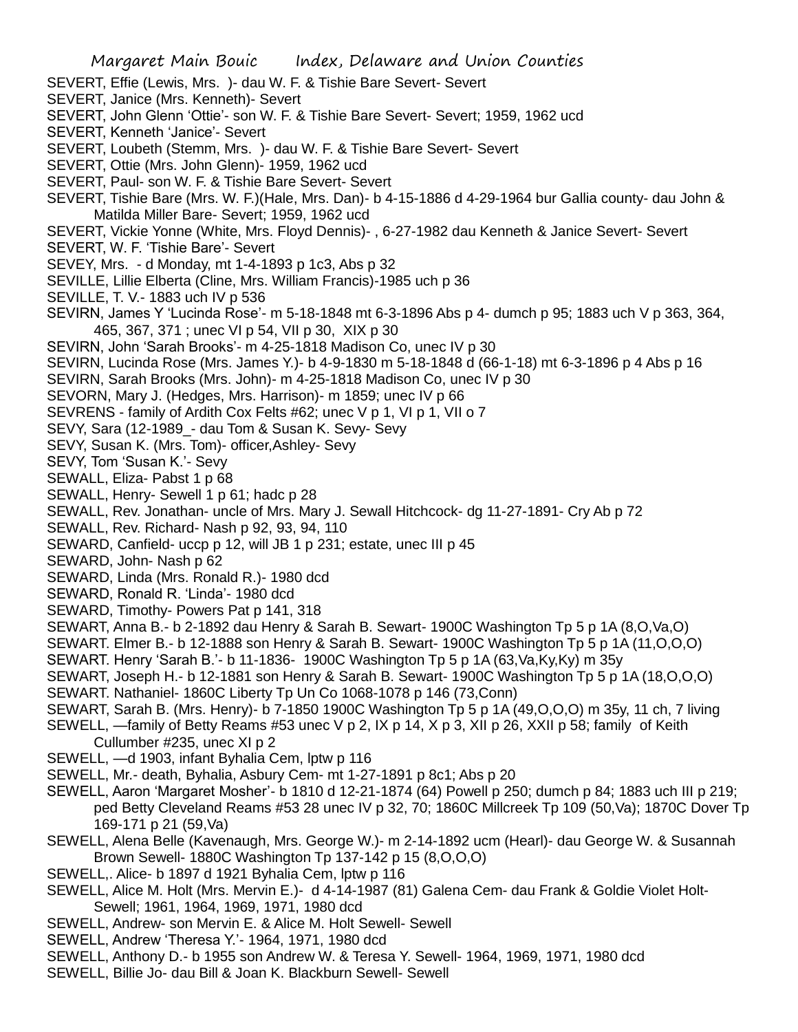SEVERT, Effie (Lewis, Mrs. )- dau W. F. & Tishie Bare Severt- Severt
SEVERT, Janice (Mrs. Kenneth)- Severt
SEVERT, John Glenn 'Ottie'- son W. F. & Tishie Bare Severt- Severt; 1959, 1962 ucd
SEVERT, Kenneth 'Janice'- Severt
SEVERT, Loubeth (Stemm, Mrs. )- dau W. F. & Tishie Bare Severt- Severt
SEVERT, Ottie (Mrs. John Glenn)- 1959, 1962 ucd
SEVERT, Paul- son W. F. & Tishie Bare Severt- Severt
SEVERT, Tishie Bare (Mrs. W. F.)(Hale, Mrs. Dan)- b 4-15-1886 d 4-29-1964 bur Gallia county- dau John & Matilda Miller Bare- Severt; 1959, 1962 ucd
SEVERT, Vickie Yonne (White, Mrs. Floyd Dennis)- , 6-27-1982 dau Kenneth & Janice Severt- Severt
SEVERT, W. F. 'Tishie Bare'- Severt
SEVEY, Mrs. - d Monday, mt 1-4-1893 p 1c3, Abs p 32
SEVILLE, Lillie Elberta (Cline, Mrs. William Francis)-1985 uch p 36
SEVILLE, T. V.- 1883 uch IV p 536
SEVIRN, James Y 'Lucinda Rose'- m 5-18-1848 mt 6-3-1896 Abs p 4- dumch p 95; 1883 uch V p 363, 364, 465, 367, 371 ; unec VI p 54, VII p 30, XIX p 30
SEVIRN, John 'Sarah Brooks'- m 4-25-1818 Madison Co, unec IV p 30
SEVIRN, Lucinda Rose (Mrs. James Y.)- b 4-9-1830 m 5-18-1848 d (66-1-18) mt 6-3-1896 p 4 Abs p 16
SEVIRN, Sarah Brooks (Mrs. John)- m 4-25-1818 Madison Co, unec IV p 30
SEVORN, Mary J. (Hedges, Mrs. Harrison)- m 1859; unec IV p 66
SEVRENS - family of Ardith Cox Felts #62; unec V p 1, VI p 1, VII o 7
SEVY, Sara (12-1989_- dau Tom & Susan K. Sevy- Sevy
SEVY, Susan K. (Mrs. Tom)- officer,Ashley- Sevy
SEVY, Tom 'Susan K.'- Sevy
SEWALL, Eliza- Pabst 1 p 68
SEWALL, Henry- Sewell 1 p 61; hadc p 28
SEWALL, Rev. Jonathan- uncle of Mrs. Mary J. Sewall Hitchcock- dg 11-27-1891- Cry Ab p 72
SEWALL, Rev. Richard- Nash p 92, 93, 94, 110
SEWARD, Canfield- uccp p 12, will JB 1 p 231; estate, unec III p 45
SEWARD, John- Nash p 62
SEWARD, Linda (Mrs. Ronald R.)- 1980 dcd
SEWARD, Ronald R. 'Linda'- 1980 dcd
SEWARD, Timothy- Powers Pat p 141, 318
SEWART, Anna B.- b 2-1892 dau Henry & Sarah B. Sewart- 1900C Washington Tp 5 p 1A (8,O,Va,O)
SEWART. Elmer B.- b 12-1888 son Henry & Sarah B. Sewart- 1900C Washington Tp 5 p 1A (11,O,O,O)
SEWART. Henry 'Sarah B.'- b 11-1836- 1900C Washington Tp 5 p 1A (63,Va,Ky,Ky) m 35y
SEWART, Joseph H.- b 12-1881 son Henry & Sarah B. Sewart- 1900C Washington Tp 5 p 1A (18,O,O,O)
SEWART. Nathaniel- 1860C Liberty Tp Un Co 1068-1078 p 146 (73,Conn)
SEWART, Sarah B. (Mrs. Henry)- b 7-1850 1900C Washington Tp 5 p 1A (49,O,O,O) m 35y, 11 ch, 7 living
SEWELL, —family of Betty Reams #53 unec V p 2, IX p 14, X p 3, XII p 26, XXII p 58; family of Keith Cullumber #235, unec XI p 2
SEWELL, —d 1903, infant Byhalia Cem, lptw p 116
SEWELL, Mr.- death, Byhalia, Asbury Cem- mt 1-27-1891 p 8c1; Abs p 20
SEWELL, Aaron 'Margaret Mosher'- b 1810 d 12-21-1874 (64) Powell p 250; dumch p 84; 1883 uch III p 219; ped Betty Cleveland Reams #53 28 unec IV p 32, 70; 1860C Millcreek Tp 109 (50,Va); 1870C Dover Tp 169-171 p 21 (59,Va)
SEWELL, Alena Belle (Kavenaugh, Mrs. George W.)- m 2-14-1892 ucm (Hearl)- dau George W. & Susannah Brown Sewell- 1880C Washington Tp 137-142 p 15 (8,O,O,O)
SEWELL,. Alice- b 1897 d 1921 Byhalia Cem, lptw p 116
SEWELL, Alice M. Holt (Mrs. Mervin E.)- d 4-14-1987 (81) Galena Cem- dau Frank & Goldie Violet Holt-Sewell; 1961, 1964, 1969, 1971, 1980 dcd
SEWELL, Andrew- son Mervin E. & Alice M. Holt Sewell- Sewell
SEWELL, Andrew 'Theresa Y.'- 1964, 1971, 1980 dcd
SEWELL, Anthony D.- b 1955 son Andrew W. & Teresa Y. Sewell- 1964, 1969, 1971, 1980 dcd
SEWELL, Billie Jo- dau Bill & Joan K. Blackburn Sewell- Sewell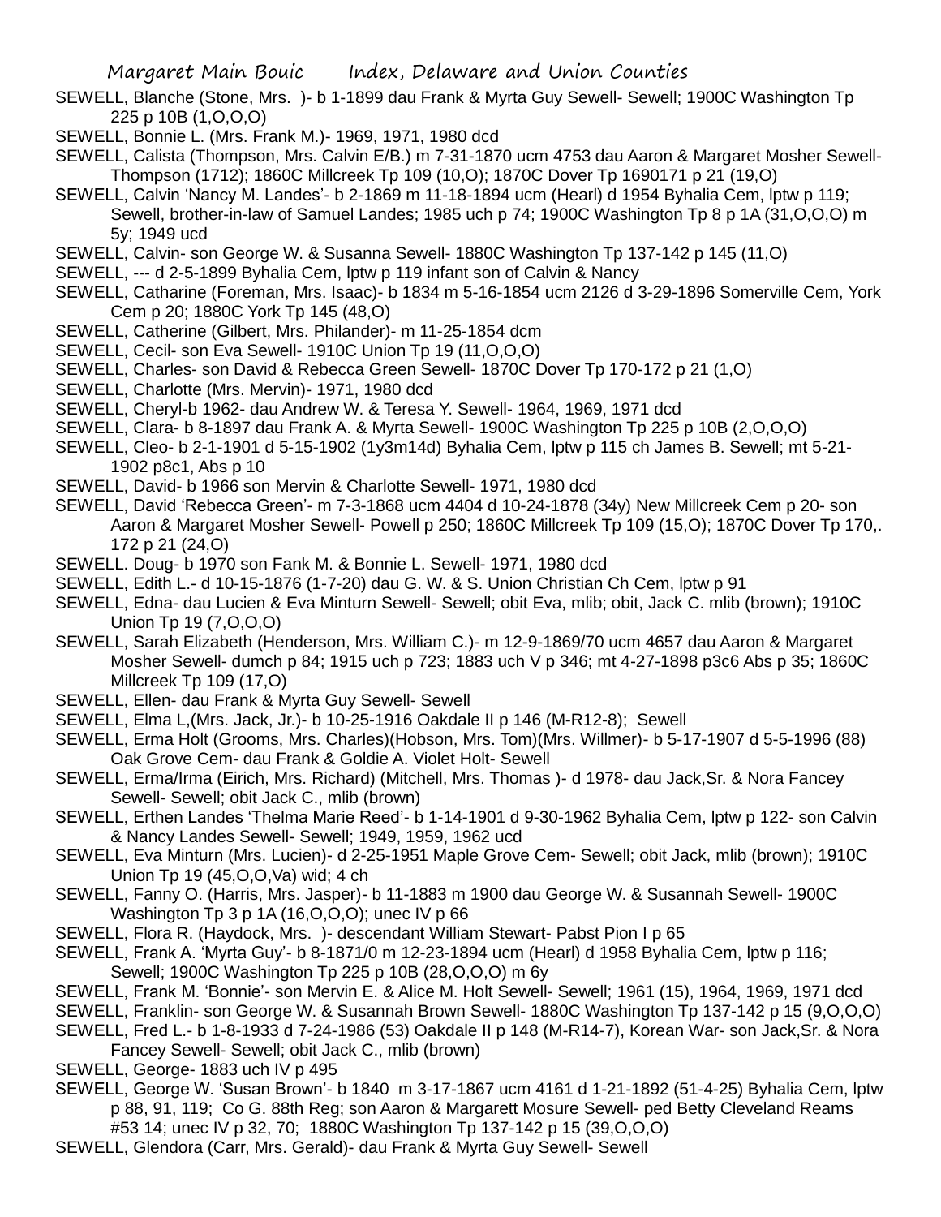SEWELL, Blanche (Stone, Mrs. )- b 1-1899 dau Frank & Myrta Guy Sewell- Sewell; 1900C Washington Tp 225 p 10B (1,O,O,O)

SEWELL, Bonnie L. (Mrs. Frank M.)- 1969, 1971, 1980 dcd

SEWELL, Calista (Thompson, Mrs. Calvin E/B.) m 7-31-1870 ucm 4753 dau Aaron & Margaret Mosher Sewell- Thompson (1712); 1860C Millcreek Tp 109 (10,O); 1870C Dover Tp 1690171 p 21 (19,O)

SEWELL, Calvin 'Nancy M. Landes'- b 2-1869 m 11-18-1894 ucm (Hearl) d 1954 Byhalia Cem, lptw p 119; Sewell, brother-in-law of Samuel Landes; 1985 uch p 74; 1900C Washington Tp 8 p 1A (31,O,O,O) m 5y; 1949 ucd

SEWELL, Calvin- son George W. & Susanna Sewell- 1880C Washington Tp 137-142 p 145 (11,O)

SEWELL, --- d 2-5-1899 Byhalia Cem, lptw p 119 infant son of Calvin & Nancy

SEWELL, Catharine (Foreman, Mrs. Isaac)- b 1834 m 5-16-1854 ucm 2126 d 3-29-1896 Somerville Cem, York Cem p 20; 1880C York Tp 145 (48,O)

SEWELL, Catherine (Gilbert, Mrs. Philander)- m 11-25-1854 dcm

SEWELL, Cecil- son Eva Sewell- 1910C Union Tp 19 (11,O,O,O)

SEWELL, Charles- son David & Rebecca Green Sewell- 1870C Dover Tp 170-172 p 21 (1,O)

SEWELL, Charlotte (Mrs. Mervin)- 1971, 1980 dcd

SEWELL, Cheryl-b 1962- dau Andrew W. & Teresa Y. Sewell- 1964, 1969, 1971 dcd

SEWELL, Clara- b 8-1897 dau Frank A. & Myrta Sewell- 1900C Washington Tp 225 p 10B (2,O,O,O)

SEWELL, Cleo- b 2-1-1901 d 5-15-1902 (1y3m14d) Byhalia Cem, lptw p 115 ch James B. Sewell; mt 5-21-1902 p8c1, Abs p 10

SEWELL, David- b 1966 son Mervin & Charlotte Sewell- 1971, 1980 dcd

SEWELL, David 'Rebecca Green'- m 7-3-1868 ucm 4404 d 10-24-1878 (34y) New Millcreek Cem p 20- son Aaron & Margaret Mosher Sewell- Powell p 250; 1860C Millcreek Tp 109 (15,O); 1870C Dover Tp 170,. 172 p 21 (24,O)

SEWELL. Doug- b 1970 son Fank M. & Bonnie L. Sewell- 1971, 1980 dcd

SEWELL, Edith L.- d 10-15-1876 (1-7-20) dau G. W. & S. Union Christian Ch Cem, lptw p 91

SEWELL, Edna- dau Lucien & Eva Minturn Sewell- Sewell; obit Eva, mlib; obit, Jack C. mlib (brown); 1910C Union Tp 19 (7,O,O,O)

SEWELL, Sarah Elizabeth (Henderson, Mrs. William C.)- m 12-9-1869/70 ucm 4657 dau Aaron & Margaret Mosher Sewell- dumch p 84; 1915 uch p 723; 1883 uch V p 346; mt 4-27-1898 p3c6 Abs p 35; 1860C Millcreek Tp 109 (17,O)

SEWELL, Ellen- dau Frank & Myrta Guy Sewell- Sewell

SEWELL, Elma L,(Mrs. Jack, Jr.)- b 10-25-1916 Oakdale II p 146 (M-R12-8); Sewell

SEWELL, Erma Holt (Grooms, Mrs. Charles)(Hobson, Mrs. Tom)(Mrs. Willmer)- b 5-17-1907 d 5-5-1996 (88) Oak Grove Cem- dau Frank & Goldie A. Violet Holt- Sewell

SEWELL, Erma/Irma (Eirich, Mrs. Richard) (Mitchell, Mrs. Thomas )- d 1978- dau Jack,Sr. & Nora Fancey Sewell- Sewell; obit Jack C., mlib (brown)

SEWELL, Erthen Landes 'Thelma Marie Reed'- b 1-14-1901 d 9-30-1962 Byhalia Cem, lptw p 122- son Calvin & Nancy Landes Sewell- Sewell; 1949, 1959, 1962 ucd

SEWELL, Eva Minturn (Mrs. Lucien)- d 2-25-1951 Maple Grove Cem- Sewell; obit Jack, mlib (brown); 1910C Union Tp 19 (45,O,O,Va) wid; 4 ch

SEWELL, Fanny O. (Harris, Mrs. Jasper)- b 11-1883 m 1900 dau George W. & Susannah Sewell- 1900C Washington Tp 3 p 1A (16,O,O,O); unec IV p 66

SEWELL, Flora R. (Haydock, Mrs. )- descendant William Stewart- Pabst Pion I p 65

SEWELL, Frank A. 'Myrta Guy'- b 8-1871/0 m 12-23-1894 ucm (Hearl) d 1958 Byhalia Cem, lptw p 116; Sewell; 1900C Washington Tp 225 p 10B (28,O,O,O) m 6y

SEWELL, Frank M. 'Bonnie'- son Mervin E. & Alice M. Holt Sewell- Sewell; 1961 (15), 1964, 1969, 1971 dcd

SEWELL, Franklin- son George W. & Susannah Brown Sewell- 1880C Washington Tp 137-142 p 15 (9,O,O,O)

SEWELL, Fred L.- b 1-8-1933 d 7-24-1986 (53) Oakdale II p 148 (M-R14-7), Korean War- son Jack,Sr. & Nora Fancey Sewell- Sewell; obit Jack C., mlib (brown)

SEWELL, George- 1883 uch IV p 495

SEWELL, George W. 'Susan Brown'- b 1840 m 3-17-1867 ucm 4161 d 1-21-1892 (51-4-25) Byhalia Cem, lptw p 88, 91, 119; Co G. 88th Reg; son Aaron & Margarett Mosure Sewell- ped Betty Cleveland Reams #53 14; unec IV p 32, 70; 1880C Washington Tp 137-142 p 15 (39,O,O,O)

SEWELL, Glendora (Carr, Mrs. Gerald)- dau Frank & Myrta Guy Sewell- Sewell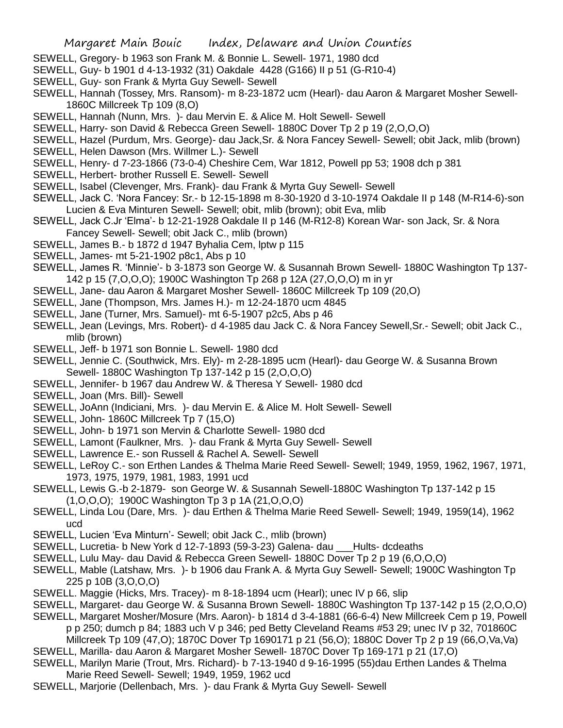SEWELL, Gregory- b 1963 son Frank M. & Bonnie L. Sewell- 1971, 1980 dcd

SEWELL, Guy- b 1901 d 4-13-1932 (31) Oakdale 4428 (G166) II p 51 (G-R10-4)

SEWELL, Guy- son Frank & Myrta Guy Sewell- Sewell

SEWELL, Hannah (Tossey, Mrs. Ransom)- m 8-23-1872 ucm (Hearl)- dau Aaron & Margaret Mosher Sewell- 1860C Millcreek Tp 109 (8,O)

SEWELL, Hannah (Nunn, Mrs. )- dau Mervin E. & Alice M. Holt Sewell- Sewell

SEWELL, Harry- son David & Rebecca Green Sewell- 1880C Dover Tp 2 p 19 (2,O,O,O)

SEWELL, Hazel (Purdum, Mrs. George)- dau Jack,Sr. & Nora Fancey Sewell- Sewell; obit Jack, mlib (brown)

SEWELL, Helen Dawson (Mrs. Willmer L.)- Sewell

SEWELL, Henry- d 7-23-1866 (73-0-4) Cheshire Cem, War 1812, Powell pp 53; 1908 dch p 381

SEWELL, Herbert- brother Russell E. Sewell- Sewell

SEWELL, Isabel (Clevenger, Mrs. Frank)- dau Frank & Myrta Guy Sewell- Sewell

SEWELL, Jack C. 'Nora Fancey: Sr.- b 12-15-1898 m 8-30-1920 d 3-10-1974 Oakdale II p 148 (M-R14-6)-son Lucien & Eva Minturen Sewell- Sewell; obit, mlib (brown); obit Eva, mlib

SEWELL, Jack C.Jr 'Elma'- b 12-21-1928 Oakdale II p 146 (M-R12-8) Korean War- son Jack, Sr. & Nora Fancey Sewell- Sewell; obit Jack C., mlib (brown)

SEWELL, James B.- b 1872 d 1947 Byhalia Cem, lptw p 115

SEWELL, James- mt 5-21-1902 p8c1, Abs p 10

SEWELL, James R. 'Minnie'- b 3-1873 son George W. & Susannah Brown Sewell- 1880C Washington Tp 137-142 p 15 (7,O,O,O); 1900C Washington Tp 268 p 12A (27,O,O,O) m in yr

SEWELL, Jane- dau Aaron & Margaret Mosher Sewell- 1860C Millcreek Tp 109 (20,O)

SEWELL, Jane (Thompson, Mrs. James H.)- m 12-24-1870 ucm 4845

SEWELL, Jane (Turner, Mrs. Samuel)- mt 6-5-1907 p2c5, Abs p 46

SEWELL, Jean (Levings, Mrs. Robert)- d 4-1985 dau Jack C. & Nora Fancey Sewell,Sr.- Sewell; obit Jack C., mlib (brown)

SEWELL, Jeff- b 1971 son Bonnie L. Sewell- 1980 dcd

SEWELL, Jennie C. (Southwick, Mrs. Ely)- m 2-28-1895 ucm (Hearl)- dau George W. & Susanna Brown Sewell- 1880C Washington Tp 137-142 p 15 (2,O,O,O)

SEWELL, Jennifer- b 1967 dau Andrew W. & Theresa Y Sewell- 1980 dcd

SEWELL, Joan (Mrs. Bill)- Sewell

SEWELL, JoAnn (Indiciani, Mrs. )- dau Mervin E. & Alice M. Holt Sewell- Sewell

SEWELL, John- 1860C Millcreek Tp 7 (15,O)

SEWELL, John- b 1971 son Mervin & Charlotte Sewell- 1980 dcd

SEWELL, Lamont (Faulkner, Mrs. )- dau Frank & Myrta Guy Sewell- Sewell

SEWELL, Lawrence E.- son Russell & Rachel A. Sewell- Sewell

SEWELL, LeRoy C.- son Erthen Landes & Thelma Marie Reed Sewell- Sewell; 1949, 1959, 1962, 1967, 1971, 1973, 1975, 1979, 1981, 1983, 1991 ucd

SEWELL, Lewis G.-b 2-1879- son George W. & Susannah Sewell-1880C Washington Tp 137-142 p 15 (1,O,O,O); 1900C Washington Tp 3 p 1A (21,O,O,O)

SEWELL, Linda Lou (Dare, Mrs. )- dau Erthen & Thelma Marie Reed Sewell- Sewell; 1949, 1959(14), 1962 ucd

SEWELL, Lucien 'Eva Minturn'- Sewell; obit Jack C., mlib (brown)

SEWELL, Lucretia- b New York d 12-7-1893 (59-3-23) Galena- dau ___Hults- dcdeaths

SEWELL, Lulu May- dau David & Rebecca Green Sewell- 1880C Dover Tp 2 p 19 (6,O,O,O)

SEWELL, Mable (Latshaw, Mrs. )- b 1906 dau Frank A. & Myrta Guy Sewell- Sewell; 1900C Washington Tp 225 p 10B (3,O,O,O)

SEWELL. Maggie (Hicks, Mrs. Tracey)- m 8-18-1894 ucm (Hearl); unec IV p 66, slip

SEWELL, Margaret- dau George W. & Susanna Brown Sewell- 1880C Washington Tp 137-142 p 15 (2,O,O,O)

SEWELL, Margaret Mosher/Mosure (Mrs. Aaron)- b 1814 d 3-4-1881 (66-6-4) New Millcreek Cem p 19, Powell p p 250; dumch p 84; 1883 uch V p 346; ped Betty Cleveland Reams #53 29; unec IV p 32, 701860C Millcreek Tp 109 (47,O); 1870C Dover Tp 1690171 p 21 (56,O); 1880C Dover Tp 2 p 19 (66,O,Va,Va)

SEWELL, Marilla- dau Aaron & Margaret Mosher Sewell- 1870C Dover Tp 169-171 p 21 (17,O)

SEWELL, Marilyn Marie (Trout, Mrs. Richard)- b 7-13-1940 d 9-16-1995 (55)dau Erthen Landes & Thelma Marie Reed Sewell- Sewell; 1949, 1959, 1962 ucd

SEWELL, Marjorie (Dellenbach, Mrs. )- dau Frank & Myrta Guy Sewell- Sewell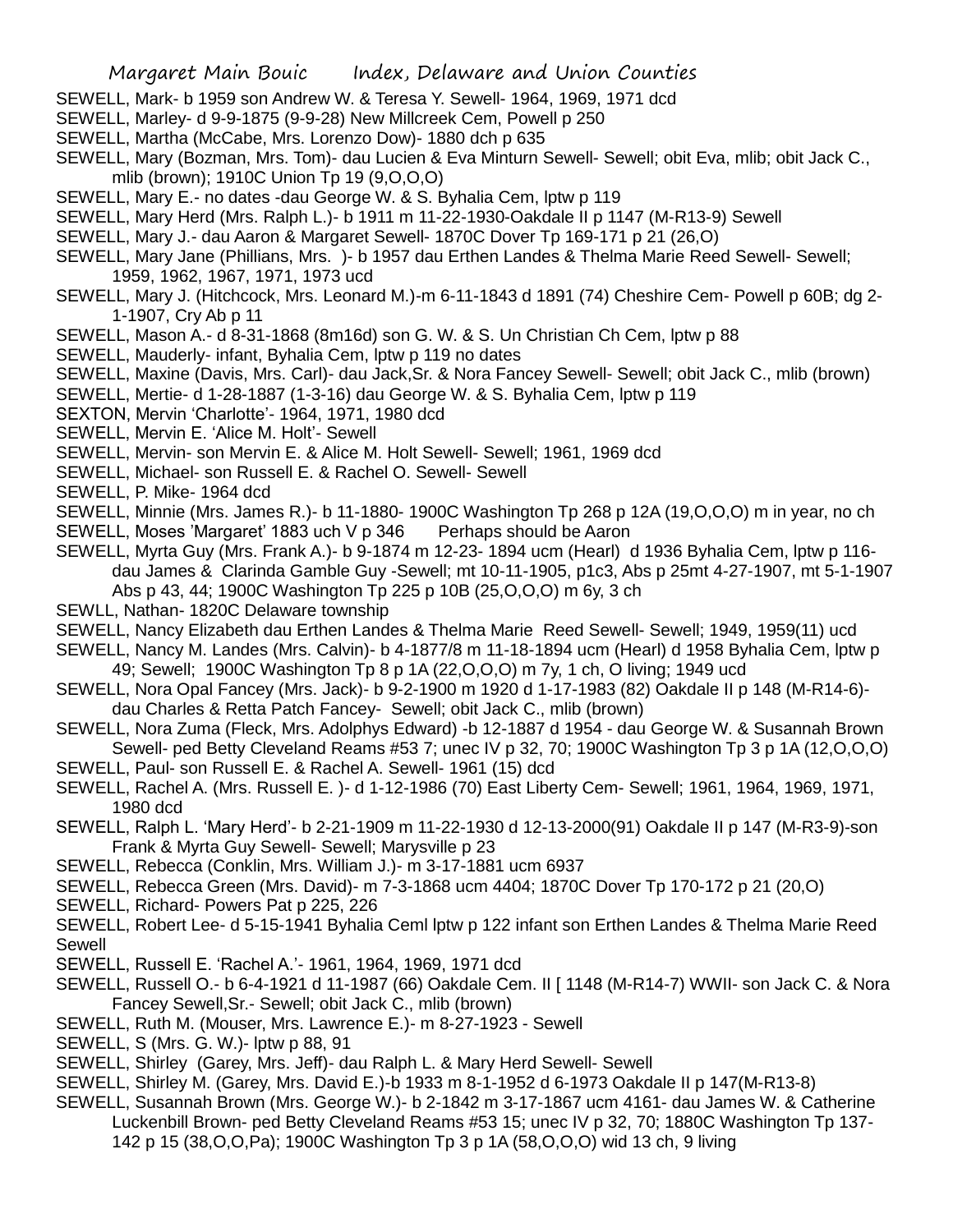SEWELL, Mark- b 1959 son Andrew W. & Teresa Y. Sewell- 1964, 1969, 1971 dcd

SEWELL, Marley- d 9-9-1875 (9-9-28) New Millcreek Cem, Powell p 250

SEWELL, Martha (McCabe, Mrs. Lorenzo Dow)- 1880 dch p 635

SEWELL, Mary (Bozman, Mrs. Tom)- dau Lucien & Eva Minturn Sewell- Sewell; obit Eva, mlib; obit Jack C., mlib (brown); 1910C Union Tp 19 (9,O,O,O)

SEWELL, Mary E.- no dates -dau George W. & S. Byhalia Cem, lptw p 119

SEWELL, Mary Herd (Mrs. Ralph L.)- b 1911 m 11-22-1930-Oakdale II p 1147 (M-R13-9) Sewell

SEWELL, Mary J.- dau Aaron & Margaret Sewell- 1870C Dover Tp 169-171 p 21 (26,O)

SEWELL, Mary Jane (Phillians, Mrs. )- b 1957 dau Erthen Landes & Thelma Marie Reed Sewell- Sewell; 1959, 1962, 1967, 1971, 1973 ucd

SEWELL, Mary J. (Hitchcock, Mrs. Leonard M.)-m 6-11-1843 d 1891 (74) Cheshire Cem- Powell p 60B; dg 2-1-1907, Cry Ab p 11

SEWELL, Mason A.- d 8-31-1868 (8m16d) son G. W. & S. Un Christian Ch Cem, lptw p 88

SEWELL, Mauderly- infant, Byhalia Cem, lptw p 119 no dates

SEWELL, Maxine (Davis, Mrs. Carl)- dau Jack,Sr. & Nora Fancey Sewell- Sewell; obit Jack C., mlib (brown)

SEWELL, Mertie- d 1-28-1887 (1-3-16) dau George W. & S. Byhalia Cem, lptw p 119

SEXTON, Mervin 'Charlotte'- 1964, 1971, 1980 dcd

SEWELL, Mervin E. 'Alice M. Holt'- Sewell

SEWELL, Mervin- son Mervin E. & Alice M. Holt Sewell- Sewell; 1961, 1969 dcd

SEWELL, Michael- son Russell E. & Rachel O. Sewell- Sewell

SEWELL, P. Mike- 1964 dcd

SEWELL, Minnie (Mrs. James R.)- b 11-1880- 1900C Washington Tp 268 p 12A (19,O,O,O) m in year, no ch

SEWELL, Moses 'Margaret' 1883 uch V p 346 Perhaps should be Aaron

SEWELL, Myrta Guy (Mrs. Frank A.)- b 9-1874 m 12-23- 1894 ucm (Hearl) d 1936 Byhalia Cem, lptw p 116- dau James & Clarinda Gamble Guy -Sewell; mt 10-11-1905, p1c3, Abs p 25mt 4-27-1907, mt 5-1-1907 Abs p 43, 44; 1900C Washington Tp 225 p 10B (25,O,O,O) m 6y, 3 ch

SEWLL, Nathan- 1820C Delaware township

SEWELL, Nancy Elizabeth dau Erthen Landes & Thelma Marie Reed Sewell- Sewell; 1949, 1959(11) ucd

SEWELL, Nancy M. Landes (Mrs. Calvin)- b 4-1877/8 m 11-18-1894 ucm (Hearl) d 1958 Byhalia Cem, lptw p 49; Sewell; 1900C Washington Tp 8 p 1A (22,O,O,O) m 7y, 1 ch, O living; 1949 ucd

SEWELL, Nora Opal Fancey (Mrs. Jack)- b 9-2-1900 m 1920 d 1-17-1983 (82) Oakdale II p 148 (M-R14-6)- dau Charles & Retta Patch Fancey- Sewell; obit Jack C., mlib (brown)

SEWELL, Nora Zuma (Fleck, Mrs. Adolphys Edward) -b 12-1887 d 1954 - dau George W. & Susannah Brown Sewell- ped Betty Cleveland Reams #53 7; unec IV p 32, 70; 1900C Washington Tp 3 p 1A (12,O,O,O)

SEWELL, Paul- son Russell E. & Rachel A. Sewell- 1961 (15) dcd

SEWELL, Rachel A. (Mrs. Russell E. )- d 1-12-1986 (70) East Liberty Cem- Sewell; 1961, 1964, 1969, 1971, 1980 dcd

SEWELL, Ralph L. 'Mary Herd'- b 2-21-1909 m 11-22-1930 d 12-13-2000(91) Oakdale II p 147 (M-R3-9)-son Frank & Myrta Guy Sewell- Sewell; Marysville p 23

SEWELL, Rebecca (Conklin, Mrs. William J.)- m 3-17-1881 ucm 6937

SEWELL, Rebecca Green (Mrs. David)- m 7-3-1868 ucm 4404; 1870C Dover Tp 170-172 p 21 (20,O)

SEWELL, Richard- Powers Pat p 225, 226

SEWELL, Robert Lee- d 5-15-1941 Byhalia Ceml lptw p 122 infant son Erthen Landes & Thelma Marie Reed Sewell

SEWELL, Russell E. 'Rachel A.'- 1961, 1964, 1969, 1971 dcd

SEWELL, Russell O.- b 6-4-1921 d 11-1987 (66) Oakdale Cem. II [ 1148 (M-R14-7) WWII- son Jack C. & Nora Fancey Sewell,Sr.- Sewell; obit Jack C., mlib (brown)

SEWELL, Ruth M. (Mouser, Mrs. Lawrence E.)- m 8-27-1923 - Sewell

SEWELL, S (Mrs. G. W.)- lptw p 88, 91

SEWELL, Shirley (Garey, Mrs. Jeff)- dau Ralph L. & Mary Herd Sewell- Sewell

SEWELL, Shirley M. (Garey, Mrs. David E.)-b 1933 m 8-1-1952 d 6-1973 Oakdale II p 147(M-R13-8)

SEWELL, Susannah Brown (Mrs. George W.)- b 2-1842 m 3-17-1867 ucm 4161- dau James W. & Catherine Luckenbill Brown- ped Betty Cleveland Reams #53 15; unec IV p 32, 70; 1880C Washington Tp 137-142 p 15 (38,O,O,Pa); 1900C Washington Tp 3 p 1A (58,O,O,O) wid 13 ch, 9 living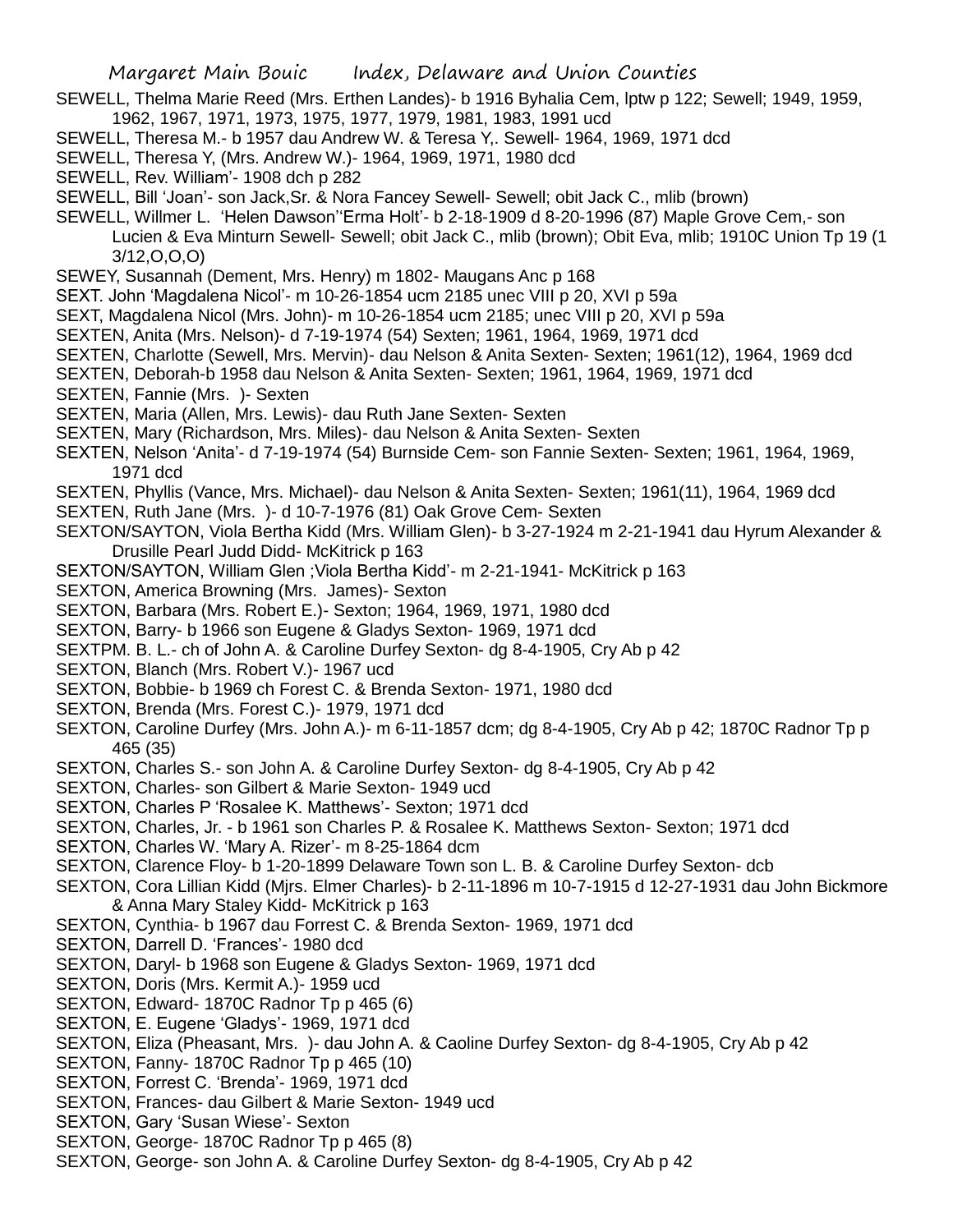SEWELL, Thelma Marie Reed (Mrs. Erthen Landes)- b 1916 Byhalia Cem, lptw p 122; Sewell; 1949, 1959, 1962, 1967, 1971, 1973, 1975, 1977, 1979, 1981, 1983, 1991 ucd

SEWELL, Theresa M.- b 1957 dau Andrew W. & Teresa Y,. Sewell- 1964, 1969, 1971 dcd

SEWELL, Theresa Y, (Mrs. Andrew W.)- 1964, 1969, 1971, 1980 dcd

SEWELL, Rev. William'- 1908 dch p 282

SEWELL, Bill 'Joan'- son Jack,Sr. & Nora Fancey Sewell- Sewell; obit Jack C., mlib (brown)

SEWELL, Willmer L. 'Helen Dawson''Erma Holt'- b 2-18-1909 d 8-20-1996 (87) Maple Grove Cem,- son Lucien & Eva Minturn Sewell- Sewell; obit Jack C., mlib (brown); Obit Eva, mlib; 1910C Union Tp 19 (1 3/12,O,O,O)

SEWEY, Susannah (Dement, Mrs. Henry) m 1802- Maugans Anc p 168

SEXT. John 'Magdalena Nicol'- m 10-26-1854 ucm 2185 unec VIII p 20, XVI p 59a

SEXT, Magdalena Nicol (Mrs. John)- m 10-26-1854 ucm 2185; unec VIII p 20, XVI p 59a

SEXTEN, Anita (Mrs. Nelson)- d 7-19-1974 (54) Sexten; 1961, 1964, 1969, 1971 dcd

SEXTEN, Charlotte (Sewell, Mrs. Mervin)- dau Nelson & Anita Sexten- Sexten; 1961(12), 1964, 1969 dcd

SEXTEN, Deborah-b 1958 dau Nelson & Anita Sexten- Sexten; 1961, 1964, 1969, 1971 dcd

SEXTEN, Fannie (Mrs. )- Sexten

SEXTEN, Maria (Allen, Mrs. Lewis)- dau Ruth Jane Sexten- Sexten

SEXTEN, Mary (Richardson, Mrs. Miles)- dau Nelson & Anita Sexten- Sexten

SEXTEN, Nelson 'Anita'- d 7-19-1974 (54) Burnside Cem- son Fannie Sexten- Sexten; 1961, 1964, 1969, 1971 dcd

SEXTEN, Phyllis (Vance, Mrs. Michael)- dau Nelson & Anita Sexten- Sexten; 1961(11), 1964, 1969 dcd

SEXTEN, Ruth Jane (Mrs. )- d 10-7-1976 (81) Oak Grove Cem- Sexten

SEXTON/SAYTON, Viola Bertha Kidd (Mrs. William Glen)- b 3-27-1924 m 2-21-1941 dau Hyrum Alexander & Drusille Pearl Judd Didd- McKitrick p 163

SEXTON/SAYTON, William Glen ;Viola Bertha Kidd'- m 2-21-1941- McKitrick p 163

SEXTON, America Browning (Mrs. James)- Sexton

SEXTON, Barbara (Mrs. Robert E.)- Sexton; 1964, 1969, 1971, 1980 dcd

SEXTON, Barry- b 1966 son Eugene & Gladys Sexton- 1969, 1971 dcd

SEXTPM. B. L.- ch of John A. & Caroline Durfey Sexton- dg 8-4-1905, Cry Ab p 42

SEXTON, Blanch (Mrs. Robert V.)- 1967 ucd

SEXTON, Bobbie- b 1969 ch Forest C. & Brenda Sexton- 1971, 1980 dcd

SEXTON, Brenda (Mrs. Forest C.)- 1979, 1971 dcd

SEXTON, Caroline Durfey (Mrs. John A.)- m 6-11-1857 dcm; dg 8-4-1905, Cry Ab p 42; 1870C Radnor Tp p 465 (35)

SEXTON, Charles S.- son John A. & Caroline Durfey Sexton- dg 8-4-1905, Cry Ab p 42

SEXTON, Charles- son Gilbert & Marie Sexton- 1949 ucd

SEXTON, Charles P 'Rosalee K. Matthews'- Sexton; 1971 dcd

SEXTON, Charles, Jr. - b 1961 son Charles P. & Rosalee K. Matthews Sexton- Sexton; 1971 dcd

SEXTON, Charles W. 'Mary A. Rizer'- m 8-25-1864 dcm

SEXTON, Clarence Floy- b 1-20-1899 Delaware Town son L. B. & Caroline Durfey Sexton- dcb

SEXTON, Cora Lillian Kidd (Mjrs. Elmer Charles)- b 2-11-1896 m 10-7-1915 d 12-27-1931 dau John Bickmore & Anna Mary Staley Kidd- McKitrick p 163

SEXTON, Cynthia- b 1967 dau Forrest C. & Brenda Sexton- 1969, 1971 dcd

SEXTON, Darrell D. 'Frances'- 1980 dcd

SEXTON, Daryl- b 1968 son Eugene & Gladys Sexton- 1969, 1971 dcd

SEXTON, Doris (Mrs. Kermit A.)- 1959 ucd

SEXTON, Edward- 1870C Radnor Tp p 465 (6)

SEXTON, E. Eugene 'Gladys'- 1969, 1971 dcd

SEXTON, Eliza (Pheasant, Mrs. )- dau John A. & Caoline Durfey Sexton- dg 8-4-1905, Cry Ab p 42

SEXTON, Fanny- 1870C Radnor Tp p 465 (10)

SEXTON, Forrest C. 'Brenda'- 1969, 1971 dcd

SEXTON, Frances- dau Gilbert & Marie Sexton- 1949 ucd

SEXTON, Gary 'Susan Wiese'- Sexton

SEXTON, George- 1870C Radnor Tp p 465 (8)

SEXTON, George- son John A. & Caroline Durfey Sexton- dg 8-4-1905, Cry Ab p 42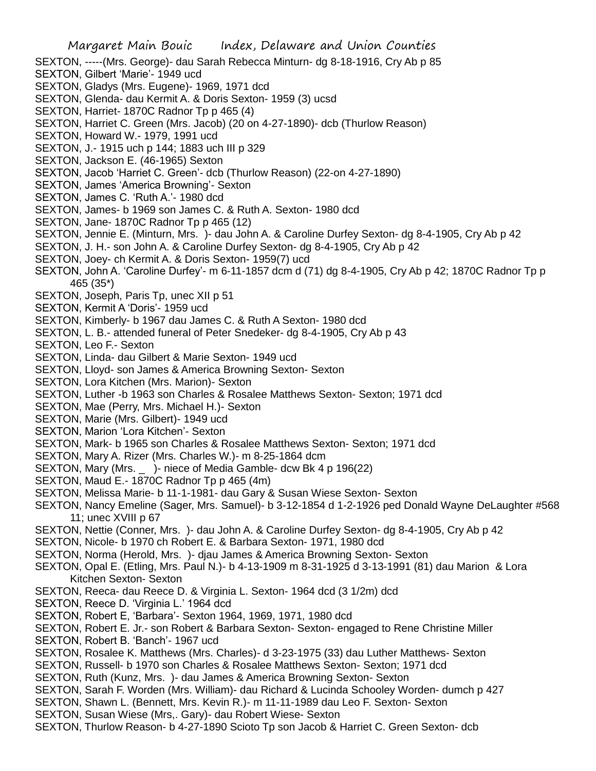SEXTON, -----(Mrs. George)- dau Sarah Rebecca Minturn- dg 8-18-1916, Cry Ab p 85
SEXTON, Gilbert 'Marie'- 1949 ucd
SEXTON, Gladys (Mrs. Eugene)- 1969, 1971 dcd
SEXTON, Glenda- dau Kermit A. & Doris Sexton- 1959 (3) ucsd
SEXTON, Harriet- 1870C Radnor Tp p 465 (4)
SEXTON, Harriet C. Green (Mrs. Jacob) (20 on 4-27-1890)- dcb (Thurlow Reason)
SEXTON, Howard W.- 1979, 1991 ucd
SEXTON, J.- 1915 uch p 144; 1883 uch III p 329
SEXTON, Jackson E. (46-1965) Sexton
SEXTON, Jacob 'Harriet C. Green'- dcb (Thurlow Reason) (22-on 4-27-1890)
SEXTON, James 'America Browning'- Sexton
SEXTON, James C. 'Ruth A.'- 1980 dcd
SEXTON, James- b 1969 son James C. & Ruth A. Sexton- 1980 dcd
SEXTON, Jane- 1870C Radnor Tp p 465 (12)
SEXTON, Jennie E. (Minturn, Mrs. )- dau John A. & Caroline Durfey Sexton- dg 8-4-1905, Cry Ab p 42
SEXTON, J. H.- son John A. & Caroline Durfey Sexton- dg 8-4-1905, Cry Ab p 42
SEXTON, Joey- ch Kermit A. & Doris Sexton- 1959(7) ucd
SEXTON, John A. 'Caroline Durfey'- m 6-11-1857 dcm d (71) dg 8-4-1905, Cry Ab p 42; 1870C Radnor Tp p 465 (35*)
SEXTON, Joseph, Paris Tp, unec XII p 51
SEXTON, Kermit A 'Doris'- 1959 ucd
SEXTON, Kimberly- b 1967 dau James C. & Ruth A Sexton- 1980 dcd
SEXTON, L. B.- attended funeral of Peter Snedeker- dg 8-4-1905, Cry Ab p 43
SEXTON, Leo F.- Sexton
SEXTON, Linda- dau Gilbert & Marie Sexton- 1949 ucd
SEXTON, Lloyd- son James & America Browning Sexton- Sexton
SEXTON, Lora Kitchen (Mrs. Marion)- Sexton
SEXTON, Luther -b 1963 son Charles & Rosalee Matthews Sexton- Sexton; 1971 dcd
SEXTON, Mae (Perry, Mrs. Michael H.)- Sexton
SEXTON, Marie (Mrs. Gilbert)- 1949 ucd
SEXTON, Marion 'Lora Kitchen'- Sexton
SEXTON, Mark- b 1965 son Charles & Rosalee Matthews Sexton- Sexton; 1971 dcd
SEXTON, Mary A. Rizer (Mrs. Charles W.)- m 8-25-1864 dcm
SEXTON, Mary (Mrs. _ )- niece of Media Gamble- dcw Bk 4 p 196(22)
SEXTON, Maud E.- 1870C Radnor Tp p 465 (4m)
SEXTON, Melissa Marie- b 11-1-1981- dau Gary & Susan Wiese Sexton- Sexton
SEXTON, Nancy Emeline (Sager, Mrs. Samuel)- b 3-12-1854 d 1-2-1926 ped Donald Wayne DeLaughter #568 11; unec XVIII p 67
SEXTON, Nettie (Conner, Mrs. )- dau John A. & Caroline Durfey Sexton- dg 8-4-1905, Cry Ab p 42
SEXTON, Nicole- b 1970 ch Robert E. & Barbara Sexton- 1971, 1980 dcd
SEXTON, Norma (Herold, Mrs. )- djau James & America Browning Sexton- Sexton
SEXTON, Opal E. (Etling, Mrs. Paul N.)- b 4-13-1909 m 8-31-1925 d 3-13-1991 (81) dau Marion & Lora Kitchen Sexton- Sexton
SEXTON, Reeca- dau Reece D. & Virginia L. Sexton- 1964 dcd (3 1/2m) dcd
SEXTON, Reece D. 'Virginia L.' 1964 dcd
SEXTON, Robert E, 'Barbara'- Sexton 1964, 1969, 1971, 1980 dcd
SEXTON, Robert E. Jr.- son Robert & Barbara Sexton- Sexton- engaged to Rene Christine Miller
SEXTON, Robert B. 'Banch'- 1967 ucd
SEXTON, Rosalee K. Matthews (Mrs. Charles)- d 3-23-1975 (33) dau Luther Matthews- Sexton
SEXTON, Russell- b 1970 son Charles & Rosalee Matthews Sexton- Sexton; 1971 dcd
SEXTON, Ruth (Kunz, Mrs. )- dau James & America Browning Sexton- Sexton
SEXTON, Sarah F. Worden (Mrs. William)- dau Richard & Lucinda Schooley Worden- dumch p 427
SEXTON, Shawn L. (Bennett, Mrs. Kevin R.)- m 11-11-1989 dau Leo F. Sexton- Sexton
SEXTON, Susan Wiese (Mrs,. Gary)- dau Robert Wiese- Sexton
SEXTON, Thurlow Reason- b 4-27-1890 Scioto Tp son Jacob & Harriet C. Green Sexton- dcb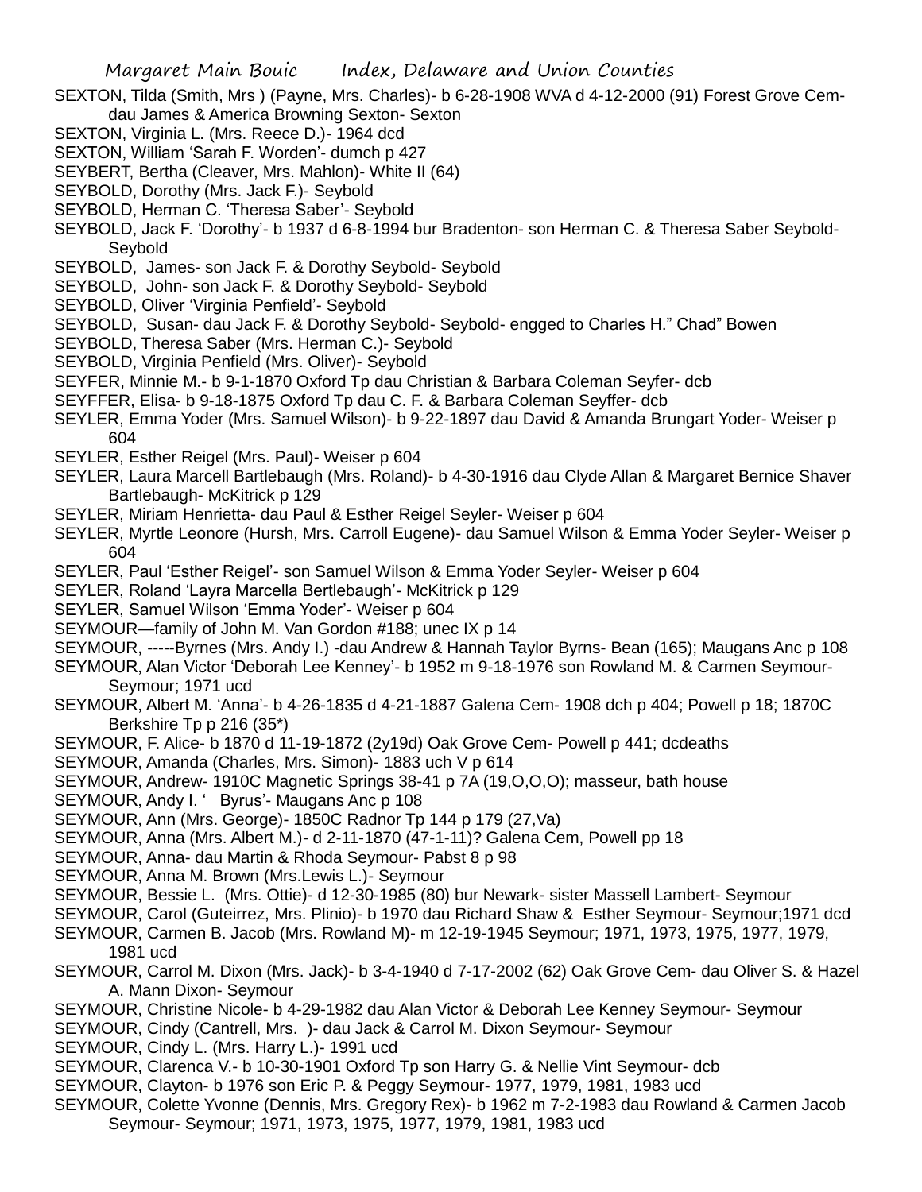SEXTON, Tilda (Smith, Mrs ) (Payne, Mrs. Charles)- b 6-28-1908 WVA d 4-12-2000 (91) Forest Grove Cem- dau James & America Browning Sexton- Sexton

SEXTON, Virginia L. (Mrs. Reece D.)- 1964 dcd

SEXTON, William 'Sarah F. Worden'- dumch p 427

SEYBERT, Bertha (Cleaver, Mrs. Mahlon)- White II (64)

SEYBOLD, Dorothy (Mrs. Jack F.)- Seybold

SEYBOLD, Herman C. 'Theresa Saber'- Seybold

SEYBOLD, Jack F. 'Dorothy'- b 1937 d 6-8-1994 bur Bradenton- son Herman C. & Theresa Saber Seybold- Seybold

SEYBOLD, James- son Jack F. & Dorothy Seybold- Seybold

SEYBOLD, John- son Jack F. & Dorothy Seybold- Seybold

SEYBOLD, Oliver 'Virginia Penfield'- Seybold

SEYBOLD, Susan- dau Jack F. & Dorothy Seybold- Seybold- engged to Charles H." Chad" Bowen

SEYBOLD, Theresa Saber (Mrs. Herman C.)- Seybold

SEYBOLD, Virginia Penfield (Mrs. Oliver)- Seybold

SEYFER, Minnie M.- b 9-1-1870 Oxford Tp dau Christian & Barbara Coleman Seyfer- dcb

SEYFFER, Elisa- b 9-18-1875 Oxford Tp dau C. F. & Barbara Coleman Seyffer- dcb

SEYLER, Emma Yoder (Mrs. Samuel Wilson)- b 9-22-1897 dau David & Amanda Brungart Yoder- Weiser p 604

SEYLER, Esther Reigel (Mrs. Paul)- Weiser p 604

SEYLER, Laura Marcell Bartlebaugh (Mrs. Roland)- b 4-30-1916 dau Clyde Allan & Margaret Bernice Shaver Bartlebaugh- McKitrick p 129

SEYLER, Miriam Henrietta- dau Paul & Esther Reigel Seyler- Weiser p 604

SEYLER, Myrtle Leonore (Hursh, Mrs. Carroll Eugene)- dau Samuel Wilson & Emma Yoder Seyler- Weiser p 604

SEYLER, Paul 'Esther Reigel'- son Samuel Wilson & Emma Yoder Seyler- Weiser p 604

SEYLER, Roland 'Layra Marcella Bertlebaugh'- McKitrick p 129

SEYLER, Samuel Wilson 'Emma Yoder'- Weiser p 604

SEYMOUR—family of John M. Van Gordon #188; unec IX p 14

SEYMOUR, -----Byrnes (Mrs. Andy I.) -dau Andrew & Hannah Taylor Byrns- Bean (165); Maugans Anc p 108

SEYMOUR, Alan Victor 'Deborah Lee Kenney'- b 1952 m 9-18-1976 son Rowland M. & Carmen Seymour- Seymour; 1971 ucd

SEYMOUR, Albert M. 'Anna'- b 4-26-1835 d 4-21-1887 Galena Cem- 1908 dch p 404; Powell p 18; 1870C Berkshire Tp p 216 (35*)

SEYMOUR, F. Alice- b 1870 d 11-19-1872 (2y19d) Oak Grove Cem- Powell p 441; dcdeaths

SEYMOUR, Amanda (Charles, Mrs. Simon)- 1883 uch V p 614

SEYMOUR, Andrew- 1910C Magnetic Springs 38-41 p 7A (19,O,O,O); masseur, bath house

SEYMOUR, Andy I. ' Byrus'- Maugans Anc p 108

SEYMOUR, Ann (Mrs. George)- 1850C Radnor Tp 144 p 179 (27,Va)

SEYMOUR, Anna (Mrs. Albert M.)- d 2-11-1870 (47-1-11)? Galena Cem, Powell pp 18

SEYMOUR, Anna- dau Martin & Rhoda Seymour- Pabst 8 p 98

SEYMOUR, Anna M. Brown (Mrs.Lewis L.)- Seymour

SEYMOUR, Bessie L. (Mrs. Ottie)- d 12-30-1985 (80) bur Newark- sister Massell Lambert- Seymour

SEYMOUR, Carol (Guteirrez, Mrs. Plinio)- b 1970 dau Richard Shaw & Esther Seymour- Seymour;1971 dcd

SEYMOUR, Carmen B. Jacob (Mrs. Rowland M)- m 12-19-1945 Seymour; 1971, 1973, 1975, 1977, 1979, 1981 ucd

SEYMOUR, Carrol M. Dixon (Mrs. Jack)- b 3-4-1940 d 7-17-2002 (62) Oak Grove Cem- dau Oliver S. & Hazel A. Mann Dixon- Seymour

SEYMOUR, Christine Nicole- b 4-29-1982 dau Alan Victor & Deborah Lee Kenney Seymour- Seymour

SEYMOUR, Cindy (Cantrell, Mrs. )- dau Jack & Carrol M. Dixon Seymour- Seymour

SEYMOUR, Cindy L. (Mrs. Harry L.)- 1991 ucd

SEYMOUR, Clarenca V.- b 10-30-1901 Oxford Tp son Harry G. & Nellie Vint Seymour- dcb

SEYMOUR, Clayton- b 1976 son Eric P. & Peggy Seymour- 1977, 1979, 1981, 1983 ucd

SEYMOUR, Colette Yvonne (Dennis, Mrs. Gregory Rex)- b 1962 m 7-2-1983 dau Rowland & Carmen Jacob Seymour- Seymour; 1971, 1973, 1975, 1977, 1979, 1981, 1983 ucd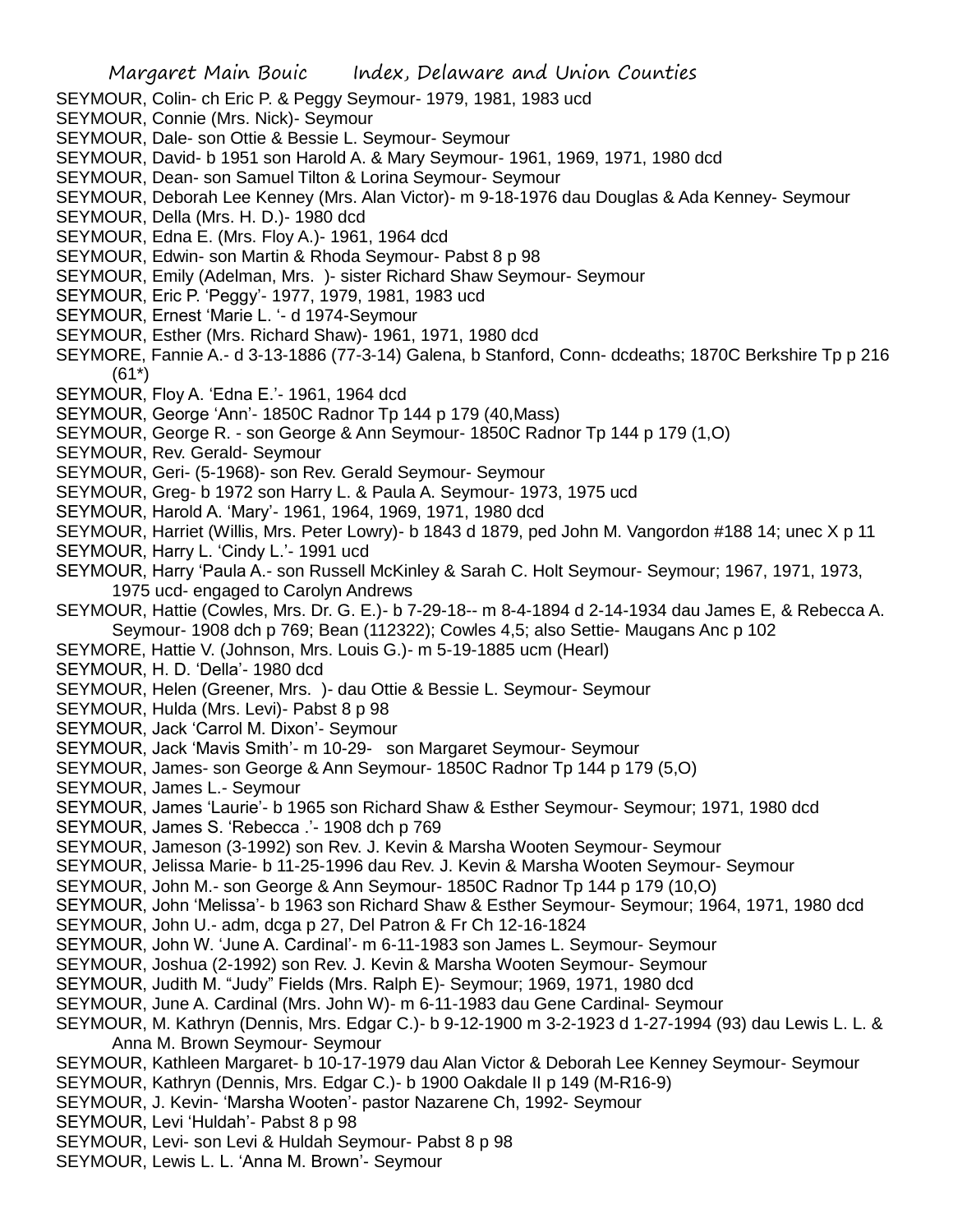SEYMOUR, Colin- ch Eric P. & Peggy Seymour- 1979, 1981, 1983 ucd
SEYMOUR, Connie (Mrs. Nick)- Seymour
SEYMOUR, Dale- son Ottie & Bessie L. Seymour- Seymour
SEYMOUR, David- b 1951 son Harold A. & Mary Seymour- 1961, 1969, 1971, 1980 dcd
SEYMOUR, Dean- son Samuel Tilton & Lorina Seymour- Seymour
SEYMOUR, Deborah Lee Kenney (Mrs. Alan Victor)- m 9-18-1976 dau Douglas & Ada Kenney- Seymour
SEYMOUR, Della (Mrs. H. D.)- 1980 dcd
SEYMOUR, Edna E. (Mrs. Floy A.)- 1961, 1964 dcd
SEYMOUR, Edwin- son Martin & Rhoda Seymour- Pabst 8 p 98
SEYMOUR, Emily (Adelman, Mrs. )- sister Richard Shaw Seymour- Seymour
SEYMOUR, Eric P. 'Peggy'- 1977, 1979, 1981, 1983 ucd
SEYMOUR, Ernest 'Marie L. '- d 1974-Seymour
SEYMOUR, Esther (Mrs. Richard Shaw)- 1961, 1971, 1980 dcd
SEYMORE, Fannie A.- d 3-13-1886 (77-3-14) Galena, b Stanford, Conn- dcdeaths; 1870C Berkshire Tp p 216 (61*)
SEYMOUR, Floy A. 'Edna E.'- 1961, 1964 dcd
SEYMOUR, George 'Ann'- 1850C Radnor Tp 144 p 179 (40,Mass)
SEYMOUR, George R. - son George & Ann Seymour- 1850C Radnor Tp 144 p 179 (1,O)
SEYMOUR, Rev. Gerald- Seymour
SEYMOUR, Geri- (5-1968)- son Rev. Gerald Seymour- Seymour
SEYMOUR, Greg- b 1972 son Harry L. & Paula A. Seymour- 1973, 1975 ucd
SEYMOUR, Harold A. 'Mary'- 1961, 1964, 1969, 1971, 1980 dcd
SEYMOUR, Harriet (Willis, Mrs. Peter Lowry)- b 1843 d 1879, ped John M. Vangordon #188 14; unec X p 11
SEYMOUR, Harry L. 'Cindy L.'- 1991 ucd
SEYMOUR, Harry 'Paula A.- son Russell McKinley & Sarah C. Holt Seymour- Seymour; 1967, 1971, 1973, 1975 ucd- engaged to Carolyn Andrews
SEYMOUR, Hattie (Cowles, Mrs. Dr. G. E.)- b 7-29-18-- m 8-4-1894 d 2-14-1934 dau James E, & Rebecca A. Seymour- 1908 dch p 769; Bean (112322); Cowles 4,5; also Settie- Maugans Anc p 102
SEYMORE, Hattie V. (Johnson, Mrs. Louis G.)- m 5-19-1885 ucm (Hearl)
SEYMOUR, H. D. 'Della'- 1980 dcd
SEYMOUR, Helen (Greener, Mrs. )- dau Ottie & Bessie L. Seymour- Seymour
SEYMOUR, Hulda (Mrs. Levi)- Pabst 8 p 98
SEYMOUR, Jack 'Carrol M. Dixon'- Seymour
SEYMOUR, Jack 'Mavis Smith'- m 10-29- son Margaret Seymour- Seymour
SEYMOUR, James- son George & Ann Seymour- 1850C Radnor Tp 144 p 179 (5,O)
SEYMOUR, James L.- Seymour
SEYMOUR, James 'Laurie'- b 1965 son Richard Shaw & Esther Seymour- Seymour; 1971, 1980 dcd
SEYMOUR, James S. 'Rebecca .'- 1908 dch p 769
SEYMOUR, Jameson (3-1992) son Rev. J. Kevin & Marsha Wooten Seymour- Seymour
SEYMORE, Jelissa Marie- b 11-25-1996 dau Rev. J. Kevin & Marsha Wooten Seymour- Seymour
SEYMOUR, John M.- son George & Ann Seymour- 1850C Radnor Tp 144 p 179 (10,O)
SEYMOUR, John 'Melissa'- b 1963 son Richard Shaw & Esther Seymour- Seymour; 1964, 1971, 1980 dcd
SEYMOUR, John U.- adm, dcga p 27, Del Patron & Fr Ch 12-16-1824
SEYMOUR, John W. 'June A. Cardinal'- m 6-11-1983 son James L. Seymour- Seymour
SEYMOUR, Joshua (2-1992) son Rev. J. Kevin & Marsha Wooten Seymour- Seymour
SEYMOUR, Judith M. "Judy" Fields (Mrs. Ralph E)- Seymour; 1969, 1971, 1980 dcd
SEYMOUR, June A. Cardinal (Mrs. John W)- m 6-11-1983 dau Gene Cardinal- Seymour
SEYMOUR, M. Kathryn (Dennis, Mrs. Edgar C.)- b 9-12-1900 m 3-2-1923 d 1-27-1994 (93) dau Lewis L. L. & Anna M. Brown Seymour- Seymour
SEYMOUR, Kathleen Margaret- b 10-17-1979 dau Alan Victor & Deborah Lee Kenney Seymour- Seymour
SEYMOUR, Kathryn (Dennis, Mrs. Edgar C.)- b 1900 Oakdale II p 149 (M-R16-9)
SEYMOUR, J. Kevin- 'Marsha Wooten'- pastor Nazarene Ch, 1992- Seymour
SEYMOUR, Levi 'Huldah'- Pabst 8 p 98
SEYMOUR, Levi- son Levi & Huldah Seymour- Pabst 8 p 98
SEYMOUR, Lewis L. L. 'Anna M. Brown'- Seymour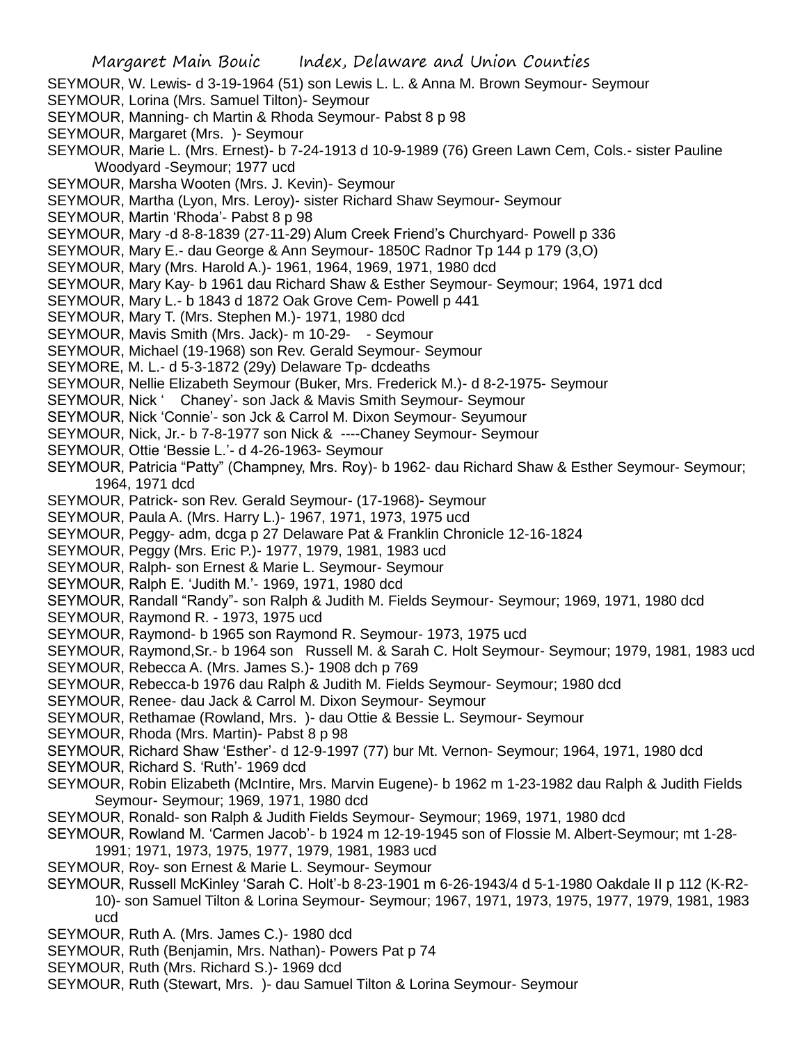SEYMOUR, W. Lewis- d 3-19-1964 (51) son Lewis L. L. & Anna M. Brown Seymour- Seymour
SEYMOUR, Lorina (Mrs. Samuel Tilton)- Seymour
SEYMOUR, Manning- ch Martin & Rhoda Seymour- Pabst 8 p 98
SEYMOUR, Margaret (Mrs. )- Seymour
SEYMOUR, Marie L. (Mrs. Ernest)- b 7-24-1913 d 10-9-1989 (76) Green Lawn Cem, Cols.- sister Pauline Woodyard -Seymour; 1977 ucd
SEYMOUR, Marsha Wooten (Mrs. J. Kevin)- Seymour
SEYMOUR, Martha (Lyon, Mrs. Leroy)- sister Richard Shaw Seymour- Seymour
SEYMOUR, Martin 'Rhoda'- Pabst 8 p 98
SEYMOUR, Mary -d 8-8-1839 (27-11-29) Alum Creek Friend's Churchyard- Powell p 336
SEYMOUR, Mary E.- dau George & Ann Seymour- 1850C Radnor Tp 144 p 179 (3,O)
SEYMOUR, Mary (Mrs. Harold A.)- 1961, 1964, 1969, 1971, 1980 dcd
SEYMOUR, Mary Kay- b 1961 dau Richard Shaw & Esther Seymour- Seymour; 1964, 1971 dcd
SEYMOUR, Mary L.- b 1843 d 1872 Oak Grove Cem- Powell p 441
SEYMOUR, Mary T. (Mrs. Stephen M.)- 1971, 1980 dcd
SEYMOUR, Mavis Smith (Mrs. Jack)- m 10-29- - Seymour
SEYMOUR, Michael (19-1968) son Rev. Gerald Seymour- Seymour
SEYMORE, M. L.- d 5-3-1872 (29y) Delaware Tp- dcdeaths
SEYMOUR, Nellie Elizabeth Seymour (Buker, Mrs. Frederick M.)- d 8-2-1975- Seymour
SEYMOUR, Nick ' Chaney'- son Jack & Mavis Smith Seymour- Seymour
SEYMOUR, Nick 'Connie'- son Jck & Carrol M. Dixon Seymour- Seyumour
SEYMOUR, Nick, Jr.- b 7-8-1977 son Nick & ----Chaney Seymour- Seymour
SEYMOUR, Ottie 'Bessie L.'- d 4-26-1963- Seymour
SEYMOUR, Patricia "Patty" (Champney, Mrs. Roy)- b 1962- dau Richard Shaw & Esther Seymour- Seymour; 1964, 1971 dcd
SEYMOUR, Patrick- son Rev. Gerald Seymour- (17-1968)- Seymour
SEYMOUR, Paula A. (Mrs. Harry L.)- 1967, 1971, 1973, 1975 ucd
SEYMOUR, Peggy- adm, dcga p 27 Delaware Pat & Franklin Chronicle 12-16-1824
SEYMOUR, Peggy (Mrs. Eric P.)- 1977, 1979, 1981, 1983 ucd
SEYMOUR, Ralph- son Ernest & Marie L. Seymour- Seymour
SEYMOUR, Ralph E. 'Judith M.'- 1969, 1971, 1980 dcd
SEYMOUR, Randall "Randy"- son Ralph & Judith M. Fields Seymour- Seymour; 1969, 1971, 1980 dcd
SEYMOUR, Raymond R. - 1973, 1975 ucd
SEYMOUR, Raymond- b 1965 son Raymond R. Seymour- 1973, 1975 ucd
SEYMOUR, Raymond,Sr.- b 1964 son Russell M. & Sarah C. Holt Seymour- Seymour; 1979, 1981, 1983 ucd
SEYMOUR, Rebecca A. (Mrs. James S.)- 1908 dch p 769
SEYMOUR, Rebecca-b 1976 dau Ralph & Judith M. Fields Seymour- Seymour; 1980 dcd
SEYMOUR, Renee- dau Jack & Carrol M. Dixon Seymour- Seymour
SEYMOUR, Rethamae (Rowland, Mrs. )- dau Ottie & Bessie L. Seymour- Seymour
SEYMOUR, Rhoda (Mrs. Martin)- Pabst 8 p 98
SEYMOUR, Richard Shaw 'Esther'- d 12-9-1997 (77) bur Mt. Vernon- Seymour; 1964, 1971, 1980 dcd
SEYMOUR, Richard S. 'Ruth'- 1969 dcd
SEYMOUR, Robin Elizabeth (McIntire, Mrs. Marvin Eugene)- b 1962 m 1-23-1982 dau Ralph & Judith Fields Seymour- Seymour; 1969, 1971, 1980 dcd
SEYMOUR, Ronald- son Ralph & Judith Fields Seymour- Seymour; 1969, 1971, 1980 dcd
SEYMOUR, Rowland M. 'Carmen Jacob'- b 1924 m 12-19-1945 son of Flossie M. Albert-Seymour; mt 1-28-1991; 1971, 1973, 1975, 1977, 1979, 1981, 1983 ucd
SEYMOUR, Roy- son Ernest & Marie L. Seymour- Seymour
SEYMOUR, Russell McKinley 'Sarah C. Holt'-b 8-23-1901 m 6-26-1943/4 d 5-1-1980 Oakdale II p 112 (K-R2-10)- son Samuel Tilton & Lorina Seymour- Seymour; 1967, 1971, 1973, 1975, 1977, 1979, 1981, 1983 ucd
SEYMOUR, Ruth A. (Mrs. James C.)- 1980 dcd
SEYMOUR, Ruth (Benjamin, Mrs. Nathan)- Powers Pat p 74
SEYMOUR, Ruth (Mrs. Richard S.)- 1969 dcd
SEYMOUR, Ruth (Stewart, Mrs. )- dau Samuel Tilton & Lorina Seymour- Seymour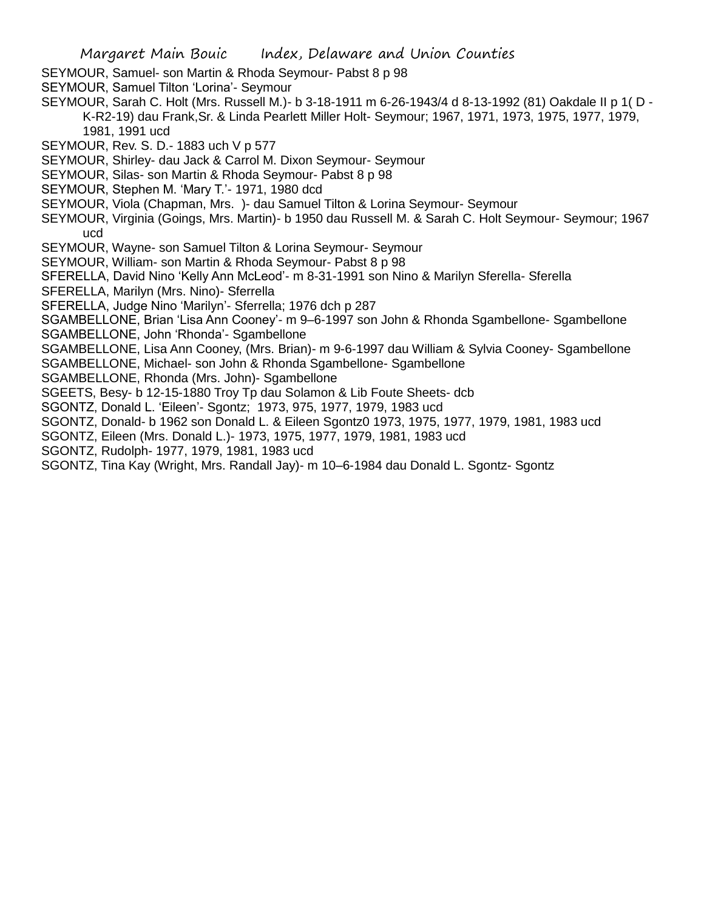SEYMOUR, Samuel- son Martin & Rhoda Seymour- Pabst 8 p 98

SEYMOUR, Samuel Tilton 'Lorina'- Seymour

SEYMOUR, Sarah C. Holt (Mrs. Russell M.)- b 3-18-1911 m 6-26-1943/4 d 8-13-1992 (81) Oakdale II p 1( D - K-R2-19) dau Frank,Sr. & Linda Pearlett Miller Holt- Seymour; 1967, 1971, 1973, 1975, 1977, 1979, 1981, 1991 ucd

SEYMOUR, Rev. S. D.- 1883 uch V p 577

SEYMOUR, Shirley- dau Jack & Carrol M. Dixon Seymour- Seymour

SEYMOUR, Silas- son Martin & Rhoda Seymour- Pabst 8 p 98

SEYMOUR, Stephen M. 'Mary T.'- 1971, 1980 dcd

SEYMOUR, Viola (Chapman, Mrs. )- dau Samuel Tilton & Lorina Seymour- Seymour

SEYMOUR, Virginia (Goings, Mrs. Martin)- b 1950 dau Russell M. & Sarah C. Holt Seymour- Seymour; 1967 ucd

SEYMOUR, Wayne- son Samuel Tilton & Lorina Seymour- Seymour

SEYMOUR, William- son Martin & Rhoda Seymour- Pabst 8 p 98

SFERELLA, David Nino 'Kelly Ann McLeod'- m 8-31-1991 son Nino & Marilyn Sferella- Sferella

SFERELLA, Marilyn (Mrs. Nino)- Sferrella

SFERELLA, Judge Nino 'Marilyn'- Sferrella; 1976 dch p 287

SGAMBELLONE, Brian 'Lisa Ann Cooney'- m 9–6-1997 son John & Rhonda Sgambellone- Sgambellone

SGAMBELLONE, John 'Rhonda'- Sgambellone

SGAMBELLONE, Lisa Ann Cooney, (Mrs. Brian)- m 9-6-1997 dau William & Sylvia Cooney- Sgambellone

SGAMBELLONE, Michael- son John & Rhonda Sgambellone- Sgambellone

SGAMBELLONE, Rhonda (Mrs. John)- Sgambellone

SGEETS, Besy- b 12-15-1880 Troy Tp dau Solamon & Lib Foute Sheets- dcb

SGONTZ, Donald L. 'Eileen'- Sgontz; 1973, 975, 1977, 1979, 1983 ucd

SGONTZ, Donald- b 1962 son Donald L. & Eileen Sgontz0 1973, 1975, 1977, 1979, 1981, 1983 ucd

SGONTZ, Eileen (Mrs. Donald L.)- 1973, 1975, 1977, 1979, 1981, 1983 ucd

SGONTZ, Rudolph- 1977, 1979, 1981, 1983 ucd

SGONTZ, Tina Kay (Wright, Mrs. Randall Jay)- m 10–6-1984 dau Donald L. Sgontz- Sgontz